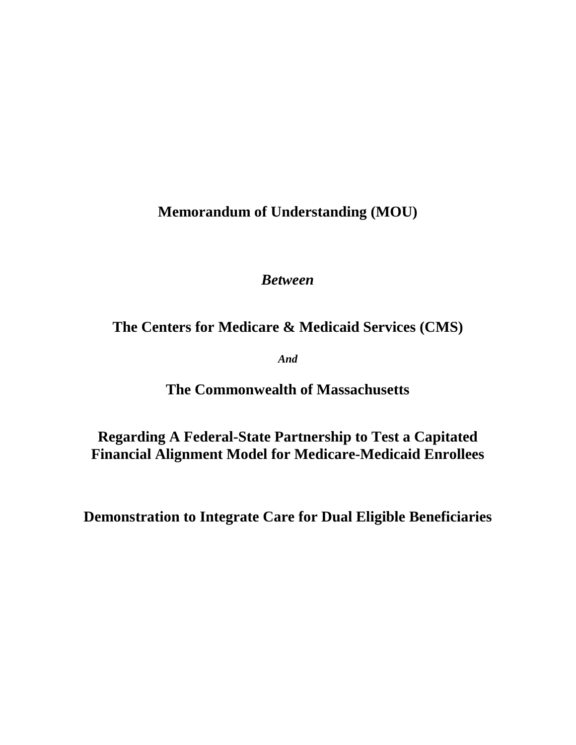# Memorandum of Understanding (MOU)

***Between***

## The Centers for Medicare & Medicaid Services (CMS)

***And***

## The Commonwealth of Massachusetts

## Regarding A Federal-State Partnership to Test a Capitated Financial Alignment Model for Medicare-Medicaid Enrollees

## Demonstration to Integrate Care for Dual Eligible Beneficiaries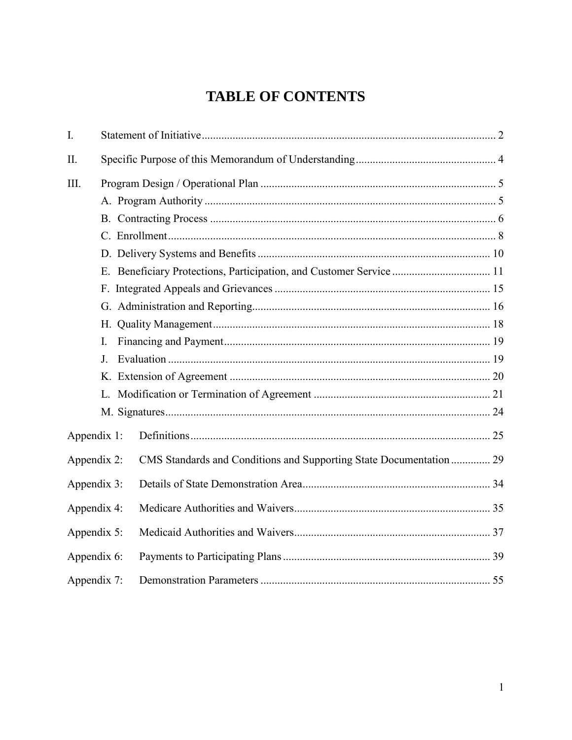# TABLE OF CONTENTS

I. Statement of Initiative ........ 2

II. Specific Purpose of this Memorandum of Understanding ........ 4

III. Program Design / Operational Plan ........ 5

- A. Program Authority ........ 5
- B. Contracting Process ........ 6
- C. Enrollment ........ 8
- D. Delivery Systems and Benefits ........ 10
- E. Beneficiary Protections, Participation, and Customer Service ........ 11
- F. Integrated Appeals and Grievances ........ 15
- G. Administration and Reporting ........ 16
- H. Quality Management ........ 18
- I. Financing and Payment ........ 19
- J. Evaluation ........ 19
- K. Extension of Agreement ........ 20
- L. Modification or Termination of Agreement ........ 21
- M. Signatures ........ 24

Appendix 1: Definitions ........ 25

Appendix 2: CMS Standards and Conditions and Supporting State Documentation ........ 29

Appendix 3: Details of State Demonstration Area ........ 34

Appendix 4: Medicare Authorities and Waivers ........ 35

Appendix 5: Medicaid Authorities and Waivers ........ 37

Appendix 6: Payments to Participating Plans ........ 39

Appendix 7: Demonstration Parameters ........ 55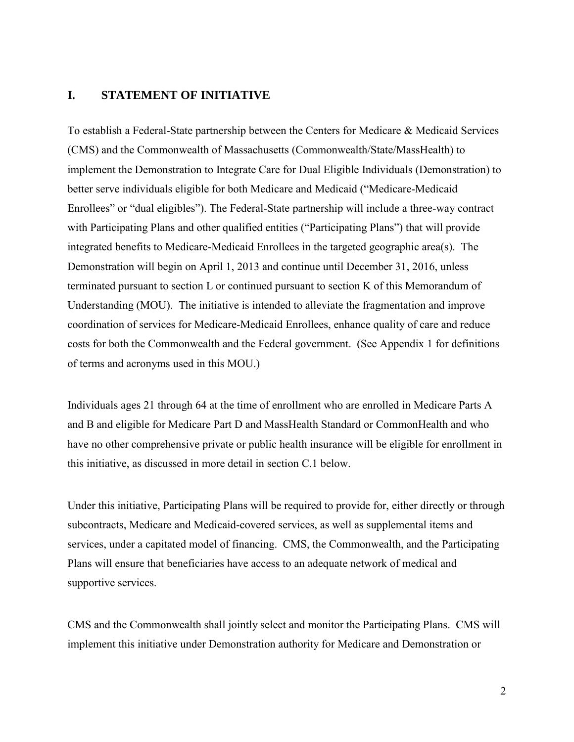## I. STATEMENT OF INITIATIVE

To establish a Federal-State partnership between the Centers for Medicare & Medicaid Services (CMS) and the Commonwealth of Massachusetts (Commonwealth/State/MassHealth) to implement the Demonstration to Integrate Care for Dual Eligible Individuals (Demonstration) to better serve individuals eligible for both Medicare and Medicaid ("Medicare-Medicaid Enrollees" or "dual eligibles"). The Federal-State partnership will include a three-way contract with Participating Plans and other qualified entities ("Participating Plans") that will provide integrated benefits to Medicare-Medicaid Enrollees in the targeted geographic area(s). The Demonstration will begin on April 1, 2013 and continue until December 31, 2016, unless terminated pursuant to section L or continued pursuant to section K of this Memorandum of Understanding (MOU). The initiative is intended to alleviate the fragmentation and improve coordination of services for Medicare-Medicaid Enrollees, enhance quality of care and reduce costs for both the Commonwealth and the Federal government. (See Appendix 1 for definitions of terms and acronyms used in this MOU.)

Individuals ages 21 through 64 at the time of enrollment who are enrolled in Medicare Parts A and B and eligible for Medicare Part D and MassHealth Standard or CommonHealth and who have no other comprehensive private or public health insurance will be eligible for enrollment in this initiative, as discussed in more detail in section C.1 below.

Under this initiative, Participating Plans will be required to provide for, either directly or through subcontracts, Medicare and Medicaid-covered services, as well as supplemental items and services, under a capitated model of financing. CMS, the Commonwealth, and the Participating Plans will ensure that beneficiaries have access to an adequate network of medical and supportive services.

CMS and the Commonwealth shall jointly select and monitor the Participating Plans. CMS will implement this initiative under Demonstration authority for Medicare and Demonstration or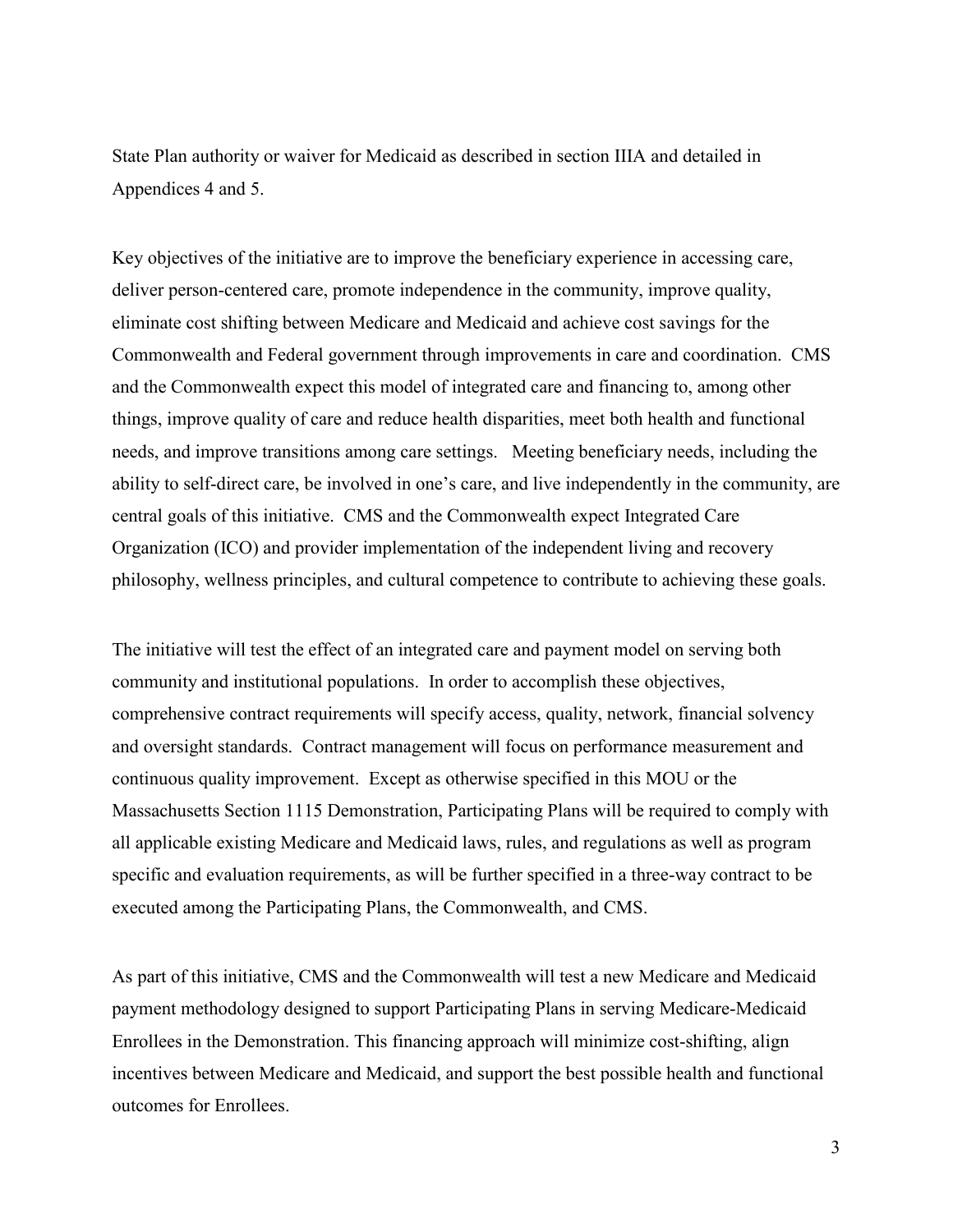State Plan authority or waiver for Medicaid as described in section IIIA and detailed in Appendices 4 and 5.

Key objectives of the initiative are to improve the beneficiary experience in accessing care, deliver person-centered care, promote independence in the community, improve quality, eliminate cost shifting between Medicare and Medicaid and achieve cost savings for the Commonwealth and Federal government through improvements in care and coordination. CMS and the Commonwealth expect this model of integrated care and financing to, among other things, improve quality of care and reduce health disparities, meet both health and functional needs, and improve transitions among care settings. Meeting beneficiary needs, including the ability to self-direct care, be involved in one's care, and live independently in the community, are central goals of this initiative. CMS and the Commonwealth expect Integrated Care Organization (ICO) and provider implementation of the independent living and recovery philosophy, wellness principles, and cultural competence to contribute to achieving these goals.

The initiative will test the effect of an integrated care and payment model on serving both community and institutional populations. In order to accomplish these objectives, comprehensive contract requirements will specify access, quality, network, financial solvency and oversight standards. Contract management will focus on performance measurement and continuous quality improvement. Except as otherwise specified in this MOU or the Massachusetts Section 1115 Demonstration, Participating Plans will be required to comply with all applicable existing Medicare and Medicaid laws, rules, and regulations as well as program specific and evaluation requirements, as will be further specified in a three-way contract to be executed among the Participating Plans, the Commonwealth, and CMS.

As part of this initiative, CMS and the Commonwealth will test a new Medicare and Medicaid payment methodology designed to support Participating Plans in serving Medicare-Medicaid Enrollees in the Demonstration. This financing approach will minimize cost-shifting, align incentives between Medicare and Medicaid, and support the best possible health and functional outcomes for Enrollees.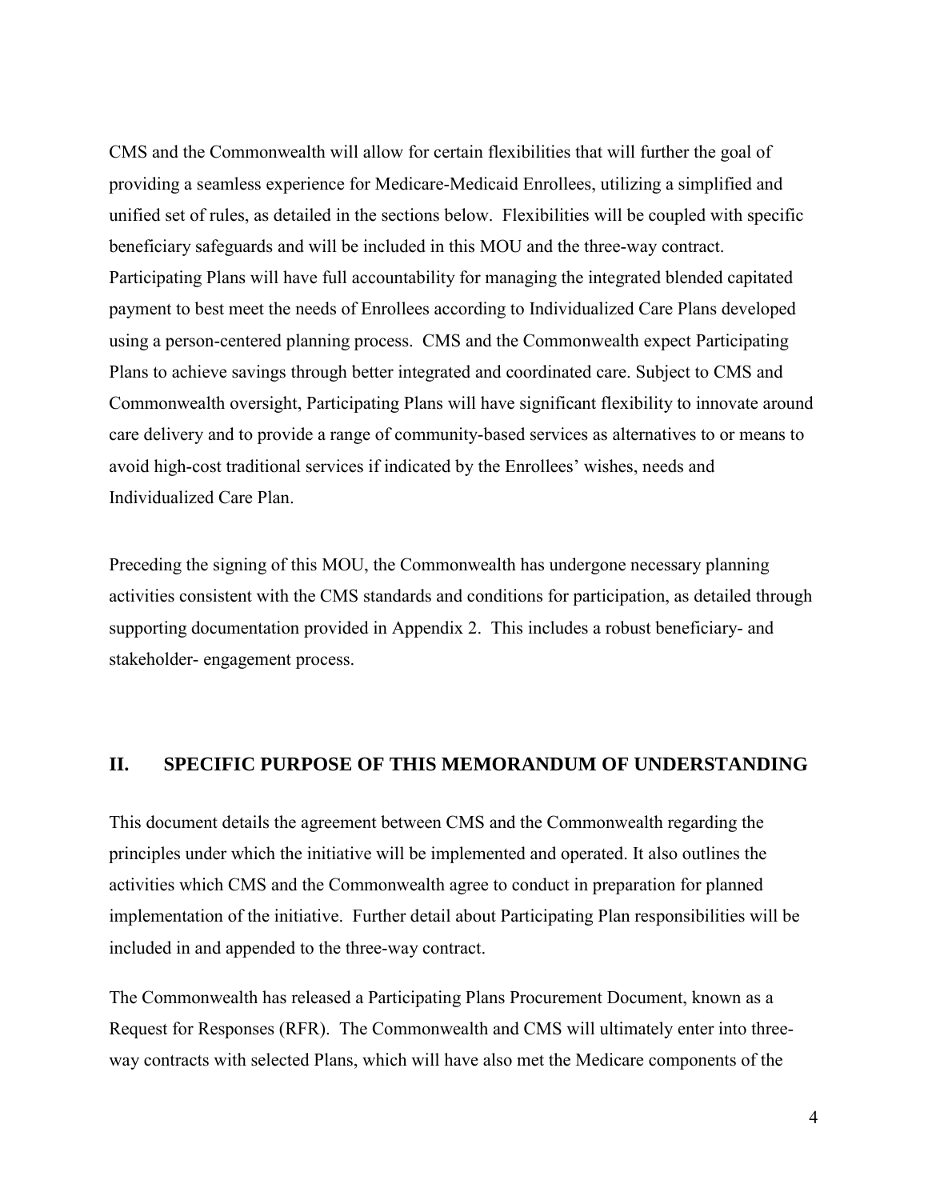CMS and the Commonwealth will allow for certain flexibilities that will further the goal of providing a seamless experience for Medicare-Medicaid Enrollees, utilizing a simplified and unified set of rules, as detailed in the sections below. Flexibilities will be coupled with specific beneficiary safeguards and will be included in this MOU and the three-way contract. Participating Plans will have full accountability for managing the integrated blended capitated payment to best meet the needs of Enrollees according to Individualized Care Plans developed using a person-centered planning process. CMS and the Commonwealth expect Participating Plans to achieve savings through better integrated and coordinated care. Subject to CMS and Commonwealth oversight, Participating Plans will have significant flexibility to innovate around care delivery and to provide a range of community-based services as alternatives to or means to avoid high-cost traditional services if indicated by the Enrollees' wishes, needs and Individualized Care Plan.

Preceding the signing of this MOU, the Commonwealth has undergone necessary planning activities consistent with the CMS standards and conditions for participation, as detailed through supporting documentation provided in Appendix 2. This includes a robust beneficiary- and stakeholder- engagement process.

## II. SPECIFIC PURPOSE OF THIS MEMORANDUM OF UNDERSTANDING

This document details the agreement between CMS and the Commonwealth regarding the principles under which the initiative will be implemented and operated. It also outlines the activities which CMS and the Commonwealth agree to conduct in preparation for planned implementation of the initiative. Further detail about Participating Plan responsibilities will be included in and appended to the three-way contract.

The Commonwealth has released a Participating Plans Procurement Document, known as a Request for Responses (RFR). The Commonwealth and CMS will ultimately enter into three-way contracts with selected Plans, which will have also met the Medicare components of the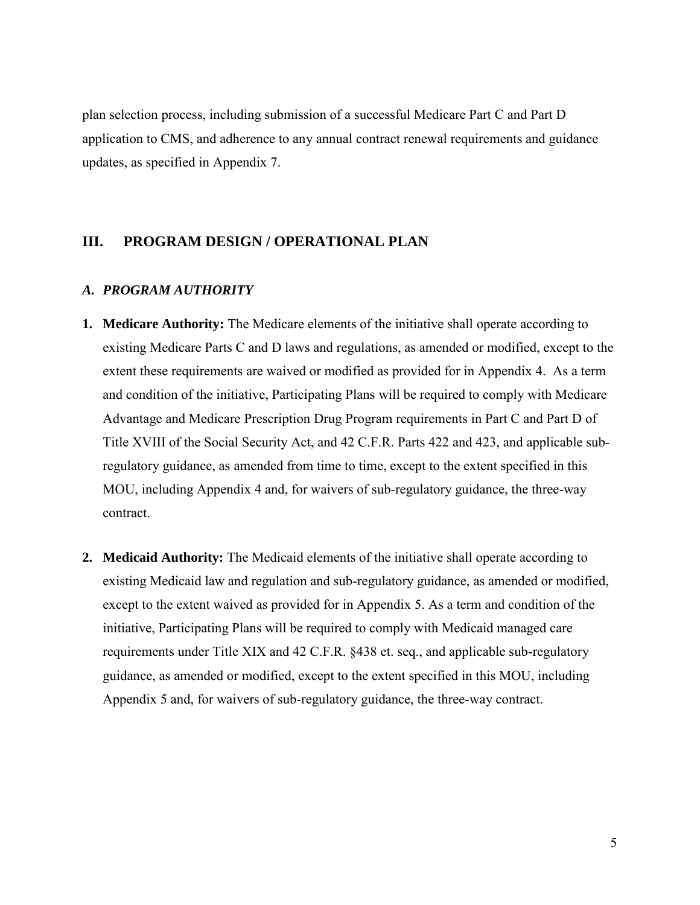plan selection process, including submission of a successful Medicare Part C and Part D application to CMS, and adherence to any annual contract renewal requirements and guidance updates, as specified in Appendix 7.

## III. PROGRAM DESIGN / OPERATIONAL PLAN

### *A. PROGRAM AUTHORITY*

1. **Medicare Authority:** The Medicare elements of the initiative shall operate according to existing Medicare Parts C and D laws and regulations, as amended or modified, except to the extent these requirements are waived or modified as provided for in Appendix 4. As a term and condition of the initiative, Participating Plans will be required to comply with Medicare Advantage and Medicare Prescription Drug Program requirements in Part C and Part D of Title XVIII of the Social Security Act, and 42 C.F.R. Parts 422 and 423, and applicable sub-regulatory guidance, as amended from time to time, except to the extent specified in this MOU, including Appendix 4 and, for waivers of sub-regulatory guidance, the three-way contract.

2. **Medicaid Authority:** The Medicaid elements of the initiative shall operate according to existing Medicaid law and regulation and sub-regulatory guidance, as amended or modified, except to the extent waived as provided for in Appendix 5. As a term and condition of the initiative, Participating Plans will be required to comply with Medicaid managed care requirements under Title XIX and 42 C.F.R. §438 et. seq., and applicable sub-regulatory guidance, as amended or modified, except to the extent specified in this MOU, including Appendix 5 and, for waivers of sub-regulatory guidance, the three-way contract.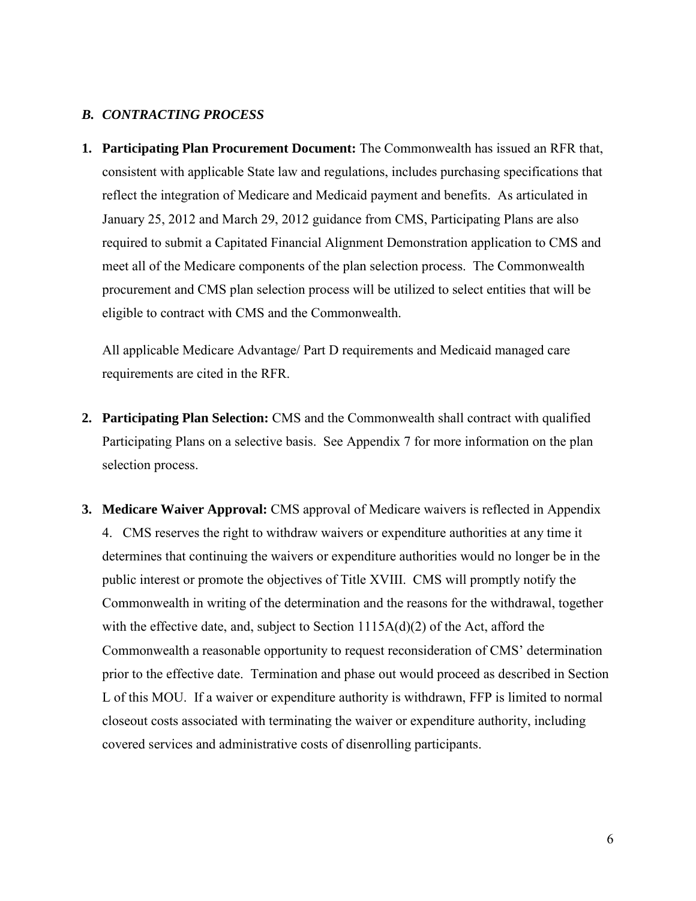### *B. CONTRACTING PROCESS*

1. **Participating Plan Procurement Document:** The Commonwealth has issued an RFR that, consistent with applicable State law and regulations, includes purchasing specifications that reflect the integration of Medicare and Medicaid payment and benefits. As articulated in January 25, 2012 and March 29, 2012 guidance from CMS, Participating Plans are also required to submit a Capitated Financial Alignment Demonstration application to CMS and meet all of the Medicare components of the plan selection process. The Commonwealth procurement and CMS plan selection process will be utilized to select entities that will be eligible to contract with CMS and the Commonwealth.

   All applicable Medicare Advantage/ Part D requirements and Medicaid managed care requirements are cited in the RFR.

2. **Participating Plan Selection:** CMS and the Commonwealth shall contract with qualified Participating Plans on a selective basis. See Appendix 7 for more information on the plan selection process.

3. **Medicare Waiver Approval:** CMS approval of Medicare waivers is reflected in Appendix 4. CMS reserves the right to withdraw waivers or expenditure authorities at any time it determines that continuing the waivers or expenditure authorities would no longer be in the public interest or promote the objectives of Title XVIII. CMS will promptly notify the Commonwealth in writing of the determination and the reasons for the withdrawal, together with the effective date, and, subject to Section 1115A(d)(2) of the Act, afford the Commonwealth a reasonable opportunity to request reconsideration of CMS' determination prior to the effective date. Termination and phase out would proceed as described in Section L of this MOU. If a waiver or expenditure authority is withdrawn, FFP is limited to normal closeout costs associated with terminating the waiver or expenditure authority, including covered services and administrative costs of disenrolling participants.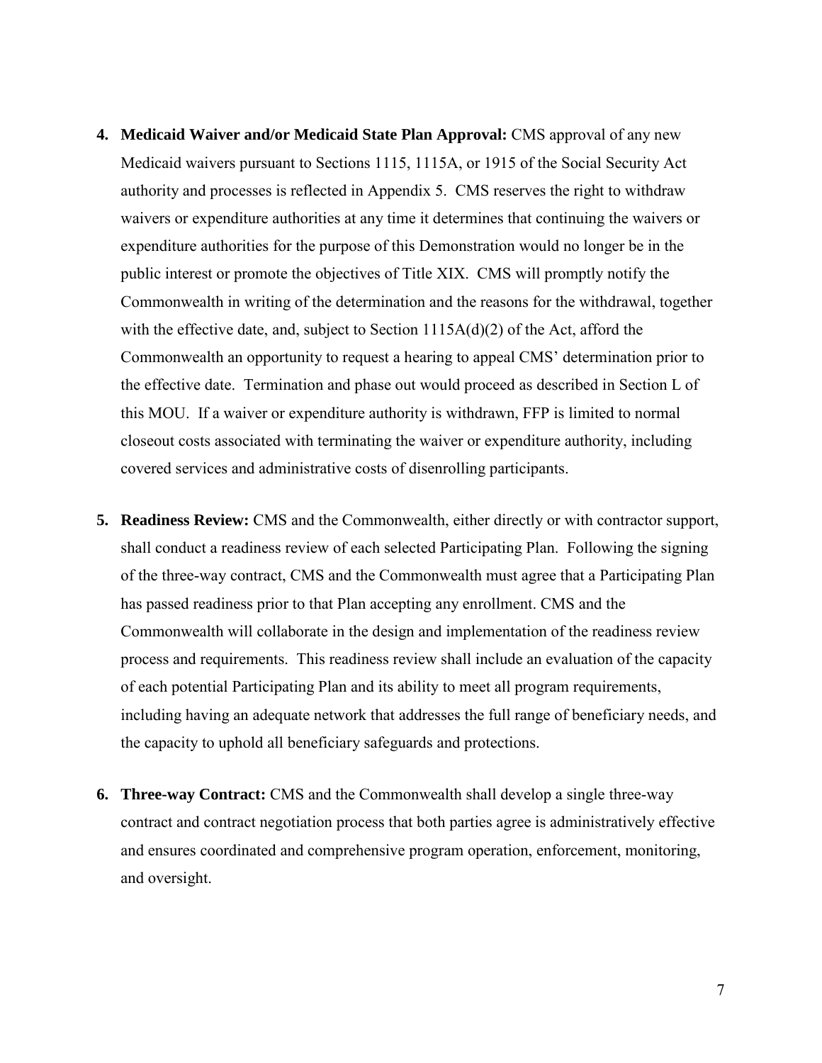4. **Medicaid Waiver and/or Medicaid State Plan Approval:** CMS approval of any new Medicaid waivers pursuant to Sections 1115, 1115A, or 1915 of the Social Security Act authority and processes is reflected in Appendix 5. CMS reserves the right to withdraw waivers or expenditure authorities at any time it determines that continuing the waivers or expenditure authorities for the purpose of this Demonstration would no longer be in the public interest or promote the objectives of Title XIX. CMS will promptly notify the Commonwealth in writing of the determination and the reasons for the withdrawal, together with the effective date, and, subject to Section 1115A(d)(2) of the Act, afford the Commonwealth an opportunity to request a hearing to appeal CMS' determination prior to the effective date. Termination and phase out would proceed as described in Section L of this MOU. If a waiver or expenditure authority is withdrawn, FFP is limited to normal closeout costs associated with terminating the waiver or expenditure authority, including covered services and administrative costs of disenrolling participants.

5. **Readiness Review:** CMS and the Commonwealth, either directly or with contractor support, shall conduct a readiness review of each selected Participating Plan. Following the signing of the three-way contract, CMS and the Commonwealth must agree that a Participating Plan has passed readiness prior to that Plan accepting any enrollment. CMS and the Commonwealth will collaborate in the design and implementation of the readiness review process and requirements. This readiness review shall include an evaluation of the capacity of each potential Participating Plan and its ability to meet all program requirements, including having an adequate network that addresses the full range of beneficiary needs, and the capacity to uphold all beneficiary safeguards and protections.

6. **Three-way Contract:** CMS and the Commonwealth shall develop a single three-way contract and contract negotiation process that both parties agree is administratively effective and ensures coordinated and comprehensive program operation, enforcement, monitoring, and oversight.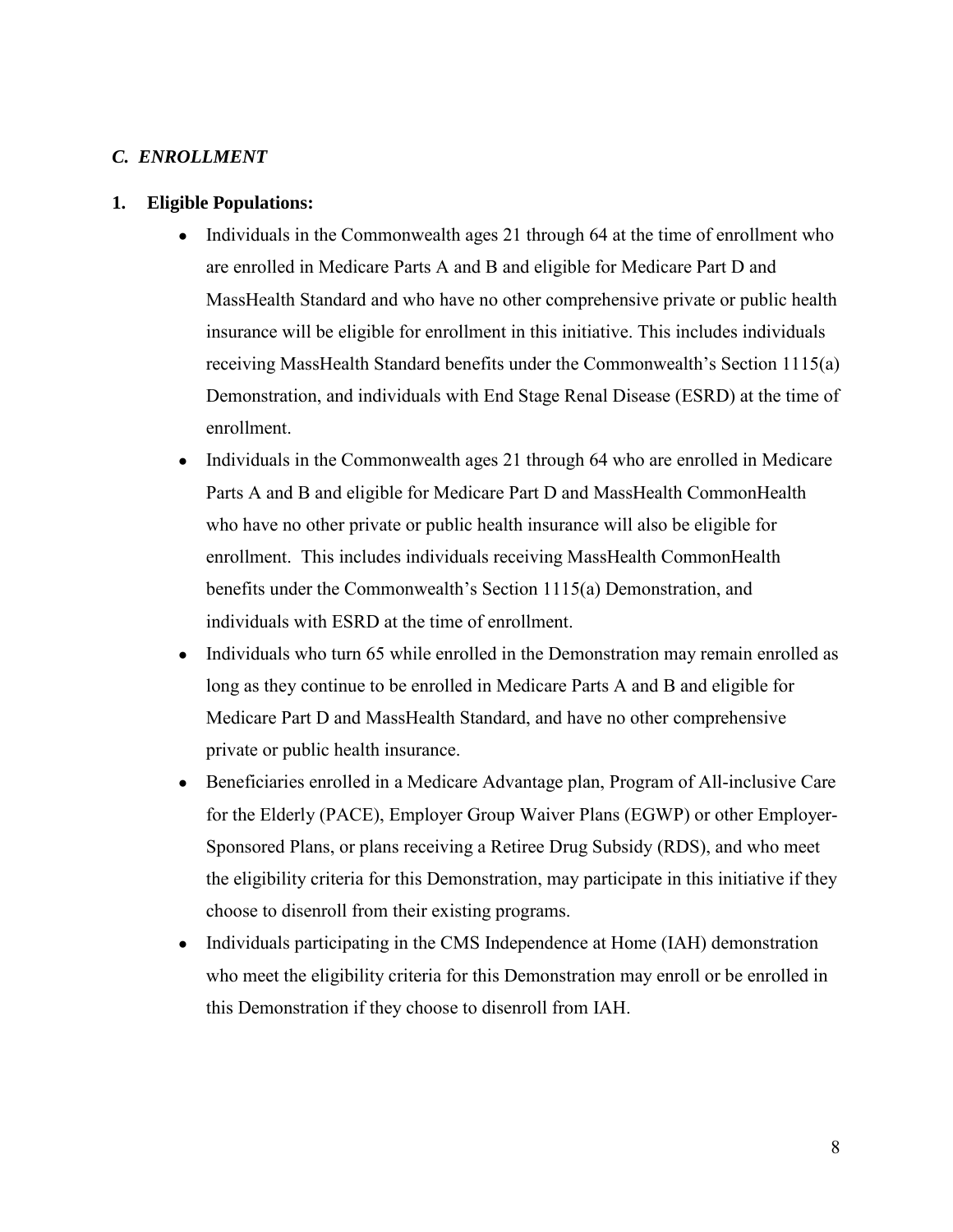### *C. ENROLLMENT*

**1. Eligible Populations:**

- Individuals in the Commonwealth ages 21 through 64 at the time of enrollment who are enrolled in Medicare Parts A and B and eligible for Medicare Part D and MassHealth Standard and who have no other comprehensive private or public health insurance will be eligible for enrollment in this initiative. This includes individuals receiving MassHealth Standard benefits under the Commonwealth's Section 1115(a) Demonstration, and individuals with End Stage Renal Disease (ESRD) at the time of enrollment.
- Individuals in the Commonwealth ages 21 through 64 who are enrolled in Medicare Parts A and B and eligible for Medicare Part D and MassHealth CommonHealth who have no other private or public health insurance will also be eligible for enrollment. This includes individuals receiving MassHealth CommonHealth benefits under the Commonwealth's Section 1115(a) Demonstration, and individuals with ESRD at the time of enrollment.
- Individuals who turn 65 while enrolled in the Demonstration may remain enrolled as long as they continue to be enrolled in Medicare Parts A and B and eligible for Medicare Part D and MassHealth Standard, and have no other comprehensive private or public health insurance.
- Beneficiaries enrolled in a Medicare Advantage plan, Program of All-inclusive Care for the Elderly (PACE), Employer Group Waiver Plans (EGWP) or other Employer-Sponsored Plans, or plans receiving a Retiree Drug Subsidy (RDS), and who meet the eligibility criteria for this Demonstration, may participate in this initiative if they choose to disenroll from their existing programs.
- Individuals participating in the CMS Independence at Home (IAH) demonstration who meet the eligibility criteria for this Demonstration may enroll or be enrolled in this Demonstration if they choose to disenroll from IAH.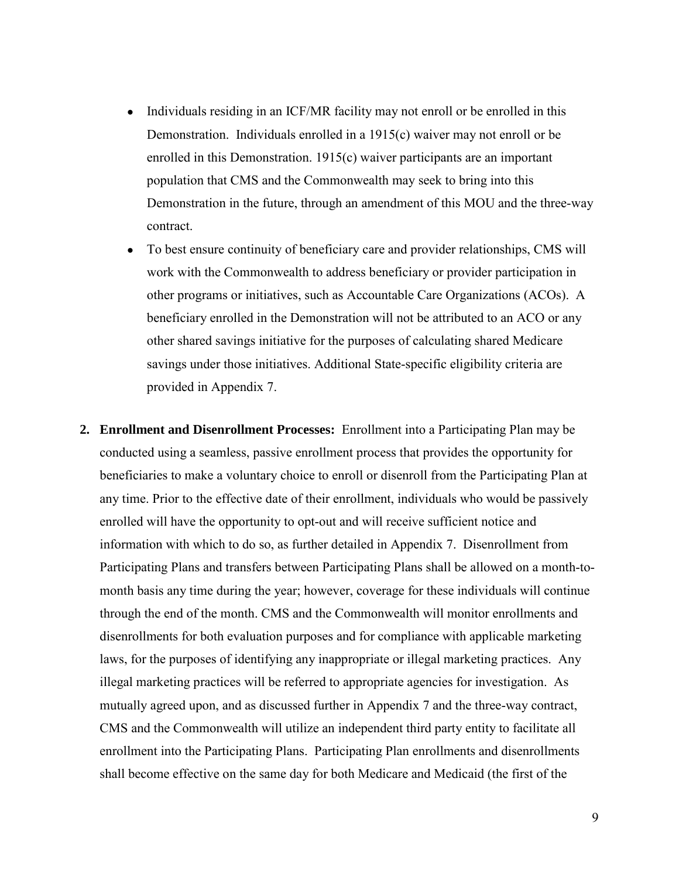- Individuals residing in an ICF/MR facility may not enroll or be enrolled in this Demonstration. Individuals enrolled in a 1915(c) waiver may not enroll or be enrolled in this Demonstration. 1915(c) waiver participants are an important population that CMS and the Commonwealth may seek to bring into this Demonstration in the future, through an amendment of this MOU and the three-way contract.
- To best ensure continuity of beneficiary care and provider relationships, CMS will work with the Commonwealth to address beneficiary or provider participation in other programs or initiatives, such as Accountable Care Organizations (ACOs). A beneficiary enrolled in the Demonstration will not be attributed to an ACO or any other shared savings initiative for the purposes of calculating shared Medicare savings under those initiatives. Additional State-specific eligibility criteria are provided in Appendix 7.

2. **Enrollment and Disenrollment Processes:** Enrollment into a Participating Plan may be conducted using a seamless, passive enrollment process that provides the opportunity for beneficiaries to make a voluntary choice to enroll or disenroll from the Participating Plan at any time. Prior to the effective date of their enrollment, individuals who would be passively enrolled will have the opportunity to opt-out and will receive sufficient notice and information with which to do so, as further detailed in Appendix 7. Disenrollment from Participating Plans and transfers between Participating Plans shall be allowed on a month-to-month basis any time during the year; however, coverage for these individuals will continue through the end of the month. CMS and the Commonwealth will monitor enrollments and disenrollments for both evaluation purposes and for compliance with applicable marketing laws, for the purposes of identifying any inappropriate or illegal marketing practices. Any illegal marketing practices will be referred to appropriate agencies for investigation. As mutually agreed upon, and as discussed further in Appendix 7 and the three-way contract, CMS and the Commonwealth will utilize an independent third party entity to facilitate all enrollment into the Participating Plans. Participating Plan enrollments and disenrollments shall become effective on the same day for both Medicare and Medicaid (the first of the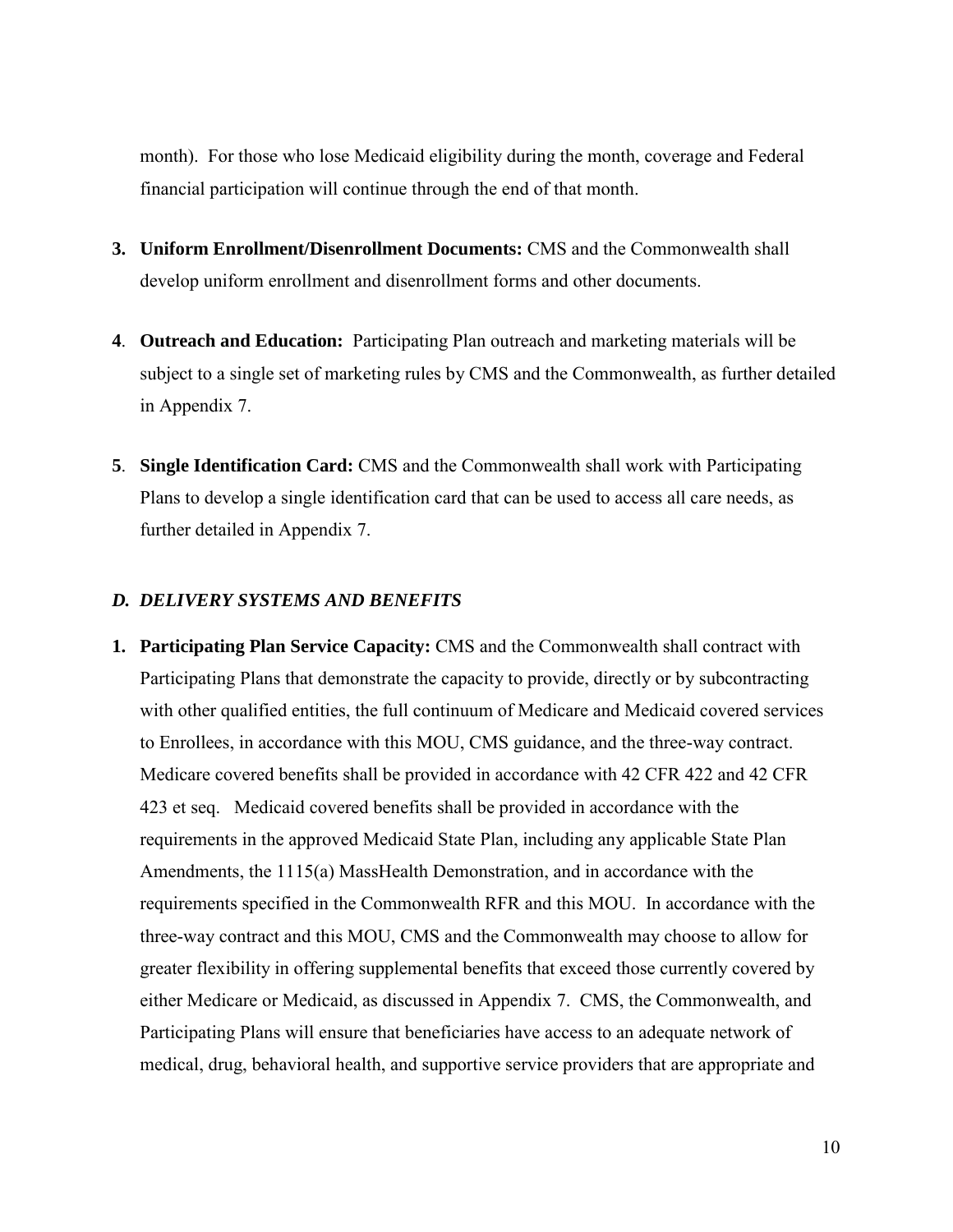month). For those who lose Medicaid eligibility during the month, coverage and Federal financial participation will continue through the end of that month.

3. **Uniform Enrollment/Disenrollment Documents:** CMS and the Commonwealth shall develop uniform enrollment and disenrollment forms and other documents.

4. **Outreach and Education:** Participating Plan outreach and marketing materials will be subject to a single set of marketing rules by CMS and the Commonwealth, as further detailed in Appendix 7.

5. **Single Identification Card:** CMS and the Commonwealth shall work with Participating Plans to develop a single identification card that can be used to access all care needs, as further detailed in Appendix 7.

### *D. DELIVERY SYSTEMS AND BENEFITS*

1. **Participating Plan Service Capacity:** CMS and the Commonwealth shall contract with Participating Plans that demonstrate the capacity to provide, directly or by subcontracting with other qualified entities, the full continuum of Medicare and Medicaid covered services to Enrollees, in accordance with this MOU, CMS guidance, and the three-way contract. Medicare covered benefits shall be provided in accordance with 42 CFR 422 and 42 CFR 423 et seq. Medicaid covered benefits shall be provided in accordance with the requirements in the approved Medicaid State Plan, including any applicable State Plan Amendments, the 1115(a) MassHealth Demonstration, and in accordance with the requirements specified in the Commonwealth RFR and this MOU. In accordance with the three-way contract and this MOU, CMS and the Commonwealth may choose to allow for greater flexibility in offering supplemental benefits that exceed those currently covered by either Medicare or Medicaid, as discussed in Appendix 7. CMS, the Commonwealth, and Participating Plans will ensure that beneficiaries have access to an adequate network of medical, drug, behavioral health, and supportive service providers that are appropriate and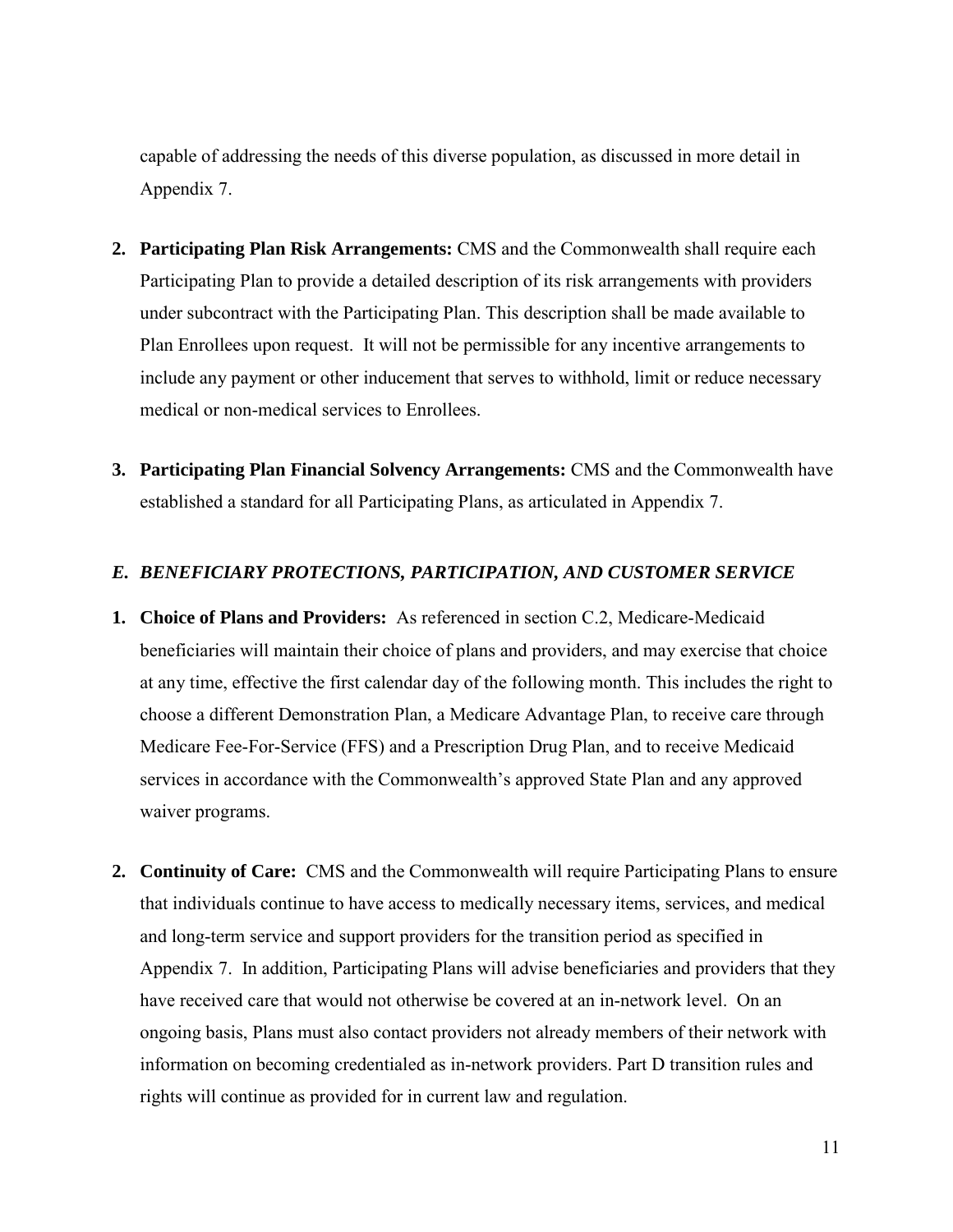capable of addressing the needs of this diverse population, as discussed in more detail in Appendix 7.

2. **Participating Plan Risk Arrangements:** CMS and the Commonwealth shall require each Participating Plan to provide a detailed description of its risk arrangements with providers under subcontract with the Participating Plan. This description shall be made available to Plan Enrollees upon request. It will not be permissible for any incentive arrangements to include any payment or other inducement that serves to withhold, limit or reduce necessary medical or non-medical services to Enrollees.

3. **Participating Plan Financial Solvency Arrangements:** CMS and the Commonwealth have established a standard for all Participating Plans, as articulated in Appendix 7.

### *E. BENEFICIARY PROTECTIONS, PARTICIPATION, AND CUSTOMER SERVICE*

1. **Choice of Plans and Providers:** As referenced in section C.2, Medicare-Medicaid beneficiaries will maintain their choice of plans and providers, and may exercise that choice at any time, effective the first calendar day of the following month. This includes the right to choose a different Demonstration Plan, a Medicare Advantage Plan, to receive care through Medicare Fee-For-Service (FFS) and a Prescription Drug Plan, and to receive Medicaid services in accordance with the Commonwealth's approved State Plan and any approved waiver programs.

2. **Continuity of Care:** CMS and the Commonwealth will require Participating Plans to ensure that individuals continue to have access to medically necessary items, services, and medical and long-term service and support providers for the transition period as specified in Appendix 7. In addition, Participating Plans will advise beneficiaries and providers that they have received care that would not otherwise be covered at an in-network level. On an ongoing basis, Plans must also contact providers not already members of their network with information on becoming credentialed as in-network providers. Part D transition rules and rights will continue as provided for in current law and regulation.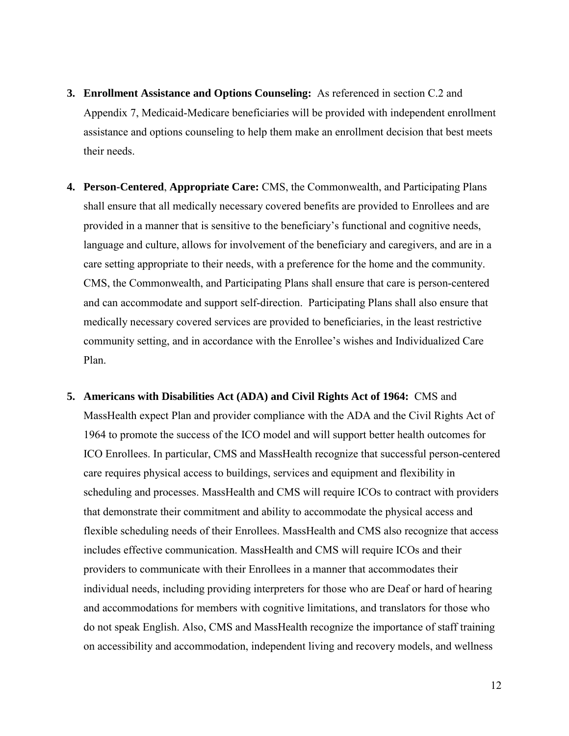3. **Enrollment Assistance and Options Counseling:** As referenced in section C.2 and Appendix 7, Medicaid-Medicare beneficiaries will be provided with independent enrollment assistance and options counseling to help them make an enrollment decision that best meets their needs.

4. **Person-Centered**, **Appropriate Care:** CMS, the Commonwealth, and Participating Plans shall ensure that all medically necessary covered benefits are provided to Enrollees and are provided in a manner that is sensitive to the beneficiary's functional and cognitive needs, language and culture, allows for involvement of the beneficiary and caregivers, and are in a care setting appropriate to their needs, with a preference for the home and the community. CMS, the Commonwealth, and Participating Plans shall ensure that care is person-centered and can accommodate and support self-direction. Participating Plans shall also ensure that medically necessary covered services are provided to beneficiaries, in the least restrictive community setting, and in accordance with the Enrollee's wishes and Individualized Care Plan.

5. **Americans with Disabilities Act (ADA) and Civil Rights Act of 1964:** CMS and MassHealth expect Plan and provider compliance with the ADA and the Civil Rights Act of 1964 to promote the success of the ICO model and will support better health outcomes for ICO Enrollees. In particular, CMS and MassHealth recognize that successful person-centered care requires physical access to buildings, services and equipment and flexibility in scheduling and processes. MassHealth and CMS will require ICOs to contract with providers that demonstrate their commitment and ability to accommodate the physical access and flexible scheduling needs of their Enrollees. MassHealth and CMS also recognize that access includes effective communication. MassHealth and CMS will require ICOs and their providers to communicate with their Enrollees in a manner that accommodates their individual needs, including providing interpreters for those who are Deaf or hard of hearing and accommodations for members with cognitive limitations, and translators for those who do not speak English. Also, CMS and MassHealth recognize the importance of staff training on accessibility and accommodation, independent living and recovery models, and wellness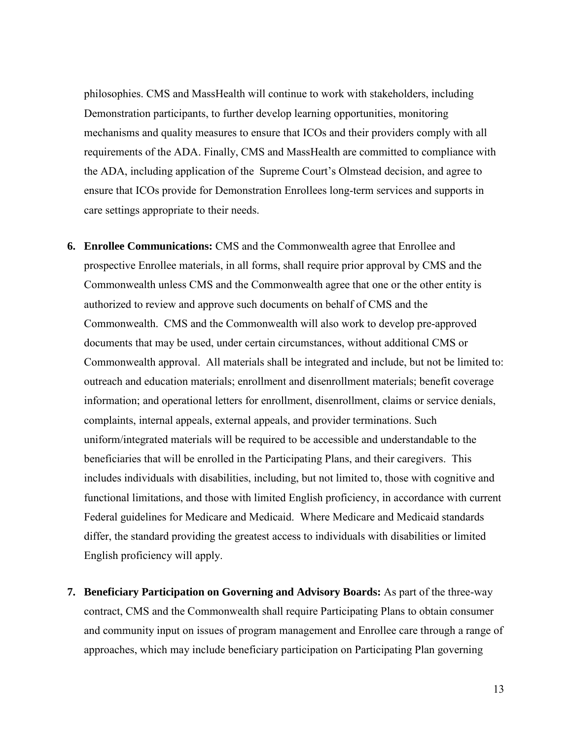philosophies. CMS and MassHealth will continue to work with stakeholders, including Demonstration participants, to further develop learning opportunities, monitoring mechanisms and quality measures to ensure that ICOs and their providers comply with all requirements of the ADA. Finally, CMS and MassHealth are committed to compliance with the ADA, including application of the Supreme Court's Olmstead decision, and agree to ensure that ICOs provide for Demonstration Enrollees long-term services and supports in care settings appropriate to their needs.

6. **Enrollee Communications:** CMS and the Commonwealth agree that Enrollee and prospective Enrollee materials, in all forms, shall require prior approval by CMS and the Commonwealth unless CMS and the Commonwealth agree that one or the other entity is authorized to review and approve such documents on behalf of CMS and the Commonwealth. CMS and the Commonwealth will also work to develop pre-approved documents that may be used, under certain circumstances, without additional CMS or Commonwealth approval. All materials shall be integrated and include, but not be limited to: outreach and education materials; enrollment and disenrollment materials; benefit coverage information; and operational letters for enrollment, disenrollment, claims or service denials, complaints, internal appeals, external appeals, and provider terminations. Such uniform/integrated materials will be required to be accessible and understandable to the beneficiaries that will be enrolled in the Participating Plans, and their caregivers. This includes individuals with disabilities, including, but not limited to, those with cognitive and functional limitations, and those with limited English proficiency, in accordance with current Federal guidelines for Medicare and Medicaid. Where Medicare and Medicaid standards differ, the standard providing the greatest access to individuals with disabilities or limited English proficiency will apply.

7. **Beneficiary Participation on Governing and Advisory Boards:** As part of the three-way contract, CMS and the Commonwealth shall require Participating Plans to obtain consumer and community input on issues of program management and Enrollee care through a range of approaches, which may include beneficiary participation on Participating Plan governing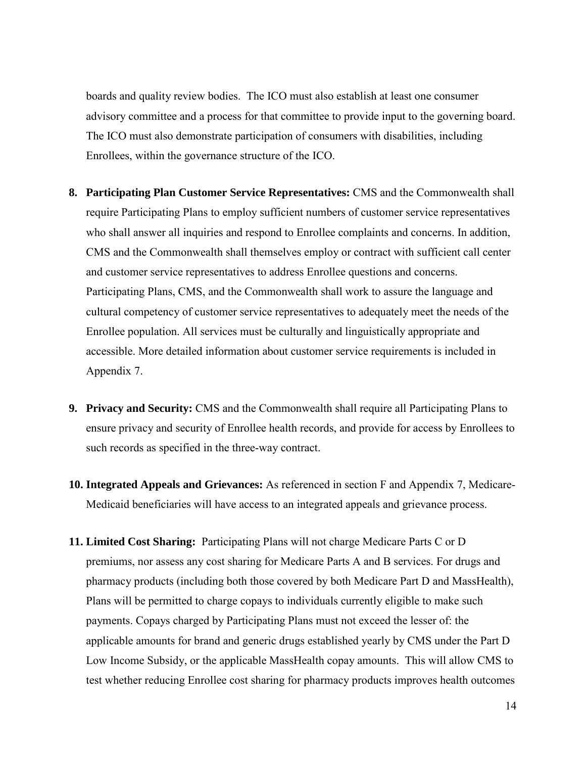boards and quality review bodies. The ICO must also establish at least one consumer advisory committee and a process for that committee to provide input to the governing board. The ICO must also demonstrate participation of consumers with disabilities, including Enrollees, within the governance structure of the ICO.

8. **Participating Plan Customer Service Representatives:** CMS and the Commonwealth shall require Participating Plans to employ sufficient numbers of customer service representatives who shall answer all inquiries and respond to Enrollee complaints and concerns. In addition, CMS and the Commonwealth shall themselves employ or contract with sufficient call center and customer service representatives to address Enrollee questions and concerns. Participating Plans, CMS, and the Commonwealth shall work to assure the language and cultural competency of customer service representatives to adequately meet the needs of the Enrollee population. All services must be culturally and linguistically appropriate and accessible. More detailed information about customer service requirements is included in Appendix 7.

9. **Privacy and Security:** CMS and the Commonwealth shall require all Participating Plans to ensure privacy and security of Enrollee health records, and provide for access by Enrollees to such records as specified in the three-way contract.

10. **Integrated Appeals and Grievances:** As referenced in section F and Appendix 7, Medicare-Medicaid beneficiaries will have access to an integrated appeals and grievance process.

11. **Limited Cost Sharing:** Participating Plans will not charge Medicare Parts C or D premiums, nor assess any cost sharing for Medicare Parts A and B services. For drugs and pharmacy products (including both those covered by both Medicare Part D and MassHealth), Plans will be permitted to charge copays to individuals currently eligible to make such payments. Copays charged by Participating Plans must not exceed the lesser of: the applicable amounts for brand and generic drugs established yearly by CMS under the Part D Low Income Subsidy, or the applicable MassHealth copay amounts. This will allow CMS to test whether reducing Enrollee cost sharing for pharmacy products improves health outcomes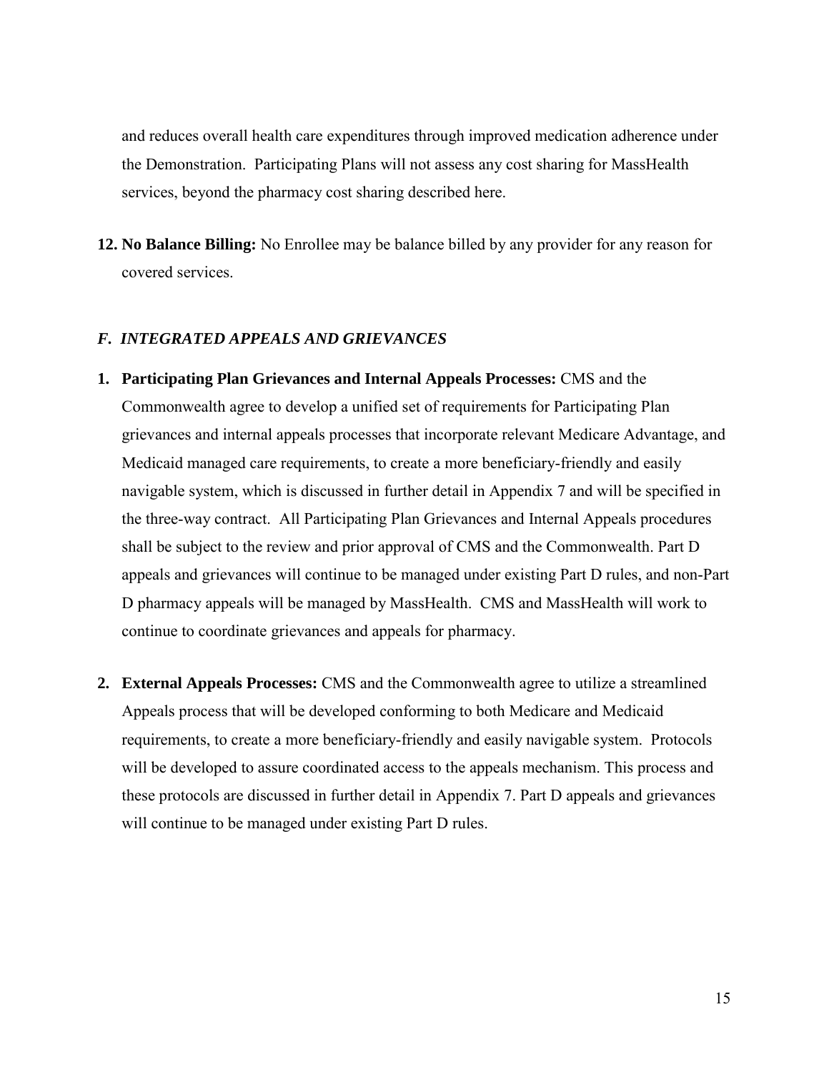and reduces overall health care expenditures through improved medication adherence under the Demonstration. Participating Plans will not assess any cost sharing for MassHealth services, beyond the pharmacy cost sharing described here.

12. **No Balance Billing:** No Enrollee may be balance billed by any provider for any reason for covered services.

### *F. INTEGRATED APPEALS AND GRIEVANCES*

1. **Participating Plan Grievances and Internal Appeals Processes:** CMS and the Commonwealth agree to develop a unified set of requirements for Participating Plan grievances and internal appeals processes that incorporate relevant Medicare Advantage, and Medicaid managed care requirements, to create a more beneficiary-friendly and easily navigable system, which is discussed in further detail in Appendix 7 and will be specified in the three-way contract. All Participating Plan Grievances and Internal Appeals procedures shall be subject to the review and prior approval of CMS and the Commonwealth. Part D appeals and grievances will continue to be managed under existing Part D rules, and non-Part D pharmacy appeals will be managed by MassHealth. CMS and MassHealth will work to continue to coordinate grievances and appeals for pharmacy.

2. **External Appeals Processes:** CMS and the Commonwealth agree to utilize a streamlined Appeals process that will be developed conforming to both Medicare and Medicaid requirements, to create a more beneficiary-friendly and easily navigable system. Protocols will be developed to assure coordinated access to the appeals mechanism. This process and these protocols are discussed in further detail in Appendix 7. Part D appeals and grievances will continue to be managed under existing Part D rules.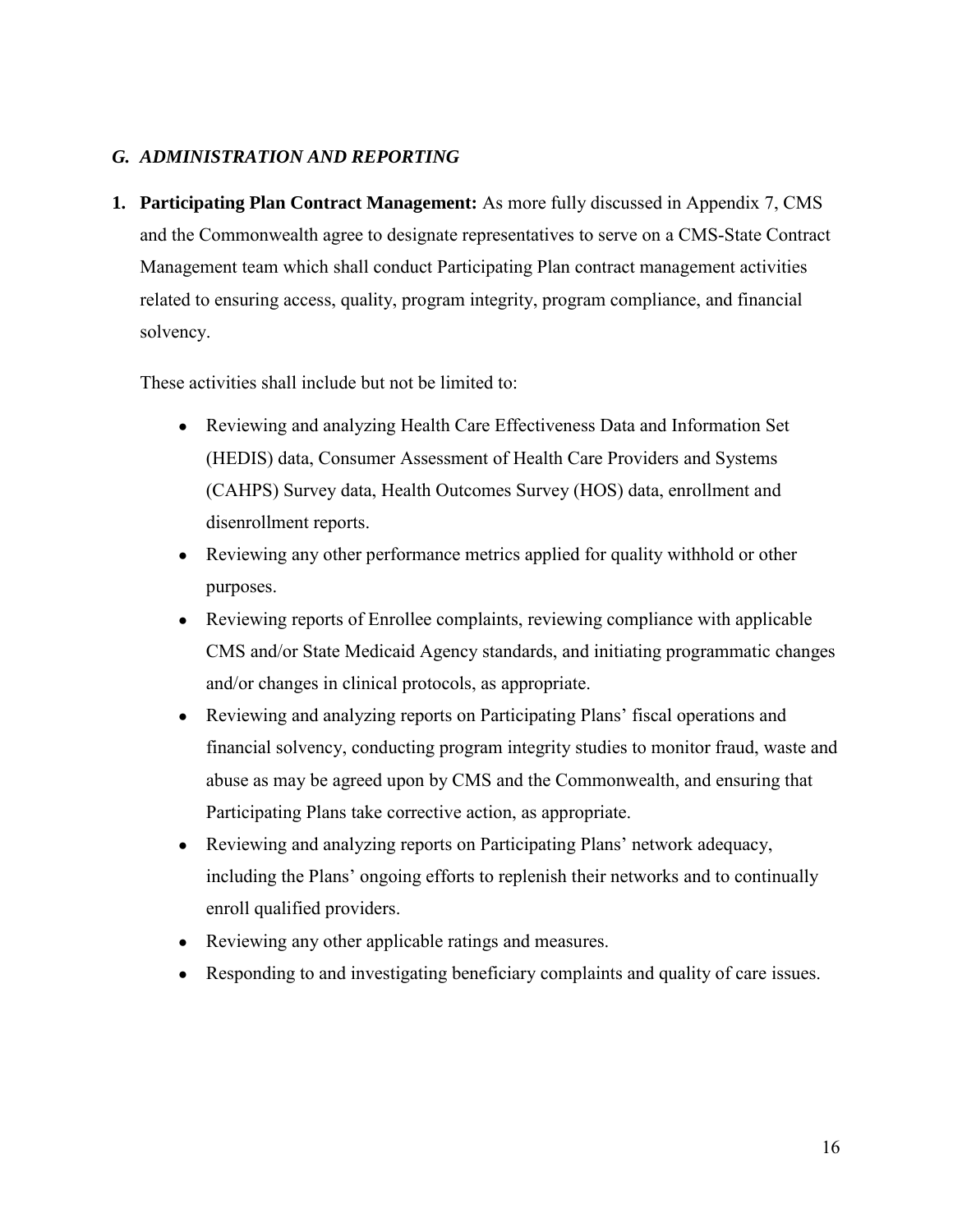## *G. ADMINISTRATION AND REPORTING*

1. **Participating Plan Contract Management:** As more fully discussed in Appendix 7, CMS and the Commonwealth agree to designate representatives to serve on a CMS-State Contract Management team which shall conduct Participating Plan contract management activities related to ensuring access, quality, program integrity, program compliance, and financial solvency.

   These activities shall include but not be limited to:

   - Reviewing and analyzing Health Care Effectiveness Data and Information Set (HEDIS) data, Consumer Assessment of Health Care Providers and Systems (CAHPS) Survey data, Health Outcomes Survey (HOS) data, enrollment and disenrollment reports.
   - Reviewing any other performance metrics applied for quality withhold or other purposes.
   - Reviewing reports of Enrollee complaints, reviewing compliance with applicable CMS and/or State Medicaid Agency standards, and initiating programmatic changes and/or changes in clinical protocols, as appropriate.
   - Reviewing and analyzing reports on Participating Plans' fiscal operations and financial solvency, conducting program integrity studies to monitor fraud, waste and abuse as may be agreed upon by CMS and the Commonwealth, and ensuring that Participating Plans take corrective action, as appropriate.
   - Reviewing and analyzing reports on Participating Plans' network adequacy, including the Plans' ongoing efforts to replenish their networks and to continually enroll qualified providers.
   - Reviewing any other applicable ratings and measures.
   - Responding to and investigating beneficiary complaints and quality of care issues.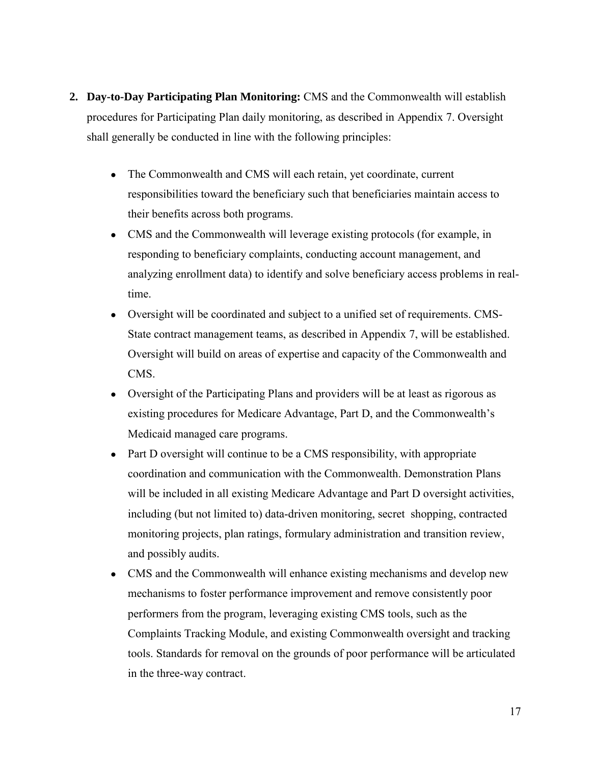2. **Day-to-Day Participating Plan Monitoring:** CMS and the Commonwealth will establish procedures for Participating Plan daily monitoring, as described in Appendix 7. Oversight shall generally be conducted in line with the following principles:

   - The Commonwealth and CMS will each retain, yet coordinate, current responsibilities toward the beneficiary such that beneficiaries maintain access to their benefits across both programs.
   - CMS and the Commonwealth will leverage existing protocols (for example, in responding to beneficiary complaints, conducting account management, and analyzing enrollment data) to identify and solve beneficiary access problems in real-time.
   - Oversight will be coordinated and subject to a unified set of requirements. CMS-State contract management teams, as described in Appendix 7, will be established. Oversight will build on areas of expertise and capacity of the Commonwealth and CMS.
   - Oversight of the Participating Plans and providers will be at least as rigorous as existing procedures for Medicare Advantage, Part D, and the Commonwealth's Medicaid managed care programs.
   - Part D oversight will continue to be a CMS responsibility, with appropriate coordination and communication with the Commonwealth. Demonstration Plans will be included in all existing Medicare Advantage and Part D oversight activities, including (but not limited to) data-driven monitoring, secret shopping, contracted monitoring projects, plan ratings, formulary administration and transition review, and possibly audits.
   - CMS and the Commonwealth will enhance existing mechanisms and develop new mechanisms to foster performance improvement and remove consistently poor performers from the program, leveraging existing CMS tools, such as the Complaints Tracking Module, and existing Commonwealth oversight and tracking tools. Standards for removal on the grounds of poor performance will be articulated in the three-way contract.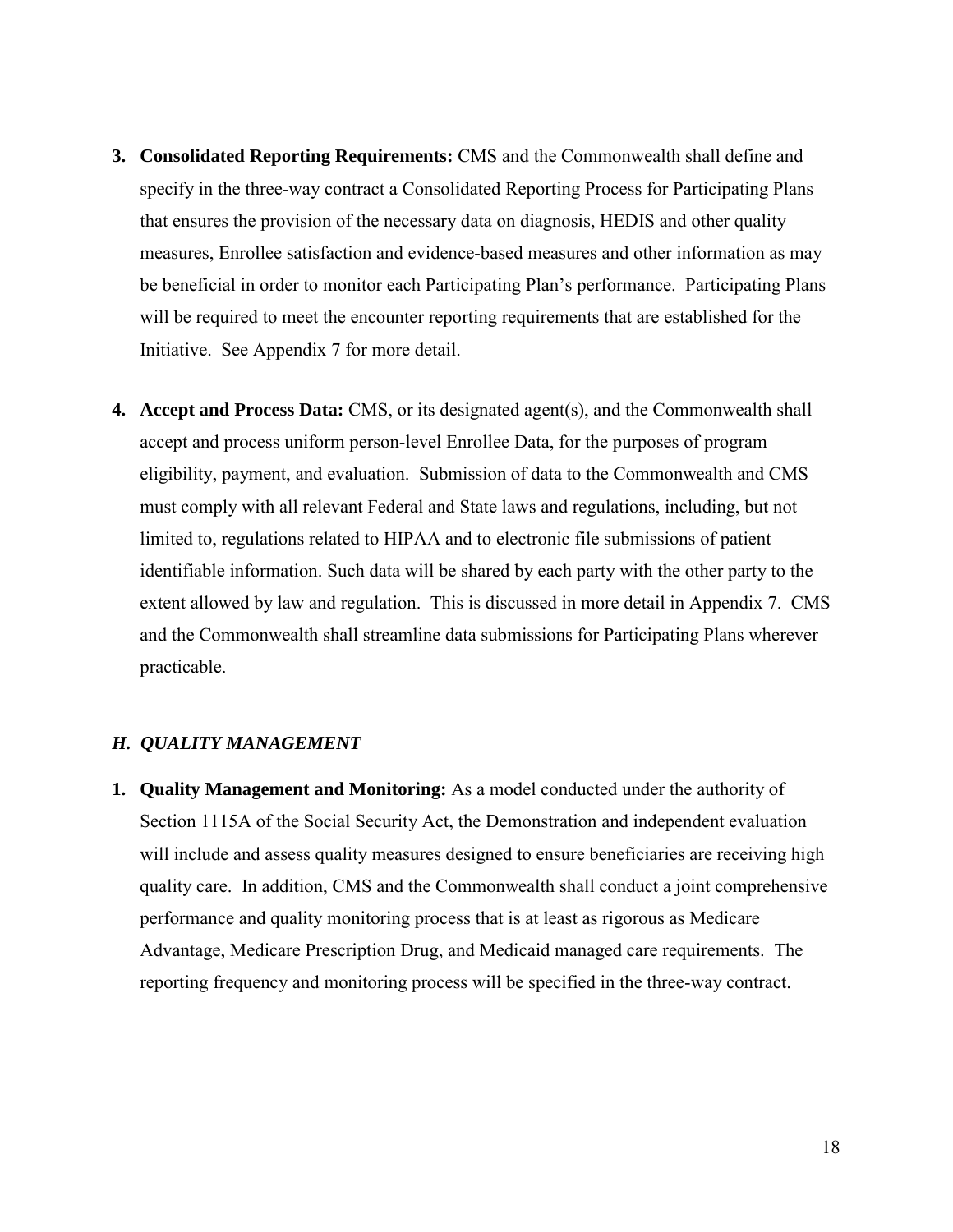3. **Consolidated Reporting Requirements:** CMS and the Commonwealth shall define and specify in the three-way contract a Consolidated Reporting Process for Participating Plans that ensures the provision of the necessary data on diagnosis, HEDIS and other quality measures, Enrollee satisfaction and evidence-based measures and other information as may be beneficial in order to monitor each Participating Plan's performance. Participating Plans will be required to meet the encounter reporting requirements that are established for the Initiative. See Appendix 7 for more detail.

4. **Accept and Process Data:** CMS, or its designated agent(s), and the Commonwealth shall accept and process uniform person-level Enrollee Data, for the purposes of program eligibility, payment, and evaluation. Submission of data to the Commonwealth and CMS must comply with all relevant Federal and State laws and regulations, including, but not limited to, regulations related to HIPAA and to electronic file submissions of patient identifiable information. Such data will be shared by each party with the other party to the extent allowed by law and regulation. This is discussed in more detail in Appendix 7. CMS and the Commonwealth shall streamline data submissions for Participating Plans wherever practicable.

### *H. QUALITY MANAGEMENT*

1. **Quality Management and Monitoring:** As a model conducted under the authority of Section 1115A of the Social Security Act, the Demonstration and independent evaluation will include and assess quality measures designed to ensure beneficiaries are receiving high quality care. In addition, CMS and the Commonwealth shall conduct a joint comprehensive performance and quality monitoring process that is at least as rigorous as Medicare Advantage, Medicare Prescription Drug, and Medicaid managed care requirements. The reporting frequency and monitoring process will be specified in the three-way contract.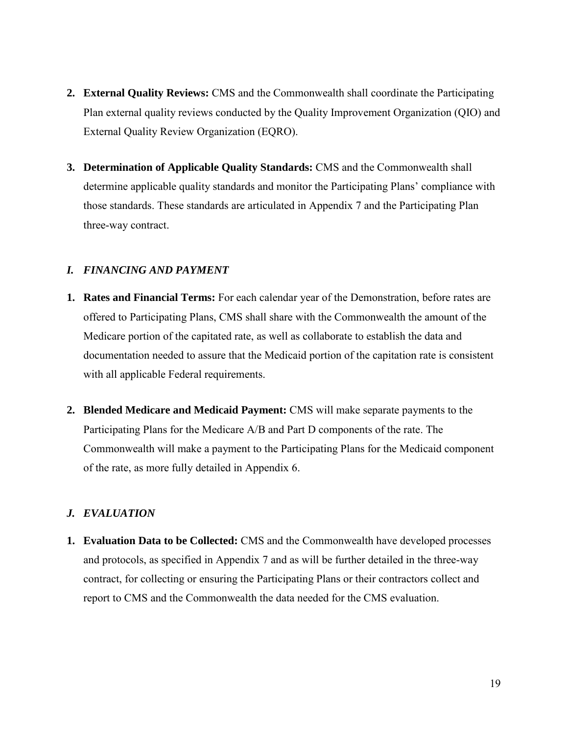2. **External Quality Reviews:** CMS and the Commonwealth shall coordinate the Participating Plan external quality reviews conducted by the Quality Improvement Organization (QIO) and External Quality Review Organization (EQRO).

3. **Determination of Applicable Quality Standards:** CMS and the Commonwealth shall determine applicable quality standards and monitor the Participating Plans' compliance with those standards. These standards are articulated in Appendix 7 and the Participating Plan three-way contract.

### *I. FINANCING AND PAYMENT*

1. **Rates and Financial Terms:** For each calendar year of the Demonstration, before rates are offered to Participating Plans, CMS shall share with the Commonwealth the amount of the Medicare portion of the capitated rate, as well as collaborate to establish the data and documentation needed to assure that the Medicaid portion of the capitation rate is consistent with all applicable Federal requirements.

2. **Blended Medicare and Medicaid Payment:** CMS will make separate payments to the Participating Plans for the Medicare A/B and Part D components of the rate. The Commonwealth will make a payment to the Participating Plans for the Medicaid component of the rate, as more fully detailed in Appendix 6.

### *J. EVALUATION*

1. **Evaluation Data to be Collected:** CMS and the Commonwealth have developed processes and protocols, as specified in Appendix 7 and as will be further detailed in the three-way contract, for collecting or ensuring the Participating Plans or their contractors collect and report to CMS and the Commonwealth the data needed for the CMS evaluation.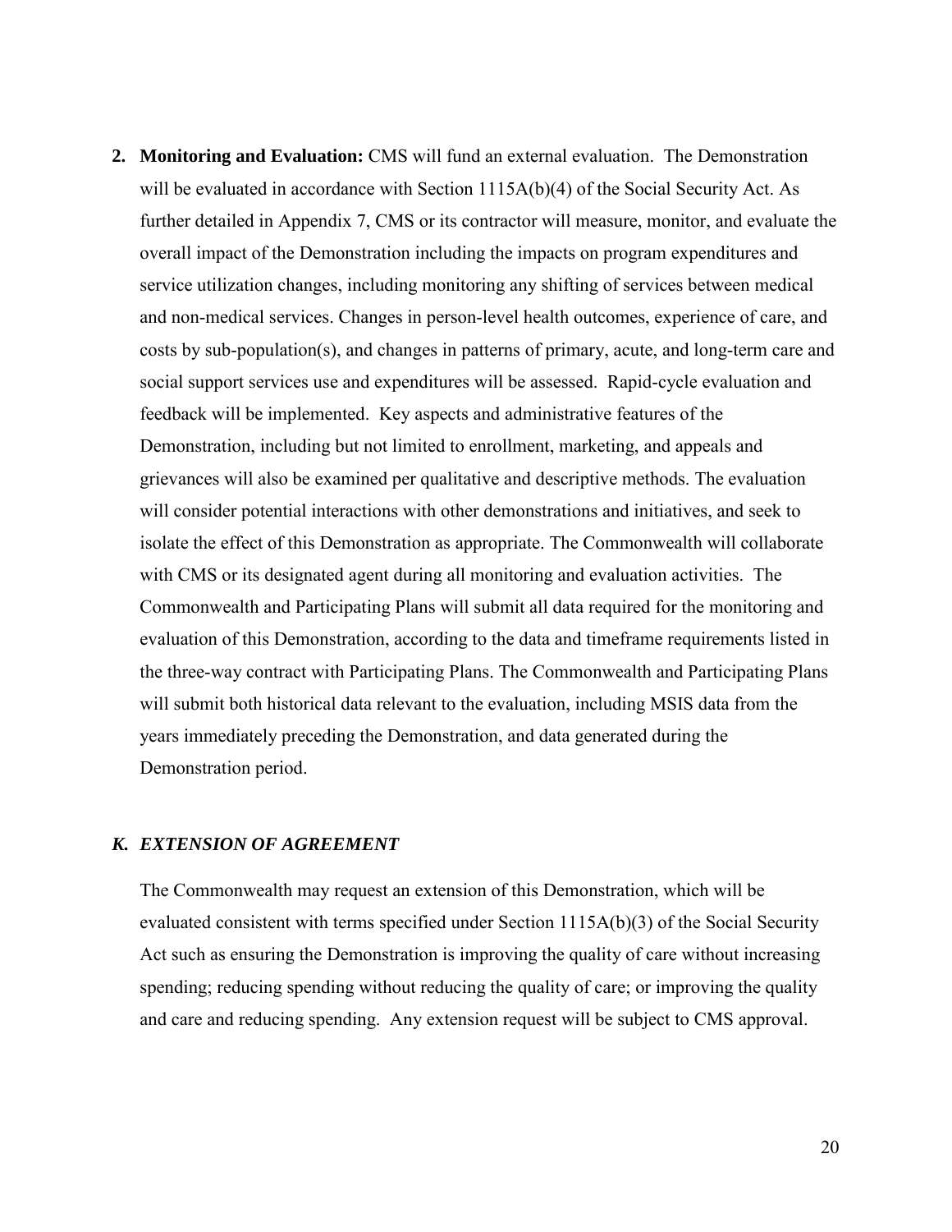2. **Monitoring and Evaluation:** CMS will fund an external evaluation. The Demonstration will be evaluated in accordance with Section 1115A(b)(4) of the Social Security Act. As further detailed in Appendix 7, CMS or its contractor will measure, monitor, and evaluate the overall impact of the Demonstration including the impacts on program expenditures and service utilization changes, including monitoring any shifting of services between medical and non-medical services. Changes in person-level health outcomes, experience of care, and costs by sub-population(s), and changes in patterns of primary, acute, and long-term care and social support services use and expenditures will be assessed. Rapid-cycle evaluation and feedback will be implemented. Key aspects and administrative features of the Demonstration, including but not limited to enrollment, marketing, and appeals and grievances will also be examined per qualitative and descriptive methods. The evaluation will consider potential interactions with other demonstrations and initiatives, and seek to isolate the effect of this Demonstration as appropriate. The Commonwealth will collaborate with CMS or its designated agent during all monitoring and evaluation activities. The Commonwealth and Participating Plans will submit all data required for the monitoring and evaluation of this Demonstration, according to the data and timeframe requirements listed in the three-way contract with Participating Plans. The Commonwealth and Participating Plans will submit both historical data relevant to the evaluation, including MSIS data from the years immediately preceding the Demonstration, and data generated during the Demonstration period.

### *K. EXTENSION OF AGREEMENT*

The Commonwealth may request an extension of this Demonstration, which will be evaluated consistent with terms specified under Section 1115A(b)(3) of the Social Security Act such as ensuring the Demonstration is improving the quality of care without increasing spending; reducing spending without reducing the quality of care; or improving the quality and care and reducing spending. Any extension request will be subject to CMS approval.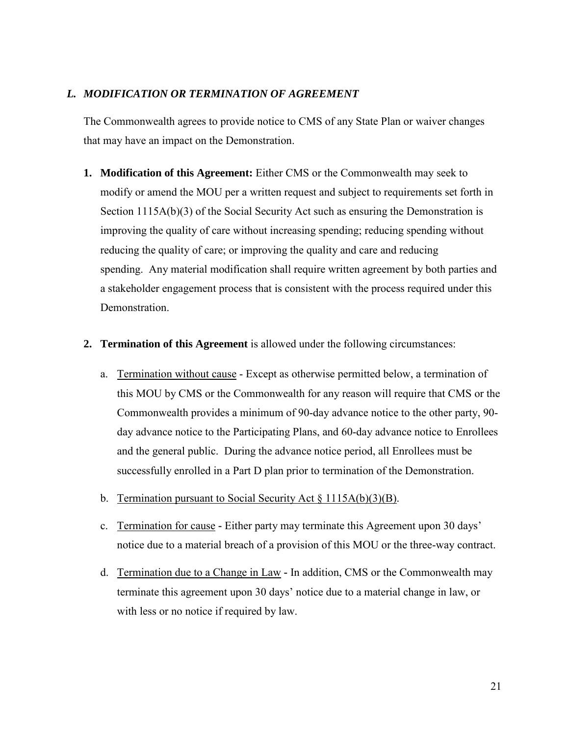### *L. MODIFICATION OR TERMINATION OF AGREEMENT*

The Commonwealth agrees to provide notice to CMS of any State Plan or waiver changes that may have an impact on the Demonstration.

1. **Modification of this Agreement:** Either CMS or the Commonwealth may seek to modify or amend the MOU per a written request and subject to requirements set forth in Section 1115A(b)(3) of the Social Security Act such as ensuring the Demonstration is improving the quality of care without increasing spending; reducing spending without reducing the quality of care; or improving the quality and care and reducing spending. Any material modification shall require written agreement by both parties and a stakeholder engagement process that is consistent with the process required under this Demonstration.

2. **Termination of this Agreement** is allowed under the following circumstances:

   a. Termination without cause - Except as otherwise permitted below, a termination of this MOU by CMS or the Commonwealth for any reason will require that CMS or the Commonwealth provides a minimum of 90-day advance notice to the other party, 90-day advance notice to the Participating Plans, and 60-day advance notice to Enrollees and the general public. During the advance notice period, all Enrollees must be successfully enrolled in a Part D plan prior to termination of the Demonstration.

   b. Termination pursuant to Social Security Act § 1115A(b)(3)(B).

   c. Termination for cause - Either party may terminate this Agreement upon 30 days' notice due to a material breach of a provision of this MOU or the three-way contract.

   d. Termination due to a Change in Law - In addition, CMS or the Commonwealth may terminate this agreement upon 30 days' notice due to a material change in law, or with less or no notice if required by law.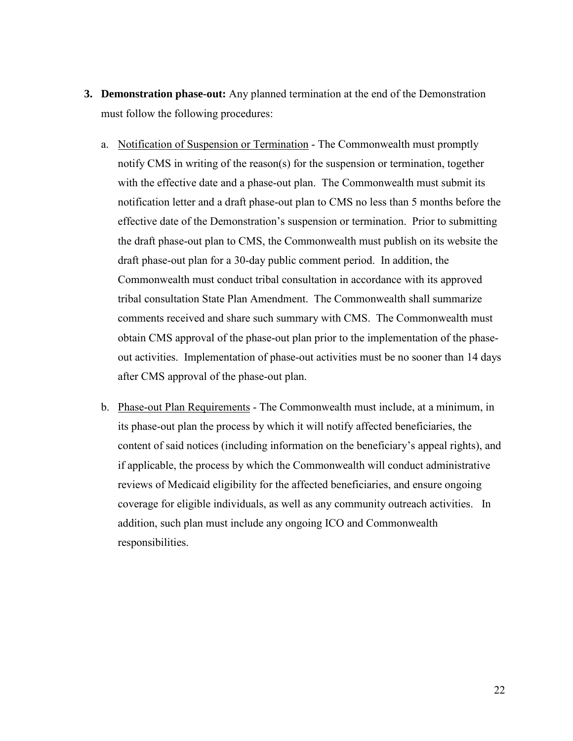3. **Demonstration phase-out:** Any planned termination at the end of the Demonstration must follow the following procedures:

    a. Notification of Suspension or Termination - The Commonwealth must promptly notify CMS in writing of the reason(s) for the suspension or termination, together with the effective date and a phase-out plan. The Commonwealth must submit its notification letter and a draft phase-out plan to CMS no less than 5 months before the effective date of the Demonstration's suspension or termination. Prior to submitting the draft phase-out plan to CMS, the Commonwealth must publish on its website the draft phase-out plan for a 30-day public comment period. In addition, the Commonwealth must conduct tribal consultation in accordance with its approved tribal consultation State Plan Amendment. The Commonwealth shall summarize comments received and share such summary with CMS. The Commonwealth must obtain CMS approval of the phase-out plan prior to the implementation of the phase-out activities. Implementation of phase-out activities must be no sooner than 14 days after CMS approval of the phase-out plan.

    b. Phase-out Plan Requirements - The Commonwealth must include, at a minimum, in its phase-out plan the process by which it will notify affected beneficiaries, the content of said notices (including information on the beneficiary's appeal rights), and if applicable, the process by which the Commonwealth will conduct administrative reviews of Medicaid eligibility for the affected beneficiaries, and ensure ongoing coverage for eligible individuals, as well as any community outreach activities. In addition, such plan must include any ongoing ICO and Commonwealth responsibilities.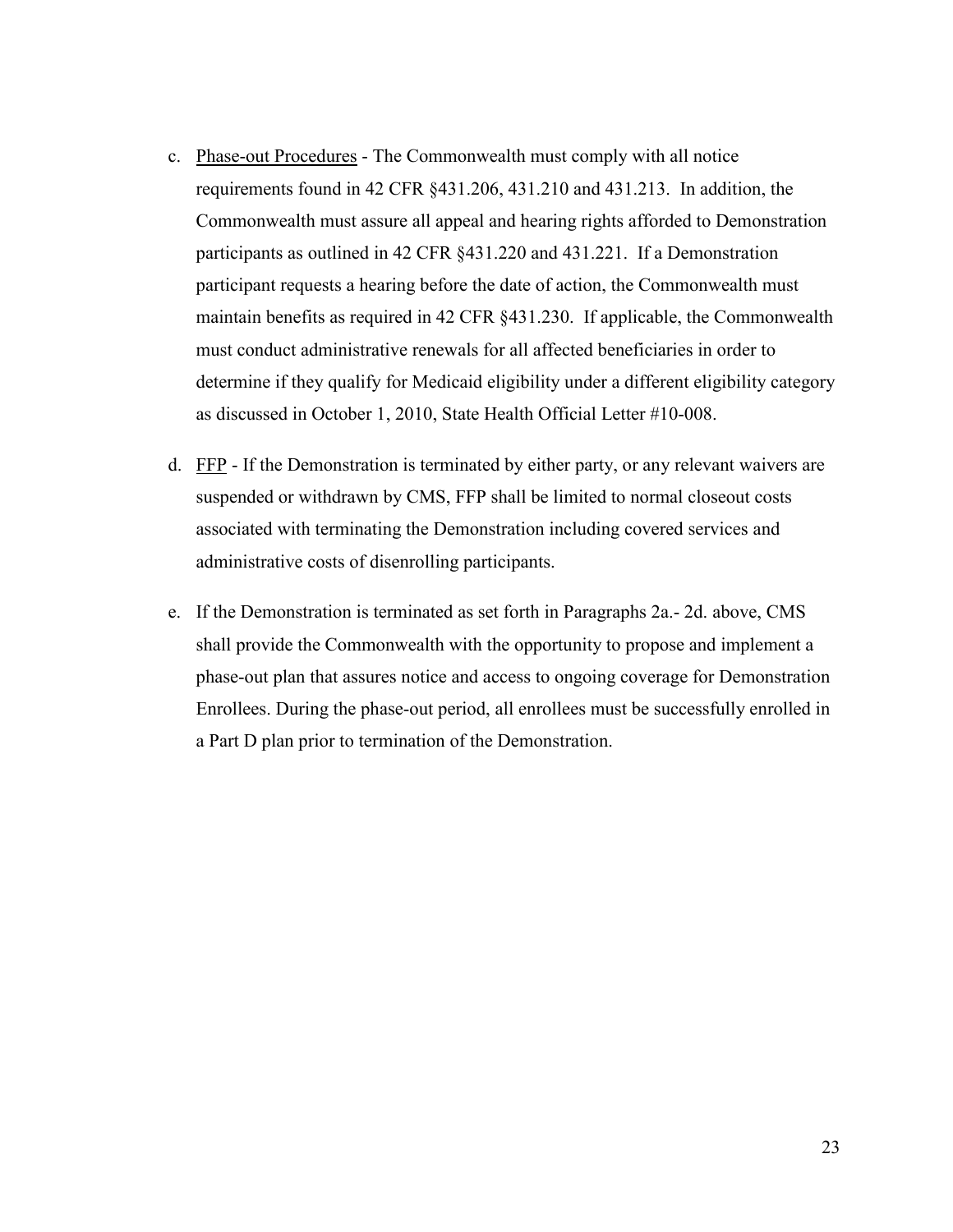c. <u>Phase-out Procedures</u> - The Commonwealth must comply with all notice requirements found in 42 CFR §431.206, 431.210 and 431.213. In addition, the Commonwealth must assure all appeal and hearing rights afforded to Demonstration participants as outlined in 42 CFR §431.220 and 431.221. If a Demonstration participant requests a hearing before the date of action, the Commonwealth must maintain benefits as required in 42 CFR §431.230. If applicable, the Commonwealth must conduct administrative renewals for all affected beneficiaries in order to determine if they qualify for Medicaid eligibility under a different eligibility category as discussed in October 1, 2010, State Health Official Letter #10-008.

d. <u>FFP</u> - If the Demonstration is terminated by either party, or any relevant waivers are suspended or withdrawn by CMS, FFP shall be limited to normal closeout costs associated with terminating the Demonstration including covered services and administrative costs of disenrolling participants.

e. If the Demonstration is terminated as set forth in Paragraphs 2a.- 2d. above, CMS shall provide the Commonwealth with the opportunity to propose and implement a phase-out plan that assures notice and access to ongoing coverage for Demonstration Enrollees. During the phase-out period, all enrollees must be successfully enrolled in a Part D plan prior to termination of the Demonstration.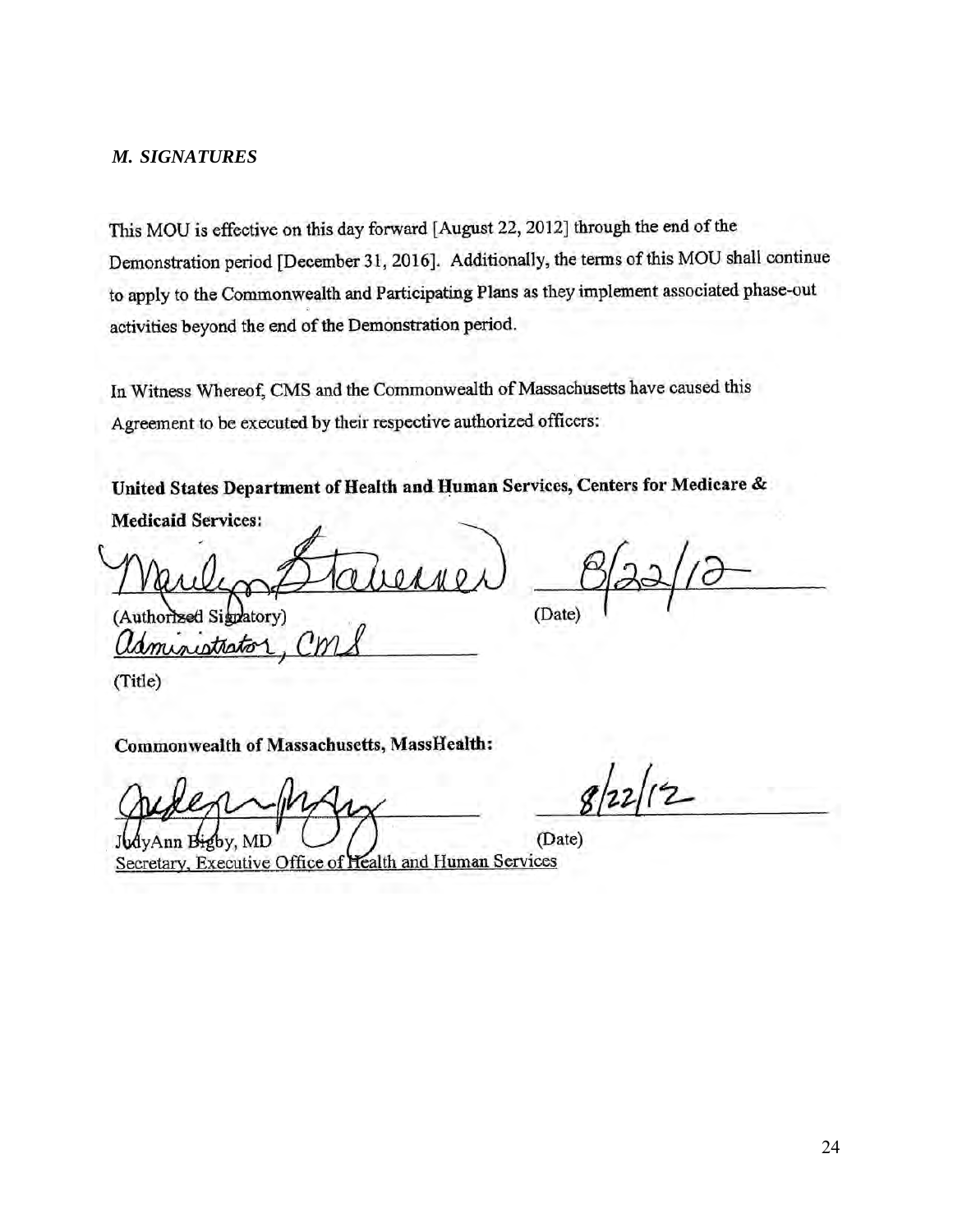### *M. SIGNATURES*

This MOU is effective on this day forward [August 22, 2012] through the end of the Demonstration period [December 31, 2016]. Additionally, the terms of this MOU shall continue to apply to the Commonwealth and Participating Plans as they implement associated phase-out activities beyond the end of the Demonstration period.

In Witness Whereof, CMS and the Commonwealth of Massachusetts have caused this Agreement to be executed by their respective authorized officers:

**United States Department of Health and Human Services, Centers for Medicare & Medicaid Services:**

Marilyn Tavenner 8/22/12

(Authorized Signatory) (Date)

Administrator, CMS

(Title)

**Commonwealth of Massachusetts, MassHealth:**

8/22/12

JudyAnn Bigby, MD (Date)

Secretary, Executive Office of Health and Human Services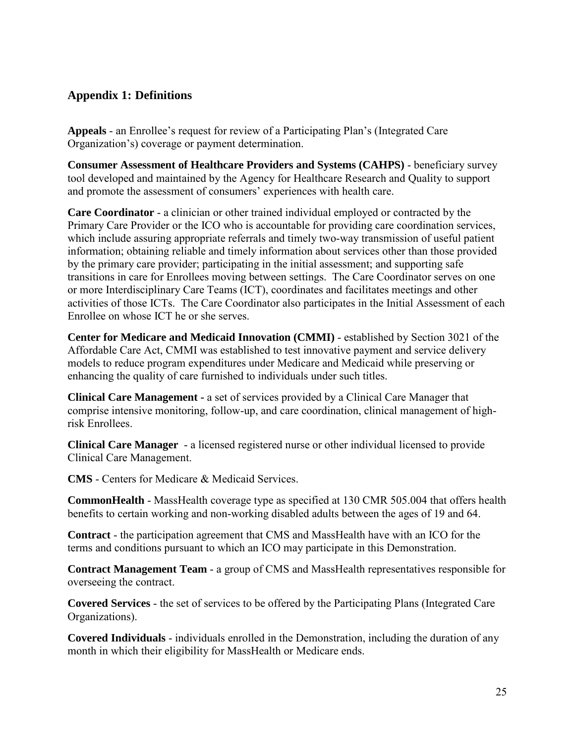## Appendix 1: Definitions

**Appeals** - an Enrollee's request for review of a Participating Plan's (Integrated Care Organization's) coverage or payment determination.

**Consumer Assessment of Healthcare Providers and Systems (CAHPS)** - beneficiary survey tool developed and maintained by the Agency for Healthcare Research and Quality to support and promote the assessment of consumers' experiences with health care.

**Care Coordinator** - a clinician or other trained individual employed or contracted by the Primary Care Provider or the ICO who is accountable for providing care coordination services, which include assuring appropriate referrals and timely two-way transmission of useful patient information; obtaining reliable and timely information about services other than those provided by the primary care provider; participating in the initial assessment; and supporting safe transitions in care for Enrollees moving between settings. The Care Coordinator serves on one or more Interdisciplinary Care Teams (ICT), coordinates and facilitates meetings and other activities of those ICTs. The Care Coordinator also participates in the Initial Assessment of each Enrollee on whose ICT he or she serves.

**Center for Medicare and Medicaid Innovation (CMMI)** - established by Section 3021 of the Affordable Care Act, CMMI was established to test innovative payment and service delivery models to reduce program expenditures under Medicare and Medicaid while preserving or enhancing the quality of care furnished to individuals under such titles.

**Clinical Care Management -** a set of services provided by a Clinical Care Manager that comprise intensive monitoring, follow-up, and care coordination, clinical management of high-risk Enrollees.

**Clinical Care Manager** - a licensed registered nurse or other individual licensed to provide Clinical Care Management.

**CMS** - Centers for Medicare & Medicaid Services.

**CommonHealth** - MassHealth coverage type as specified at 130 CMR 505.004 that offers health benefits to certain working and non-working disabled adults between the ages of 19 and 64.

**Contract** - the participation agreement that CMS and MassHealth have with an ICO for the terms and conditions pursuant to which an ICO may participate in this Demonstration.

**Contract Management Team** - a group of CMS and MassHealth representatives responsible for overseeing the contract.

**Covered Services** - the set of services to be offered by the Participating Plans (Integrated Care Organizations).

**Covered Individuals** - individuals enrolled in the Demonstration, including the duration of any month in which their eligibility for MassHealth or Medicare ends.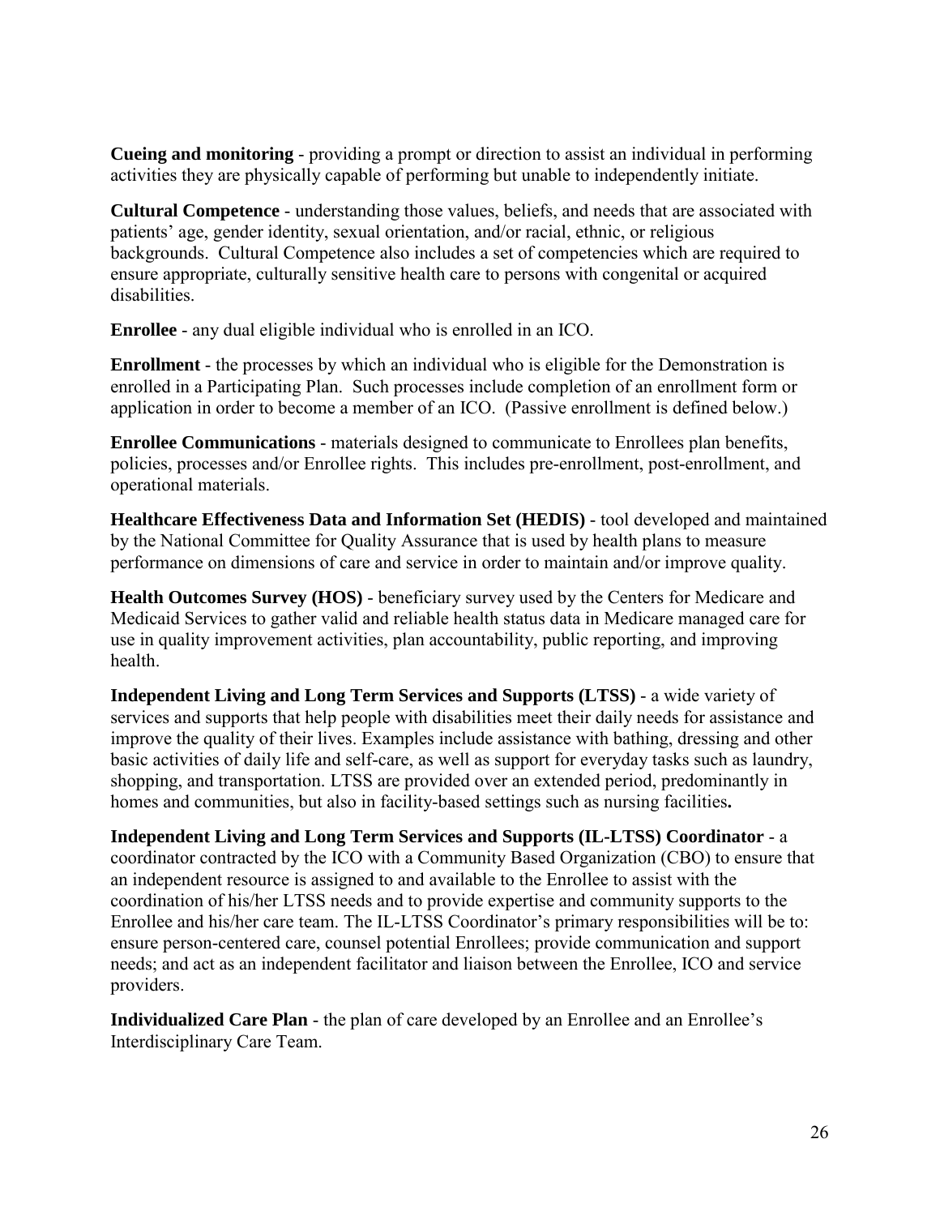**Cueing and monitoring** - providing a prompt or direction to assist an individual in performing activities they are physically capable of performing but unable to independently initiate.

**Cultural Competence** - understanding those values, beliefs, and needs that are associated with patients' age, gender identity, sexual orientation, and/or racial, ethnic, or religious backgrounds. Cultural Competence also includes a set of competencies which are required to ensure appropriate, culturally sensitive health care to persons with congenital or acquired disabilities.

**Enrollee** - any dual eligible individual who is enrolled in an ICO.

**Enrollment** - the processes by which an individual who is eligible for the Demonstration is enrolled in a Participating Plan. Such processes include completion of an enrollment form or application in order to become a member of an ICO. (Passive enrollment is defined below.)

**Enrollee Communications** - materials designed to communicate to Enrollees plan benefits, policies, processes and/or Enrollee rights. This includes pre-enrollment, post-enrollment, and operational materials.

**Healthcare Effectiveness Data and Information Set (HEDIS)** - tool developed and maintained by the National Committee for Quality Assurance that is used by health plans to measure performance on dimensions of care and service in order to maintain and/or improve quality.

**Health Outcomes Survey (HOS)** - beneficiary survey used by the Centers for Medicare and Medicaid Services to gather valid and reliable health status data in Medicare managed care for use in quality improvement activities, plan accountability, public reporting, and improving health.

**Independent Living and Long Term Services and Supports (LTSS)** - a wide variety of services and supports that help people with disabilities meet their daily needs for assistance and improve the quality of their lives. Examples include assistance with bathing, dressing and other basic activities of daily life and self-care, as well as support for everyday tasks such as laundry, shopping, and transportation. LTSS are provided over an extended period, predominantly in homes and communities, but also in facility-based settings such as nursing facilities**.**

**Independent Living and Long Term Services and Supports (IL-LTSS) Coordinator** - a coordinator contracted by the ICO with a Community Based Organization (CBO) to ensure that an independent resource is assigned to and available to the Enrollee to assist with the coordination of his/her LTSS needs and to provide expertise and community supports to the Enrollee and his/her care team. The IL-LTSS Coordinator's primary responsibilities will be to: ensure person-centered care, counsel potential Enrollees; provide communication and support needs; and act as an independent facilitator and liaison between the Enrollee, ICO and service providers.

**Individualized Care Plan** - the plan of care developed by an Enrollee and an Enrollee's Interdisciplinary Care Team.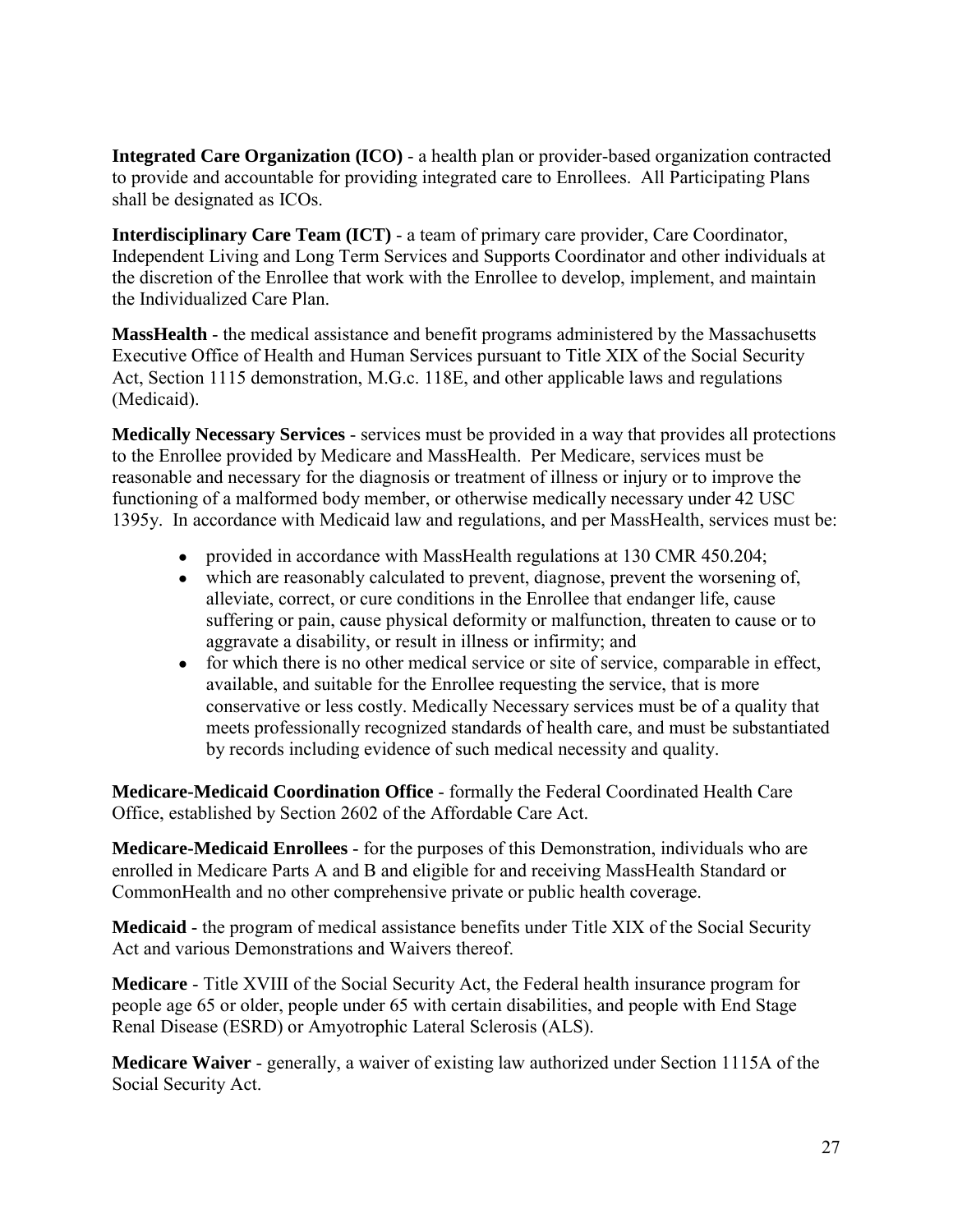**Integrated Care Organization (ICO)** - a health plan or provider-based organization contracted to provide and accountable for providing integrated care to Enrollees. All Participating Plans shall be designated as ICOs.

**Interdisciplinary Care Team (ICT)** - a team of primary care provider, Care Coordinator, Independent Living and Long Term Services and Supports Coordinator and other individuals at the discretion of the Enrollee that work with the Enrollee to develop, implement, and maintain the Individualized Care Plan.

**MassHealth** - the medical assistance and benefit programs administered by the Massachusetts Executive Office of Health and Human Services pursuant to Title XIX of the Social Security Act, Section 1115 demonstration, M.G.c. 118E, and other applicable laws and regulations (Medicaid).

**Medically Necessary Services** - services must be provided in a way that provides all protections to the Enrollee provided by Medicare and MassHealth. Per Medicare, services must be reasonable and necessary for the diagnosis or treatment of illness or injury or to improve the functioning of a malformed body member, or otherwise medically necessary under 42 USC 1395y. In accordance with Medicaid law and regulations, and per MassHealth, services must be:

- provided in accordance with MassHealth regulations at 130 CMR 450.204;
- which are reasonably calculated to prevent, diagnose, prevent the worsening of, alleviate, correct, or cure conditions in the Enrollee that endanger life, cause suffering or pain, cause physical deformity or malfunction, threaten to cause or to aggravate a disability, or result in illness or infirmity; and
- for which there is no other medical service or site of service, comparable in effect, available, and suitable for the Enrollee requesting the service, that is more conservative or less costly. Medically Necessary services must be of a quality that meets professionally recognized standards of health care, and must be substantiated by records including evidence of such medical necessity and quality.

**Medicare-Medicaid Coordination Office** - formally the Federal Coordinated Health Care Office, established by Section 2602 of the Affordable Care Act.

**Medicare-Medicaid Enrollees** - for the purposes of this Demonstration, individuals who are enrolled in Medicare Parts A and B and eligible for and receiving MassHealth Standard or CommonHealth and no other comprehensive private or public health coverage.

**Medicaid** - the program of medical assistance benefits under Title XIX of the Social Security Act and various Demonstrations and Waivers thereof.

**Medicare** - Title XVIII of the Social Security Act, the Federal health insurance program for people age 65 or older, people under 65 with certain disabilities, and people with End Stage Renal Disease (ESRD) or Amyotrophic Lateral Sclerosis (ALS).

**Medicare Waiver** - generally, a waiver of existing law authorized under Section 1115A of the Social Security Act.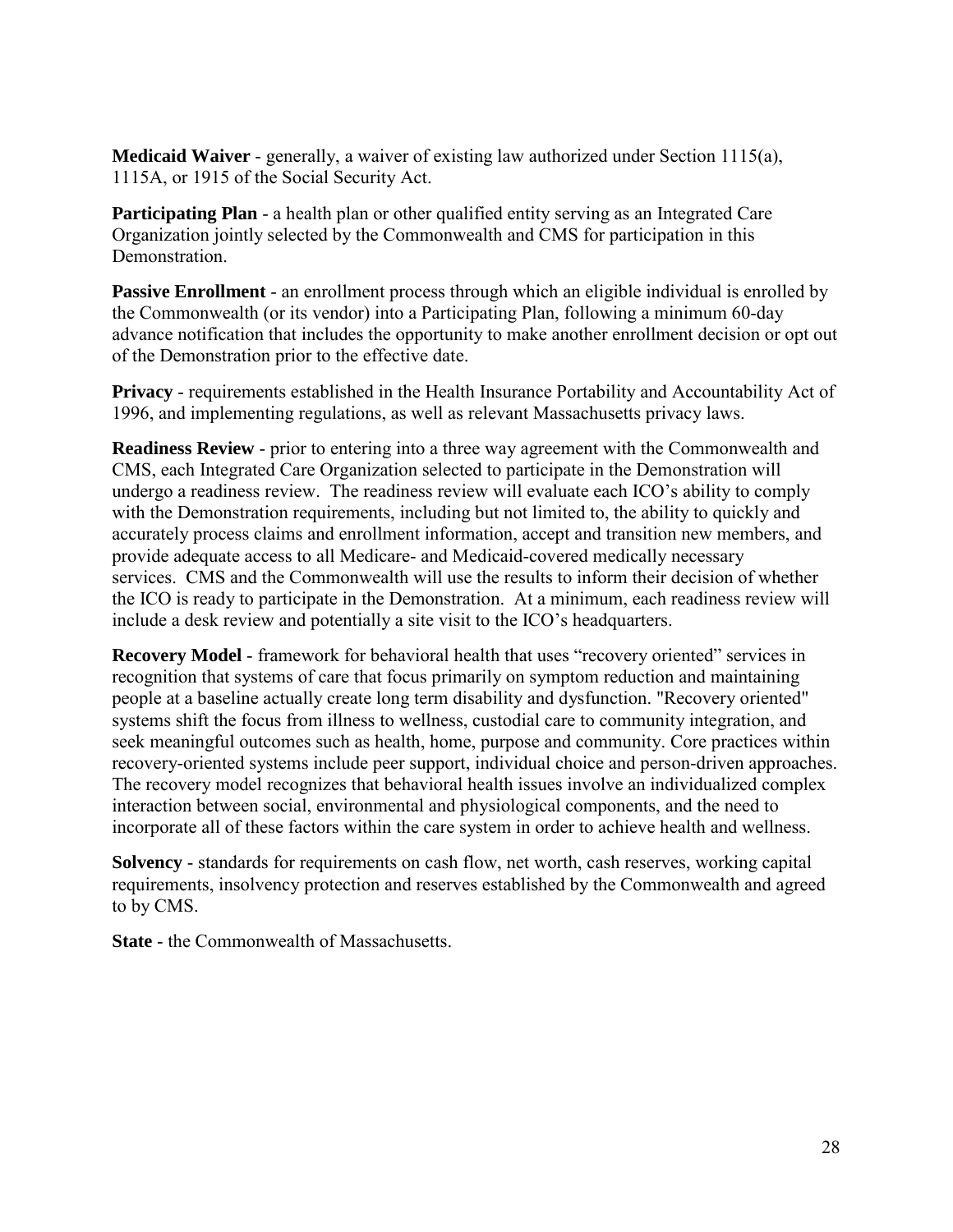**Medicaid Waiver** - generally, a waiver of existing law authorized under Section 1115(a), 1115A, or 1915 of the Social Security Act.

**Participating Plan** - a health plan or other qualified entity serving as an Integrated Care Organization jointly selected by the Commonwealth and CMS for participation in this Demonstration.

**Passive Enrollment** - an enrollment process through which an eligible individual is enrolled by the Commonwealth (or its vendor) into a Participating Plan, following a minimum 60-day advance notification that includes the opportunity to make another enrollment decision or opt out of the Demonstration prior to the effective date.

**Privacy** - requirements established in the Health Insurance Portability and Accountability Act of 1996, and implementing regulations, as well as relevant Massachusetts privacy laws.

**Readiness Review** - prior to entering into a three way agreement with the Commonwealth and CMS, each Integrated Care Organization selected to participate in the Demonstration will undergo a readiness review. The readiness review will evaluate each ICO's ability to comply with the Demonstration requirements, including but not limited to, the ability to quickly and accurately process claims and enrollment information, accept and transition new members, and provide adequate access to all Medicare- and Medicaid-covered medically necessary services. CMS and the Commonwealth will use the results to inform their decision of whether the ICO is ready to participate in the Demonstration. At a minimum, each readiness review will include a desk review and potentially a site visit to the ICO's headquarters.

**Recovery Model** - framework for behavioral health that uses "recovery oriented" services in recognition that systems of care that focus primarily on symptom reduction and maintaining people at a baseline actually create long term disability and dysfunction. "Recovery oriented" systems shift the focus from illness to wellness, custodial care to community integration, and seek meaningful outcomes such as health, home, purpose and community. Core practices within recovery-oriented systems include peer support, individual choice and person-driven approaches. The recovery model recognizes that behavioral health issues involve an individualized complex interaction between social, environmental and physiological components, and the need to incorporate all of these factors within the care system in order to achieve health and wellness.

**Solvency** - standards for requirements on cash flow, net worth, cash reserves, working capital requirements, insolvency protection and reserves established by the Commonwealth and agreed to by CMS.

**State** - the Commonwealth of Massachusetts.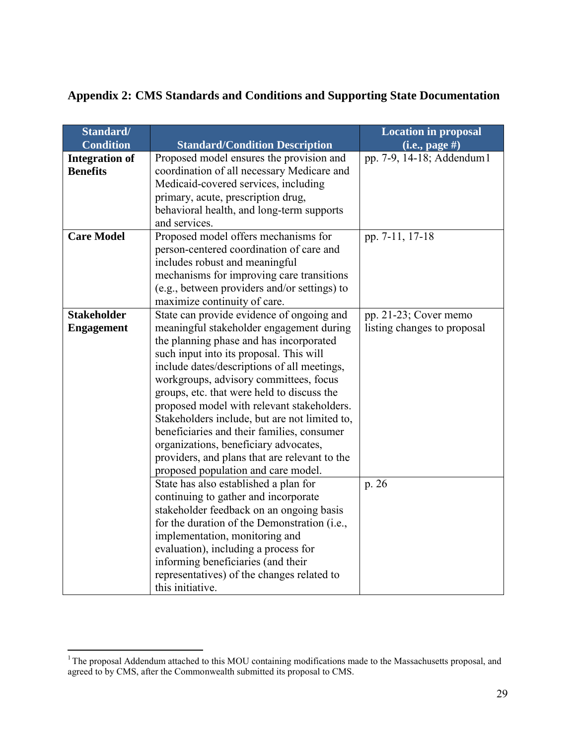## Appendix 2: CMS Standards and Conditions and Supporting State Documentation

| Standard/ Condition | Standard/Condition Description | Location in proposal (i.e., page #) |
|---|---|---|
| **Integration of Benefits** | Proposed model ensures the provision and coordination of all necessary Medicare and Medicaid-covered services, including primary, acute, prescription drug, behavioral health, and long-term supports and services. | pp. 7-9, 14-18; Addendum[1] |
| **Care Model** | Proposed model offers mechanisms for person-centered coordination of care and includes robust and meaningful mechanisms for improving care transitions (e.g., between providers and/or settings) to maximize continuity of care. | pp. 7-11, 17-18 |
| **Stakeholder Engagement** | State can provide evidence of ongoing and meaningful stakeholder engagement during the planning phase and has incorporated such input into its proposal. This will include dates/descriptions of all meetings, workgroups, advisory committees, focus groups, etc. that were held to discuss the proposed model with relevant stakeholders. Stakeholders include, but are not limited to, beneficiaries and their families, consumer organizations, beneficiary advocates, providers, and plans that are relevant to the proposed population and care model. | pp. 21-23; Cover memo listing changes to proposal |
| | State has also established a plan for continuing to gather and incorporate stakeholder feedback on an ongoing basis for the duration of the Demonstration (i.e., implementation, monitoring and evaluation), including a process for informing beneficiaries (and their representatives) of the changes related to this initiative. | p. 26 |

[1] The proposal Addendum attached to this MOU containing modifications made to the Massachusetts proposal, and agreed to by CMS, after the Commonwealth submitted its proposal to CMS.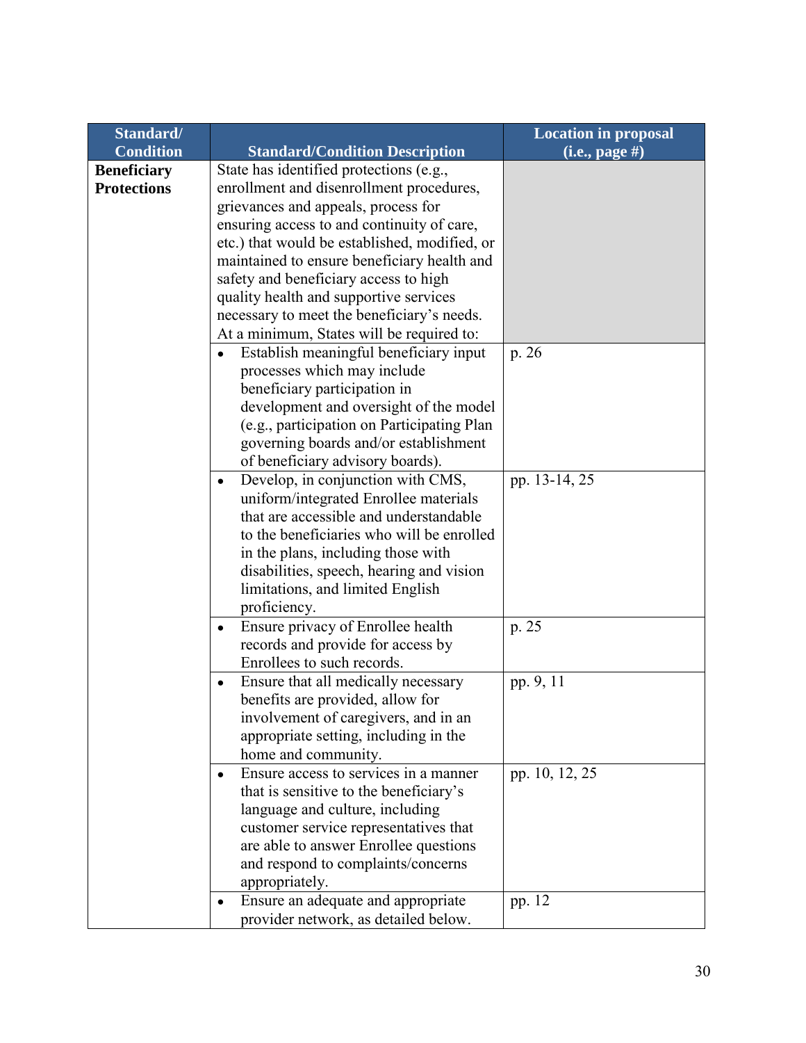| Standard/ Condition | Standard/Condition Description | Location in proposal (i.e., page #) |
|---|---|---|
| **Beneficiary Protections** | State has identified protections (e.g., enrollment and disenrollment procedures, grievances and appeals, process for ensuring access to and continuity of care, etc.) that would be established, modified, or maintained to ensure beneficiary health and safety and beneficiary access to high quality health and supportive services necessary to meet the beneficiary's needs. At a minimum, States will be required to: | |
| | • Establish meaningful beneficiary input processes which may include beneficiary participation in development and oversight of the model (e.g., participation on Participating Plan governing boards and/or establishment of beneficiary advisory boards). | p. 26 |
| | • Develop, in conjunction with CMS, uniform/integrated Enrollee materials that are accessible and understandable to the beneficiaries who will be enrolled in the plans, including those with disabilities, speech, hearing and vision limitations, and limited English proficiency. | pp. 13-14, 25 |
| | • Ensure privacy of Enrollee health records and provide for access by Enrollees to such records. | p. 25 |
| | • Ensure that all medically necessary benefits are provided, allow for involvement of caregivers, and in an appropriate setting, including in the home and community. | pp. 9, 11 |
| | • Ensure access to services in a manner that is sensitive to the beneficiary's language and culture, including customer service representatives that are able to answer Enrollee questions and respond to complaints/concerns appropriately. | pp. 10, 12, 25 |
| | • Ensure an adequate and appropriate provider network, as detailed below. | pp. 12 |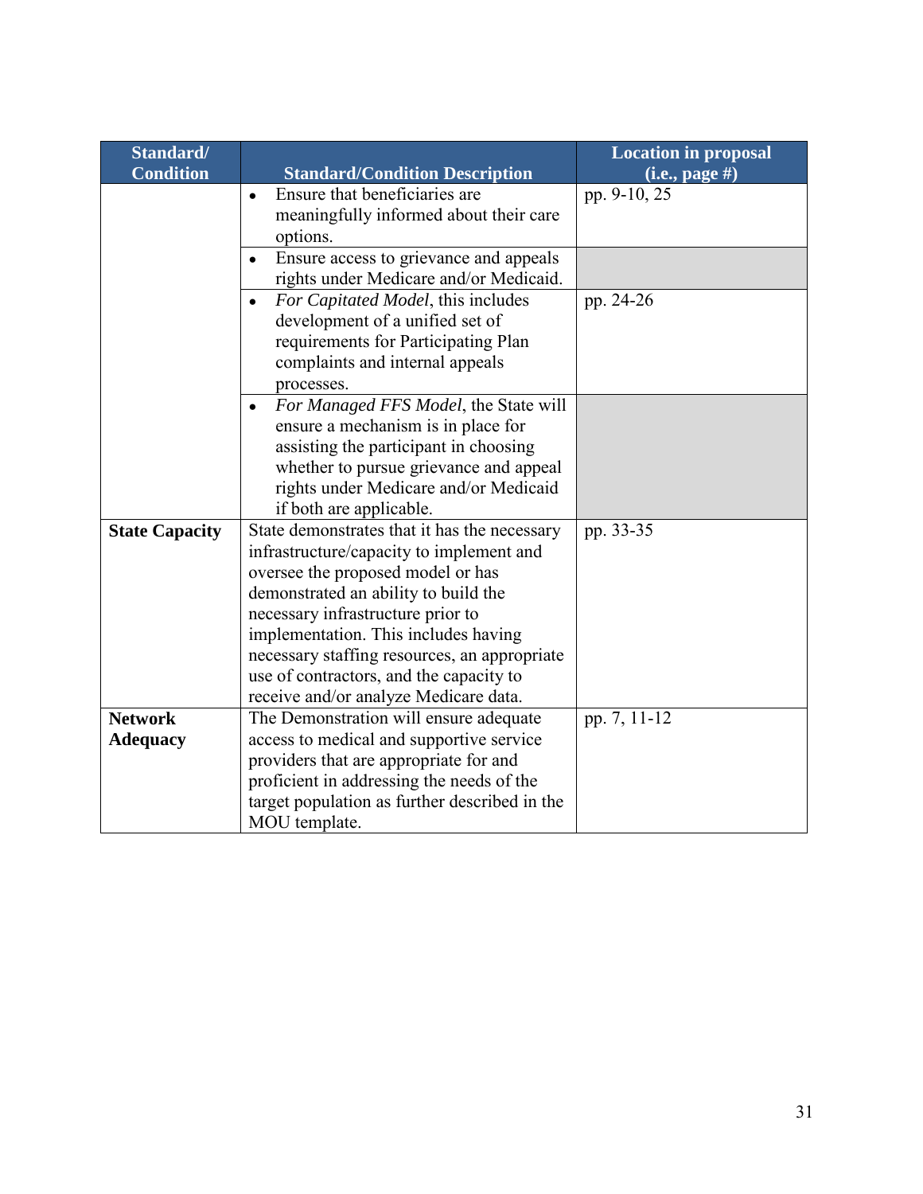| Standard/ Condition | Standard/Condition Description | Location in proposal (i.e., page #) |
|---|---|---|
| | • Ensure that beneficiaries are meaningfully informed about their care options. | pp. 9-10, 25 |
| | • Ensure access to grievance and appeals rights under Medicare and/or Medicaid. | |
| | • *For Capitated Model*, this includes development of a unified set of requirements for Participating Plan complaints and internal appeals processes. | pp. 24-26 |
| | • *For Managed FFS Model*, the State will ensure a mechanism is in place for assisting the participant in choosing whether to pursue grievance and appeal rights under Medicare and/or Medicaid if both are applicable. | |
| **State Capacity** | State demonstrates that it has the necessary infrastructure/capacity to implement and oversee the proposed model or has demonstrated an ability to build the necessary infrastructure prior to implementation. This includes having necessary staffing resources, an appropriate use of contractors, and the capacity to receive and/or analyze Medicare data. | pp. 33-35 |
| **Network Adequacy** | The Demonstration will ensure adequate access to medical and supportive service providers that are appropriate for and proficient in addressing the needs of the target population as further described in the MOU template. | pp. 7, 11-12 |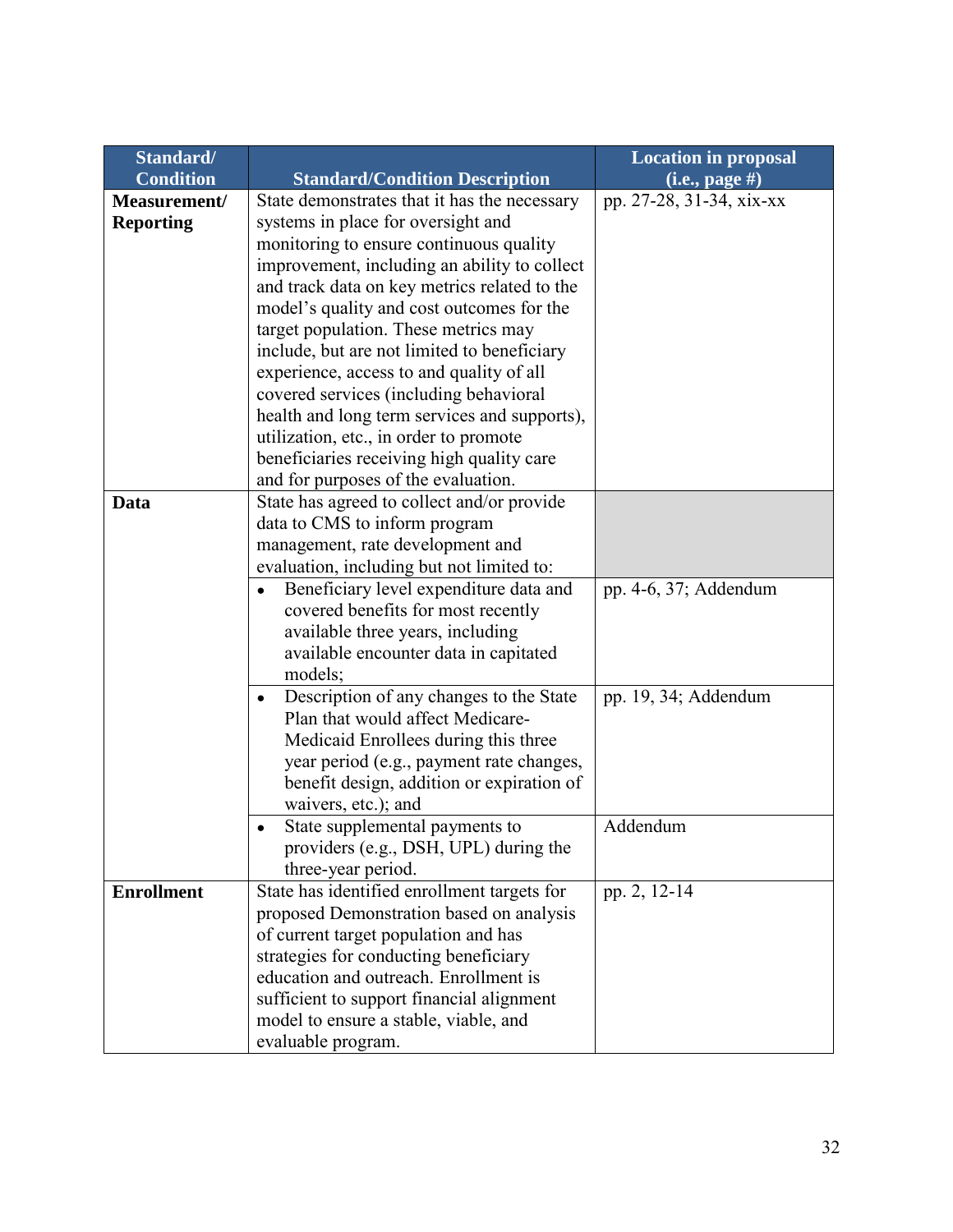| Standard/ Condition | Standard/Condition Description | Location in proposal (i.e., page #) |
|---|---|---|
| **Measurement/ Reporting** | State demonstrates that it has the necessary systems in place for oversight and monitoring to ensure continuous quality improvement, including an ability to collect and track data on key metrics related to the model's quality and cost outcomes for the target population. These metrics may include, but are not limited to beneficiary experience, access to and quality of all covered services (including behavioral health and long term services and supports), utilization, etc., in order to promote beneficiaries receiving high quality care and for purposes of the evaluation. | pp. 27-28, 31-34, xix-xx |
| **Data** | State has agreed to collect and/or provide data to CMS to inform program management, rate development and evaluation, including but not limited to: | |
| | • Beneficiary level expenditure data and covered benefits for most recently available three years, including available encounter data in capitated models; | pp. 4-6, 37; Addendum |
| | • Description of any changes to the State Plan that would affect Medicare-Medicaid Enrollees during this three year period (e.g., payment rate changes, benefit design, addition or expiration of waivers, etc.); and | pp. 19, 34; Addendum |
| | • State supplemental payments to providers (e.g., DSH, UPL) during the three-year period. | Addendum |
| **Enrollment** | State has identified enrollment targets for proposed Demonstration based on analysis of current target population and has strategies for conducting beneficiary education and outreach. Enrollment is sufficient to support financial alignment model to ensure a stable, viable, and evaluable program. | pp. 2, 12-14 |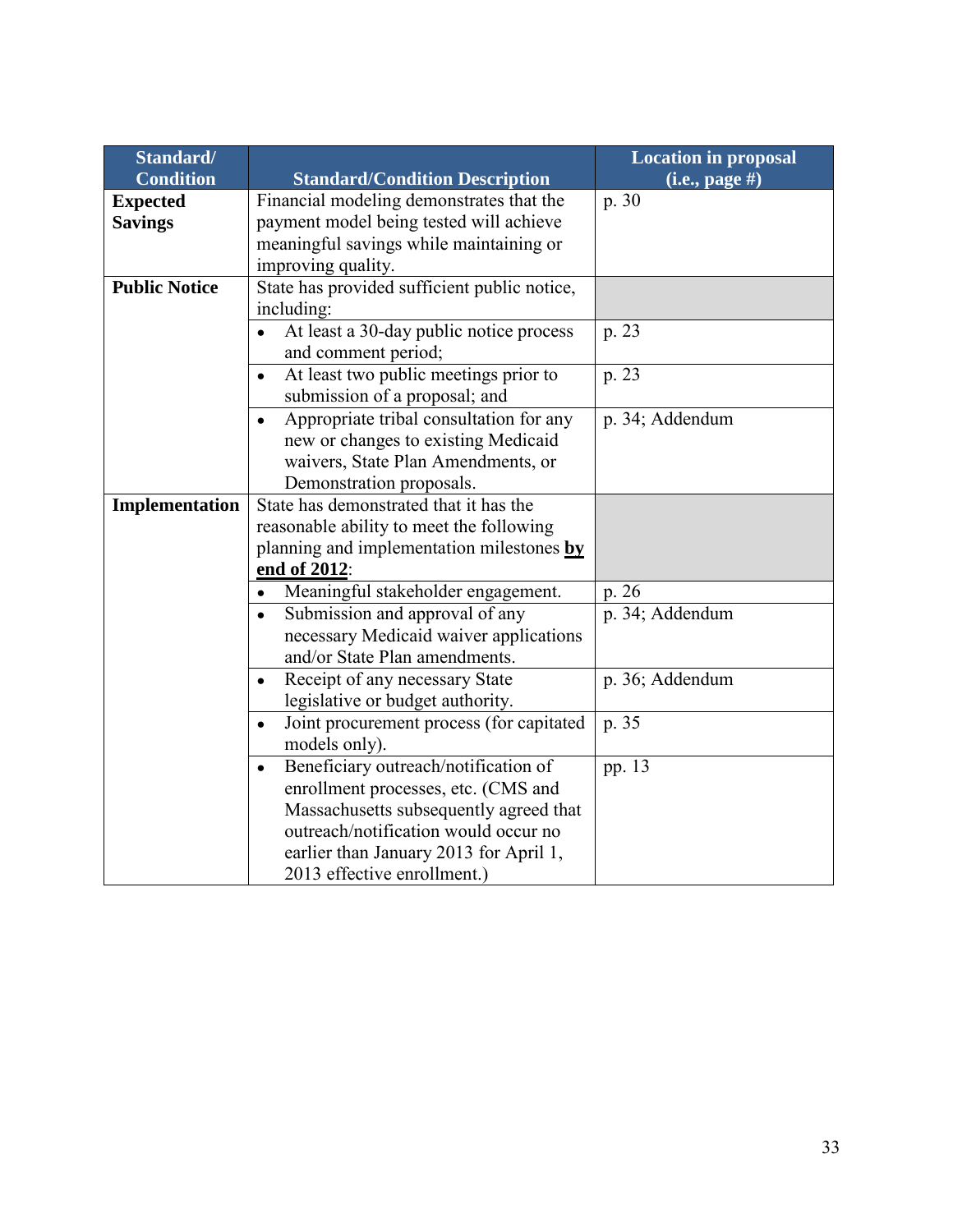| Standard/ Condition | Standard/Condition Description | Location in proposal (i.e., page #) |
|---|---|---|
| **Expected Savings** | Financial modeling demonstrates that the payment model being tested will achieve meaningful savings while maintaining or improving quality. | p. 30 |
| **Public Notice** | State has provided sufficient public notice, including: | |
| | • At least a 30-day public notice process and comment period; | p. 23 |
| | • At least two public meetings prior to submission of a proposal; and | p. 23 |
| | • Appropriate tribal consultation for any new or changes to existing Medicaid waivers, State Plan Amendments, or Demonstration proposals. | p. 34; Addendum |
| **Implementation** | State has demonstrated that it has the reasonable ability to meet the following planning and implementation milestones **<u>by end of 2012</u>**: | |
| | • Meaningful stakeholder engagement. | p. 26 |
| | • Submission and approval of any necessary Medicaid waiver applications and/or State Plan amendments. | p. 34; Addendum |
| | • Receipt of any necessary State legislative or budget authority. | p. 36; Addendum |
| | • Joint procurement process (for capitated models only). | p. 35 |
| | • Beneficiary outreach/notification of enrollment processes, etc. (CMS and Massachusetts subsequently agreed that outreach/notification would occur no earlier than January 2013 for April 1, 2013 effective enrollment.) | pp. 13 |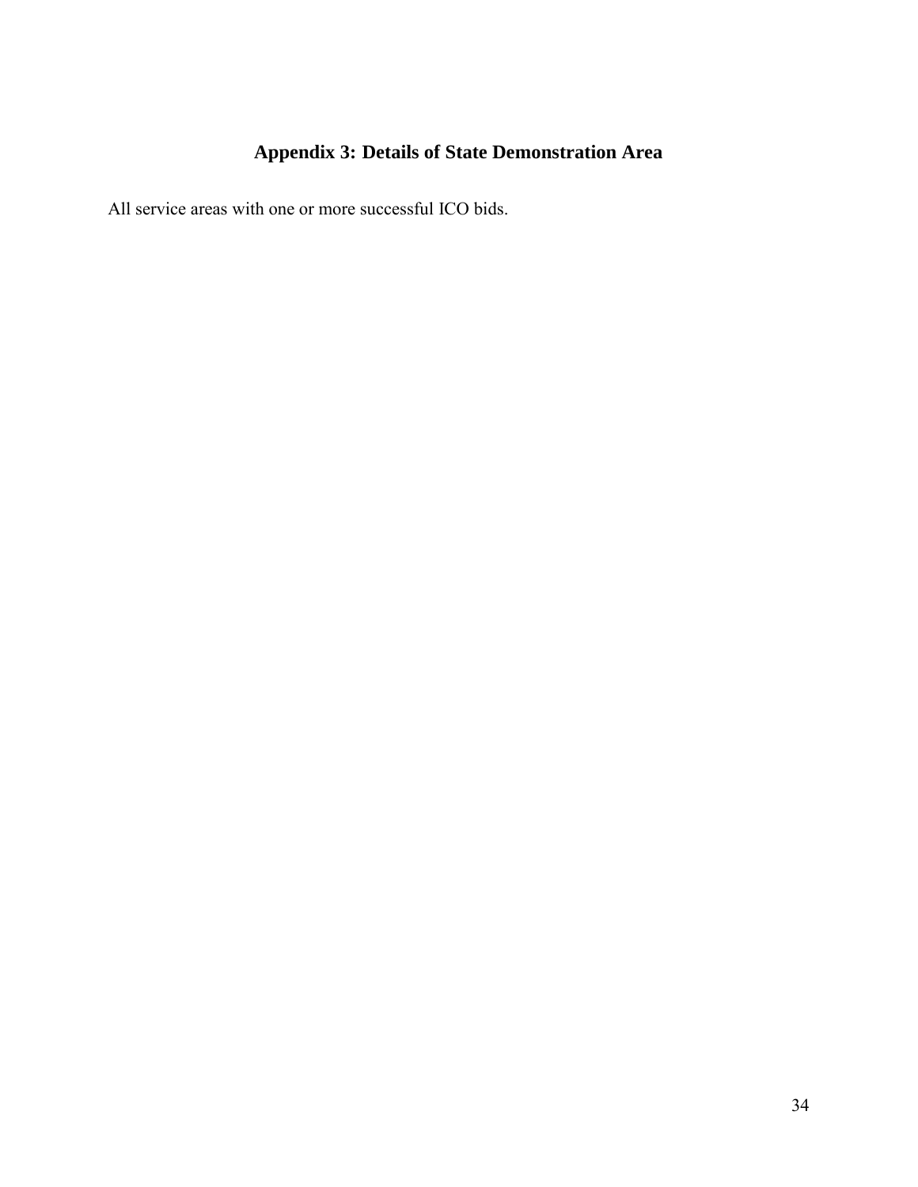## Appendix 3: Details of State Demonstration Area

All service areas with one or more successful ICO bids.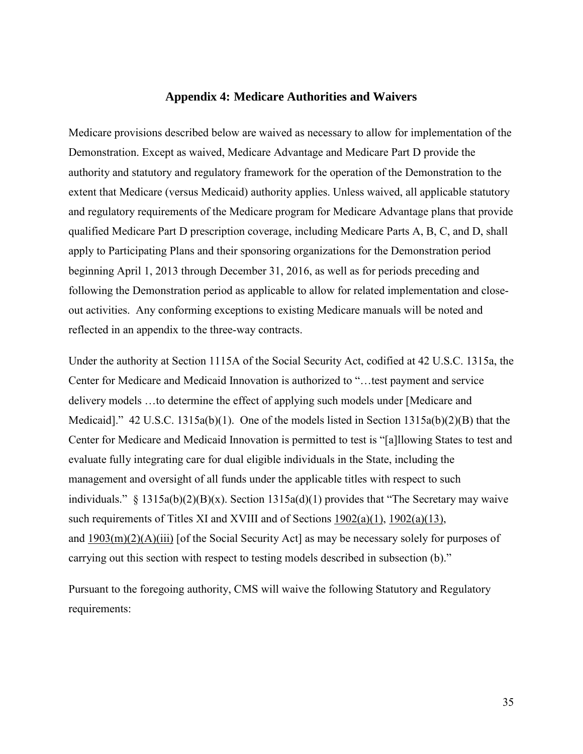## Appendix 4: Medicare Authorities and Waivers

Medicare provisions described below are waived as necessary to allow for implementation of the Demonstration. Except as waived, Medicare Advantage and Medicare Part D provide the authority and statutory and regulatory framework for the operation of the Demonstration to the extent that Medicare (versus Medicaid) authority applies. Unless waived, all applicable statutory and regulatory requirements of the Medicare program for Medicare Advantage plans that provide qualified Medicare Part D prescription coverage, including Medicare Parts A, B, C, and D, shall apply to Participating Plans and their sponsoring organizations for the Demonstration period beginning April 1, 2013 through December 31, 2016, as well as for periods preceding and following the Demonstration period as applicable to allow for related implementation and close-out activities. Any conforming exceptions to existing Medicare manuals will be noted and reflected in an appendix to the three-way contracts.

Under the authority at Section 1115A of the Social Security Act, codified at 42 U.S.C. 1315a, the Center for Medicare and Medicaid Innovation is authorized to "…test payment and service delivery models …to determine the effect of applying such models under [Medicare and Medicaid]." 42 U.S.C. 1315a(b)(1). One of the models listed in Section 1315a(b)(2)(B) that the Center for Medicare and Medicaid Innovation is permitted to test is "[a]llowing States to test and evaluate fully integrating care for dual eligible individuals in the State, including the management and oversight of all funds under the applicable titles with respect to such individuals." § 1315a(b)(2)(B)(x). Section 1315a(d)(1) provides that "The Secretary may waive such requirements of Titles XI and XVIII and of Sections 1902(a)(1), 1902(a)(13), and 1903(m)(2)(A)(iii) [of the Social Security Act] as may be necessary solely for purposes of carrying out this section with respect to testing models described in subsection (b)."

Pursuant to the foregoing authority, CMS will waive the following Statutory and Regulatory requirements: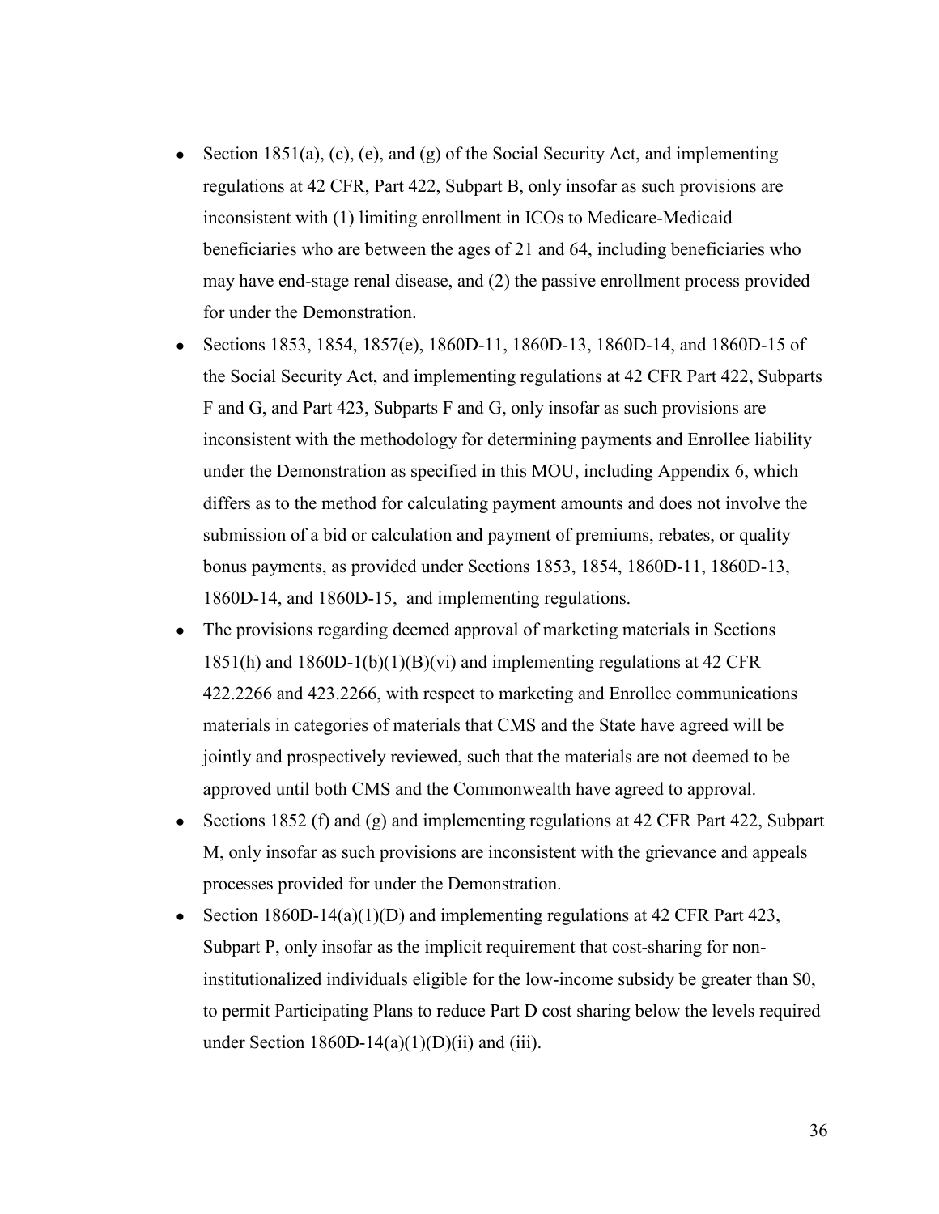- Section 1851(a), (c), (e), and (g) of the Social Security Act, and implementing regulations at 42 CFR, Part 422, Subpart B, only insofar as such provisions are inconsistent with (1) limiting enrollment in ICOs to Medicare-Medicaid beneficiaries who are between the ages of 21 and 64, including beneficiaries who may have end-stage renal disease, and (2) the passive enrollment process provided for under the Demonstration.
- Sections 1853, 1854, 1857(e), 1860D-11, 1860D-13, 1860D-14, and 1860D-15 of the Social Security Act, and implementing regulations at 42 CFR Part 422, Subparts F and G, and Part 423, Subparts F and G, only insofar as such provisions are inconsistent with the methodology for determining payments and Enrollee liability under the Demonstration as specified in this MOU, including Appendix 6, which differs as to the method for calculating payment amounts and does not involve the submission of a bid or calculation and payment of premiums, rebates, or quality bonus payments, as provided under Sections 1853, 1854, 1860D-11, 1860D-13, 1860D-14, and 1860D-15, and implementing regulations.
- The provisions regarding deemed approval of marketing materials in Sections 1851(h) and 1860D-1(b)(1)(B)(vi) and implementing regulations at 42 CFR 422.2266 and 423.2266, with respect to marketing and Enrollee communications materials in categories of materials that CMS and the State have agreed will be jointly and prospectively reviewed, such that the materials are not deemed to be approved until both CMS and the Commonwealth have agreed to approval.
- Sections 1852 (f) and (g) and implementing regulations at 42 CFR Part 422, Subpart M, only insofar as such provisions are inconsistent with the grievance and appeals processes provided for under the Demonstration.
- Section 1860D-14(a)(1)(D) and implementing regulations at 42 CFR Part 423, Subpart P, only insofar as the implicit requirement that cost-sharing for non-institutionalized individuals eligible for the low-income subsidy be greater than \$0, to permit Participating Plans to reduce Part D cost sharing below the levels required under Section 1860D-14(a)(1)(D)(ii) and (iii).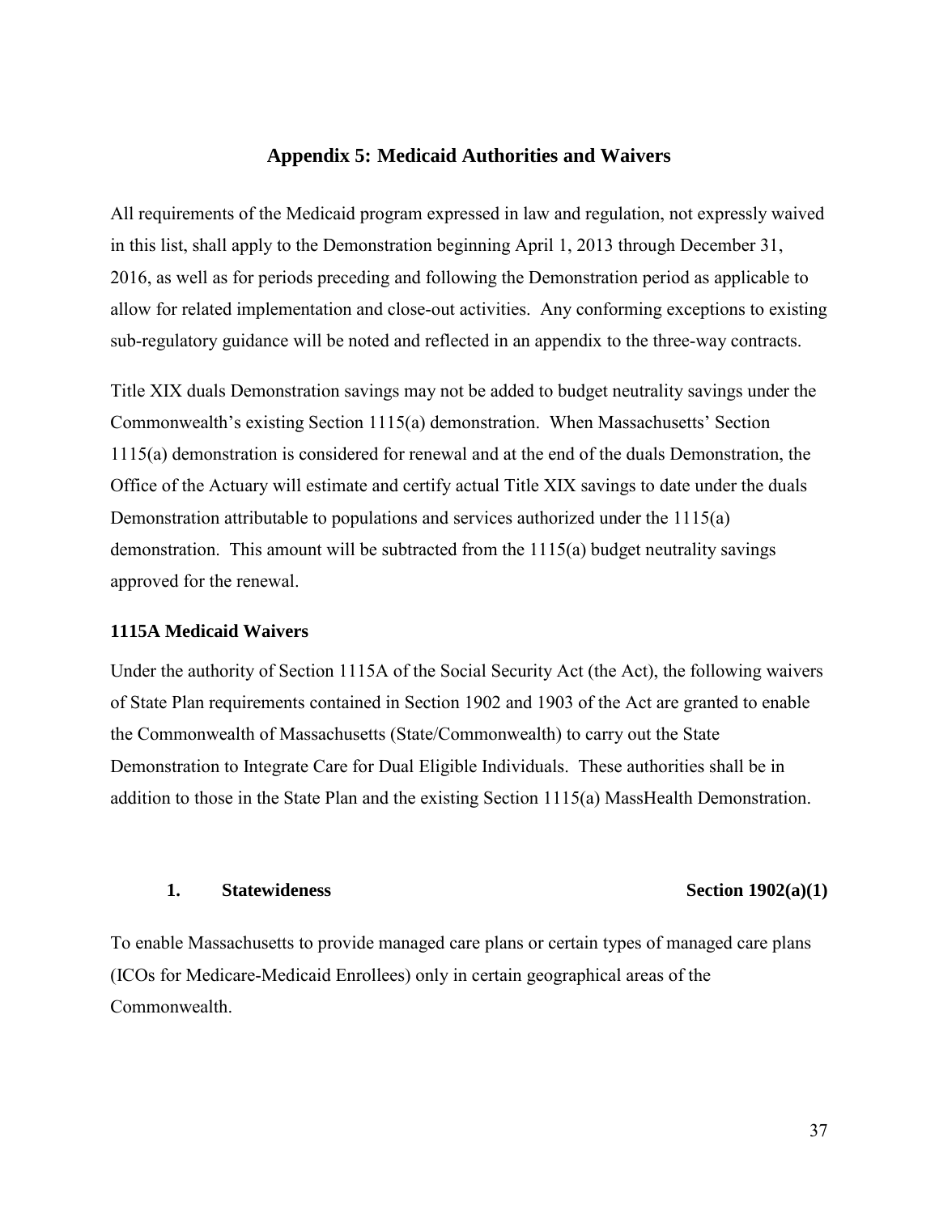## Appendix 5: Medicaid Authorities and Waivers

All requirements of the Medicaid program expressed in law and regulation, not expressly waived in this list, shall apply to the Demonstration beginning April 1, 2013 through December 31, 2016, as well as for periods preceding and following the Demonstration period as applicable to allow for related implementation and close-out activities. Any conforming exceptions to existing sub-regulatory guidance will be noted and reflected in an appendix to the three-way contracts.

Title XIX duals Demonstration savings may not be added to budget neutrality savings under the Commonwealth's existing Section 1115(a) demonstration. When Massachusetts' Section 1115(a) demonstration is considered for renewal and at the end of the duals Demonstration, the Office of the Actuary will estimate and certify actual Title XIX savings to date under the duals Demonstration attributable to populations and services authorized under the 1115(a) demonstration. This amount will be subtracted from the 1115(a) budget neutrality savings approved for the renewal.

### 1115A Medicaid Waivers

Under the authority of Section 1115A of the Social Security Act (the Act), the following waivers of State Plan requirements contained in Section 1902 and 1903 of the Act are granted to enable the Commonwealth of Massachusetts (State/Commonwealth) to carry out the State Demonstration to Integrate Care for Dual Eligible Individuals. These authorities shall be in addition to those in the State Plan and the existing Section 1115(a) MassHealth Demonstration.

**1. Statewideness — Section 1902(a)(1)**

To enable Massachusetts to provide managed care plans or certain types of managed care plans (ICOs for Medicare-Medicaid Enrollees) only in certain geographical areas of the Commonwealth.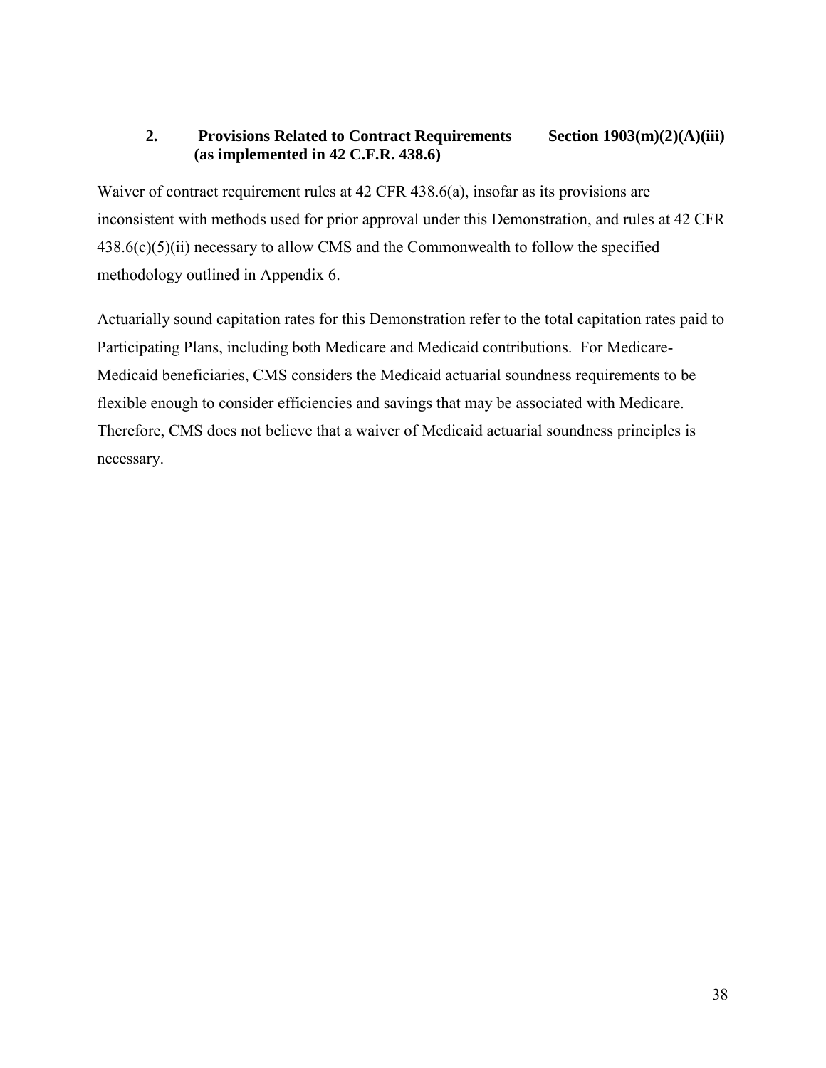**2. Provisions Related to Contract Requirements Section 1903(m)(2)(A)(iii) (as implemented in 42 C.F.R. 438.6)**

Waiver of contract requirement rules at 42 CFR 438.6(a), insofar as its provisions are inconsistent with methods used for prior approval under this Demonstration, and rules at 42 CFR 438.6(c)(5)(ii) necessary to allow CMS and the Commonwealth to follow the specified methodology outlined in Appendix 6.

Actuarially sound capitation rates for this Demonstration refer to the total capitation rates paid to Participating Plans, including both Medicare and Medicaid contributions. For Medicare-Medicaid beneficiaries, CMS considers the Medicaid actuarial soundness requirements to be flexible enough to consider efficiencies and savings that may be associated with Medicare. Therefore, CMS does not believe that a waiver of Medicaid actuarial soundness principles is necessary.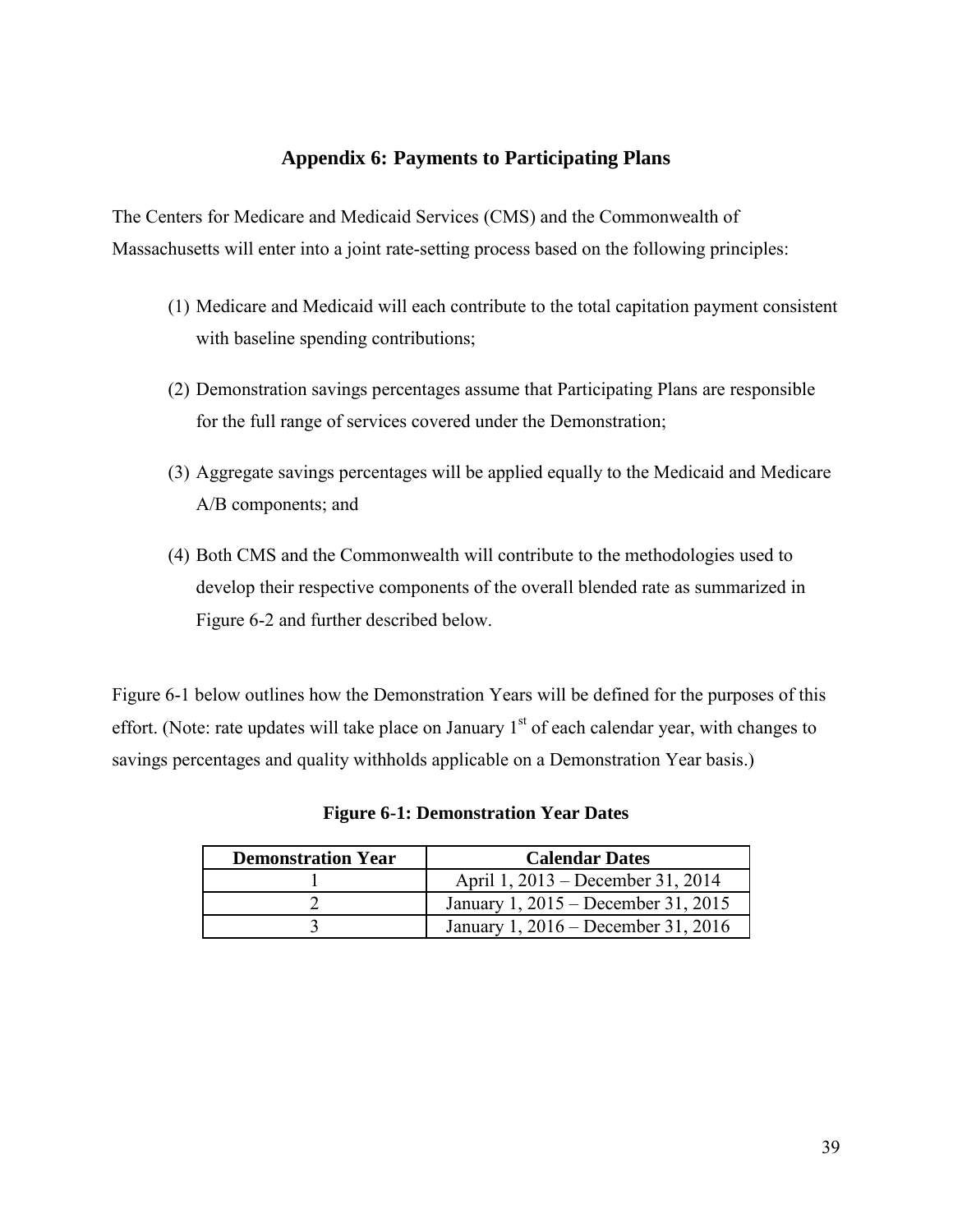## Appendix 6: Payments to Participating Plans

The Centers for Medicare and Medicaid Services (CMS) and the Commonwealth of Massachusetts will enter into a joint rate-setting process based on the following principles:

(1) Medicare and Medicaid will each contribute to the total capitation payment consistent with baseline spending contributions;

(2) Demonstration savings percentages assume that Participating Plans are responsible for the full range of services covered under the Demonstration;

(3) Aggregate savings percentages will be applied equally to the Medicaid and Medicare A/B components; and

(4) Both CMS and the Commonwealth will contribute to the methodologies used to develop their respective components of the overall blended rate as summarized in Figure 6-2 and further described below.

Figure 6-1 below outlines how the Demonstration Years will be defined for the purposes of this effort. (Note: rate updates will take place on January 1st of each calendar year, with changes to savings percentages and quality withholds applicable on a Demonstration Year basis.)

**Figure 6-1: Demonstration Year Dates**

| Demonstration Year | Calendar Dates |
|---|---|
| 1 | April 1, 2013 – December 31, 2014 |
| 2 | January 1, 2015 – December 31, 2015 |
| 3 | January 1, 2016 – December 31, 2016 |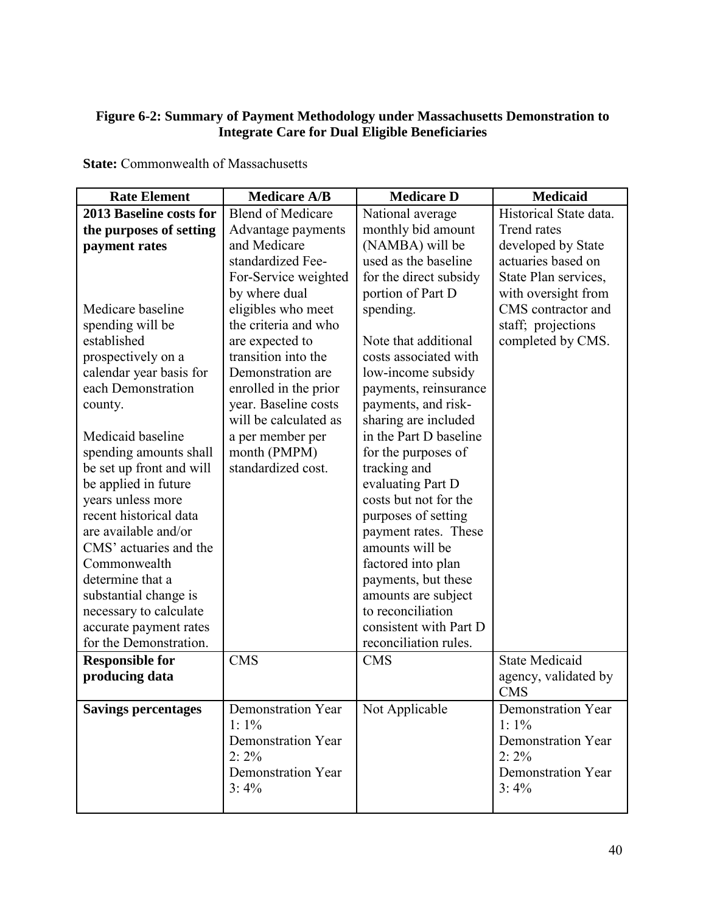**Figure 6-2: Summary of Payment Methodology under Massachusetts Demonstration to Integrate Care for Dual Eligible Beneficiaries**

**State:** Commonwealth of Massachusetts

| Rate Element | Medicare A/B | Medicare D | Medicaid |
|---|---|---|---|
| **2013 Baseline costs for the purposes of setting payment rates**<br><br>Medicare baseline spending will be established prospectively on a calendar year basis for each Demonstration county.<br><br>Medicaid baseline spending amounts shall be set up front and will be applied in future years unless more recent historical data are available and/or CMS' actuaries and the Commonwealth determine that a substantial change is necessary to calculate accurate payment rates for the Demonstration. | Blend of Medicare Advantage payments and Medicare standardized Fee-For-Service weighted by where dual eligibles who meet the criteria and who are expected to transition into the Demonstration are enrolled in the prior year. Baseline costs will be calculated as a per member per month (PMPM) standardized cost. | National average monthly bid amount (NAMBA) will be used as the baseline for the direct subsidy portion of Part D spending.<br><br>Note that additional costs associated with low-income subsidy payments, reinsurance payments, and risk-sharing are included in the Part D baseline for the purposes of tracking and evaluating Part D costs but not for the purposes of setting payment rates. These amounts will be factored into plan payments, but these amounts are subject to reconciliation consistent with Part D reconciliation rules. | Historical State data. Trend rates developed by State actuaries based on State Plan services, with oversight from CMS contractor and staff; projections completed by CMS. |
| **Responsible for producing data** | CMS | CMS | State Medicaid agency, validated by CMS |
| **Savings percentages** | Demonstration Year 1: 1%<br>Demonstration Year 2: 2%<br>Demonstration Year 3: 4% | Not Applicable | Demonstration Year 1: 1%<br>Demonstration Year 2: 2%<br>Demonstration Year 3: 4% |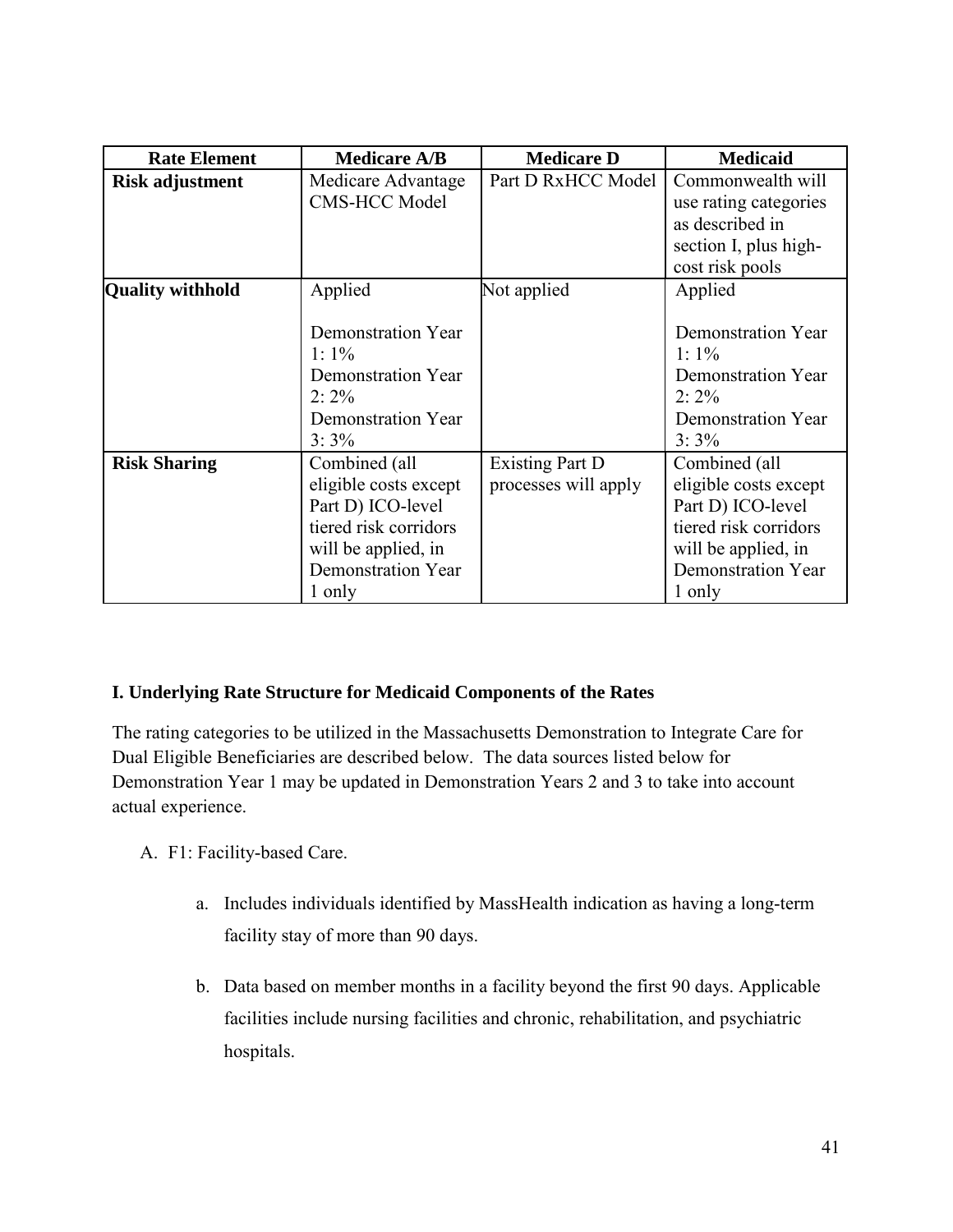| Rate Element | Medicare A/B | Medicare D | Medicaid |
|---|---|---|---|
| **Risk adjustment** | Medicare Advantage CMS-HCC Model | Part D RxHCC Model | Commonwealth will use rating categories as described in section I, plus high-cost risk pools |
| **Quality withhold** | Applied<br><br>Demonstration Year 1: 1%<br>Demonstration Year 2: 2%<br>Demonstration Year 3: 3% | Not applied | Applied<br><br>Demonstration Year 1: 1%<br>Demonstration Year 2: 2%<br>Demonstration Year 3: 3% |
| **Risk Sharing** | Combined (all eligible costs except Part D) ICO-level tiered risk corridors will be applied, in Demonstration Year 1 only | Existing Part D processes will apply | Combined (all eligible costs except Part D) ICO-level tiered risk corridors will be applied, in Demonstration Year 1 only |

**I. Underlying Rate Structure for Medicaid Components of the Rates**

The rating categories to be utilized in the Massachusetts Demonstration to Integrate Care for Dual Eligible Beneficiaries are described below. The data sources listed below for Demonstration Year 1 may be updated in Demonstration Years 2 and 3 to take into account actual experience.

A. F1: Facility-based Care.

   a. Includes individuals identified by MassHealth indication as having a long-term facility stay of more than 90 days.

   b. Data based on member months in a facility beyond the first 90 days. Applicable facilities include nursing facilities and chronic, rehabilitation, and psychiatric hospitals.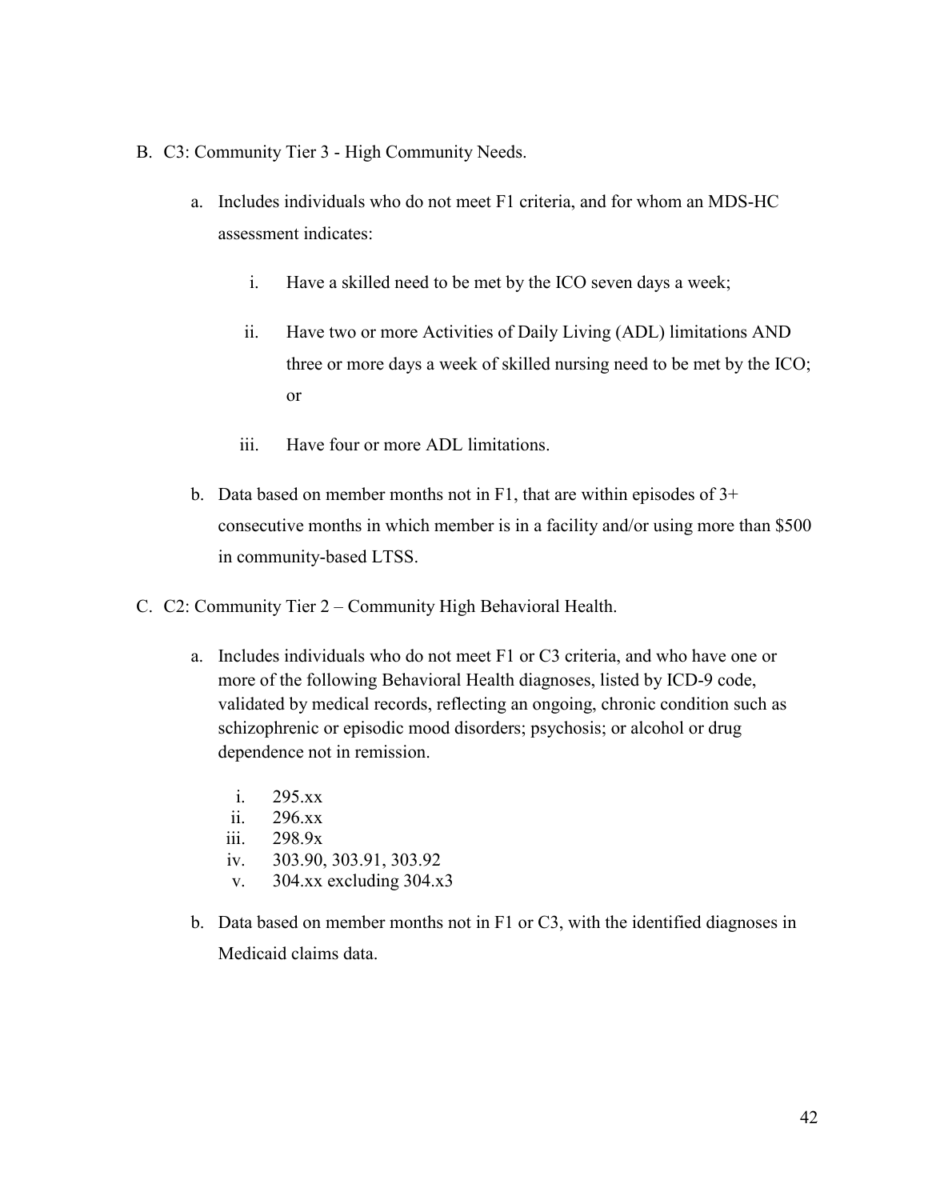B. C3: Community Tier 3 - High Community Needs.

   a. Includes individuals who do not meet F1 criteria, and for whom an MDS-HC assessment indicates:

      i. Have a skilled need to be met by the ICO seven days a week;

      ii. Have two or more Activities of Daily Living (ADL) limitations AND three or more days a week of skilled nursing need to be met by the ICO; or

      iii. Have four or more ADL limitations.

   b. Data based on member months not in F1, that are within episodes of 3+ consecutive months in which member is in a facility and/or using more than $500 in community-based LTSS.

C. C2: Community Tier 2 – Community High Behavioral Health.

   a. Includes individuals who do not meet F1 or C3 criteria, and who have one or more of the following Behavioral Health diagnoses, listed by ICD-9 code, validated by medical records, reflecting an ongoing, chronic condition such as schizophrenic or episodic mood disorders; psychosis; or alcohol or drug dependence not in remission.

      i. 295.xx
      ii. 296.xx
      iii. 298.9x
      iv. 303.90, 303.91, 303.92
      v. 304.xx excluding 304.x3

   b. Data based on member months not in F1 or C3, with the identified diagnoses in Medicaid claims data.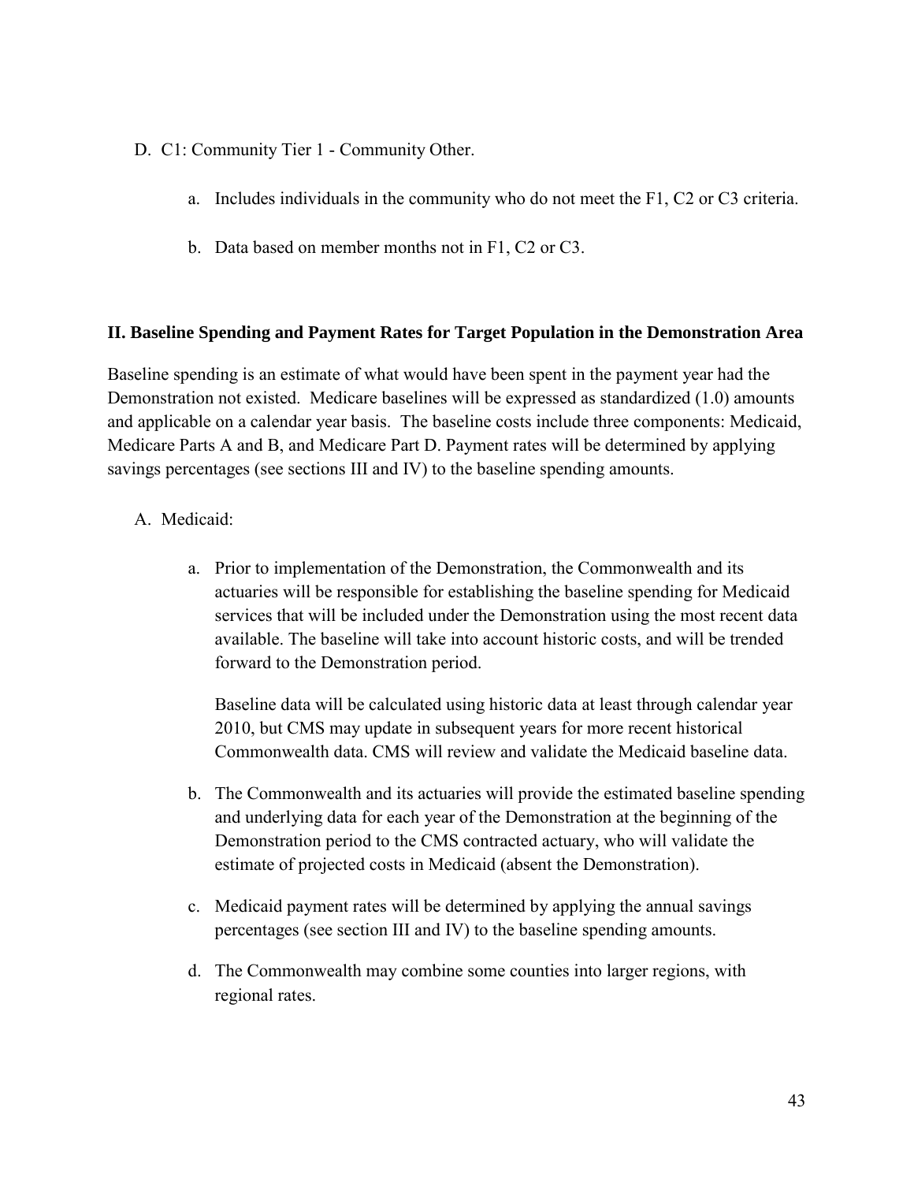D. C1: Community Tier 1 - Community Other.

   a. Includes individuals in the community who do not meet the F1, C2 or C3 criteria.

   b. Data based on member months not in F1, C2 or C3.

**II. Baseline Spending and Payment Rates for Target Population in the Demonstration Area**

Baseline spending is an estimate of what would have been spent in the payment year had the Demonstration not existed. Medicare baselines will be expressed as standardized (1.0) amounts and applicable on a calendar year basis. The baseline costs include three components: Medicaid, Medicare Parts A and B, and Medicare Part D. Payment rates will be determined by applying savings percentages (see sections III and IV) to the baseline spending amounts.

A. Medicaid:

   a. Prior to implementation of the Demonstration, the Commonwealth and its actuaries will be responsible for establishing the baseline spending for Medicaid services that will be included under the Demonstration using the most recent data available. The baseline will take into account historic costs, and will be trended forward to the Demonstration period.

      Baseline data will be calculated using historic data at least through calendar year 2010, but CMS may update in subsequent years for more recent historical Commonwealth data. CMS will review and validate the Medicaid baseline data.

   b. The Commonwealth and its actuaries will provide the estimated baseline spending and underlying data for each year of the Demonstration at the beginning of the Demonstration period to the CMS contracted actuary, who will validate the estimate of projected costs in Medicaid (absent the Demonstration).

   c. Medicaid payment rates will be determined by applying the annual savings percentages (see section III and IV) to the baseline spending amounts.

   d. The Commonwealth may combine some counties into larger regions, with regional rates.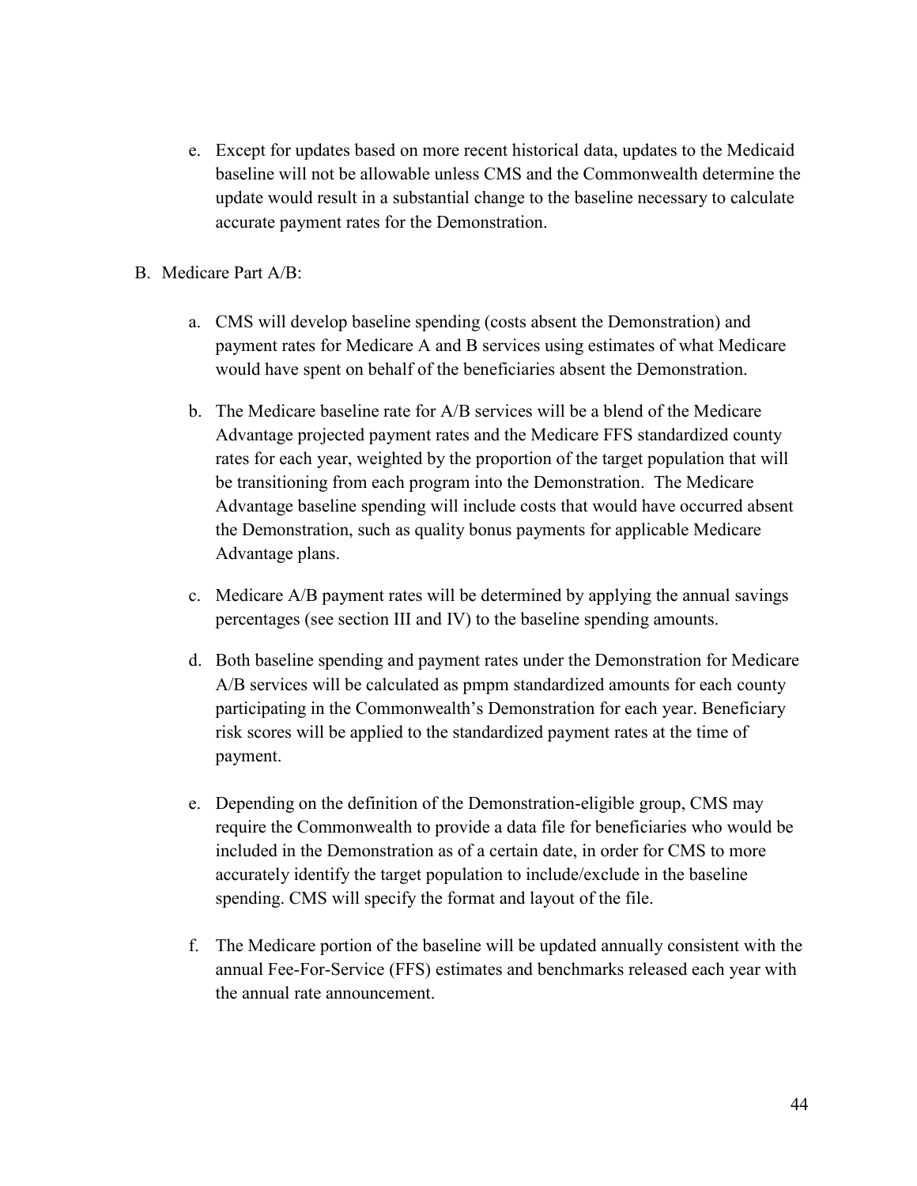e. Except for updates based on more recent historical data, updates to the Medicaid baseline will not be allowable unless CMS and the Commonwealth determine the update would result in a substantial change to the baseline necessary to calculate accurate payment rates for the Demonstration.

B. Medicare Part A/B:

a. CMS will develop baseline spending (costs absent the Demonstration) and payment rates for Medicare A and B services using estimates of what Medicare would have spent on behalf of the beneficiaries absent the Demonstration.

b. The Medicare baseline rate for A/B services will be a blend of the Medicare Advantage projected payment rates and the Medicare FFS standardized county rates for each year, weighted by the proportion of the target population that will be transitioning from each program into the Demonstration. The Medicare Advantage baseline spending will include costs that would have occurred absent the Demonstration, such as quality bonus payments for applicable Medicare Advantage plans.

c. Medicare A/B payment rates will be determined by applying the annual savings percentages (see section III and IV) to the baseline spending amounts.

d. Both baseline spending and payment rates under the Demonstration for Medicare A/B services will be calculated as pmpm standardized amounts for each county participating in the Commonwealth's Demonstration for each year. Beneficiary risk scores will be applied to the standardized payment rates at the time of payment.

e. Depending on the definition of the Demonstration-eligible group, CMS may require the Commonwealth to provide a data file for beneficiaries who would be included in the Demonstration as of a certain date, in order for CMS to more accurately identify the target population to include/exclude in the baseline spending. CMS will specify the format and layout of the file.

f. The Medicare portion of the baseline will be updated annually consistent with the annual Fee-For-Service (FFS) estimates and benchmarks released each year with the annual rate announcement.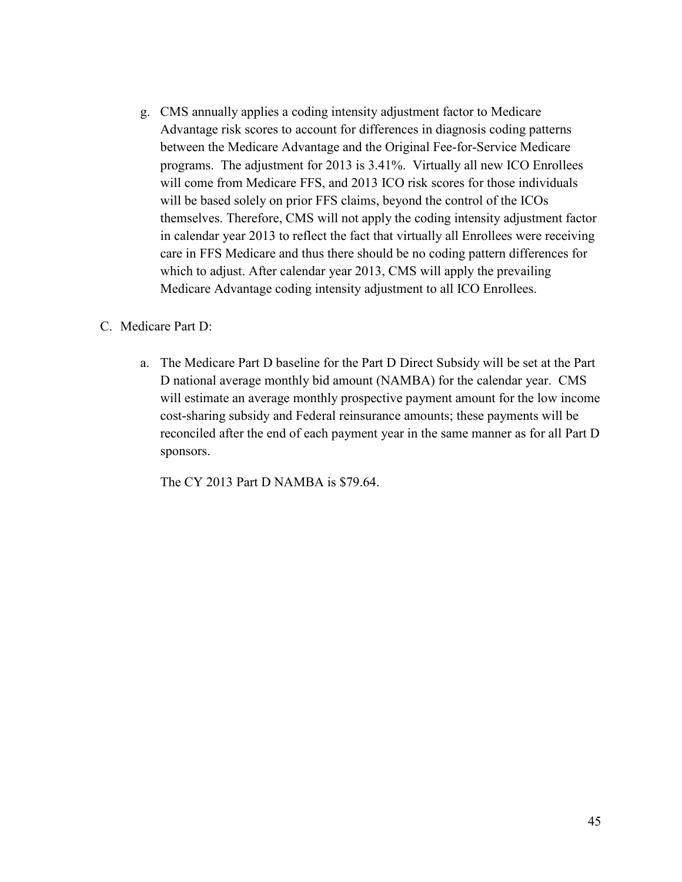g. CMS annually applies a coding intensity adjustment factor to Medicare Advantage risk scores to account for differences in diagnosis coding patterns between the Medicare Advantage and the Original Fee-for-Service Medicare programs. The adjustment for 2013 is 3.41%. Virtually all new ICO Enrollees will come from Medicare FFS, and 2013 ICO risk scores for those individuals will be based solely on prior FFS claims, beyond the control of the ICOs themselves. Therefore, CMS will not apply the coding intensity adjustment factor in calendar year 2013 to reflect the fact that virtually all Enrollees were receiving care in FFS Medicare and thus there should be no coding pattern differences for which to adjust. After calendar year 2013, CMS will apply the prevailing Medicare Advantage coding intensity adjustment to all ICO Enrollees.

C. Medicare Part D:

a. The Medicare Part D baseline for the Part D Direct Subsidy will be set at the Part D national average monthly bid amount (NAMBA) for the calendar year. CMS will estimate an average monthly prospective payment amount for the low income cost-sharing subsidy and Federal reinsurance amounts; these payments will be reconciled after the end of each payment year in the same manner as for all Part D sponsors.

The CY 2013 Part D NAMBA is $79.64.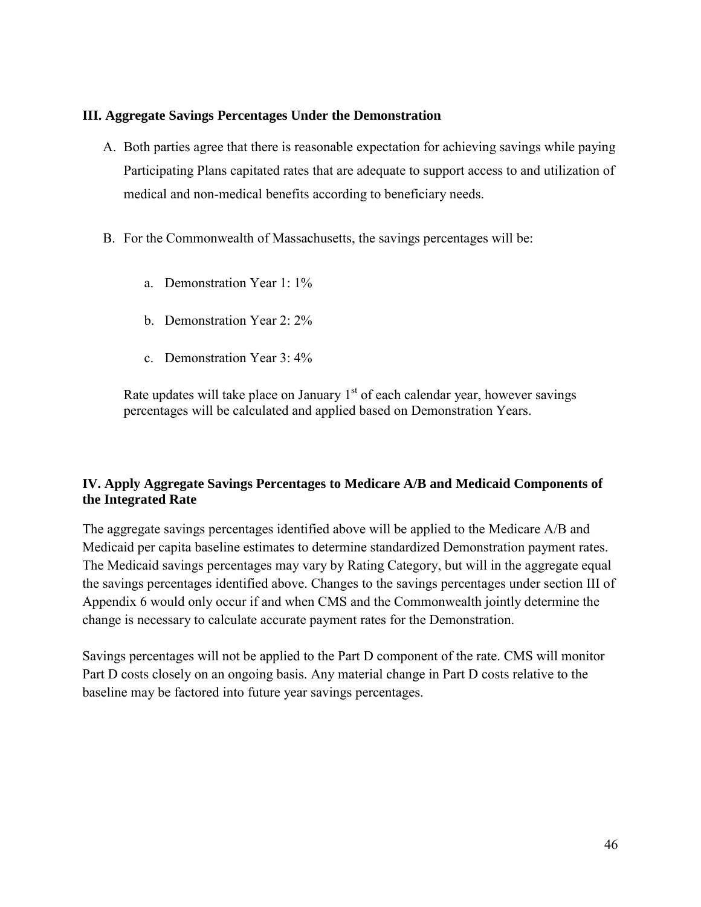### III. Aggregate Savings Percentages Under the Demonstration

A. Both parties agree that there is reasonable expectation for achieving savings while paying Participating Plans capitated rates that are adequate to support access to and utilization of medical and non-medical benefits according to beneficiary needs.

B. For the Commonwealth of Massachusetts, the savings percentages will be:

   a. Demonstration Year 1: 1%

   b. Demonstration Year 2: 2%

   c. Demonstration Year 3: 4%

   Rate updates will take place on January 1st of each calendar year, however savings percentages will be calculated and applied based on Demonstration Years.

### IV. Apply Aggregate Savings Percentages to Medicare A/B and Medicaid Components of the Integrated Rate

The aggregate savings percentages identified above will be applied to the Medicare A/B and Medicaid per capita baseline estimates to determine standardized Demonstration payment rates. The Medicaid savings percentages may vary by Rating Category, but will in the aggregate equal the savings percentages identified above. Changes to the savings percentages under section III of Appendix 6 would only occur if and when CMS and the Commonwealth jointly determine the change is necessary to calculate accurate payment rates for the Demonstration.

Savings percentages will not be applied to the Part D component of the rate. CMS will monitor Part D costs closely on an ongoing basis. Any material change in Part D costs relative to the baseline may be factored into future year savings percentages.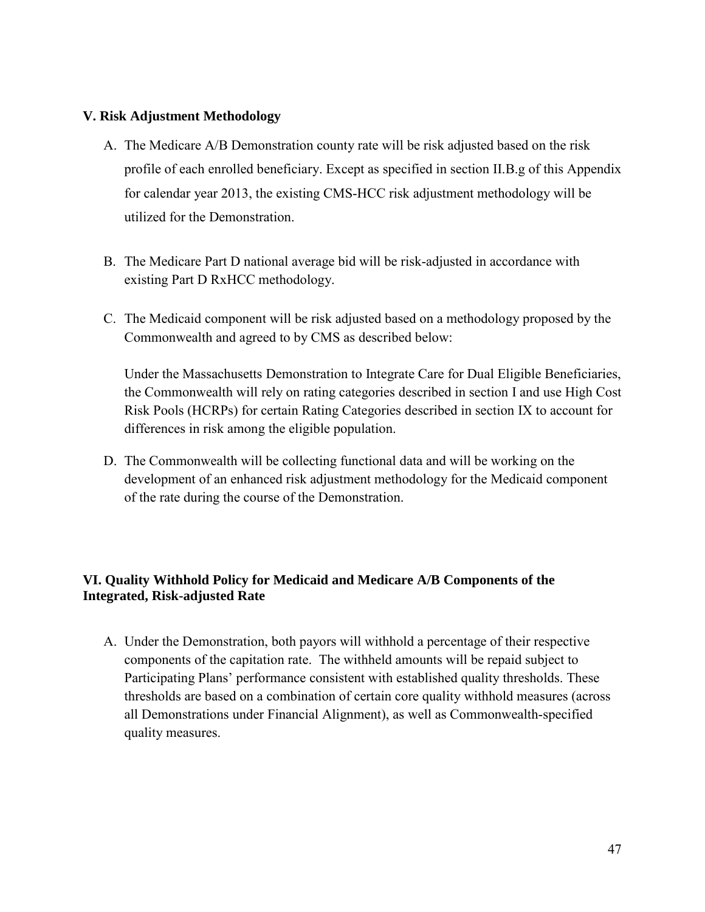## V. Risk Adjustment Methodology

A. The Medicare A/B Demonstration county rate will be risk adjusted based on the risk profile of each enrolled beneficiary. Except as specified in section II.B.g of this Appendix for calendar year 2013, the existing CMS-HCC risk adjustment methodology will be utilized for the Demonstration.

B. The Medicare Part D national average bid will be risk-adjusted in accordance with existing Part D RxHCC methodology.

C. The Medicaid component will be risk adjusted based on a methodology proposed by the Commonwealth and agreed to by CMS as described below:

   Under the Massachusetts Demonstration to Integrate Care for Dual Eligible Beneficiaries, the Commonwealth will rely on rating categories described in section I and use High Cost Risk Pools (HCRPs) for certain Rating Categories described in section IX to account for differences in risk among the eligible population.

D. The Commonwealth will be collecting functional data and will be working on the development of an enhanced risk adjustment methodology for the Medicaid component of the rate during the course of the Demonstration.

## VI. Quality Withhold Policy for Medicaid and Medicare A/B Components of the Integrated, Risk-adjusted Rate

A. Under the Demonstration, both payors will withhold a percentage of their respective components of the capitation rate. The withheld amounts will be repaid subject to Participating Plans' performance consistent with established quality thresholds. These thresholds are based on a combination of certain core quality withhold measures (across all Demonstrations under Financial Alignment), as well as Commonwealth-specified quality measures.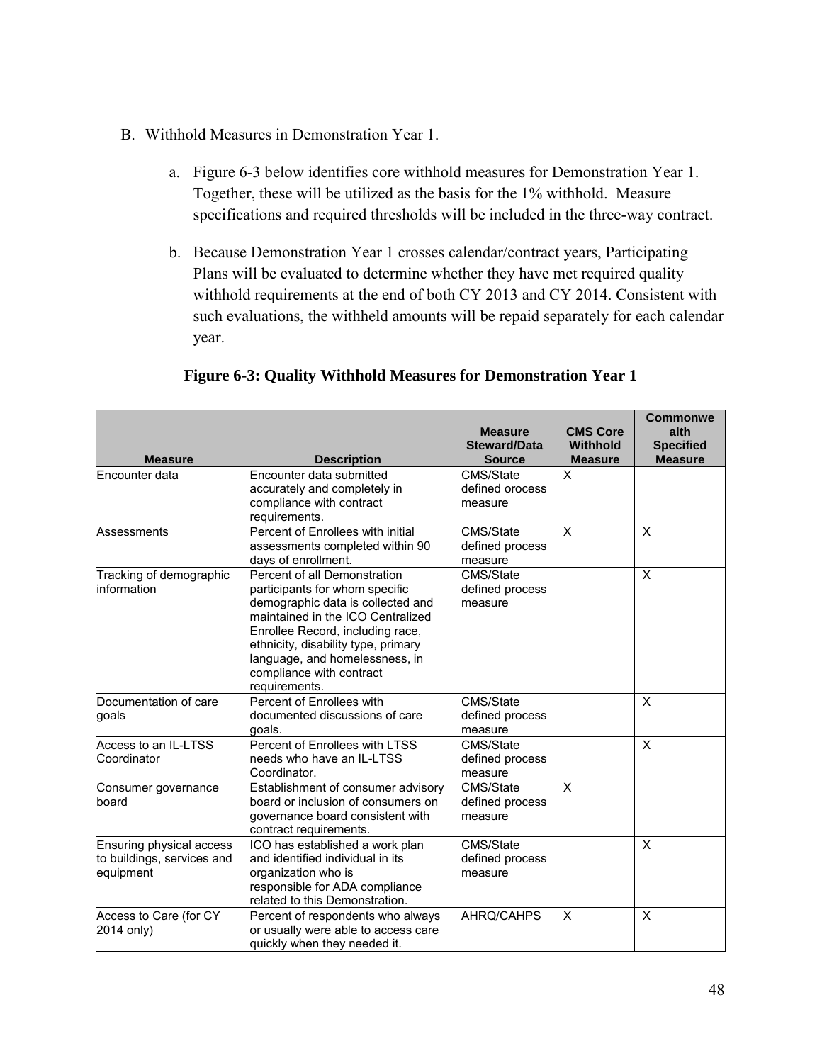B. Withhold Measures in Demonstration Year 1.

a. Figure 6-3 below identifies core withhold measures for Demonstration Year 1. Together, these will be utilized as the basis for the 1% withhold. Measure specifications and required thresholds will be included in the three-way contract.

b. Because Demonstration Year 1 crosses calendar/contract years, Participating Plans will be evaluated to determine whether they have met required quality withhold requirements at the end of both CY 2013 and CY 2014. Consistent with such evaluations, the withheld amounts will be repaid separately for each calendar year.

**Figure 6-3: Quality Withhold Measures for Demonstration Year 1**

| Measure | Description | Measure Steward/Data Source | CMS Core Withhold Measure | Commonwealth Specified Measure |
|---|---|---|---|---|
| Encounter data | Encounter data submitted accurately and completely in compliance with contract requirements. | CMS/State defined orocess measure | X | |
| Assessments | Percent of Enrollees with initial assessments completed within 90 days of enrollment. | CMS/State defined process measure | X | X |
| Tracking of demographic information | Percent of all Demonstration participants for whom specific demographic data is collected and maintained in the ICO Centralized Enrollee Record, including race, ethnicity, disability type, primary language, and homelessness, in compliance with contract requirements. | CMS/State defined process measure | | X |
| Documentation of care goals | Percent of Enrollees with documented discussions of care goals. | CMS/State defined process measure | | X |
| Access to an IL-LTSS Coordinator | Percent of Enrollees with LTSS needs who have an IL-LTSS Coordinator. | CMS/State defined process measure | | X |
| Consumer governance board | Establishment of consumer advisory board or inclusion of consumers on governance board consistent with contract requirements. | CMS/State defined process measure | X | |
| Ensuring physical access to buildings, services and equipment | ICO has established a work plan and identified individual in its organization who is responsible for ADA compliance related to this Demonstration. | CMS/State defined process measure | | X |
| Access to Care (for CY 2014 only) | Percent of respondents who always or usually were able to access care quickly when they needed it. | AHRQ/CAHPS | X | X |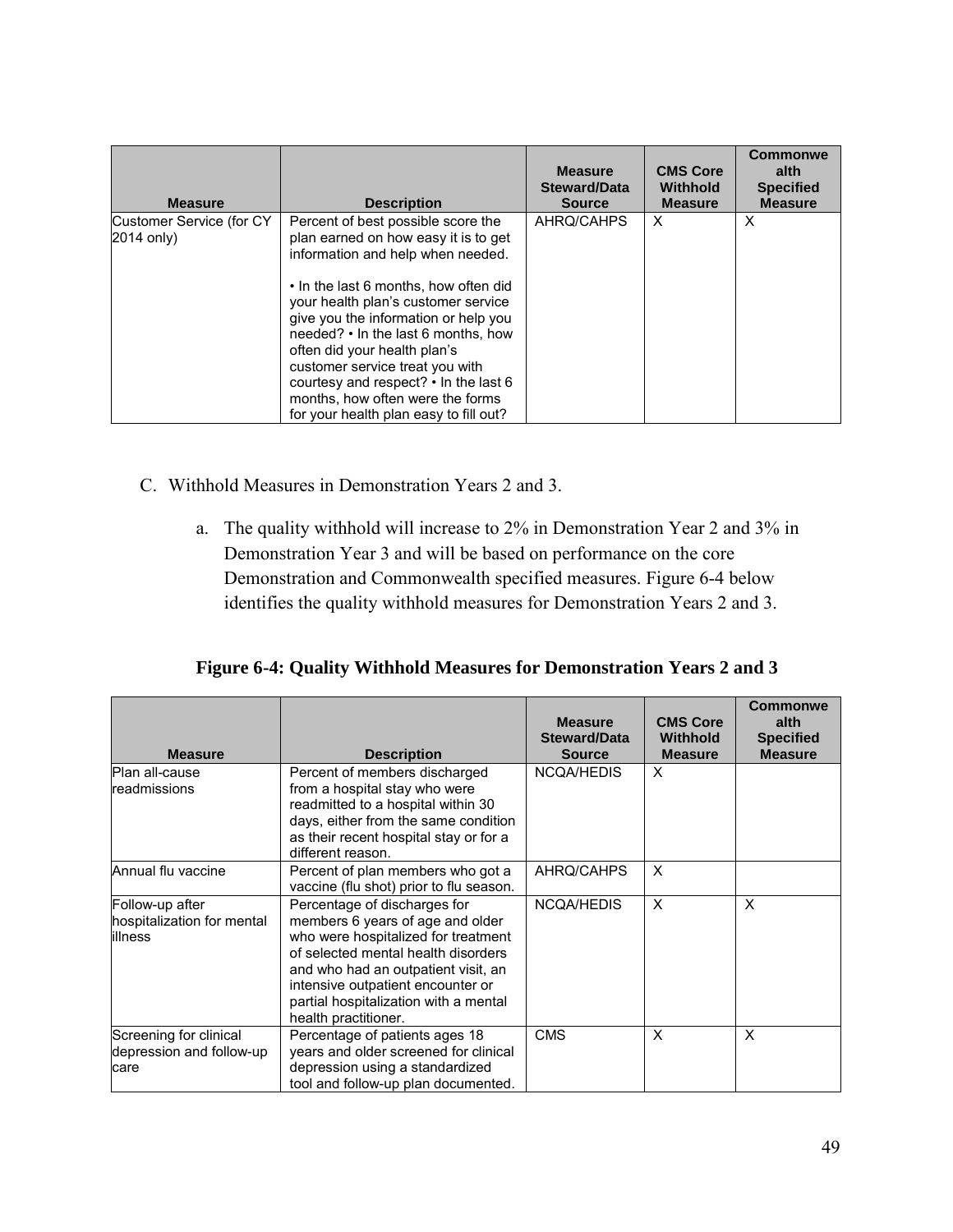| Measure | Description | Measure Steward/Data Source | CMS Core Withhold Measure | Commonwealth Specified Measure |
|---|---|---|---|---|
| Customer Service (for CY 2014 only) | Percent of best possible score the plan earned on how easy it is to get information and help when needed. • In the last 6 months, how often did your health plan's customer service give you the information or help you needed? • In the last 6 months, how often did your health plan's customer service treat you with courtesy and respect? • In the last 6 months, how often were the forms for your health plan easy to fill out? | AHRQ/CAHPS | X | X |

C. Withhold Measures in Demonstration Years 2 and 3.

a. The quality withhold will increase to 2% in Demonstration Year 2 and 3% in Demonstration Year 3 and will be based on performance on the core Demonstration and Commonwealth specified measures. Figure 6-4 below identifies the quality withhold measures for Demonstration Years 2 and 3.

**Figure 6-4: Quality Withhold Measures for Demonstration Years 2 and 3**

| Measure | Description | Measure Steward/Data Source | CMS Core Withhold Measure | Commonwealth Specified Measure |
|---|---|---|---|---|
| Plan all-cause readmissions | Percent of members discharged from a hospital stay who were readmitted to a hospital within 30 days, either from the same condition as their recent hospital stay or for a different reason. | NCQA/HEDIS | X | |
| Annual flu vaccine | Percent of plan members who got a vaccine (flu shot) prior to flu season. | AHRQ/CAHPS | X | |
| Follow-up after hospitalization for mental illness | Percentage of discharges for members 6 years of age and older who were hospitalized for treatment of selected mental health disorders and who had an outpatient visit, an intensive outpatient encounter or partial hospitalization with a mental health practitioner. | NCQA/HEDIS | X | X |
| Screening for clinical depression and follow-up care | Percentage of patients ages 18 years and older screened for clinical depression using a standardized tool and follow-up plan documented. | CMS | X | X |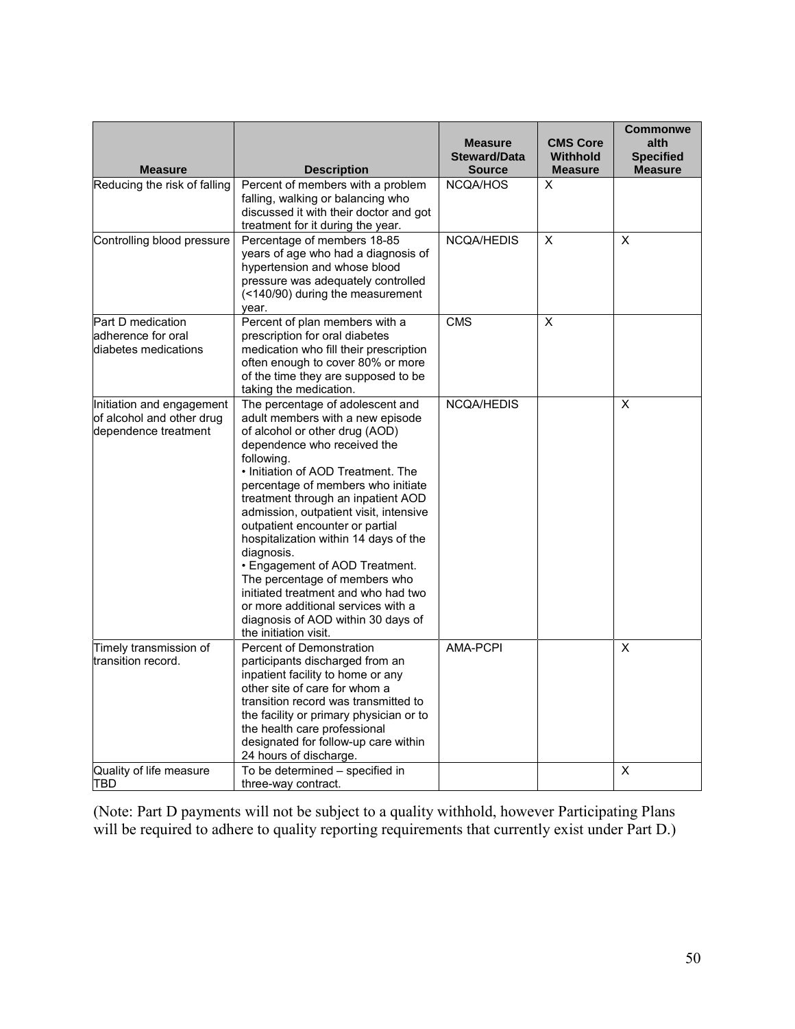| Measure | Description | Measure Steward/Data Source | CMS Core Withhold Measure | Commonwealth Specified Measure |
|---|---|---|---|---|
| Reducing the risk of falling | Percent of members with a problem falling, walking or balancing who discussed it with their doctor and got treatment for it during the year. | NCQA/HOS | X | |
| Controlling blood pressure | Percentage of members 18-85 years of age who had a diagnosis of hypertension and whose blood pressure was adequately controlled (<140/90) during the measurement year. | NCQA/HEDIS | X | X |
| Part D medication adherence for oral diabetes medications | Percent of plan members with a prescription for oral diabetes medication who fill their prescription often enough to cover 80% or more of the time they are supposed to be taking the medication. | CMS | X | |
| Initiation and engagement of alcohol and other drug dependence treatment | The percentage of adolescent and adult members with a new episode of alcohol or other drug (AOD) dependence who received the following. • Initiation of AOD Treatment. The percentage of members who initiate treatment through an inpatient AOD admission, outpatient visit, intensive outpatient encounter or partial hospitalization within 14 days of the diagnosis. • Engagement of AOD Treatment. The percentage of members who initiated treatment and who had two or more additional services with a diagnosis of AOD within 30 days of the initiation visit. | NCQA/HEDIS | | X |
| Timely transmission of transition record. | Percent of Demonstration participants discharged from an inpatient facility to home or any other site of care for whom a transition record was transmitted to the facility or primary physician or to the health care professional designated for follow-up care within 24 hours of discharge. | AMA-PCPI | | X |
| Quality of life measure TBD | To be determined – specified in three-way contract. | | | X |

(Note: Part D payments will not be subject to a quality withhold, however Participating Plans will be required to adhere to quality reporting requirements that currently exist under Part D.)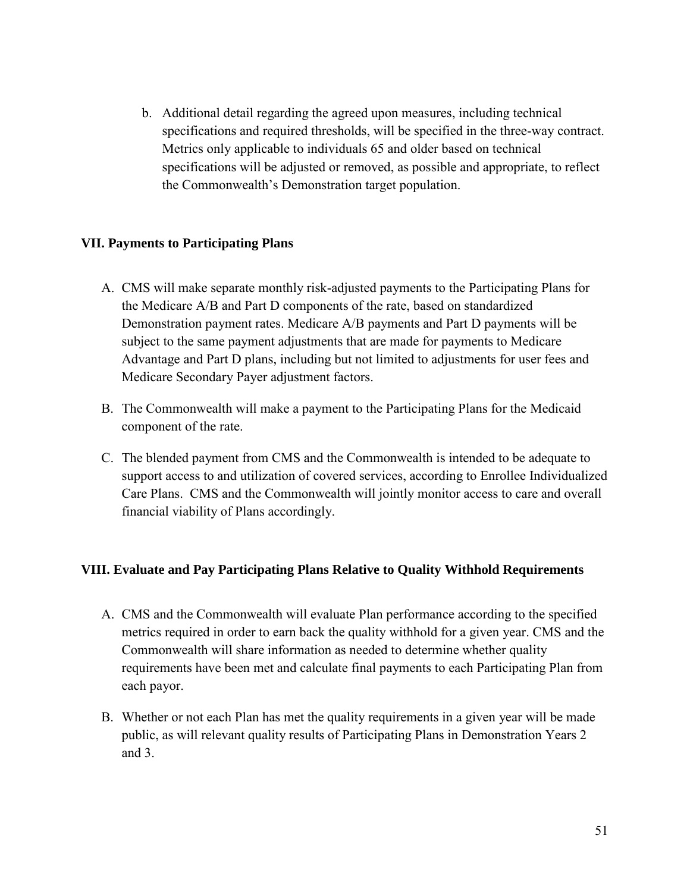b. Additional detail regarding the agreed upon measures, including technical specifications and required thresholds, will be specified in the three-way contract. Metrics only applicable to individuals 65 and older based on technical specifications will be adjusted or removed, as possible and appropriate, to reflect the Commonwealth's Demonstration target population.

## VII. Payments to Participating Plans

A. CMS will make separate monthly risk-adjusted payments to the Participating Plans for the Medicare A/B and Part D components of the rate, based on standardized Demonstration payment rates. Medicare A/B payments and Part D payments will be subject to the same payment adjustments that are made for payments to Medicare Advantage and Part D plans, including but not limited to adjustments for user fees and Medicare Secondary Payer adjustment factors.

B. The Commonwealth will make a payment to the Participating Plans for the Medicaid component of the rate.

C. The blended payment from CMS and the Commonwealth is intended to be adequate to support access to and utilization of covered services, according to Enrollee Individualized Care Plans. CMS and the Commonwealth will jointly monitor access to care and overall financial viability of Plans accordingly.

## VIII. Evaluate and Pay Participating Plans Relative to Quality Withhold Requirements

A. CMS and the Commonwealth will evaluate Plan performance according to the specified metrics required in order to earn back the quality withhold for a given year. CMS and the Commonwealth will share information as needed to determine whether quality requirements have been met and calculate final payments to each Participating Plan from each payor.

B. Whether or not each Plan has met the quality requirements in a given year will be made public, as will relevant quality results of Participating Plans in Demonstration Years 2 and 3.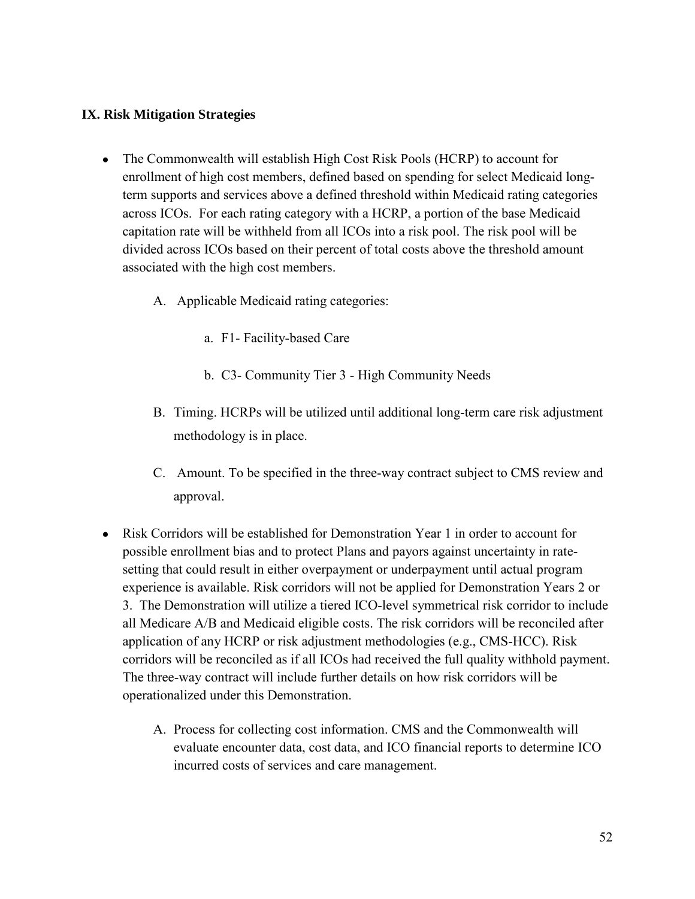## IX. Risk Mitigation Strategies

- The Commonwealth will establish High Cost Risk Pools (HCRP) to account for enrollment of high cost members, defined based on spending for select Medicaid long-term supports and services above a defined threshold within Medicaid rating categories across ICOs. For each rating category with a HCRP, a portion of the base Medicaid capitation rate will be withheld from all ICOs into a risk pool. The risk pool will be divided across ICOs based on their percent of total costs above the threshold amount associated with the high cost members.

  A. Applicable Medicaid rating categories:

     a. F1- Facility-based Care

     b. C3- Community Tier 3 - High Community Needs

  B. Timing. HCRPs will be utilized until additional long-term care risk adjustment methodology is in place.

  C. Amount. To be specified in the three-way contract subject to CMS review and approval.

- Risk Corridors will be established for Demonstration Year 1 in order to account for possible enrollment bias and to protect Plans and payors against uncertainty in rate-setting that could result in either overpayment or underpayment until actual program experience is available. Risk corridors will not be applied for Demonstration Years 2 or 3. The Demonstration will utilize a tiered ICO-level symmetrical risk corridor to include all Medicare A/B and Medicaid eligible costs. The risk corridors will be reconciled after application of any HCRP or risk adjustment methodologies (e.g., CMS-HCC). Risk corridors will be reconciled as if all ICOs had received the full quality withhold payment. The three-way contract will include further details on how risk corridors will be operationalized under this Demonstration.

  A. Process for collecting cost information. CMS and the Commonwealth will evaluate encounter data, cost data, and ICO financial reports to determine ICO incurred costs of services and care management.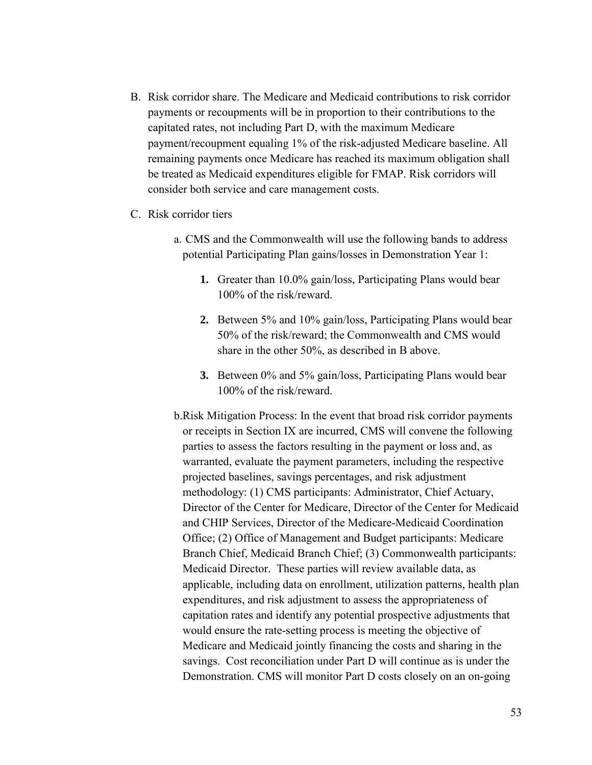B. Risk corridor share. The Medicare and Medicaid contributions to risk corridor payments or recoupments will be in proportion to their contributions to the capitated rates, not including Part D, with the maximum Medicare payment/recoupment equaling 1% of the risk-adjusted Medicare baseline. All remaining payments once Medicare has reached its maximum obligation shall be treated as Medicaid expenditures eligible for FMAP. Risk corridors will consider both service and care management costs.

C. Risk corridor tiers

   a. CMS and the Commonwealth will use the following bands to address potential Participating Plan gains/losses in Demonstration Year 1:

      **1.** Greater than 10.0% gain/loss, Participating Plans would bear 100% of the risk/reward.

      **2.** Between 5% and 10% gain/loss, Participating Plans would bear 50% of the risk/reward; the Commonwealth and CMS would share in the other 50%, as described in B above.

      **3.** Between 0% and 5% gain/loss, Participating Plans would bear 100% of the risk/reward.

   b. Risk Mitigation Process: In the event that broad risk corridor payments or receipts in Section IX are incurred, CMS will convene the following parties to assess the factors resulting in the payment or loss and, as warranted, evaluate the payment parameters, including the respective projected baselines, savings percentages, and risk adjustment methodology: (1) CMS participants: Administrator, Chief Actuary, Director of the Center for Medicare, Director of the Center for Medicaid and CHIP Services, Director of the Medicare-Medicaid Coordination Office; (2) Office of Management and Budget participants: Medicare Branch Chief, Medicaid Branch Chief; (3) Commonwealth participants: Medicaid Director. These parties will review available data, as applicable, including data on enrollment, utilization patterns, health plan expenditures, and risk adjustment to assess the appropriateness of capitation rates and identify any potential prospective adjustments that would ensure the rate-setting process is meeting the objective of Medicare and Medicaid jointly financing the costs and sharing in the savings. Cost reconciliation under Part D will continue as is under the Demonstration. CMS will monitor Part D costs closely on an on-going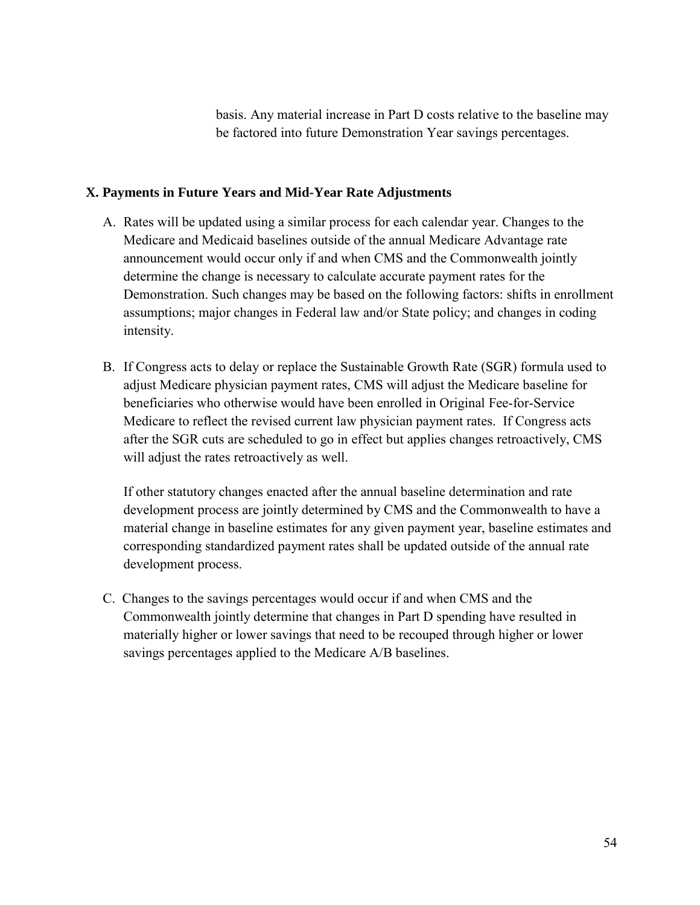basis. Any material increase in Part D costs relative to the baseline may be factored into future Demonstration Year savings percentages.

## X. Payments in Future Years and Mid-Year Rate Adjustments

A. Rates will be updated using a similar process for each calendar year. Changes to the Medicare and Medicaid baselines outside of the annual Medicare Advantage rate announcement would occur only if and when CMS and the Commonwealth jointly determine the change is necessary to calculate accurate payment rates for the Demonstration. Such changes may be based on the following factors: shifts in enrollment assumptions; major changes in Federal law and/or State policy; and changes in coding intensity.

B. If Congress acts to delay or replace the Sustainable Growth Rate (SGR) formula used to adjust Medicare physician payment rates, CMS will adjust the Medicare baseline for beneficiaries who otherwise would have been enrolled in Original Fee-for-Service Medicare to reflect the revised current law physician payment rates. If Congress acts after the SGR cuts are scheduled to go in effect but applies changes retroactively, CMS will adjust the rates retroactively as well.

   If other statutory changes enacted after the annual baseline determination and rate development process are jointly determined by CMS and the Commonwealth to have a material change in baseline estimates for any given payment year, baseline estimates and corresponding standardized payment rates shall be updated outside of the annual rate development process.

C. Changes to the savings percentages would occur if and when CMS and the Commonwealth jointly determine that changes in Part D spending have resulted in materially higher or lower savings that need to be recouped through higher or lower savings percentages applied to the Medicare A/B baselines.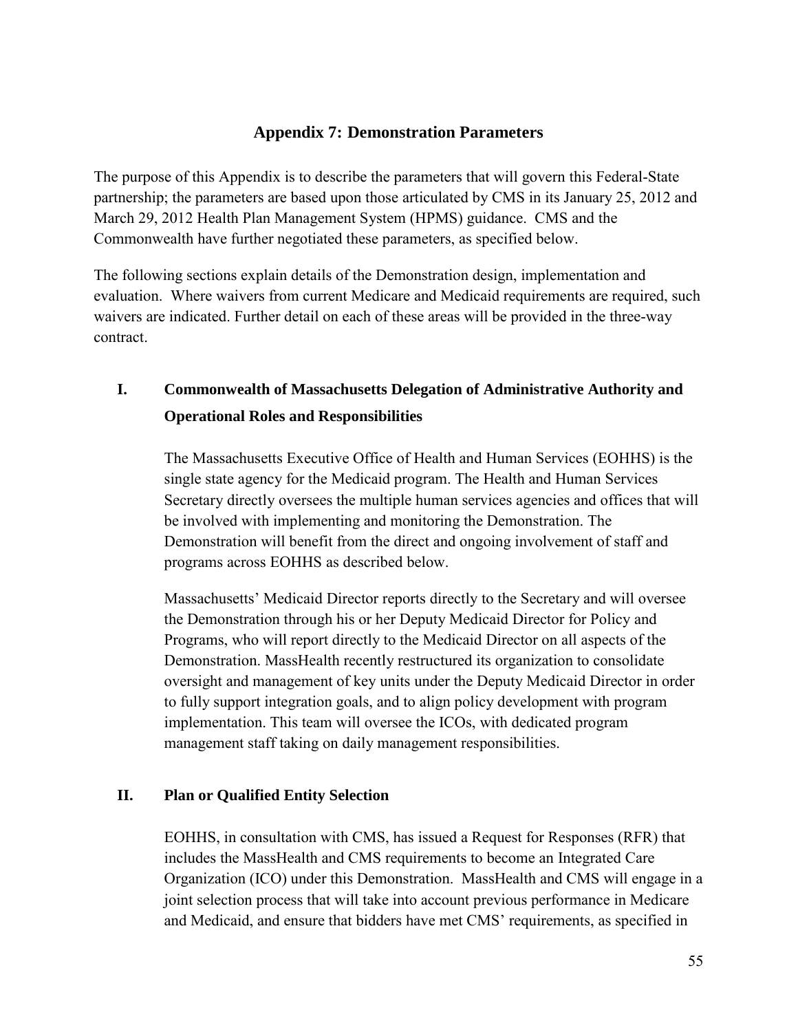# Appendix 7: Demonstration Parameters

The purpose of this Appendix is to describe the parameters that will govern this Federal-State partnership; the parameters are based upon those articulated by CMS in its January 25, 2012 and March 29, 2012 Health Plan Management System (HPMS) guidance. CMS and the Commonwealth have further negotiated these parameters, as specified below.

The following sections explain details of the Demonstration design, implementation and evaluation. Where waivers from current Medicare and Medicaid requirements are required, such waivers are indicated. Further detail on each of these areas will be provided in the three-way contract.

## I. Commonwealth of Massachusetts Delegation of Administrative Authority and Operational Roles and Responsibilities

The Massachusetts Executive Office of Health and Human Services (EOHHS) is the single state agency for the Medicaid program. The Health and Human Services Secretary directly oversees the multiple human services agencies and offices that will be involved with implementing and monitoring the Demonstration. The Demonstration will benefit from the direct and ongoing involvement of staff and programs across EOHHS as described below.

Massachusetts' Medicaid Director reports directly to the Secretary and will oversee the Demonstration through his or her Deputy Medicaid Director for Policy and Programs, who will report directly to the Medicaid Director on all aspects of the Demonstration. MassHealth recently restructured its organization to consolidate oversight and management of key units under the Deputy Medicaid Director in order to fully support integration goals, and to align policy development with program implementation. This team will oversee the ICOs, with dedicated program management staff taking on daily management responsibilities.

## II. Plan or Qualified Entity Selection

EOHHS, in consultation with CMS, has issued a Request for Responses (RFR) that includes the MassHealth and CMS requirements to become an Integrated Care Organization (ICO) under this Demonstration. MassHealth and CMS will engage in a joint selection process that will take into account previous performance in Medicare and Medicaid, and ensure that bidders have met CMS' requirements, as specified in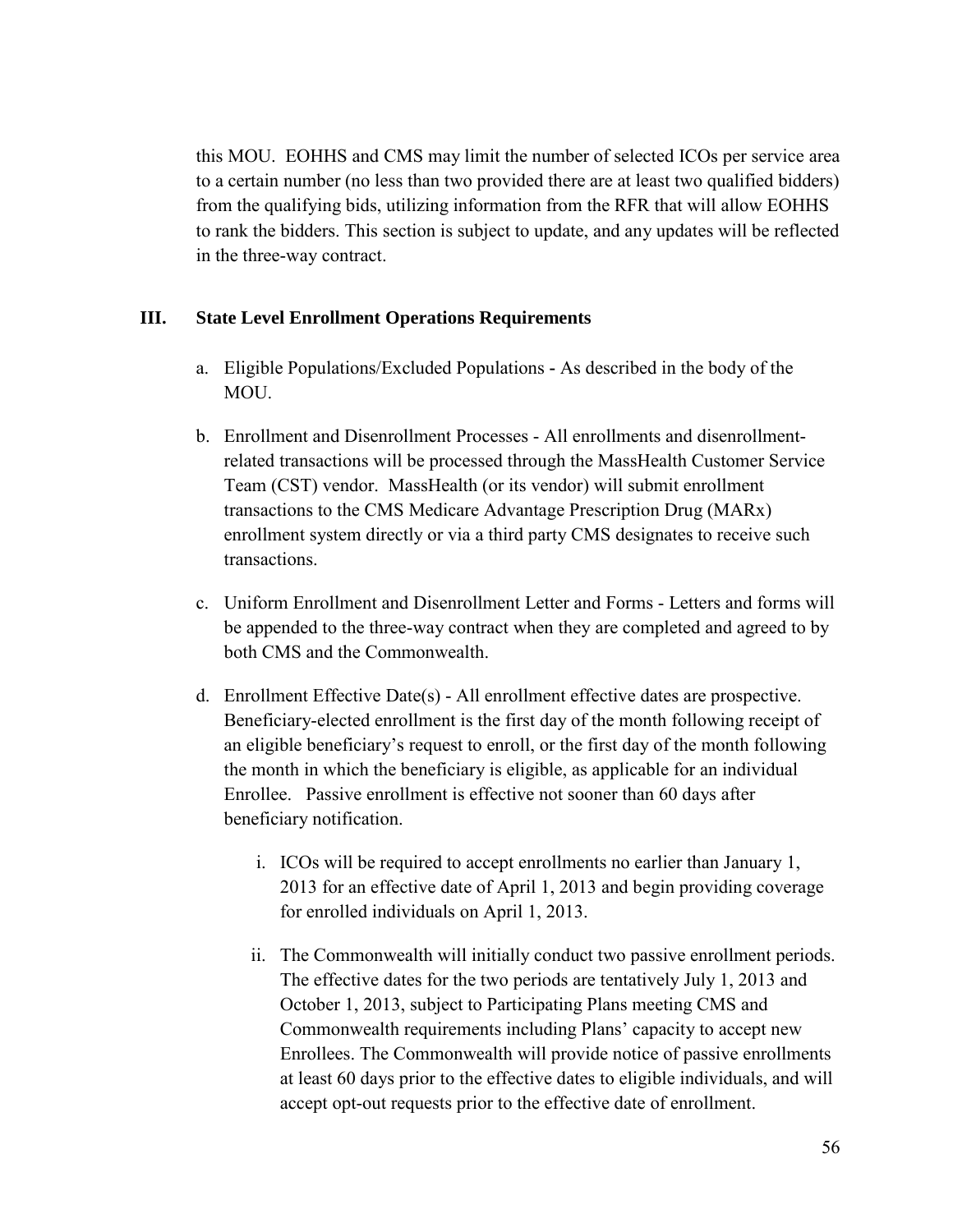this MOU. EOHHS and CMS may limit the number of selected ICOs per service area to a certain number (no less than two provided there are at least two qualified bidders) from the qualifying bids, utilizing information from the RFR that will allow EOHHS to rank the bidders. This section is subject to update, and any updates will be reflected in the three-way contract.

## III. State Level Enrollment Operations Requirements

a. Eligible Populations/Excluded Populations - As described in the body of the MOU.

b. Enrollment and Disenrollment Processes - All enrollments and disenrollment-related transactions will be processed through the MassHealth Customer Service Team (CST) vendor. MassHealth (or its vendor) will submit enrollment transactions to the CMS Medicare Advantage Prescription Drug (MARx) enrollment system directly or via a third party CMS designates to receive such transactions.

c. Uniform Enrollment and Disenrollment Letter and Forms - Letters and forms will be appended to the three-way contract when they are completed and agreed to by both CMS and the Commonwealth.

d. Enrollment Effective Date(s) - All enrollment effective dates are prospective. Beneficiary-elected enrollment is the first day of the month following receipt of an eligible beneficiary's request to enroll, or the first day of the month following the month in which the beneficiary is eligible, as applicable for an individual Enrollee. Passive enrollment is effective not sooner than 60 days after beneficiary notification.

   i. ICOs will be required to accept enrollments no earlier than January 1, 2013 for an effective date of April 1, 2013 and begin providing coverage for enrolled individuals on April 1, 2013.

   ii. The Commonwealth will initially conduct two passive enrollment periods. The effective dates for the two periods are tentatively July 1, 2013 and October 1, 2013, subject to Participating Plans meeting CMS and Commonwealth requirements including Plans' capacity to accept new Enrollees. The Commonwealth will provide notice of passive enrollments at least 60 days prior to the effective dates to eligible individuals, and will accept opt-out requests prior to the effective date of enrollment.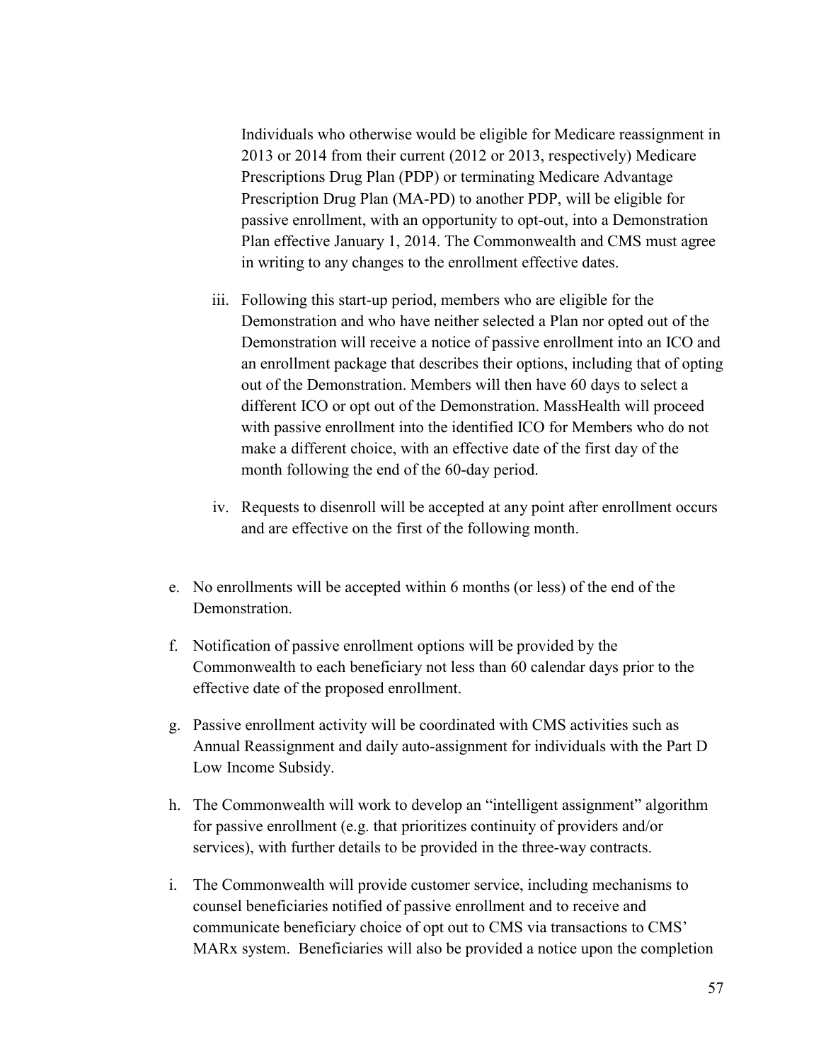Individuals who otherwise would be eligible for Medicare reassignment in 2013 or 2014 from their current (2012 or 2013, respectively) Medicare Prescriptions Drug Plan (PDP) or terminating Medicare Advantage Prescription Drug Plan (MA-PD) to another PDP, will be eligible for passive enrollment, with an opportunity to opt-out, into a Demonstration Plan effective January 1, 2014. The Commonwealth and CMS must agree in writing to any changes to the enrollment effective dates.

iii. Following this start-up period, members who are eligible for the Demonstration and who have neither selected a Plan nor opted out of the Demonstration will receive a notice of passive enrollment into an ICO and an enrollment package that describes their options, including that of opting out of the Demonstration. Members will then have 60 days to select a different ICO or opt out of the Demonstration. MassHealth will proceed with passive enrollment into the identified ICO for Members who do not make a different choice, with an effective date of the first day of the month following the end of the 60-day period.

iv. Requests to disenroll will be accepted at any point after enrollment occurs and are effective on the first of the following month.

e. No enrollments will be accepted within 6 months (or less) of the end of the Demonstration.

f. Notification of passive enrollment options will be provided by the Commonwealth to each beneficiary not less than 60 calendar days prior to the effective date of the proposed enrollment.

g. Passive enrollment activity will be coordinated with CMS activities such as Annual Reassignment and daily auto-assignment for individuals with the Part D Low Income Subsidy.

h. The Commonwealth will work to develop an "intelligent assignment" algorithm for passive enrollment (e.g. that prioritizes continuity of providers and/or services), with further details to be provided in the three-way contracts.

i. The Commonwealth will provide customer service, including mechanisms to counsel beneficiaries notified of passive enrollment and to receive and communicate beneficiary choice of opt out to CMS via transactions to CMS' MARx system. Beneficiaries will also be provided a notice upon the completion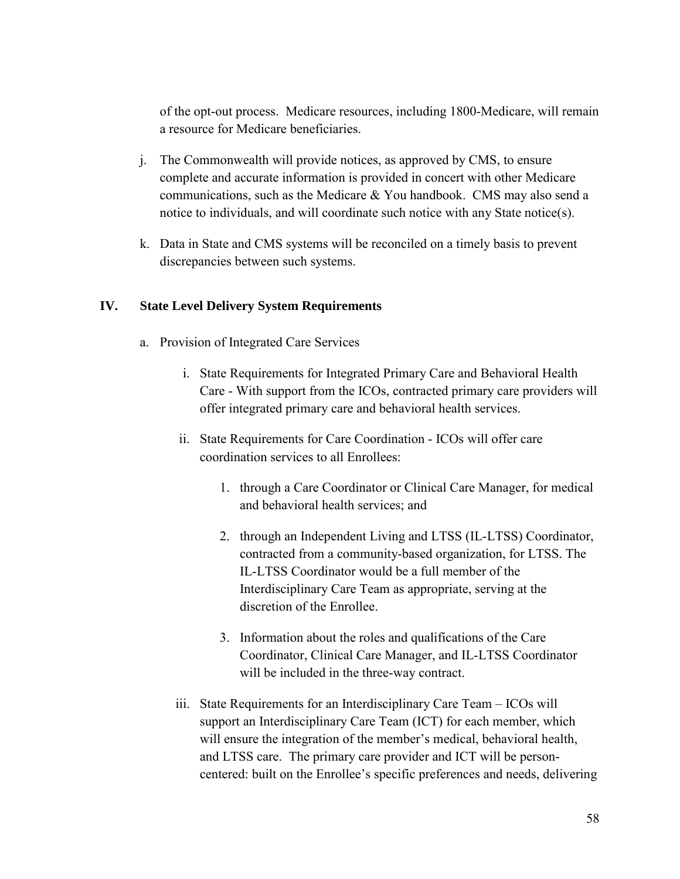of the opt-out process. Medicare resources, including 1800-Medicare, will remain a resource for Medicare beneficiaries.

j. The Commonwealth will provide notices, as approved by CMS, to ensure complete and accurate information is provided in concert with other Medicare communications, such as the Medicare & You handbook. CMS may also send a notice to individuals, and will coordinate such notice with any State notice(s).

k. Data in State and CMS systems will be reconciled on a timely basis to prevent discrepancies between such systems.

## IV. State Level Delivery System Requirements

a. Provision of Integrated Care Services

i. State Requirements for Integrated Primary Care and Behavioral Health Care - With support from the ICOs, contracted primary care providers will offer integrated primary care and behavioral health services.

ii. State Requirements for Care Coordination - ICOs will offer care coordination services to all Enrollees:

1. through a Care Coordinator or Clinical Care Manager, for medical and behavioral health services; and

2. through an Independent Living and LTSS (IL-LTSS) Coordinator, contracted from a community-based organization, for LTSS. The IL-LTSS Coordinator would be a full member of the Interdisciplinary Care Team as appropriate, serving at the discretion of the Enrollee.

3. Information about the roles and qualifications of the Care Coordinator, Clinical Care Manager, and IL-LTSS Coordinator will be included in the three-way contract.

iii. State Requirements for an Interdisciplinary Care Team – ICOs will support an Interdisciplinary Care Team (ICT) for each member, which will ensure the integration of the member's medical, behavioral health, and LTSS care. The primary care provider and ICT will be person-centered: built on the Enrollee's specific preferences and needs, delivering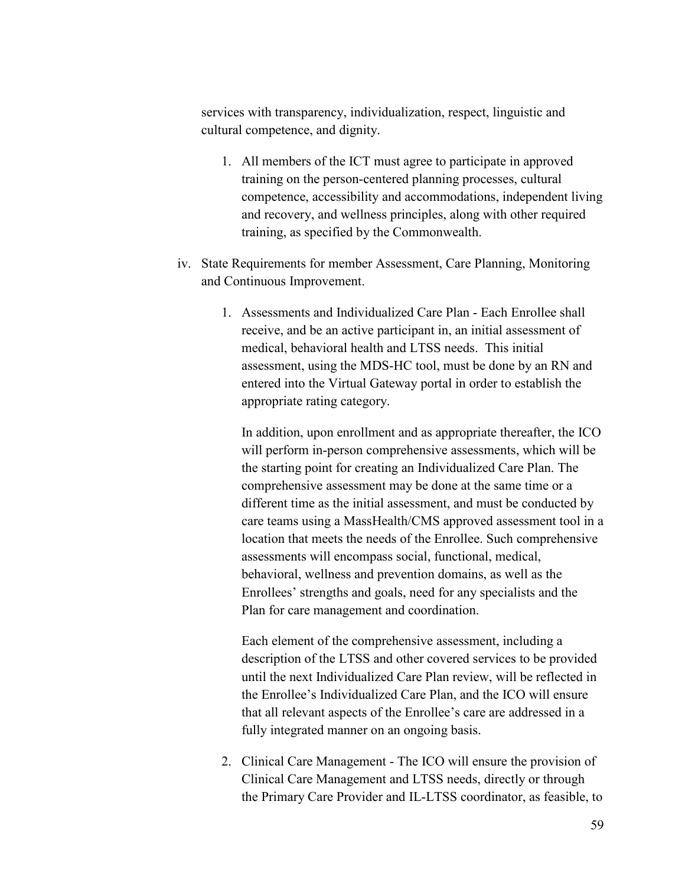services with transparency, individualization, respect, linguistic and cultural competence, and dignity.

1. All members of the ICT must agree to participate in approved training on the person-centered planning processes, cultural competence, accessibility and accommodations, independent living and recovery, and wellness principles, along with other required training, as specified by the Commonwealth.

iv. State Requirements for member Assessment, Care Planning, Monitoring and Continuous Improvement.

1. Assessments and Individualized Care Plan - Each Enrollee shall receive, and be an active participant in, an initial assessment of medical, behavioral health and LTSS needs. This initial assessment, using the MDS-HC tool, must be done by an RN and entered into the Virtual Gateway portal in order to establish the appropriate rating category.

   In addition, upon enrollment and as appropriate thereafter, the ICO will perform in-person comprehensive assessments, which will be the starting point for creating an Individualized Care Plan. The comprehensive assessment may be done at the same time or a different time as the initial assessment, and must be conducted by care teams using a MassHealth/CMS approved assessment tool in a location that meets the needs of the Enrollee. Such comprehensive assessments will encompass social, functional, medical, behavioral, wellness and prevention domains, as well as the Enrollees' strengths and goals, need for any specialists and the Plan for care management and coordination.

   Each element of the comprehensive assessment, including a description of the LTSS and other covered services to be provided until the next Individualized Care Plan review, will be reflected in the Enrollee's Individualized Care Plan, and the ICO will ensure that all relevant aspects of the Enrollee's care are addressed in a fully integrated manner on an ongoing basis.

2. Clinical Care Management - The ICO will ensure the provision of Clinical Care Management and LTSS needs, directly or through the Primary Care Provider and IL-LTSS coordinator, as feasible, to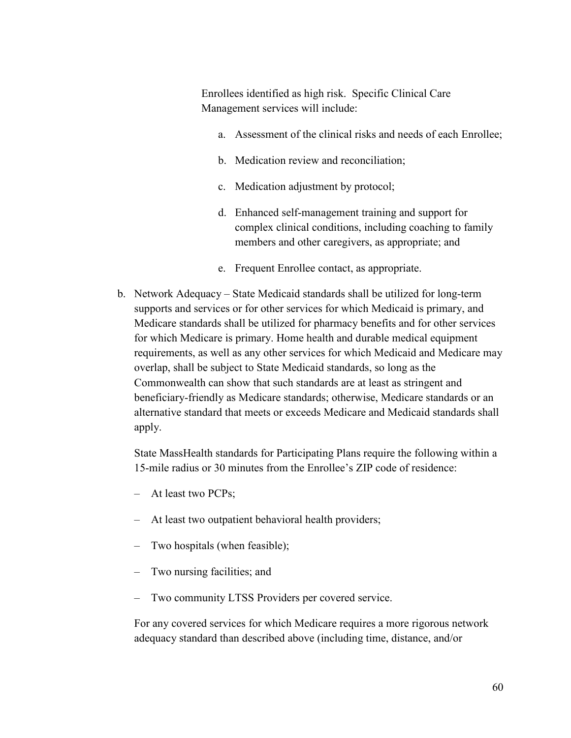Enrollees identified as high risk. Specific Clinical Care Management services will include:

a. Assessment of the clinical risks and needs of each Enrollee;

b. Medication review and reconciliation;

c. Medication adjustment by protocol;

d. Enhanced self-management training and support for complex clinical conditions, including coaching to family members and other caregivers, as appropriate; and

e. Frequent Enrollee contact, as appropriate.

b. Network Adequacy – State Medicaid standards shall be utilized for long-term supports and services or for other services for which Medicaid is primary, and Medicare standards shall be utilized for pharmacy benefits and for other services for which Medicare is primary. Home health and durable medical equipment requirements, as well as any other services for which Medicaid and Medicare may overlap, shall be subject to State Medicaid standards, so long as the Commonwealth can show that such standards are at least as stringent and beneficiary-friendly as Medicare standards; otherwise, Medicare standards or an alternative standard that meets or exceeds Medicare and Medicaid standards shall apply.

State MassHealth standards for Participating Plans require the following within a 15-mile radius or 30 minutes from the Enrollee's ZIP code of residence:

– At least two PCPs;

– At least two outpatient behavioral health providers;

– Two hospitals (when feasible);

– Two nursing facilities; and

– Two community LTSS Providers per covered service.

For any covered services for which Medicare requires a more rigorous network adequacy standard than described above (including time, distance, and/or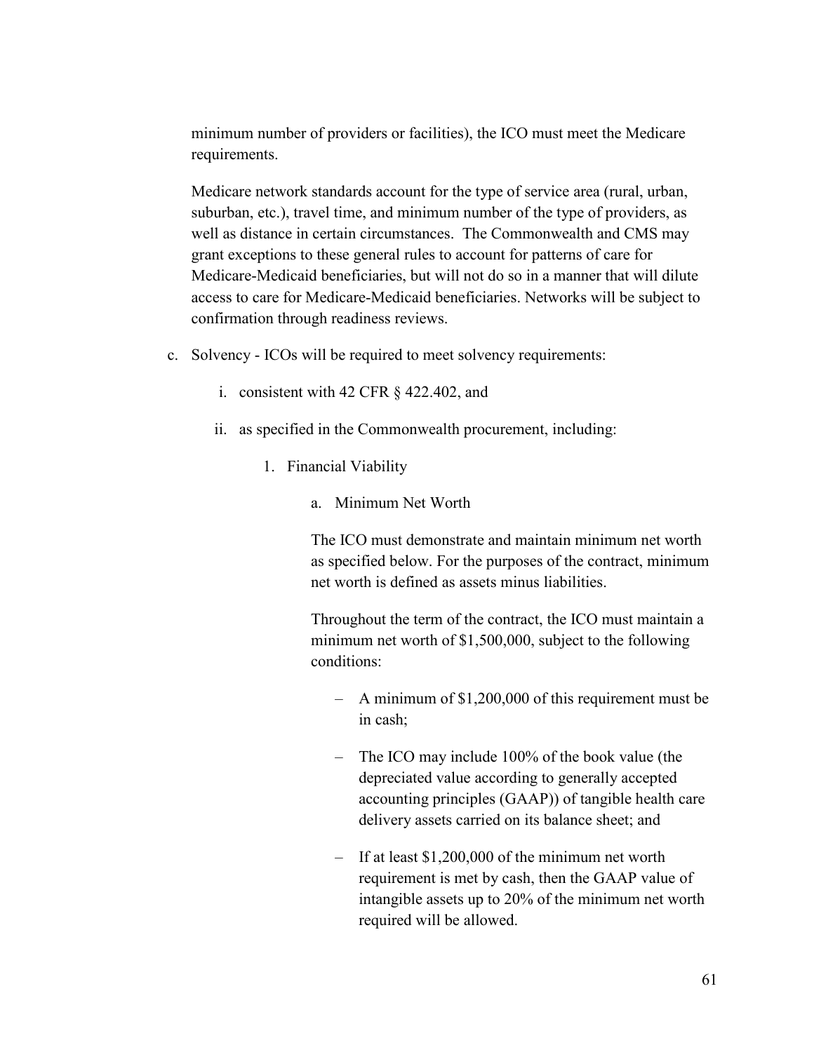minimum number of providers or facilities), the ICO must meet the Medicare requirements.

Medicare network standards account for the type of service area (rural, urban, suburban, etc.), travel time, and minimum number of the type of providers, as well as distance in certain circumstances. The Commonwealth and CMS may grant exceptions to these general rules to account for patterns of care for Medicare-Medicaid beneficiaries, but will not do so in a manner that will dilute access to care for Medicare-Medicaid beneficiaries. Networks will be subject to confirmation through readiness reviews.

c. Solvency - ICOs will be required to meet solvency requirements:

   i. consistent with 42 CFR § 422.402, and

   ii. as specified in the Commonwealth procurement, including:

      1. Financial Viability

         a. Minimum Net Worth

         The ICO must demonstrate and maintain minimum net worth as specified below. For the purposes of the contract, minimum net worth is defined as assets minus liabilities.

         Throughout the term of the contract, the ICO must maintain a minimum net worth of $1,500,000, subject to the following conditions:

         – A minimum of $1,200,000 of this requirement must be in cash;

         – The ICO may include 100% of the book value (the depreciated value according to generally accepted accounting principles (GAAP)) of tangible health care delivery assets carried on its balance sheet; and

         – If at least $1,200,000 of the minimum net worth requirement is met by cash, then the GAAP value of intangible assets up to 20% of the minimum net worth required will be allowed.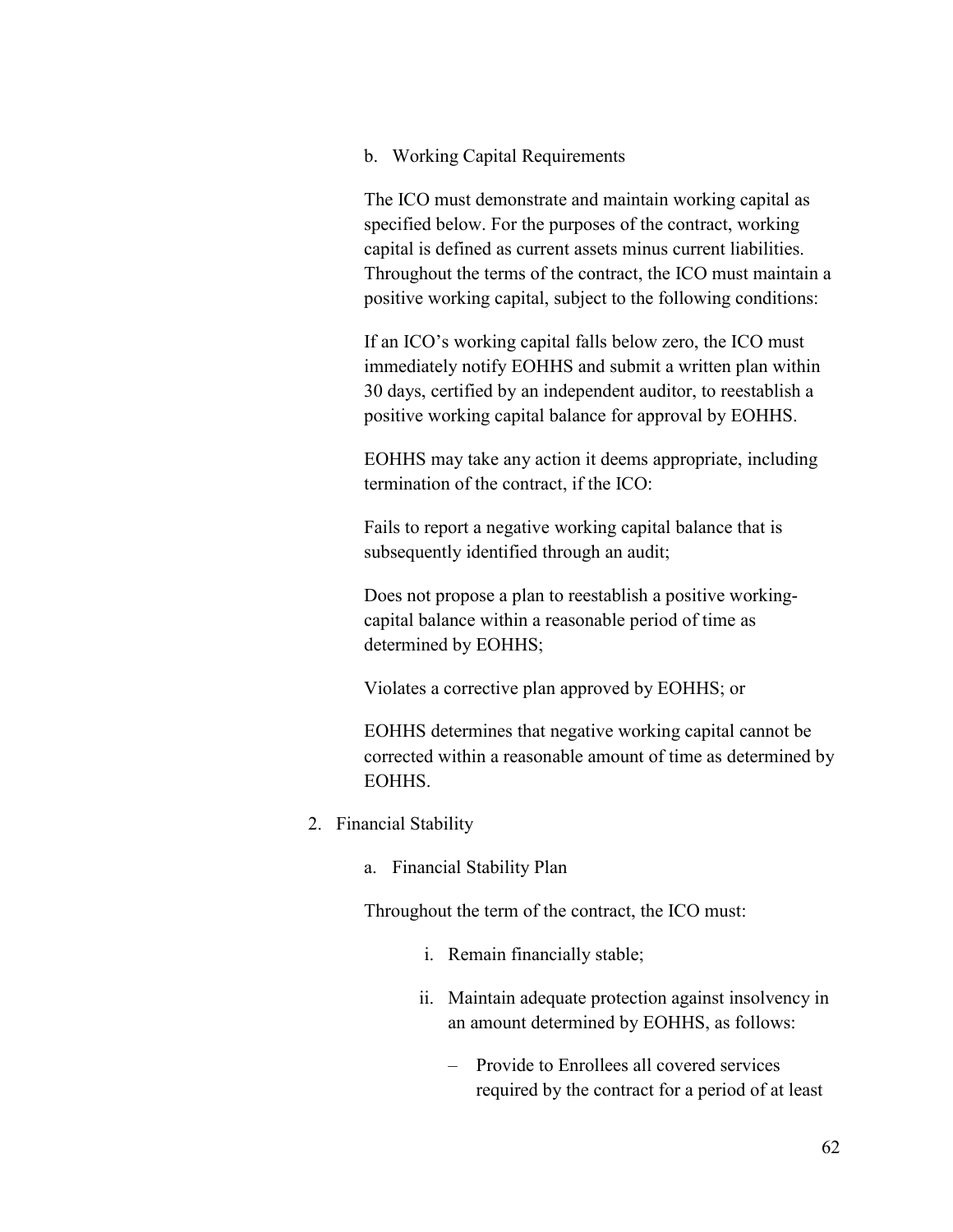b. Working Capital Requirements

The ICO must demonstrate and maintain working capital as specified below. For the purposes of the contract, working capital is defined as current assets minus current liabilities. Throughout the terms of the contract, the ICO must maintain a positive working capital, subject to the following conditions:

If an ICO's working capital falls below zero, the ICO must immediately notify EOHHS and submit a written plan within 30 days, certified by an independent auditor, to reestablish a positive working capital balance for approval by EOHHS.

EOHHS may take any action it deems appropriate, including termination of the contract, if the ICO:

Fails to report a negative working capital balance that is subsequently identified through an audit;

Does not propose a plan to reestablish a positive working-capital balance within a reasonable period of time as determined by EOHHS;

Violates a corrective plan approved by EOHHS; or

EOHHS determines that negative working capital cannot be corrected within a reasonable amount of time as determined by EOHHS.

2. Financial Stability

   a. Financial Stability Plan

   Throughout the term of the contract, the ICO must:

   i. Remain financially stable;

   ii. Maintain adequate protection against insolvency in an amount determined by EOHHS, as follows:

      – Provide to Enrollees all covered services required by the contract for a period of at least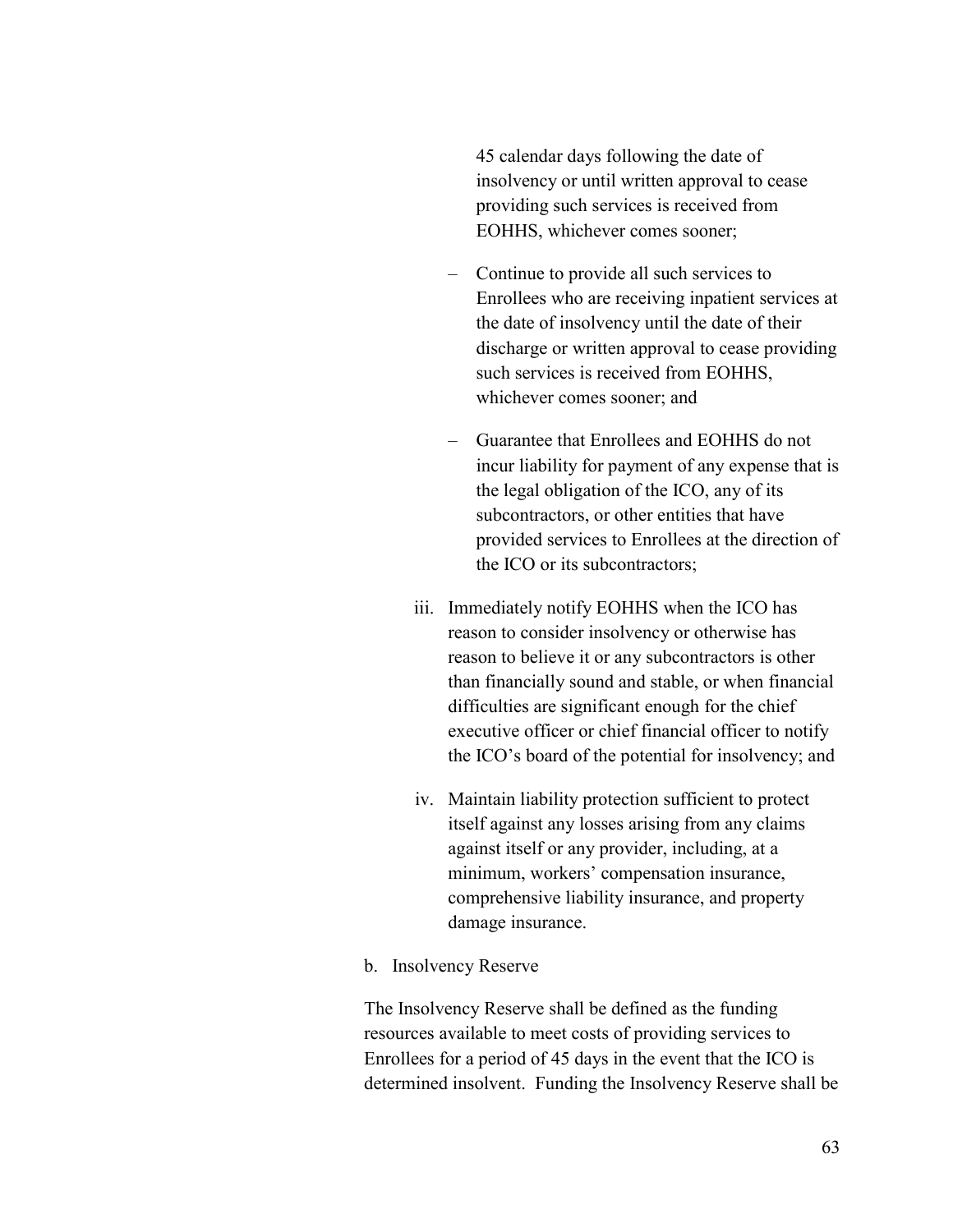45 calendar days following the date of insolvency or until written approval to cease providing such services is received from EOHHS, whichever comes sooner;

- Continue to provide all such services to Enrollees who are receiving inpatient services at the date of insolvency until the date of their discharge or written approval to cease providing such services is received from EOHHS, whichever comes sooner; and
- Guarantee that Enrollees and EOHHS do not incur liability for payment of any expense that is the legal obligation of the ICO, any of its subcontractors, or other entities that have provided services to Enrollees at the direction of the ICO or its subcontractors;

iii. Immediately notify EOHHS when the ICO has reason to consider insolvency or otherwise has reason to believe it or any subcontractors is other than financially sound and stable, or when financial difficulties are significant enough for the chief executive officer or chief financial officer to notify the ICO's board of the potential for insolvency; and

iv. Maintain liability protection sufficient to protect itself against any losses arising from any claims against itself or any provider, including, at a minimum, workers' compensation insurance, comprehensive liability insurance, and property damage insurance.

b. Insolvency Reserve

The Insolvency Reserve shall be defined as the funding resources available to meet costs of providing services to Enrollees for a period of 45 days in the event that the ICO is determined insolvent. Funding the Insolvency Reserve shall be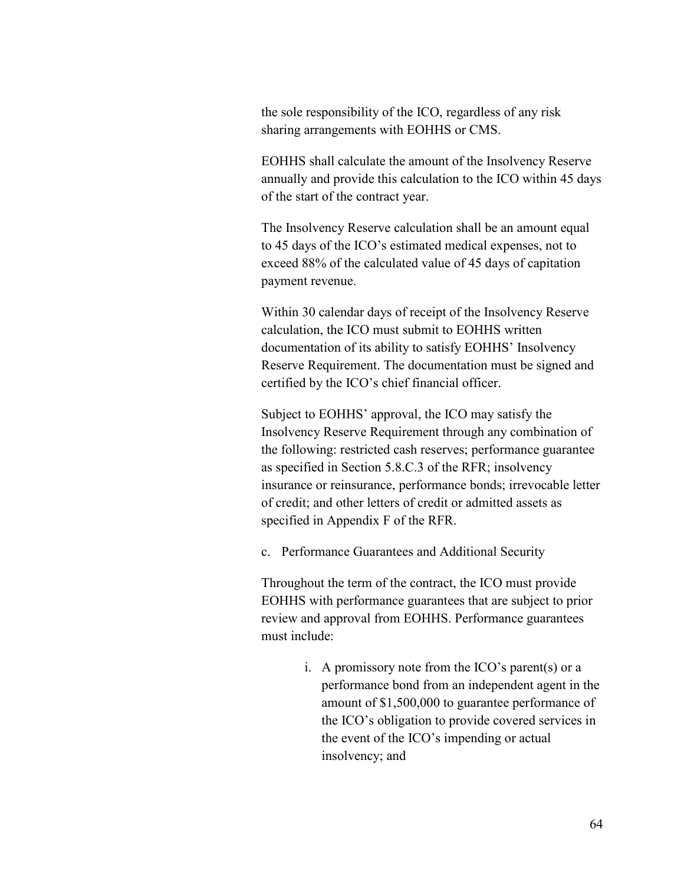the sole responsibility of the ICO, regardless of any risk sharing arrangements with EOHHS or CMS.

EOHHS shall calculate the amount of the Insolvency Reserve annually and provide this calculation to the ICO within 45 days of the start of the contract year.

The Insolvency Reserve calculation shall be an amount equal to 45 days of the ICO's estimated medical expenses, not to exceed 88% of the calculated value of 45 days of capitation payment revenue.

Within 30 calendar days of receipt of the Insolvency Reserve calculation, the ICO must submit to EOHHS written documentation of its ability to satisfy EOHHS' Insolvency Reserve Requirement. The documentation must be signed and certified by the ICO's chief financial officer.

Subject to EOHHS' approval, the ICO may satisfy the Insolvency Reserve Requirement through any combination of the following: restricted cash reserves; performance guarantee as specified in Section 5.8.C.3 of the RFR; insolvency insurance or reinsurance, performance bonds; irrevocable letter of credit; and other letters of credit or admitted assets as specified in Appendix F of the RFR.

c. Performance Guarantees and Additional Security

Throughout the term of the contract, the ICO must provide EOHHS with performance guarantees that are subject to prior review and approval from EOHHS. Performance guarantees must include:

i. A promissory note from the ICO's parent(s) or a performance bond from an independent agent in the amount of $1,500,000 to guarantee performance of the ICO's obligation to provide covered services in the event of the ICO's impending or actual insolvency; and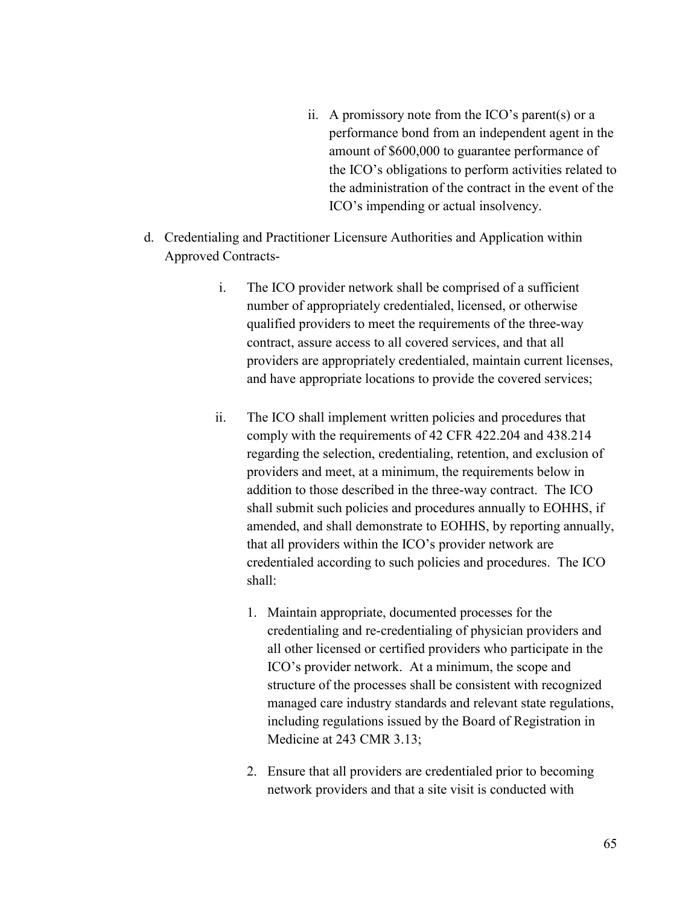ii. A promissory note from the ICO's parent(s) or a performance bond from an independent agent in the amount of $600,000 to guarantee performance of the ICO's obligations to perform activities related to the administration of the contract in the event of the ICO's impending or actual insolvency.

d. Credentialing and Practitioner Licensure Authorities and Application within Approved Contracts-

   i. The ICO provider network shall be comprised of a sufficient number of appropriately credentialed, licensed, or otherwise qualified providers to meet the requirements of the three-way contract, assure access to all covered services, and that all providers are appropriately credentialed, maintain current licenses, and have appropriate locations to provide the covered services;

   ii. The ICO shall implement written policies and procedures that comply with the requirements of 42 CFR 422.204 and 438.214 regarding the selection, credentialing, retention, and exclusion of providers and meet, at a minimum, the requirements below in addition to those described in the three-way contract. The ICO shall submit such policies and procedures annually to EOHHS, if amended, and shall demonstrate to EOHHS, by reporting annually, that all providers within the ICO's provider network are credentialed according to such policies and procedures. The ICO shall:

      1. Maintain appropriate, documented processes for the credentialing and re-credentialing of physician providers and all other licensed or certified providers who participate in the ICO's provider network. At a minimum, the scope and structure of the processes shall be consistent with recognized managed care industry standards and relevant state regulations, including regulations issued by the Board of Registration in Medicine at 243 CMR 3.13;

      2. Ensure that all providers are credentialed prior to becoming network providers and that a site visit is conducted with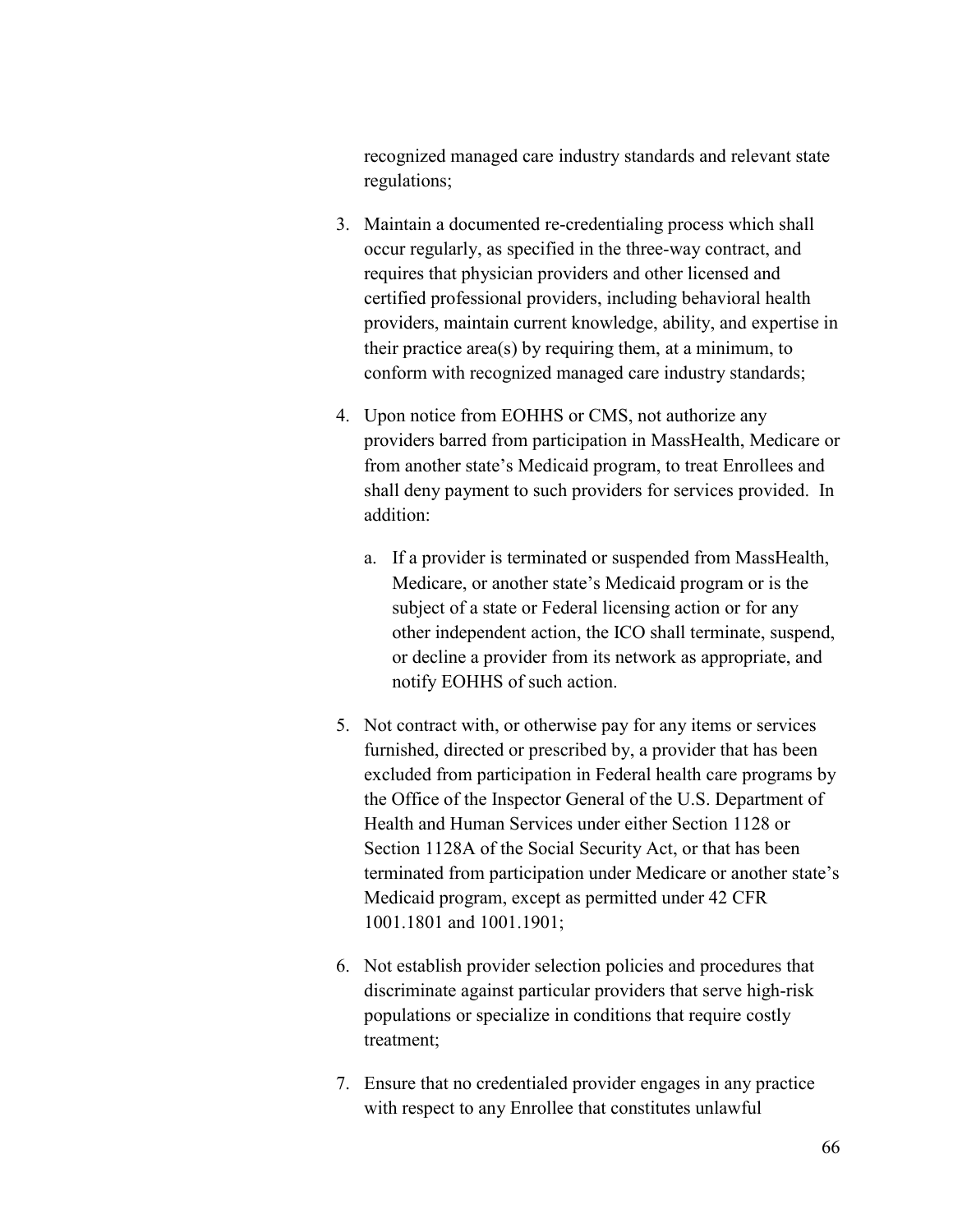recognized managed care industry standards and relevant state regulations;

3. Maintain a documented re-credentialing process which shall occur regularly, as specified in the three-way contract, and requires that physician providers and other licensed and certified professional providers, including behavioral health providers, maintain current knowledge, ability, and expertise in their practice area(s) by requiring them, at a minimum, to conform with recognized managed care industry standards;

4. Upon notice from EOHHS or CMS, not authorize any providers barred from participation in MassHealth, Medicare or from another state's Medicaid program, to treat Enrollees and shall deny payment to such providers for services provided. In addition:

   a. If a provider is terminated or suspended from MassHealth, Medicare, or another state's Medicaid program or is the subject of a state or Federal licensing action or for any other independent action, the ICO shall terminate, suspend, or decline a provider from its network as appropriate, and notify EOHHS of such action.

5. Not contract with, or otherwise pay for any items or services furnished, directed or prescribed by, a provider that has been excluded from participation in Federal health care programs by the Office of the Inspector General of the U.S. Department of Health and Human Services under either Section 1128 or Section 1128A of the Social Security Act, or that has been terminated from participation under Medicare or another state's Medicaid program, except as permitted under 42 CFR 1001.1801 and 1001.1901;

6. Not establish provider selection policies and procedures that discriminate against particular providers that serve high-risk populations or specialize in conditions that require costly treatment;

7. Ensure that no credentialed provider engages in any practice with respect to any Enrollee that constitutes unlawful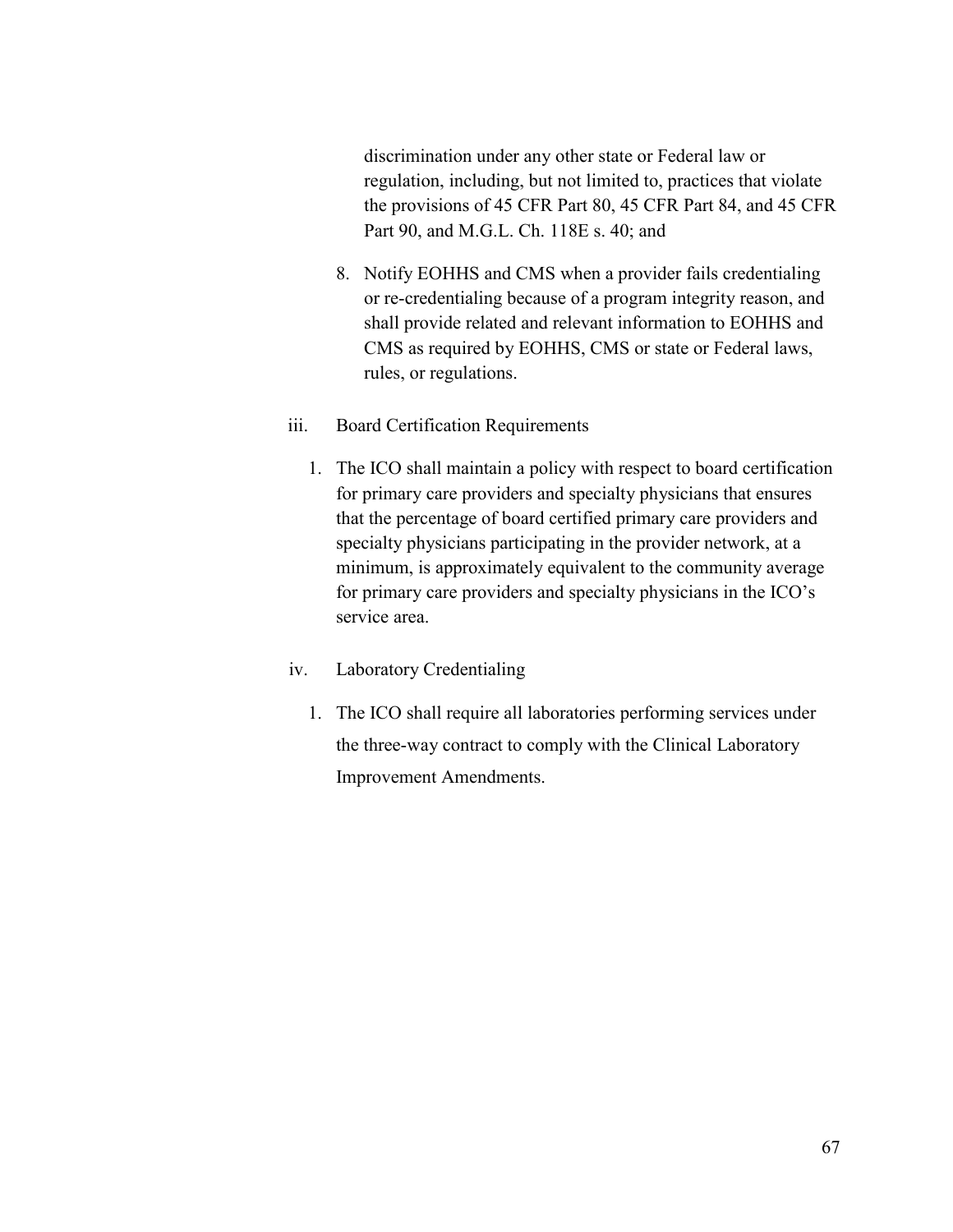discrimination under any other state or Federal law or regulation, including, but not limited to, practices that violate the provisions of 45 CFR Part 80, 45 CFR Part 84, and 45 CFR Part 90, and M.G.L. Ch. 118E s. 40; and

8. Notify EOHHS and CMS when a provider fails credentialing or re-credentialing because of a program integrity reason, and shall provide related and relevant information to EOHHS and CMS as required by EOHHS, CMS or state or Federal laws, rules, or regulations.

iii. Board Certification Requirements

1. The ICO shall maintain a policy with respect to board certification for primary care providers and specialty physicians that ensures that the percentage of board certified primary care providers and specialty physicians participating in the provider network, at a minimum, is approximately equivalent to the community average for primary care providers and specialty physicians in the ICO's service area.

iv. Laboratory Credentialing

1. The ICO shall require all laboratories performing services under the three-way contract to comply with the Clinical Laboratory Improvement Amendments.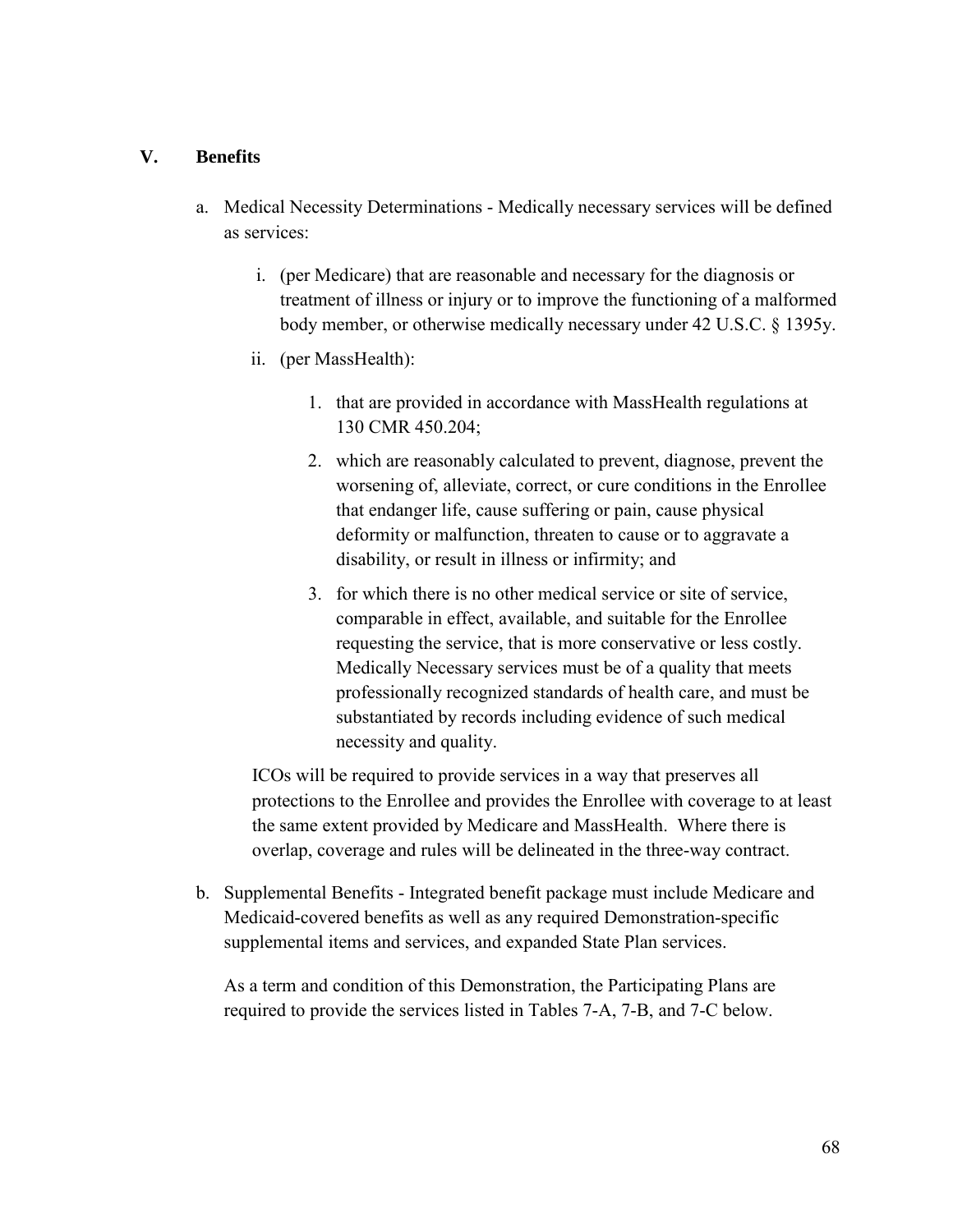## V. Benefits

a. Medical Necessity Determinations - Medically necessary services will be defined as services:

   i. (per Medicare) that are reasonable and necessary for the diagnosis or treatment of illness or injury or to improve the functioning of a malformed body member, or otherwise medically necessary under 42 U.S.C. § 1395y.

   ii. (per MassHealth):

      1. that are provided in accordance with MassHealth regulations at 130 CMR 450.204;

      2. which are reasonably calculated to prevent, diagnose, prevent the worsening of, alleviate, correct, or cure conditions in the Enrollee that endanger life, cause suffering or pain, cause physical deformity or malfunction, threaten to cause or to aggravate a disability, or result in illness or infirmity; and

      3. for which there is no other medical service or site of service, comparable in effect, available, and suitable for the Enrollee requesting the service, that is more conservative or less costly. Medically Necessary services must be of a quality that meets professionally recognized standards of health care, and must be substantiated by records including evidence of such medical necessity and quality.

   ICOs will be required to provide services in a way that preserves all protections to the Enrollee and provides the Enrollee with coverage to at least the same extent provided by Medicare and MassHealth. Where there is overlap, coverage and rules will be delineated in the three-way contract.

b. Supplemental Benefits - Integrated benefit package must include Medicare and Medicaid-covered benefits as well as any required Demonstration-specific supplemental items and services, and expanded State Plan services.

   As a term and condition of this Demonstration, the Participating Plans are required to provide the services listed in Tables 7-A, 7-B, and 7-C below.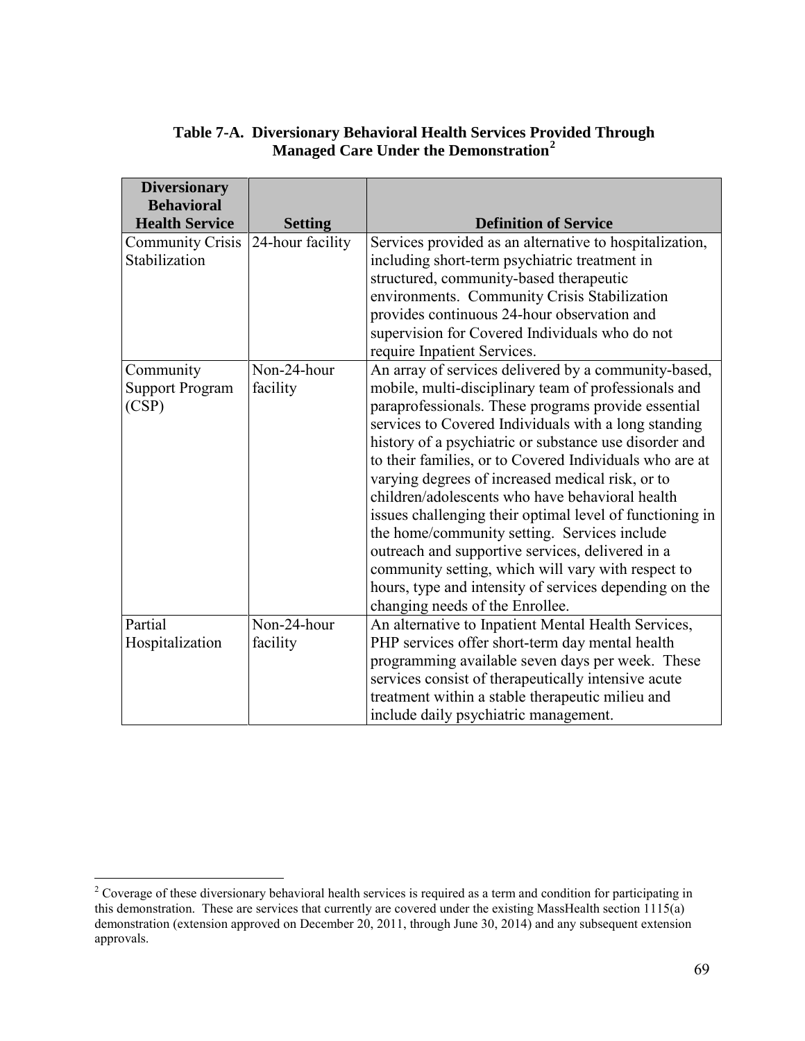**Table 7-A. Diversionary Behavioral Health Services Provided Through Managed Care Under the Demonstration[2]**

| Diversionary Behavioral Health Service | Setting | Definition of Service |
|---|---|---|
| Community Crisis Stabilization | 24-hour facility | Services provided as an alternative to hospitalization, including short-term psychiatric treatment in structured, community-based therapeutic environments. Community Crisis Stabilization provides continuous 24-hour observation and supervision for Covered Individuals who do not require Inpatient Services. |
| Community Support Program (CSP) | Non-24-hour facility | An array of services delivered by a community-based, mobile, multi-disciplinary team of professionals and paraprofessionals. These programs provide essential services to Covered Individuals with a long standing history of a psychiatric or substance use disorder and to their families, or to Covered Individuals who are at varying degrees of increased medical risk, or to children/adolescents who have behavioral health issues challenging their optimal level of functioning in the home/community setting. Services include outreach and supportive services, delivered in a community setting, which will vary with respect to hours, type and intensity of services depending on the changing needs of the Enrollee. |
| Partial Hospitalization | Non-24-hour facility | An alternative to Inpatient Mental Health Services, PHP services offer short-term day mental health programming available seven days per week. These services consist of therapeutically intensive acute treatment within a stable therapeutic milieu and include daily psychiatric management. |

[2] Coverage of these diversionary behavioral health services is required as a term and condition for participating in this demonstration. These are services that currently are covered under the existing MassHealth section 1115(a) demonstration (extension approved on December 20, 2011, through June 30, 2014) and any subsequent extension approvals.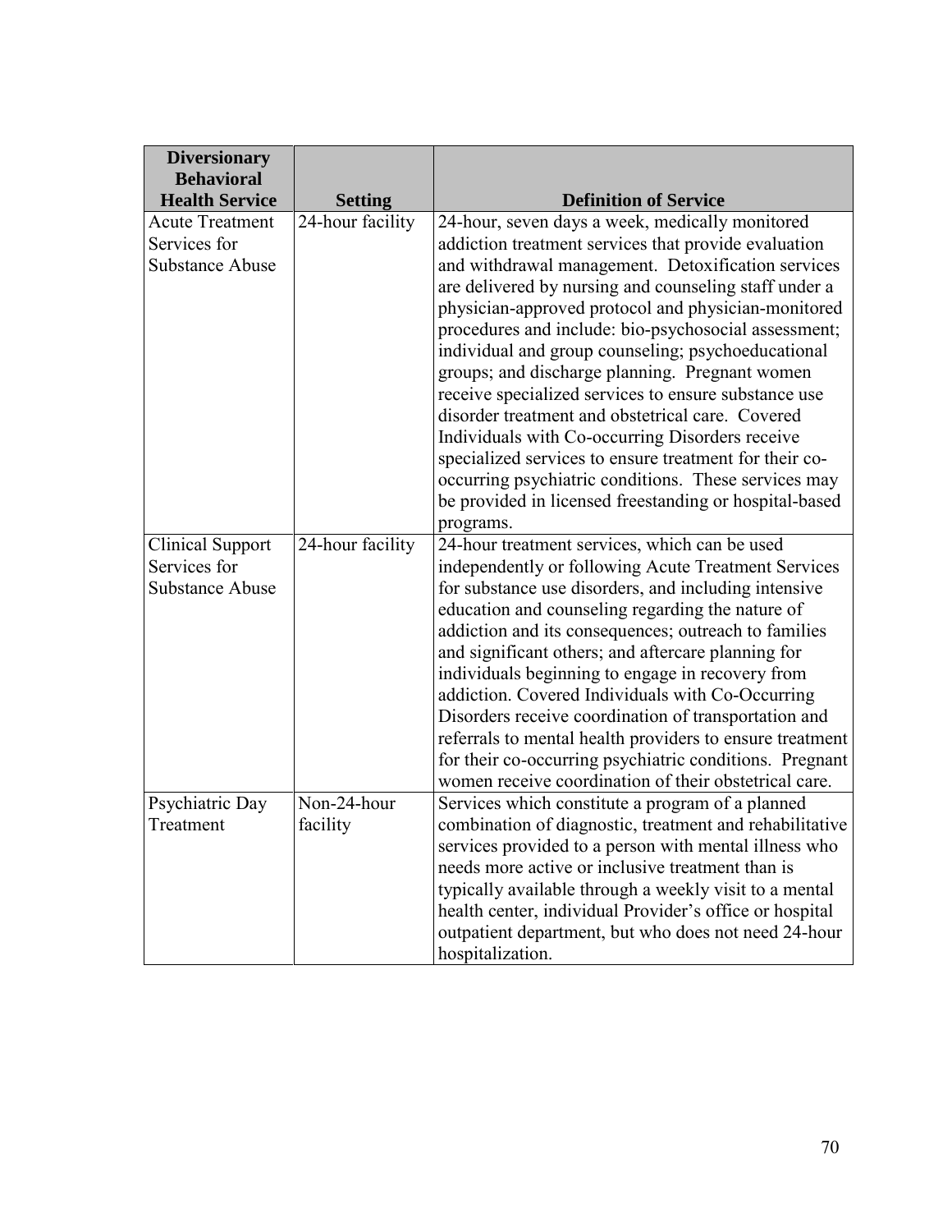| Diversionary Behavioral Health Service | Setting | Definition of Service |
|---|---|---|
| Acute Treatment Services for Substance Abuse | 24-hour facility | 24-hour, seven days a week, medically monitored addiction treatment services that provide evaluation and withdrawal management. Detoxification services are delivered by nursing and counseling staff under a physician-approved protocol and physician-monitored procedures and include: bio-psychosocial assessment; individual and group counseling; psychoeducational groups; and discharge planning. Pregnant women receive specialized services to ensure substance use disorder treatment and obstetrical care. Covered Individuals with Co-occurring Disorders receive specialized services to ensure treatment for their co-occurring psychiatric conditions. These services may be provided in licensed freestanding or hospital-based programs. |
| Clinical Support Services for Substance Abuse | 24-hour facility | 24-hour treatment services, which can be used independently or following Acute Treatment Services for substance use disorders, and including intensive education and counseling regarding the nature of addiction and its consequences; outreach to families and significant others; and aftercare planning for individuals beginning to engage in recovery from addiction. Covered Individuals with Co-Occurring Disorders receive coordination of transportation and referrals to mental health providers to ensure treatment for their co-occurring psychiatric conditions. Pregnant women receive coordination of their obstetrical care. |
| Psychiatric Day Treatment | Non-24-hour facility | Services which constitute a program of a planned combination of diagnostic, treatment and rehabilitative services provided to a person with mental illness who needs more active or inclusive treatment than is typically available through a weekly visit to a mental health center, individual Provider's office or hospital outpatient department, but who does not need 24-hour hospitalization. |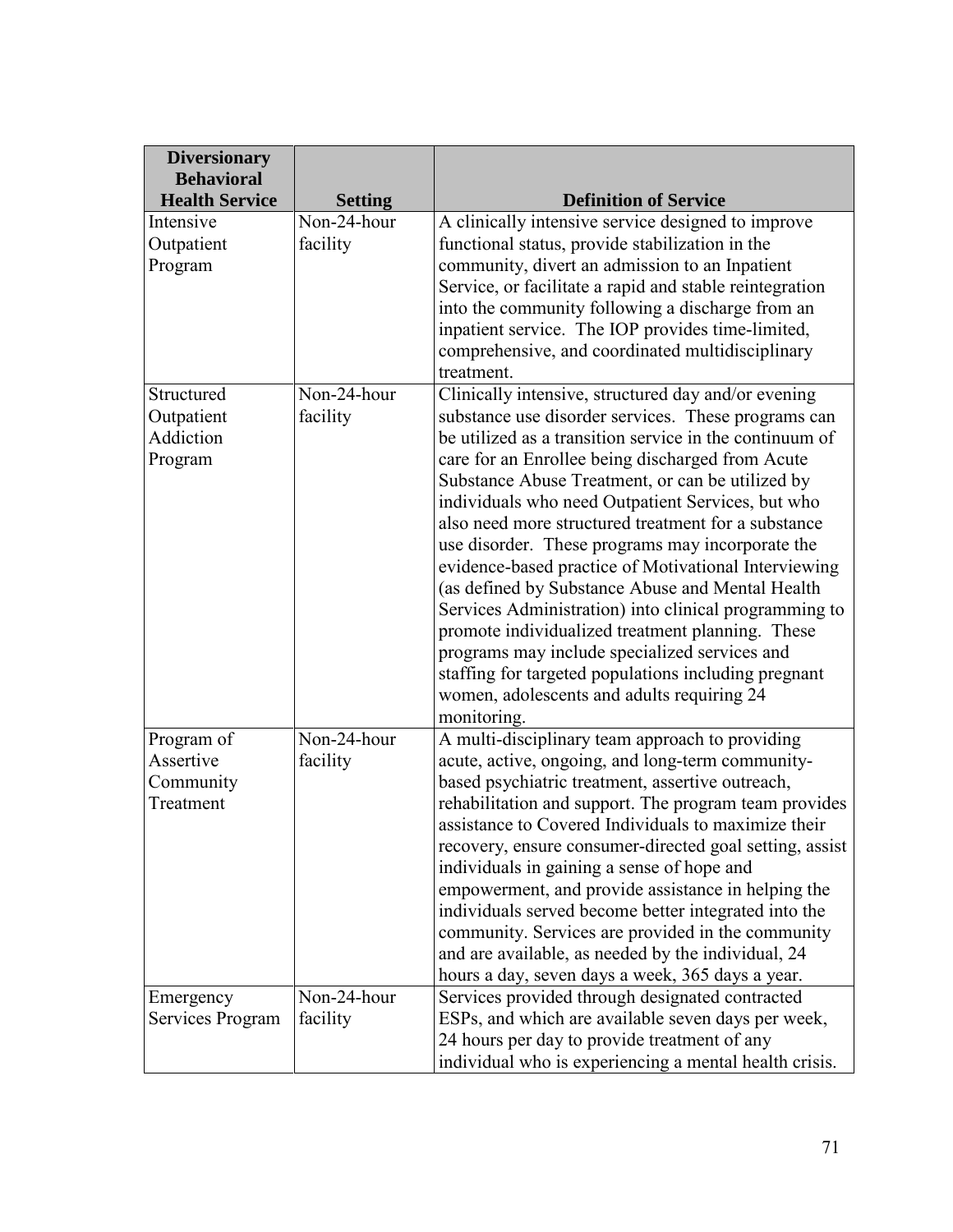| Diversionary Behavioral Health Service | Setting | Definition of Service |
| --- | --- | --- |
| Intensive Outpatient Program | Non-24-hour facility | A clinically intensive service designed to improve functional status, provide stabilization in the community, divert an admission to an Inpatient Service, or facilitate a rapid and stable reintegration into the community following a discharge from an inpatient service. The IOP provides time-limited, comprehensive, and coordinated multidisciplinary treatment. |
| Structured Outpatient Addiction Program | Non-24-hour facility | Clinically intensive, structured day and/or evening substance use disorder services. These programs can be utilized as a transition service in the continuum of care for an Enrollee being discharged from Acute Substance Abuse Treatment, or can be utilized by individuals who need Outpatient Services, but who also need more structured treatment for a substance use disorder. These programs may incorporate the evidence-based practice of Motivational Interviewing (as defined by Substance Abuse and Mental Health Services Administration) into clinical programming to promote individualized treatment planning. These programs may include specialized services and staffing for targeted populations including pregnant women, adolescents and adults requiring 24 monitoring. |
| Program of Assertive Community Treatment | Non-24-hour facility | A multi-disciplinary team approach to providing acute, active, ongoing, and long-term community-based psychiatric treatment, assertive outreach, rehabilitation and support. The program team provides assistance to Covered Individuals to maximize their recovery, ensure consumer-directed goal setting, assist individuals in gaining a sense of hope and empowerment, and provide assistance in helping the individuals served become better integrated into the community. Services are provided in the community and are available, as needed by the individual, 24 hours a day, seven days a week, 365 days a year. |
| Emergency Services Program | Non-24-hour facility | Services provided through designated contracted ESPs, and which are available seven days per week, 24 hours per day to provide treatment of any individual who is experiencing a mental health crisis. |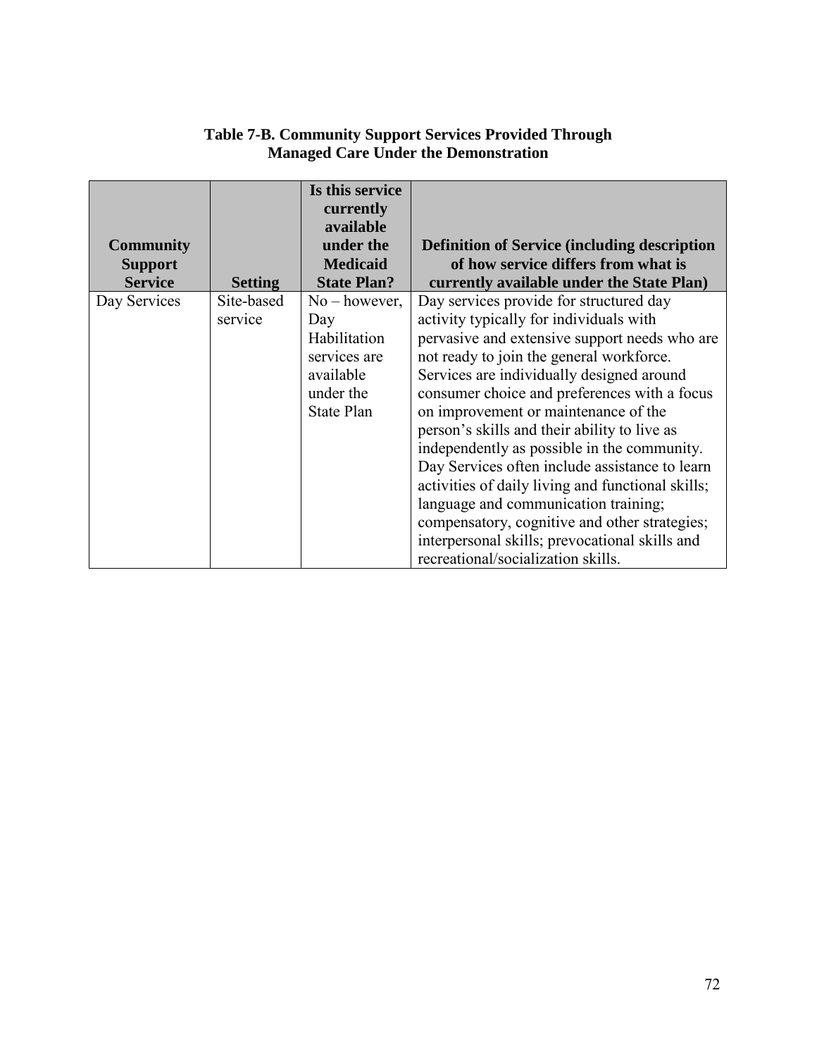**Table 7-B. Community Support Services Provided Through Managed Care Under the Demonstration**

| Community Support Service | Setting | Is this service currently available under the Medicaid State Plan? | Definition of Service (including description of how service differs from what is currently available under the State Plan) |
|---|---|---|---|
| Day Services | Site-based service | No – however, Day Habilitation services are available under the State Plan | Day services provide for structured day activity typically for individuals with pervasive and extensive support needs who are not ready to join the general workforce. Services are individually designed around consumer choice and preferences with a focus on improvement or maintenance of the person's skills and their ability to live as independently as possible in the community. Day Services often include assistance to learn activities of daily living and functional skills; language and communication training; compensatory, cognitive and other strategies; interpersonal skills; prevocational skills and recreational/socialization skills. |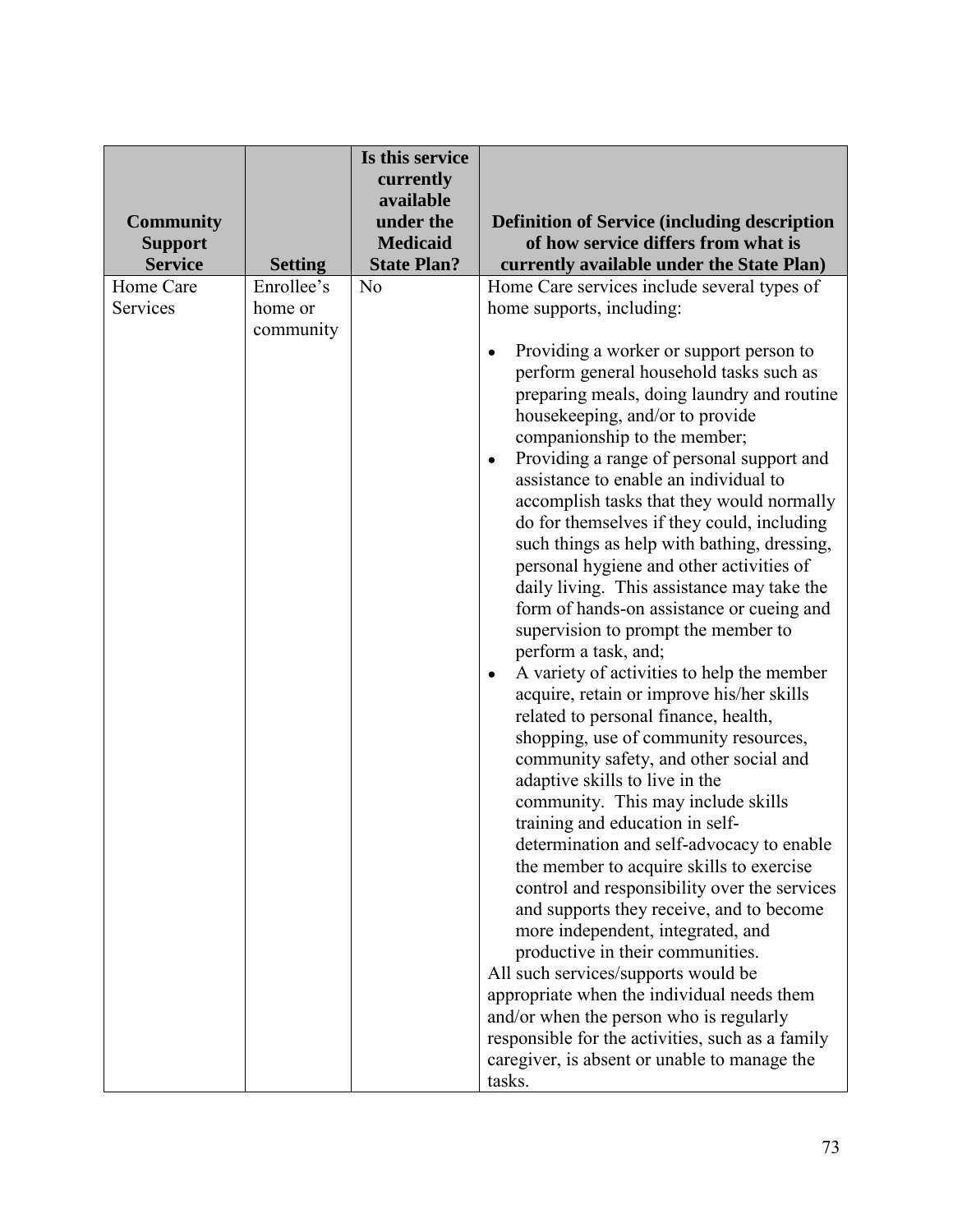| Community Support Service | Setting | Is this service currently available under the Medicaid State Plan? | Definition of Service (including description of how service differs from what is currently available under the State Plan) |
| --- | --- | --- | --- |
| Home Care Services | Enrollee's home or community | No | Home Care services include several types of home supports, including:<br><br>• Providing a worker or support person to perform general household tasks such as preparing meals, doing laundry and routine housekeeping, and/or to provide companionship to the member;<br>• Providing a range of personal support and assistance to enable an individual to accomplish tasks that they would normally do for themselves if they could, including such things as help with bathing, dressing, personal hygiene and other activities of daily living. This assistance may take the form of hands-on assistance or cueing and supervision to prompt the member to perform a task, and;<br>• A variety of activities to help the member acquire, retain or improve his/her skills related to personal finance, health, shopping, use of community resources, community safety, and other social and adaptive skills to live in the community. This may include skills training and education in self-determination and self-advocacy to enable the member to acquire skills to exercise control and responsibility over the services and supports they receive, and to become more independent, integrated, and productive in their communities.<br><br>All such services/supports would be appropriate when the individual needs them and/or when the person who is regularly responsible for the activities, such as a family caregiver, is absent or unable to manage the tasks. |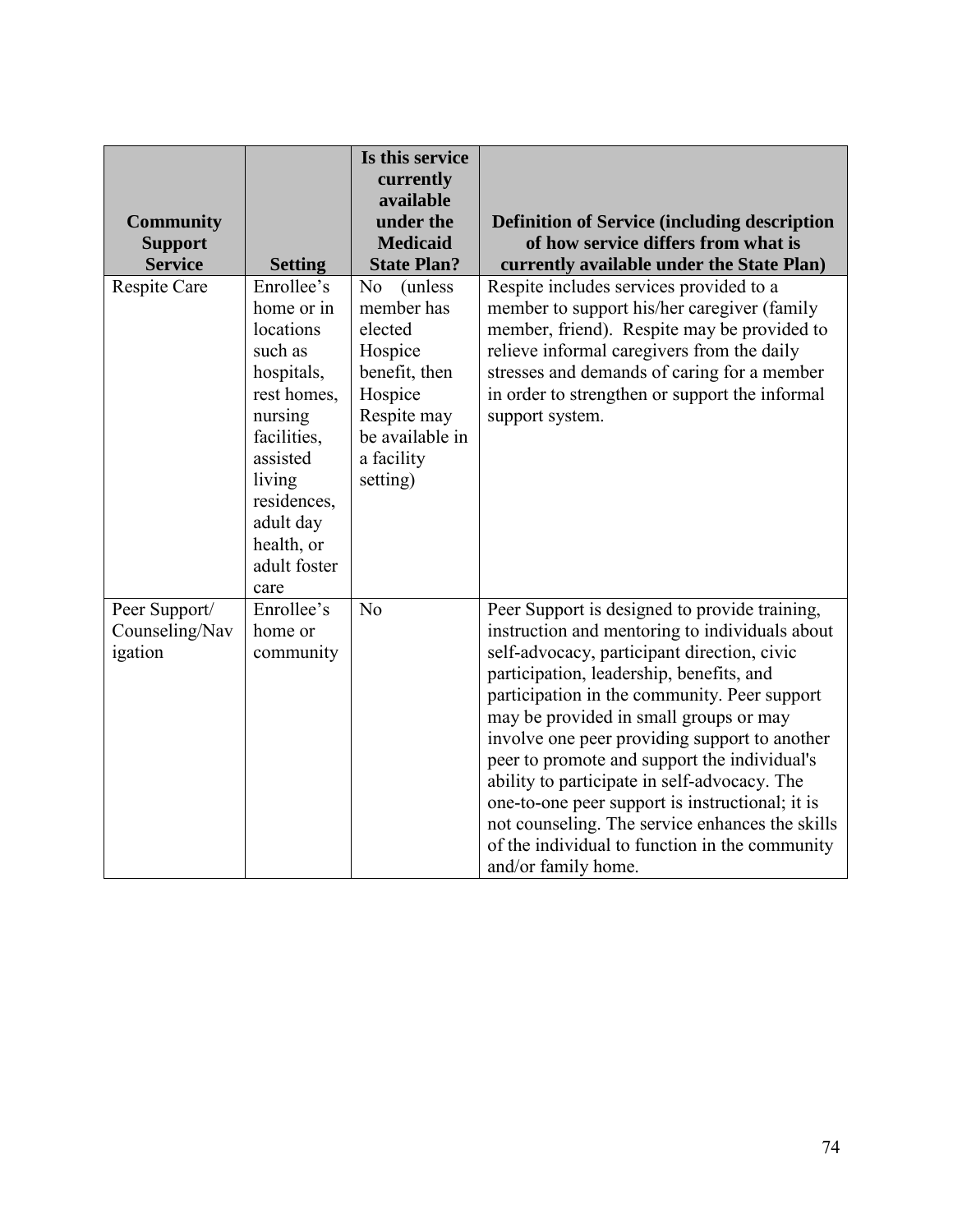| Community Support Service | Setting | Is this service currently available under the Medicaid State Plan? | Definition of Service (including description of how service differs from what is currently available under the State Plan) |
|---|---|---|---|
| Respite Care | Enrollee's home or in locations such as hospitals, rest homes, nursing facilities, assisted living residences, adult day health, or adult foster care | No (unless member has elected Hospice benefit, then Hospice Respite may be available in a facility setting) | Respite includes services provided to a member to support his/her caregiver (family member, friend). Respite may be provided to relieve informal caregivers from the daily stresses and demands of caring for a member in order to strengthen or support the informal support system. |
| Peer Support/ Counseling/Navigation | Enrollee's home or community | No | Peer Support is designed to provide training, instruction and mentoring to individuals about self-advocacy, participant direction, civic participation, leadership, benefits, and participation in the community. Peer support may be provided in small groups or may involve one peer providing support to another peer to promote and support the individual's ability to participate in self-advocacy. The one-to-one peer support is instructional; it is not counseling. The service enhances the skills of the individual to function in the community and/or family home. |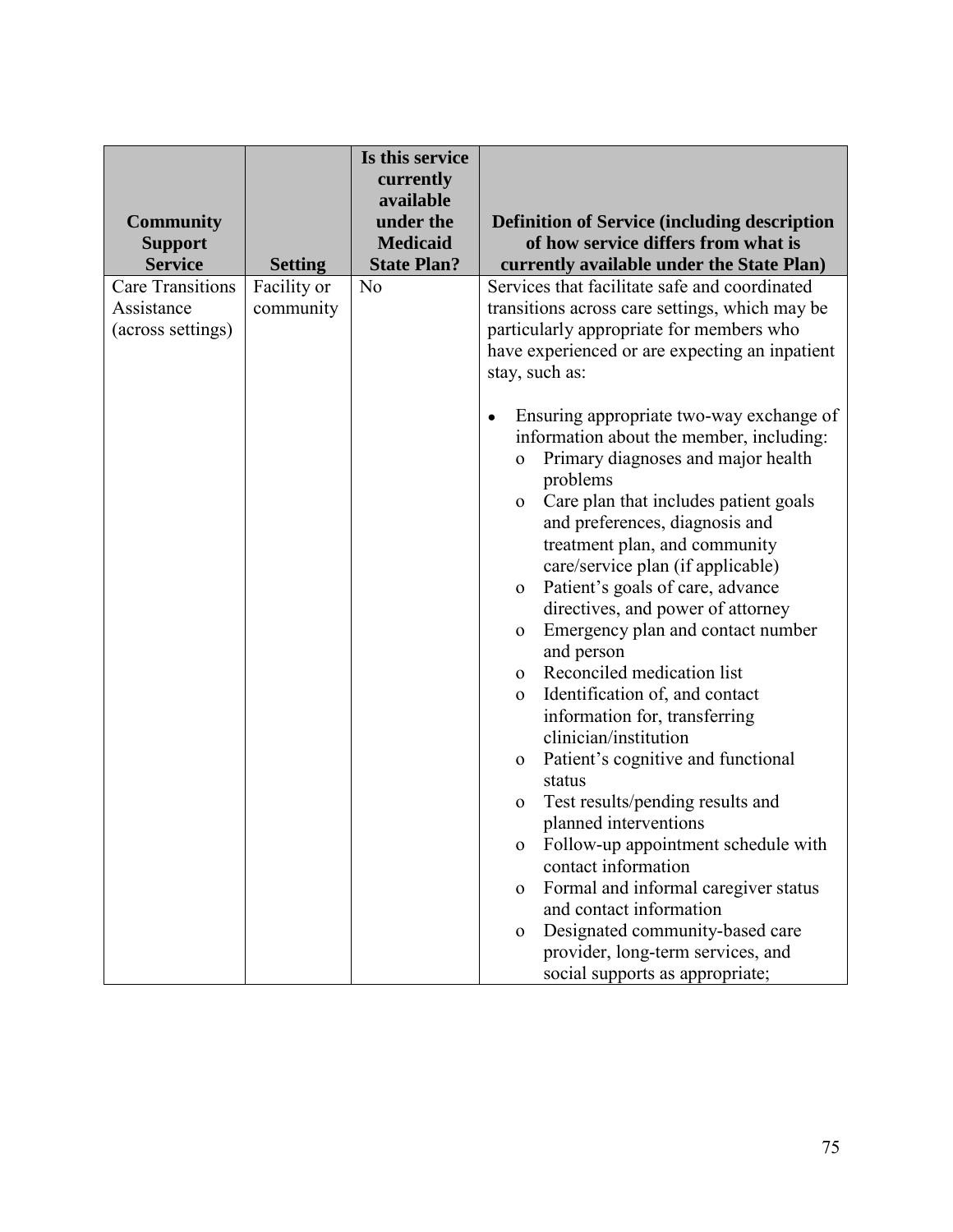| Community Support Service | Setting | Is this service currently available under the Medicaid State Plan? | Definition of Service (including description of how service differs from what is currently available under the State Plan) |
|---|---|---|---|
| Care Transitions Assistance (across settings) | Facility or community | No | Services that facilitate safe and coordinated transitions across care settings, which may be particularly appropriate for members who have experienced or are expecting an inpatient stay, such as:<br><br>• Ensuring appropriate two-way exchange of information about the member, including:<br>  o Primary diagnoses and major health problems<br>  o Care plan that includes patient goals and preferences, diagnosis and treatment plan, and community care/service plan (if applicable)<br>  o Patient's goals of care, advance directives, and power of attorney<br>  o Emergency plan and contact number and person<br>  o Reconciled medication list<br>  o Identification of, and contact information for, transferring clinician/institution<br>  o Patient's cognitive and functional status<br>  o Test results/pending results and planned interventions<br>  o Follow-up appointment schedule with contact information<br>  o Formal and informal caregiver status and contact information<br>  o Designated community-based care provider, long-term services, and social supports as appropriate; |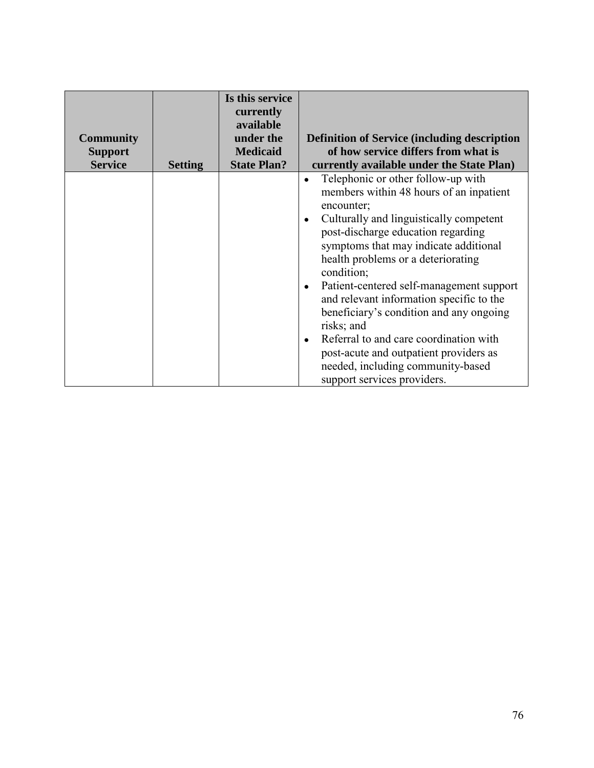| Community Support Service | Setting | Is this service currently available under the Medicaid State Plan? | Definition of Service (including description of how service differs from what is currently available under the State Plan) |
|---|---|---|---|
| | | | • Telephonic or other follow-up with members within 48 hours of an inpatient encounter;<br>• Culturally and linguistically competent post-discharge education regarding symptoms that may indicate additional health problems or a deteriorating condition;<br>• Patient-centered self-management support and relevant information specific to the beneficiary's condition and any ongoing risks; and<br>• Referral to and care coordination with post-acute and outpatient providers as needed, including community-based support services providers. |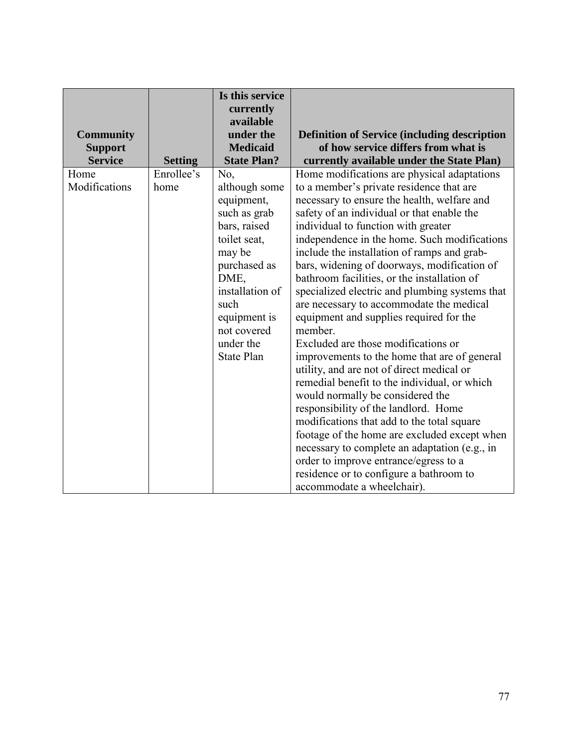| Community Support Service | Setting | Is this service currently available under the Medicaid State Plan? | Definition of Service (including description of how service differs from what is currently available under the State Plan) |
|---|---|---|---|
| Home Modifications | Enrollee's home | No, although some equipment, such as grab bars, raised toilet seat, may be purchased as DME, installation of such equipment is not covered under the State Plan | Home modifications are physical adaptations to a member's private residence that are necessary to ensure the health, welfare and safety of an individual or that enable the individual to function with greater independence in the home. Such modifications include the installation of ramps and grab-bars, widening of doorways, modification of bathroom facilities, or the installation of specialized electric and plumbing systems that are necessary to accommodate the medical equipment and supplies required for the member.<br>Excluded are those modifications or improvements to the home that are of general utility, and are not of direct medical or remedial benefit to the individual, or which would normally be considered the responsibility of the landlord. Home modifications that add to the total square footage of the home are excluded except when necessary to complete an adaptation (e.g., in order to improve entrance/egress to a residence or to configure a bathroom to accommodate a wheelchair). |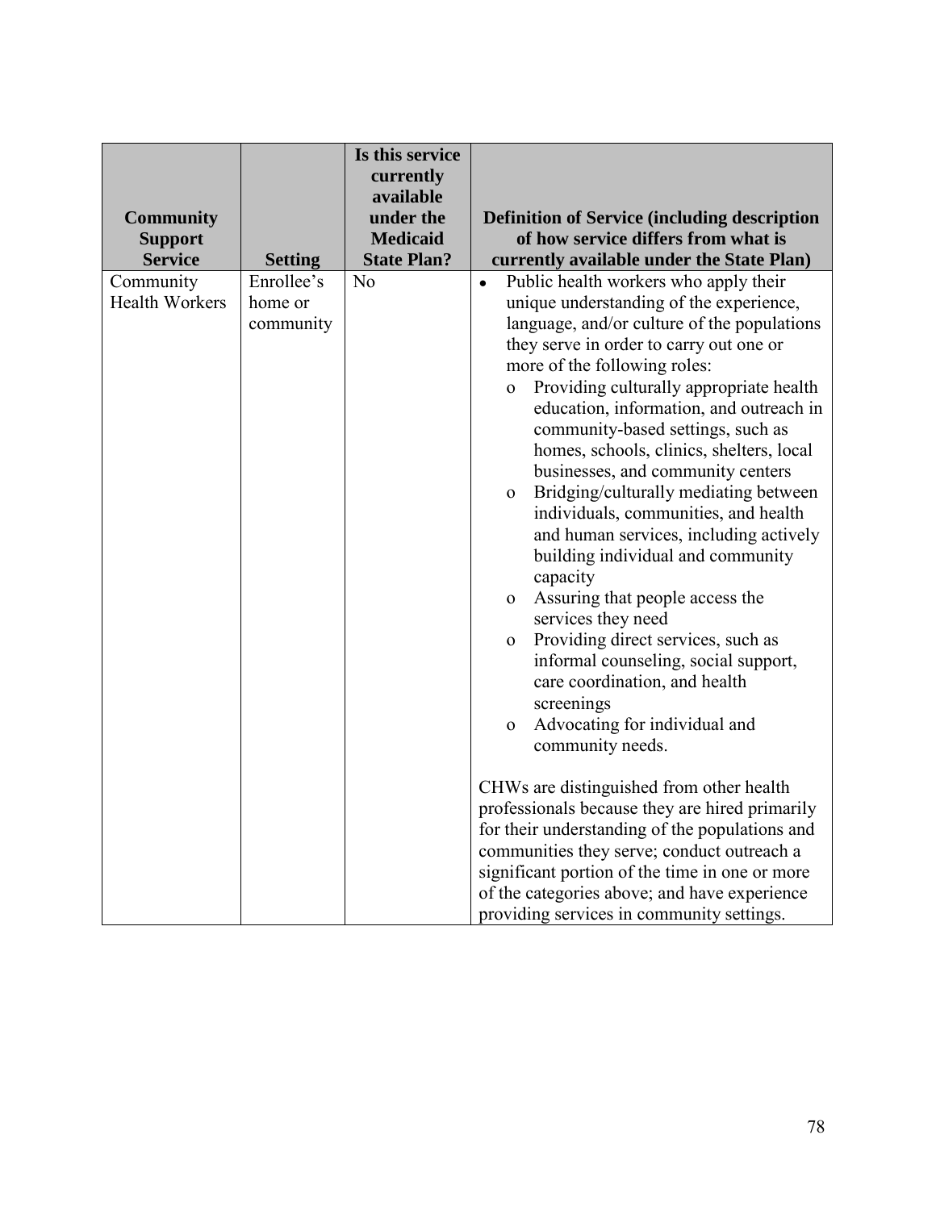| Community Support Service | Setting | Is this service currently available under the Medicaid State Plan? | Definition of Service (including description of how service differs from what is currently available under the State Plan) |
|---|---|---|---|
| Community Health Workers | Enrollee's home or community | No | • Public health workers who apply their unique understanding of the experience, language, and/or culture of the populations they serve in order to carry out one or more of the following roles:<br>o Providing culturally appropriate health education, information, and outreach in community-based settings, such as homes, schools, clinics, shelters, local businesses, and community centers<br>o Bridging/culturally mediating between individuals, communities, and health and human services, including actively building individual and community capacity<br>o Assuring that people access the services they need<br>o Providing direct services, such as informal counseling, social support, care coordination, and health screenings<br>o Advocating for individual and community needs.<br><br>CHWs are distinguished from other health professionals because they are hired primarily for their understanding of the populations and communities they serve; conduct outreach a significant portion of the time in one or more of the categories above; and have experience providing services in community settings. |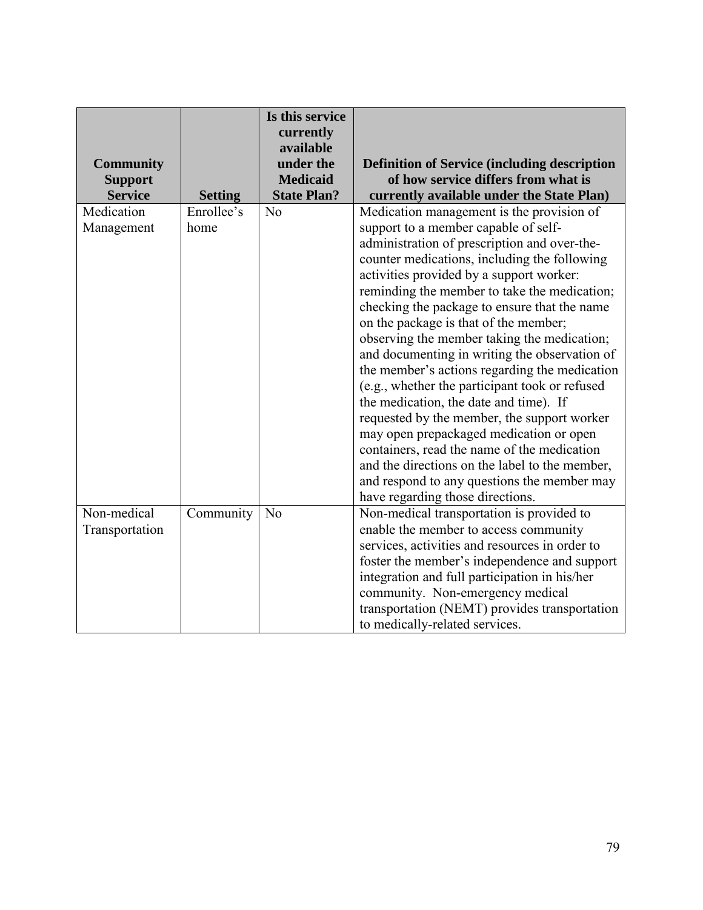| Community Support Service | Setting | Is this service currently available under the Medicaid State Plan? | Definition of Service (including description of how service differs from what is currently available under the State Plan) |
|---|---|---|---|
| Medication Management | Enrollee's home | No | Medication management is the provision of support to a member capable of self-administration of prescription and over-the-counter medications, including the following activities provided by a support worker: reminding the member to take the medication; checking the package to ensure that the name on the package is that of the member; observing the member taking the medication; and documenting in writing the observation of the member's actions regarding the medication (e.g., whether the participant took or refused the medication, the date and time). If requested by the member, the support worker may open prepackaged medication or open containers, read the name of the medication and the directions on the label to the member, and respond to any questions the member may have regarding those directions. |
| Non-medical Transportation | Community | No | Non-medical transportation is provided to enable the member to access community services, activities and resources in order to foster the member's independence and support integration and full participation in his/her community. Non-emergency medical transportation (NEMT) provides transportation to medically-related services. |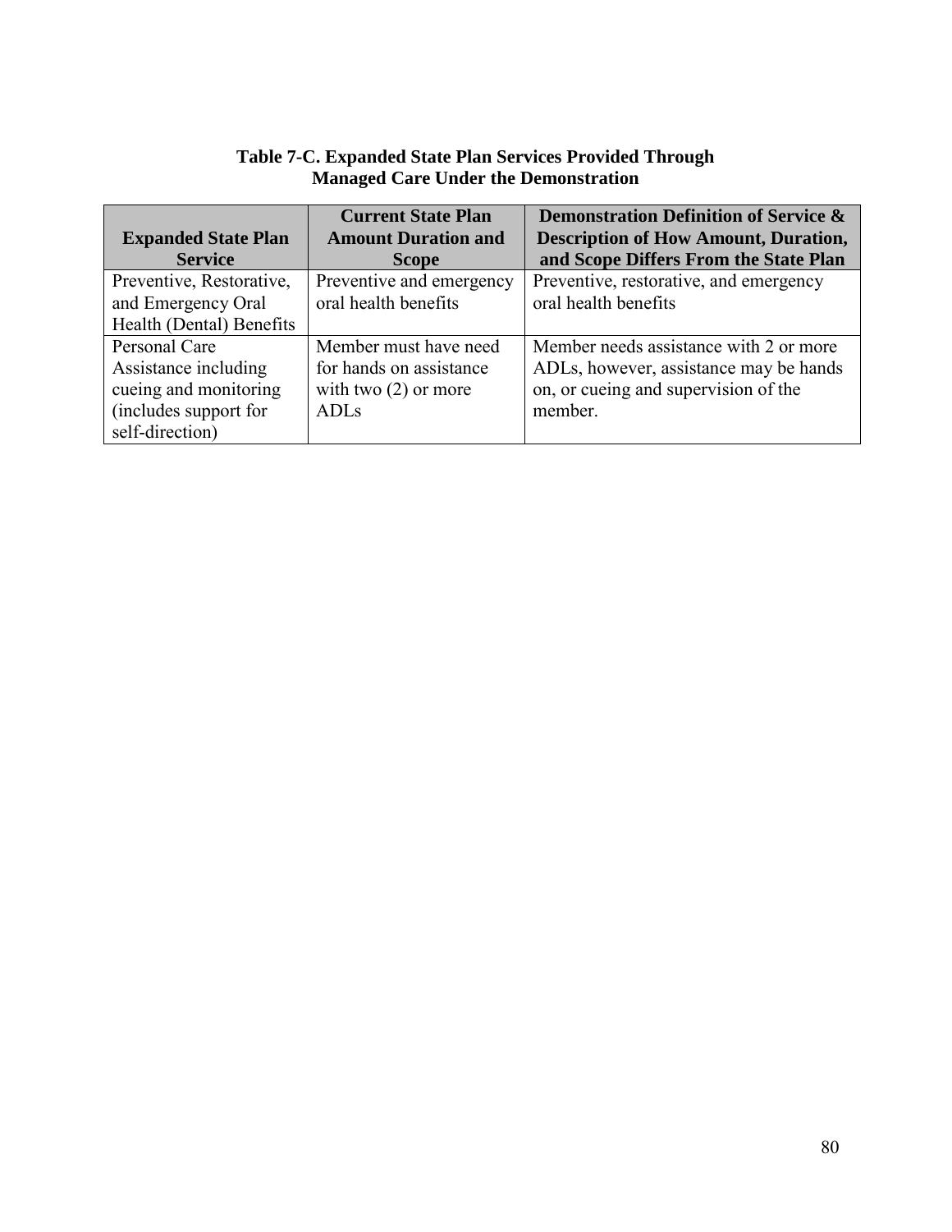**Table 7-C. Expanded State Plan Services Provided Through Managed Care Under the Demonstration**

| Expanded State Plan Service | Current State Plan Amount Duration and Scope | Demonstration Definition of Service & Description of How Amount, Duration, and Scope Differs From the State Plan |
|---|---|---|
| Preventive, Restorative, and Emergency Oral Health (Dental) Benefits | Preventive and emergency oral health benefits | Preventive, restorative, and emergency oral health benefits |
| Personal Care Assistance including cueing and monitoring (includes support for self-direction) | Member must have need for hands on assistance with two (2) or more ADLs | Member needs assistance with 2 or more ADLs, however, assistance may be hands on, or cueing and supervision of the member. |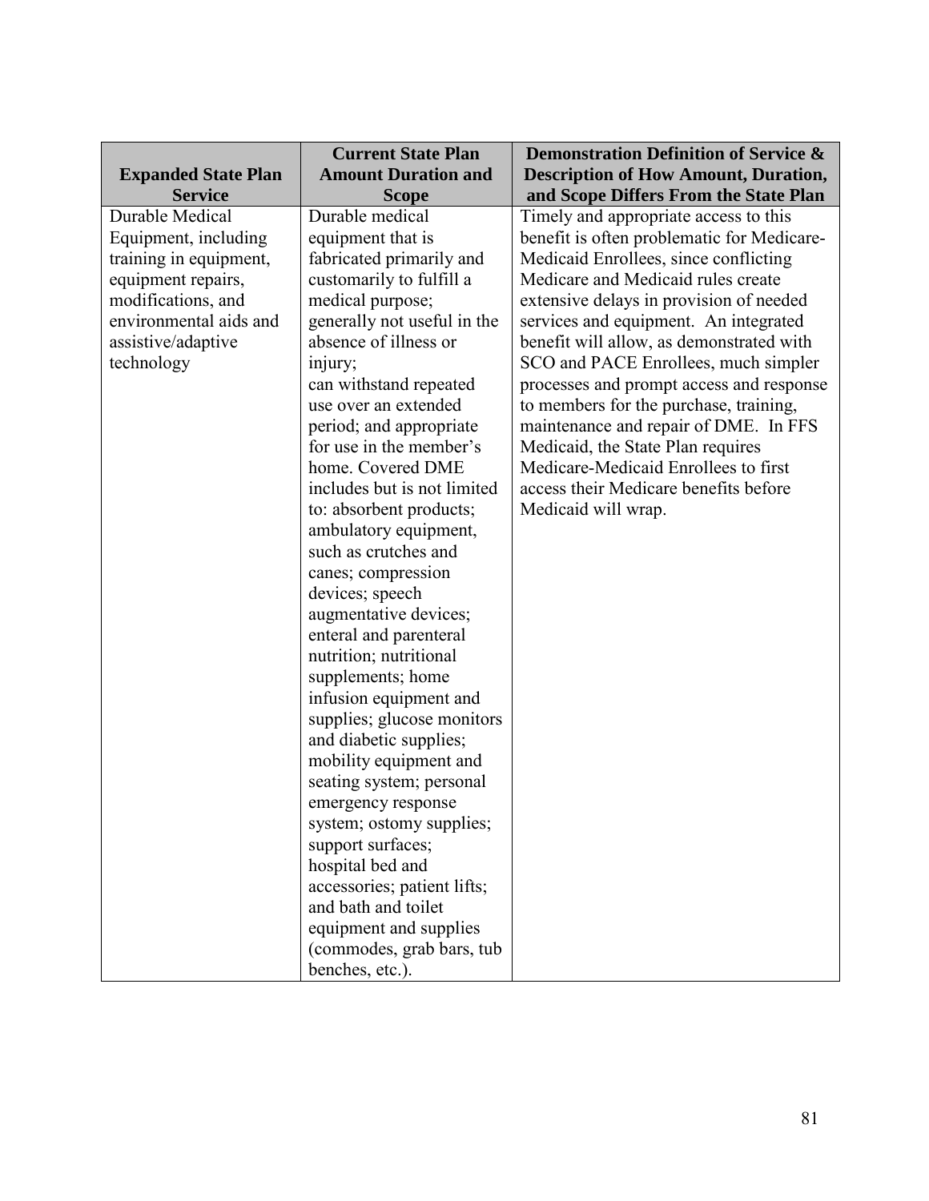| Expanded State Plan Service | Current State Plan Amount Duration and Scope | Demonstration Definition of Service & Description of How Amount, Duration, and Scope Differs From the State Plan |
|---|---|---|
| Durable Medical Equipment, including training in equipment, equipment repairs, modifications, and environmental aids and assistive/adaptive technology | Durable medical equipment that is fabricated primarily and customarily to fulfill a medical purpose; generally not useful in the absence of illness or injury; can withstand repeated use over an extended period; and appropriate for use in the member's home. Covered DME includes but is not limited to: absorbent products; ambulatory equipment, such as crutches and canes; compression devices; speech augmentative devices; enteral and parenteral nutrition; nutritional supplements; home infusion equipment and supplies; glucose monitors and diabetic supplies; mobility equipment and seating system; personal emergency response system; ostomy supplies; support surfaces; hospital bed and accessories; patient lifts; and bath and toilet equipment and supplies (commodes, grab bars, tub benches, etc.). | Timely and appropriate access to this benefit is often problematic for Medicare-Medicaid Enrollees, since conflicting Medicare and Medicaid rules create extensive delays in provision of needed services and equipment. An integrated benefit will allow, as demonstrated with SCO and PACE Enrollees, much simpler processes and prompt access and response to members for the purchase, training, maintenance and repair of DME. In FFS Medicaid, the State Plan requires Medicare-Medicaid Enrollees to first access their Medicare benefits before Medicaid will wrap. |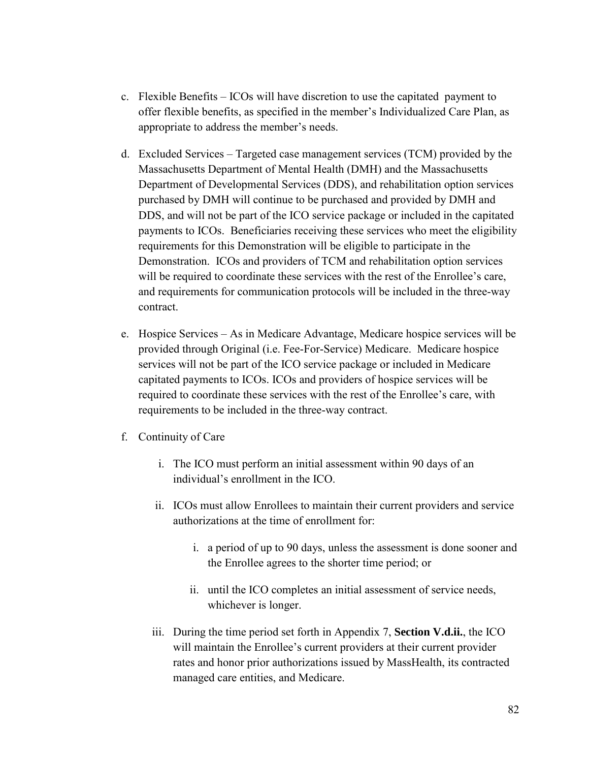c. Flexible Benefits – ICOs will have discretion to use the capitated payment to offer flexible benefits, as specified in the member's Individualized Care Plan, as appropriate to address the member's needs.

d. Excluded Services – Targeted case management services (TCM) provided by the Massachusetts Department of Mental Health (DMH) and the Massachusetts Department of Developmental Services (DDS), and rehabilitation option services purchased by DMH will continue to be purchased and provided by DMH and DDS, and will not be part of the ICO service package or included in the capitated payments to ICOs. Beneficiaries receiving these services who meet the eligibility requirements for this Demonstration will be eligible to participate in the Demonstration. ICOs and providers of TCM and rehabilitation option services will be required to coordinate these services with the rest of the Enrollee's care, and requirements for communication protocols will be included in the three-way contract.

e. Hospice Services – As in Medicare Advantage, Medicare hospice services will be provided through Original (i.e. Fee-For-Service) Medicare. Medicare hospice services will not be part of the ICO service package or included in Medicare capitated payments to ICOs. ICOs and providers of hospice services will be required to coordinate these services with the rest of the Enrollee's care, with requirements to be included in the three-way contract.

f. Continuity of Care

   i. The ICO must perform an initial assessment within 90 days of an individual's enrollment in the ICO.

   ii. ICOs must allow Enrollees to maintain their current providers and service authorizations at the time of enrollment for:

      i. a period of up to 90 days, unless the assessment is done sooner and the Enrollee agrees to the shorter time period; or

      ii. until the ICO completes an initial assessment of service needs, whichever is longer.

   iii. During the time period set forth in Appendix 7, **Section V.d.ii.**, the ICO will maintain the Enrollee's current providers at their current provider rates and honor prior authorizations issued by MassHealth, its contracted managed care entities, and Medicare.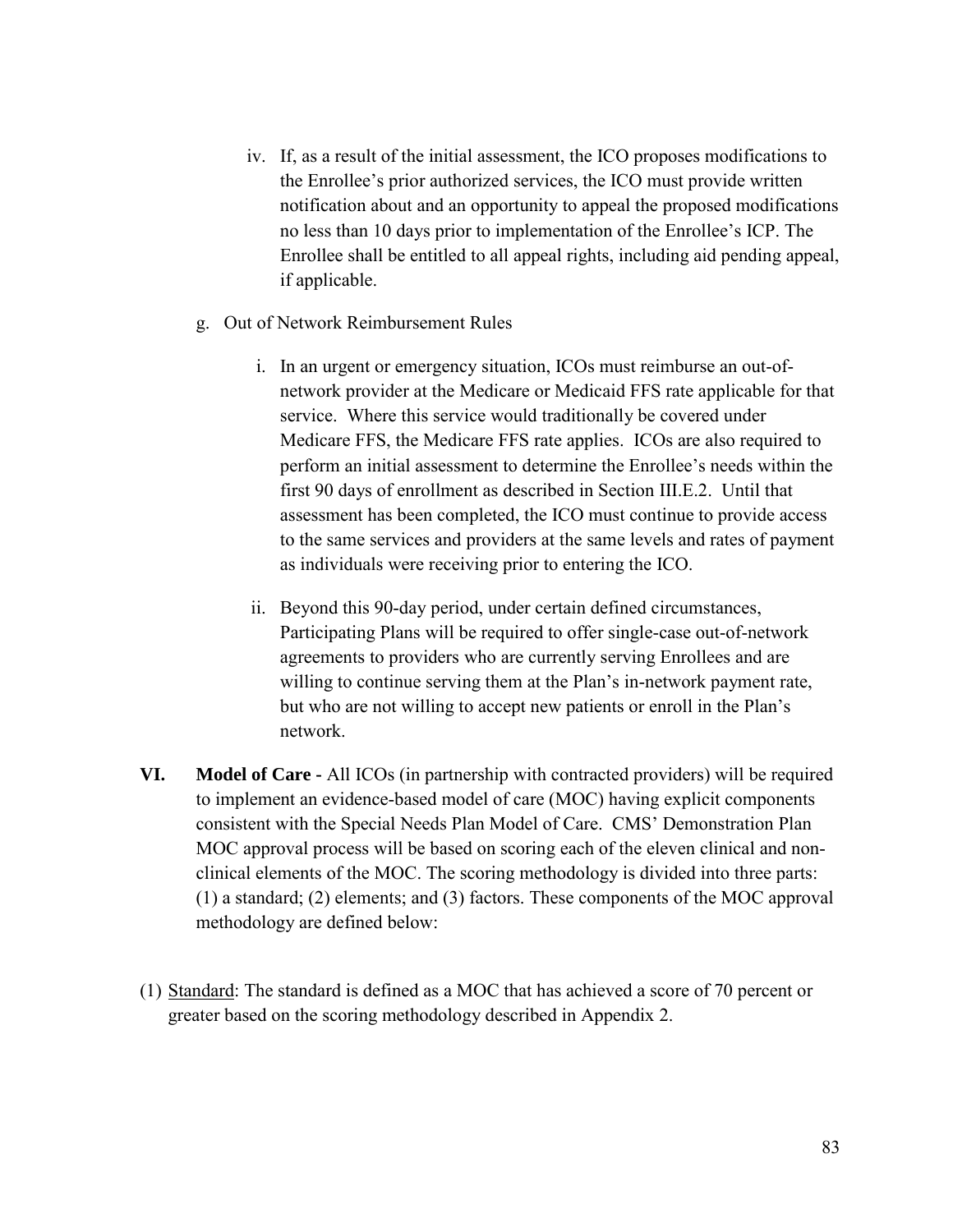iv. If, as a result of the initial assessment, the ICO proposes modifications to the Enrollee's prior authorized services, the ICO must provide written notification about and an opportunity to appeal the proposed modifications no less than 10 days prior to implementation of the Enrollee's ICP. The Enrollee shall be entitled to all appeal rights, including aid pending appeal, if applicable.

g. Out of Network Reimbursement Rules

i. In an urgent or emergency situation, ICOs must reimburse an out-of-network provider at the Medicare or Medicaid FFS rate applicable for that service. Where this service would traditionally be covered under Medicare FFS, the Medicare FFS rate applies. ICOs are also required to perform an initial assessment to determine the Enrollee's needs within the first 90 days of enrollment as described in Section III.E.2. Until that assessment has been completed, the ICO must continue to provide access to the same services and providers at the same levels and rates of payment as individuals were receiving prior to entering the ICO.

ii. Beyond this 90-day period, under certain defined circumstances, Participating Plans will be required to offer single-case out-of-network agreements to providers who are currently serving Enrollees and are willing to continue serving them at the Plan's in-network payment rate, but who are not willing to accept new patients or enroll in the Plan's network.

**VI. Model of Care -** All ICOs (in partnership with contracted providers) will be required to implement an evidence-based model of care (MOC) having explicit components consistent with the Special Needs Plan Model of Care. CMS' Demonstration Plan MOC approval process will be based on scoring each of the eleven clinical and non-clinical elements of the MOC. The scoring methodology is divided into three parts: (1) a standard; (2) elements; and (3) factors. These components of the MOC approval methodology are defined below:

(1) Standard: The standard is defined as a MOC that has achieved a score of 70 percent or greater based on the scoring methodology described in Appendix 2.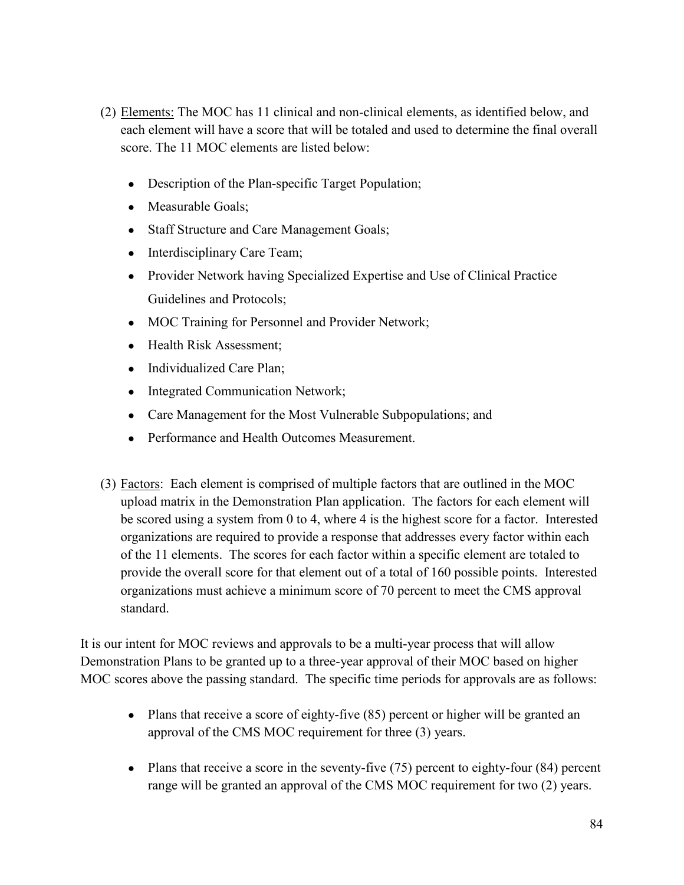(2) <u>Elements:</u> The MOC has 11 clinical and non-clinical elements, as identified below, and each element will have a score that will be totaled and used to determine the final overall score. The 11 MOC elements are listed below:

- Description of the Plan-specific Target Population;
- Measurable Goals;
- Staff Structure and Care Management Goals;
- Interdisciplinary Care Team;
- Provider Network having Specialized Expertise and Use of Clinical Practice Guidelines and Protocols;
- MOC Training for Personnel and Provider Network;
- Health Risk Assessment;
- Individualized Care Plan;
- Integrated Communication Network;
- Care Management for the Most Vulnerable Subpopulations; and
- Performance and Health Outcomes Measurement.

(3) <u>Factors</u>: Each element is comprised of multiple factors that are outlined in the MOC upload matrix in the Demonstration Plan application. The factors for each element will be scored using a system from 0 to 4, where 4 is the highest score for a factor. Interested organizations are required to provide a response that addresses every factor within each of the 11 elements. The scores for each factor within a specific element are totaled to provide the overall score for that element out of a total of 160 possible points. Interested organizations must achieve a minimum score of 70 percent to meet the CMS approval standard.

It is our intent for MOC reviews and approvals to be a multi-year process that will allow Demonstration Plans to be granted up to a three-year approval of their MOC based on higher MOC scores above the passing standard. The specific time periods for approvals are as follows:

- Plans that receive a score of eighty-five (85) percent or higher will be granted an approval of the CMS MOC requirement for three (3) years.
- Plans that receive a score in the seventy-five (75) percent to eighty-four (84) percent range will be granted an approval of the CMS MOC requirement for two (2) years.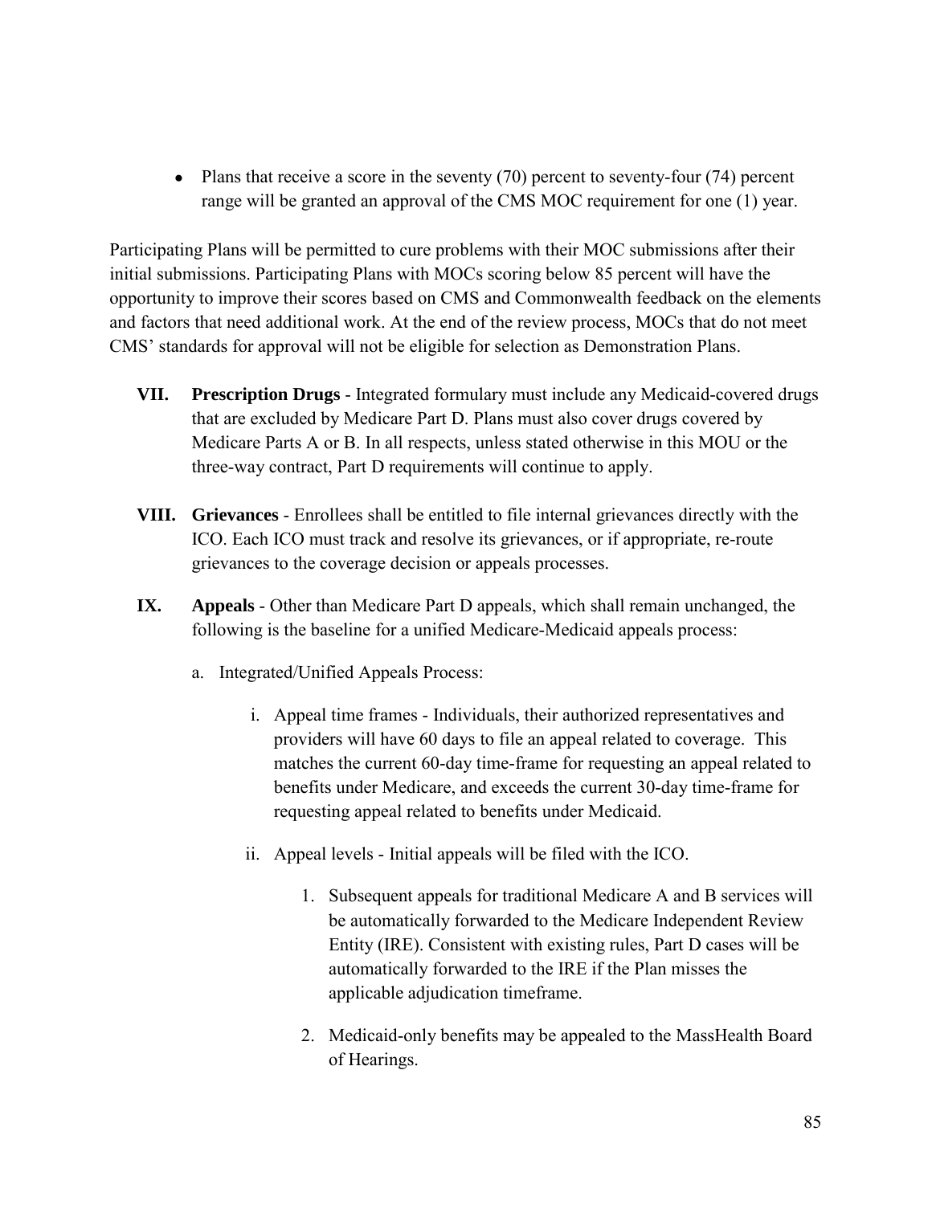- Plans that receive a score in the seventy (70) percent to seventy-four (74) percent range will be granted an approval of the CMS MOC requirement for one (1) year.

Participating Plans will be permitted to cure problems with their MOC submissions after their initial submissions. Participating Plans with MOCs scoring below 85 percent will have the opportunity to improve their scores based on CMS and Commonwealth feedback on the elements and factors that need additional work. At the end of the review process, MOCs that do not meet CMS' standards for approval will not be eligible for selection as Demonstration Plans.

**VII. Prescription Drugs** - Integrated formulary must include any Medicaid-covered drugs that are excluded by Medicare Part D. Plans must also cover drugs covered by Medicare Parts A or B. In all respects, unless stated otherwise in this MOU or the three-way contract, Part D requirements will continue to apply.

**VIII. Grievances** - Enrollees shall be entitled to file internal grievances directly with the ICO. Each ICO must track and resolve its grievances, or if appropriate, re-route grievances to the coverage decision or appeals processes.

**IX. Appeals** - Other than Medicare Part D appeals, which shall remain unchanged, the following is the baseline for a unified Medicare-Medicaid appeals process:

a. Integrated/Unified Appeals Process:

   i. Appeal time frames - Individuals, their authorized representatives and providers will have 60 days to file an appeal related to coverage. This matches the current 60-day time-frame for requesting an appeal related to benefits under Medicare, and exceeds the current 30-day time-frame for requesting appeal related to benefits under Medicaid.

   ii. Appeal levels - Initial appeals will be filed with the ICO.

      1. Subsequent appeals for traditional Medicare A and B services will be automatically forwarded to the Medicare Independent Review Entity (IRE). Consistent with existing rules, Part D cases will be automatically forwarded to the IRE if the Plan misses the applicable adjudication timeframe.

      2. Medicaid-only benefits may be appealed to the MassHealth Board of Hearings.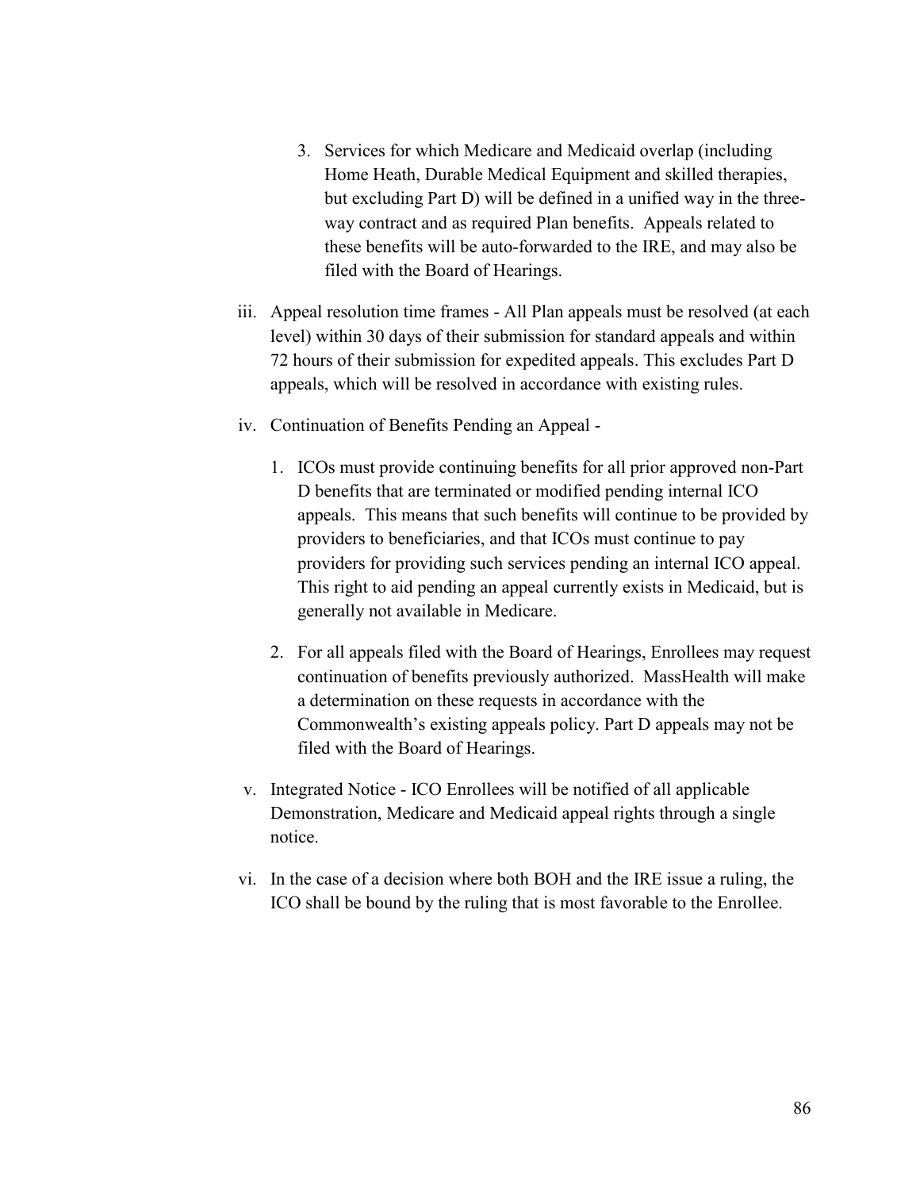3. Services for which Medicare and Medicaid overlap (including Home Heath, Durable Medical Equipment and skilled therapies, but excluding Part D) will be defined in a unified way in the three-way contract and as required Plan benefits. Appeals related to these benefits will be auto-forwarded to the IRE, and may also be filed with the Board of Hearings.

iii. Appeal resolution time frames - All Plan appeals must be resolved (at each level) within 30 days of their submission for standard appeals and within 72 hours of their submission for expedited appeals. This excludes Part D appeals, which will be resolved in accordance with existing rules.

iv. Continuation of Benefits Pending an Appeal -

1. ICOs must provide continuing benefits for all prior approved non-Part D benefits that are terminated or modified pending internal ICO appeals. This means that such benefits will continue to be provided by providers to beneficiaries, and that ICOs must continue to pay providers for providing such services pending an internal ICO appeal. This right to aid pending an appeal currently exists in Medicaid, but is generally not available in Medicare.

2. For all appeals filed with the Board of Hearings, Enrollees may request continuation of benefits previously authorized. MassHealth will make a determination on these requests in accordance with the Commonwealth's existing appeals policy. Part D appeals may not be filed with the Board of Hearings.

v. Integrated Notice - ICO Enrollees will be notified of all applicable Demonstration, Medicare and Medicaid appeal rights through a single notice.

vi. In the case of a decision where both BOH and the IRE issue a ruling, the ICO shall be bound by the ruling that is most favorable to the Enrollee.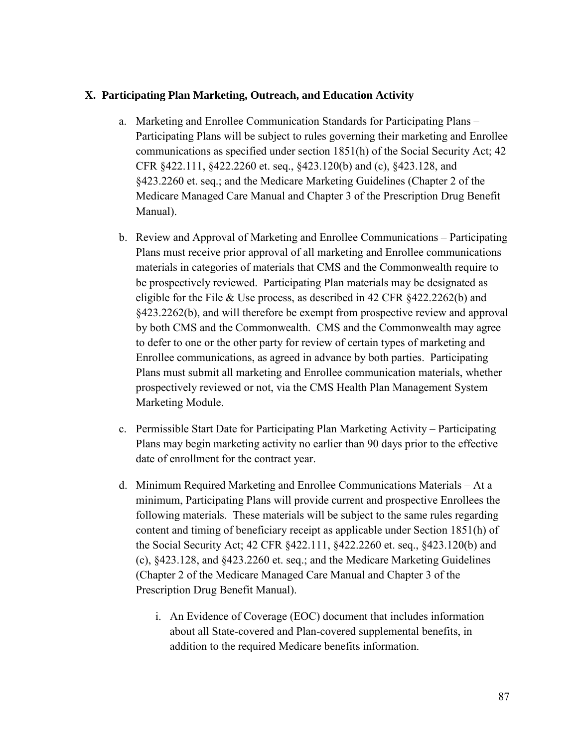## X. Participating Plan Marketing, Outreach, and Education Activity

a. Marketing and Enrollee Communication Standards for Participating Plans – Participating Plans will be subject to rules governing their marketing and Enrollee communications as specified under section 1851(h) of the Social Security Act; 42 CFR §422.111, §422.2260 et. seq., §423.120(b) and (c), §423.128, and §423.2260 et. seq.; and the Medicare Marketing Guidelines (Chapter 2 of the Medicare Managed Care Manual and Chapter 3 of the Prescription Drug Benefit Manual).

b. Review and Approval of Marketing and Enrollee Communications – Participating Plans must receive prior approval of all marketing and Enrollee communications materials in categories of materials that CMS and the Commonwealth require to be prospectively reviewed. Participating Plan materials may be designated as eligible for the File & Use process, as described in 42 CFR §422.2262(b) and §423.2262(b), and will therefore be exempt from prospective review and approval by both CMS and the Commonwealth. CMS and the Commonwealth may agree to defer to one or the other party for review of certain types of marketing and Enrollee communications, as agreed in advance by both parties. Participating Plans must submit all marketing and Enrollee communication materials, whether prospectively reviewed or not, via the CMS Health Plan Management System Marketing Module.

c. Permissible Start Date for Participating Plan Marketing Activity – Participating Plans may begin marketing activity no earlier than 90 days prior to the effective date of enrollment for the contract year.

d. Minimum Required Marketing and Enrollee Communications Materials – At a minimum, Participating Plans will provide current and prospective Enrollees the following materials. These materials will be subject to the same rules regarding content and timing of beneficiary receipt as applicable under Section 1851(h) of the Social Security Act; 42 CFR §422.111, §422.2260 et. seq., §423.120(b) and (c), §423.128, and §423.2260 et. seq.; and the Medicare Marketing Guidelines (Chapter 2 of the Medicare Managed Care Manual and Chapter 3 of the Prescription Drug Benefit Manual).

   i. An Evidence of Coverage (EOC) document that includes information about all State-covered and Plan-covered supplemental benefits, in addition to the required Medicare benefits information.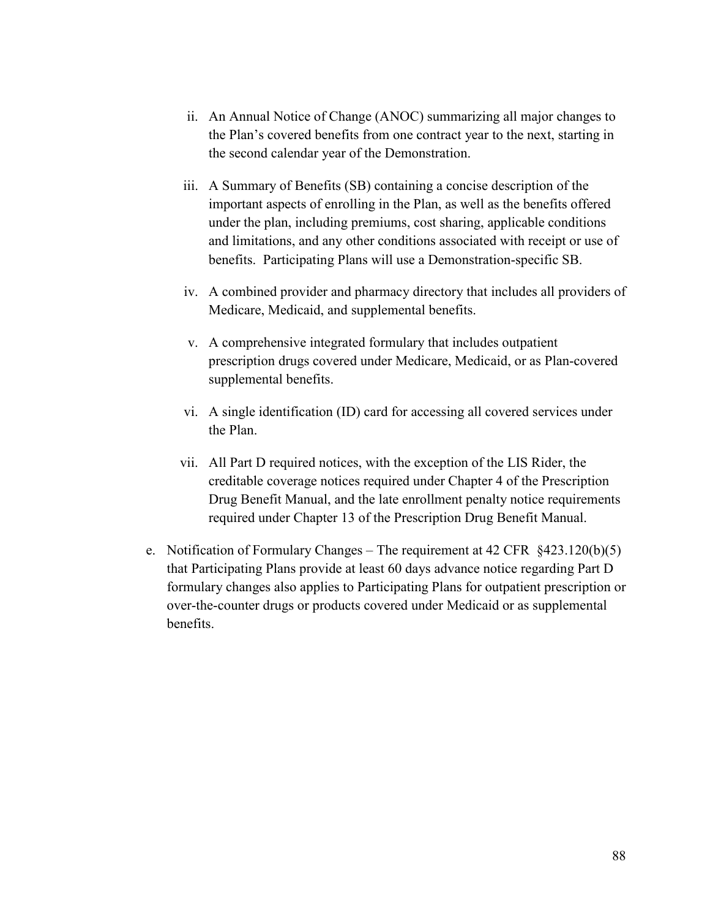ii. An Annual Notice of Change (ANOC) summarizing all major changes to the Plan's covered benefits from one contract year to the next, starting in the second calendar year of the Demonstration.

iii. A Summary of Benefits (SB) containing a concise description of the important aspects of enrolling in the Plan, as well as the benefits offered under the plan, including premiums, cost sharing, applicable conditions and limitations, and any other conditions associated with receipt or use of benefits. Participating Plans will use a Demonstration-specific SB.

iv. A combined provider and pharmacy directory that includes all providers of Medicare, Medicaid, and supplemental benefits.

v. A comprehensive integrated formulary that includes outpatient prescription drugs covered under Medicare, Medicaid, or as Plan-covered supplemental benefits.

vi. A single identification (ID) card for accessing all covered services under the Plan.

vii. All Part D required notices, with the exception of the LIS Rider, the creditable coverage notices required under Chapter 4 of the Prescription Drug Benefit Manual, and the late enrollment penalty notice requirements required under Chapter 13 of the Prescription Drug Benefit Manual.

e. Notification of Formulary Changes – The requirement at 42 CFR §423.120(b)(5) that Participating Plans provide at least 60 days advance notice regarding Part D formulary changes also applies to Participating Plans for outpatient prescription or over-the-counter drugs or products covered under Medicaid or as supplemental benefits.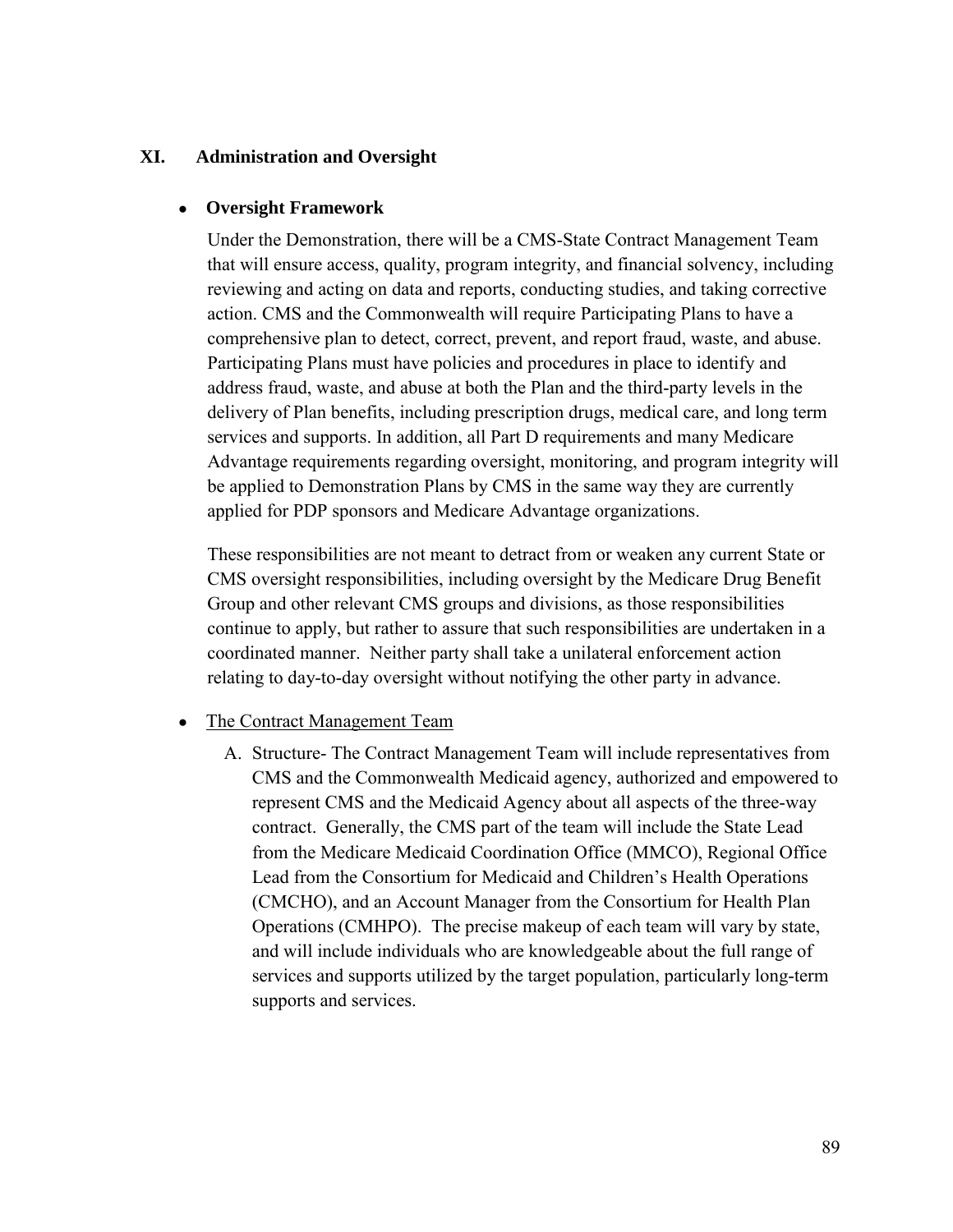## XI. Administration and Oversight

- **Oversight Framework**

  Under the Demonstration, there will be a CMS-State Contract Management Team that will ensure access, quality, program integrity, and financial solvency, including reviewing and acting on data and reports, conducting studies, and taking corrective action. CMS and the Commonwealth will require Participating Plans to have a comprehensive plan to detect, correct, prevent, and report fraud, waste, and abuse. Participating Plans must have policies and procedures in place to identify and address fraud, waste, and abuse at both the Plan and the third-party levels in the delivery of Plan benefits, including prescription drugs, medical care, and long term services and supports. In addition, all Part D requirements and many Medicare Advantage requirements regarding oversight, monitoring, and program integrity will be applied to Demonstration Plans by CMS in the same way they are currently applied for PDP sponsors and Medicare Advantage organizations.

  These responsibilities are not meant to detract from or weaken any current State or CMS oversight responsibilities, including oversight by the Medicare Drug Benefit Group and other relevant CMS groups and divisions, as those responsibilities continue to apply, but rather to assure that such responsibilities are undertaken in a coordinated manner. Neither party shall take a unilateral enforcement action relating to day-to-day oversight without notifying the other party in advance.

- The Contract Management Team

  A. Structure- The Contract Management Team will include representatives from CMS and the Commonwealth Medicaid agency, authorized and empowered to represent CMS and the Medicaid Agency about all aspects of the three-way contract. Generally, the CMS part of the team will include the State Lead from the Medicare Medicaid Coordination Office (MMCO), Regional Office Lead from the Consortium for Medicaid and Children's Health Operations (CMCHO), and an Account Manager from the Consortium for Health Plan Operations (CMHPO). The precise makeup of each team will vary by state, and will include individuals who are knowledgeable about the full range of services and supports utilized by the target population, particularly long-term supports and services.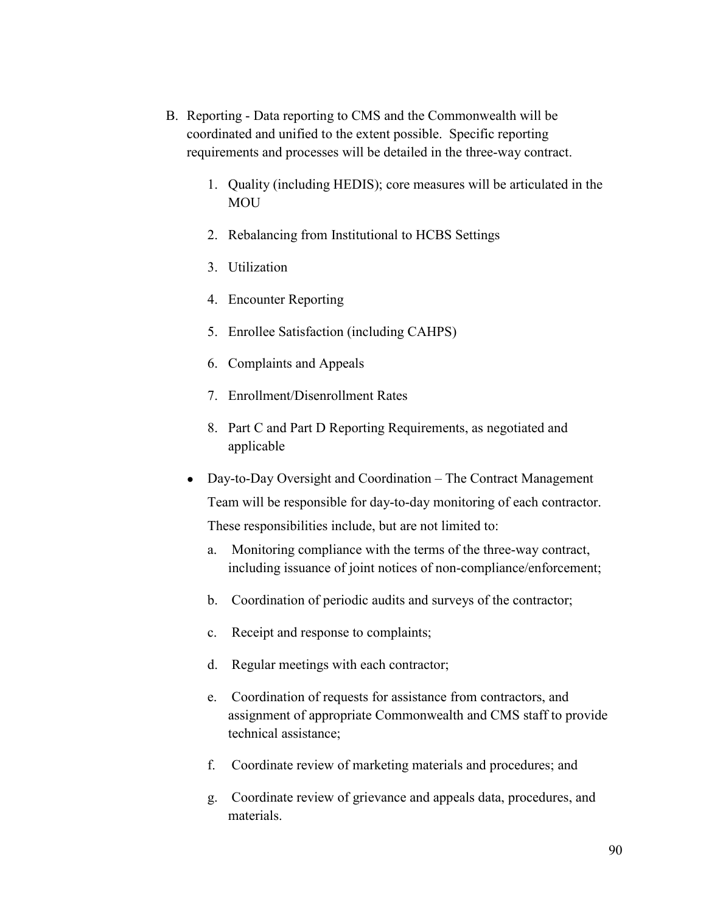B. Reporting - Data reporting to CMS and the Commonwealth will be coordinated and unified to the extent possible. Specific reporting requirements and processes will be detailed in the three-way contract.

   1. Quality (including HEDIS); core measures will be articulated in the MOU
   2. Rebalancing from Institutional to HCBS Settings
   3. Utilization
   4. Encounter Reporting
   5. Enrollee Satisfaction (including CAHPS)
   6. Complaints and Appeals
   7. Enrollment/Disenrollment Rates
   8. Part C and Part D Reporting Requirements, as negotiated and applicable

- Day-to-Day Oversight and Coordination – The Contract Management Team will be responsible for day-to-day monitoring of each contractor. These responsibilities include, but are not limited to:

  a. Monitoring compliance with the terms of the three-way contract, including issuance of joint notices of non-compliance/enforcement;

  b. Coordination of periodic audits and surveys of the contractor;

  c. Receipt and response to complaints;

  d. Regular meetings with each contractor;

  e. Coordination of requests for assistance from contractors, and assignment of appropriate Commonwealth and CMS staff to provide technical assistance;

  f. Coordinate review of marketing materials and procedures; and

  g. Coordinate review of grievance and appeals data, procedures, and materials.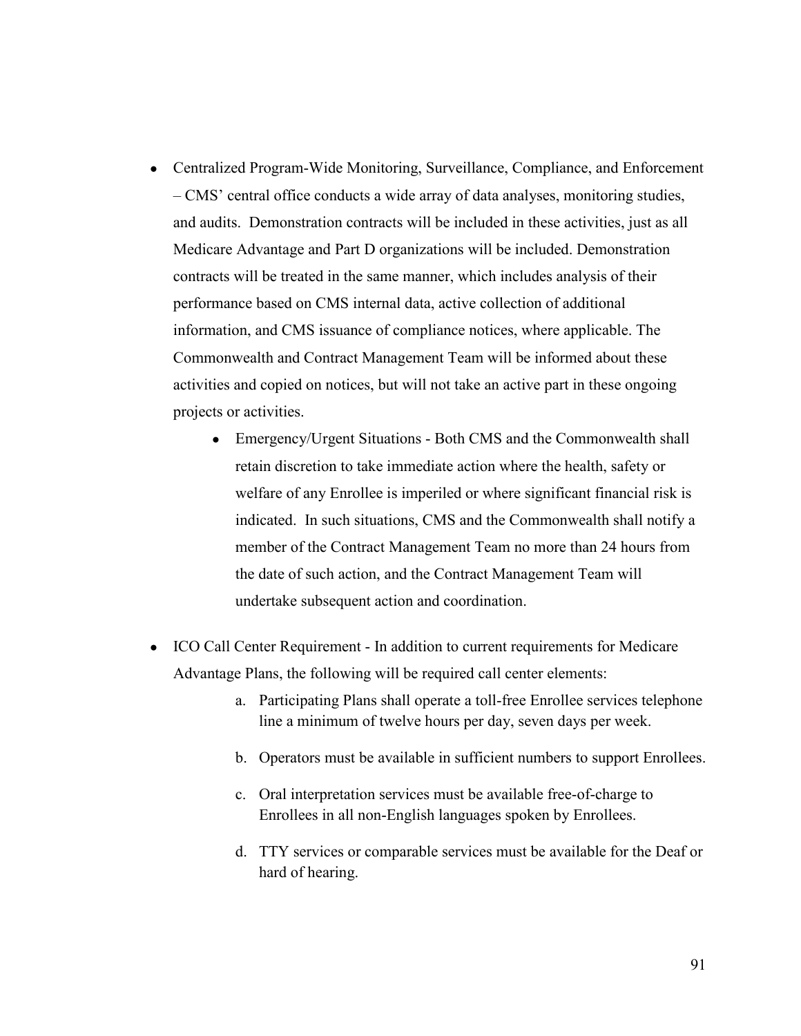- Centralized Program-Wide Monitoring, Surveillance, Compliance, and Enforcement – CMS' central office conducts a wide array of data analyses, monitoring studies, and audits. Demonstration contracts will be included in these activities, just as all Medicare Advantage and Part D organizations will be included. Demonstration contracts will be treated in the same manner, which includes analysis of their performance based on CMS internal data, active collection of additional information, and CMS issuance of compliance notices, where applicable. The Commonwealth and Contract Management Team will be informed about these activities and copied on notices, but will not take an active part in these ongoing projects or activities.
    - Emergency/Urgent Situations - Both CMS and the Commonwealth shall retain discretion to take immediate action where the health, safety or welfare of any Enrollee is imperiled or where significant financial risk is indicated. In such situations, CMS and the Commonwealth shall notify a member of the Contract Management Team no more than 24 hours from the date of such action, and the Contract Management Team will undertake subsequent action and coordination.

- ICO Call Center Requirement - In addition to current requirements for Medicare Advantage Plans, the following will be required call center elements:
    a. Participating Plans shall operate a toll-free Enrollee services telephone line a minimum of twelve hours per day, seven days per week.

    b. Operators must be available in sufficient numbers to support Enrollees.

    c. Oral interpretation services must be available free-of-charge to Enrollees in all non-English languages spoken by Enrollees.

    d. TTY services or comparable services must be available for the Deaf or hard of hearing.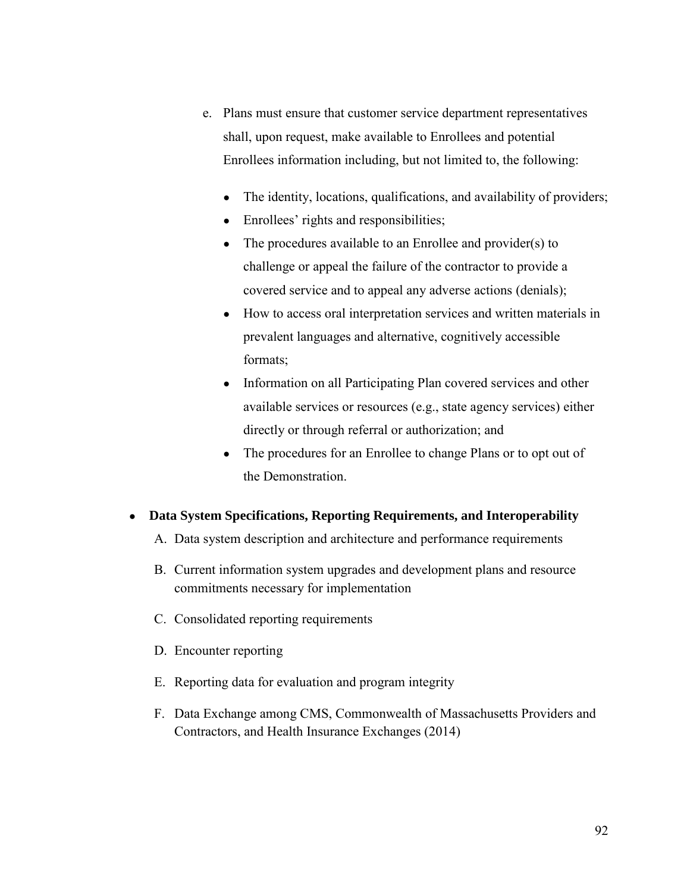e. Plans must ensure that customer service department representatives shall, upon request, make available to Enrollees and potential Enrollees information including, but not limited to, the following:

   - The identity, locations, qualifications, and availability of providers;
   - Enrollees' rights and responsibilities;
   - The procedures available to an Enrollee and provider(s) to challenge or appeal the failure of the contractor to provide a covered service and to appeal any adverse actions (denials);
   - How to access oral interpretation services and written materials in prevalent languages and alternative, cognitively accessible formats;
   - Information on all Participating Plan covered services and other available services or resources (e.g., state agency services) either directly or through referral or authorization; and
   - The procedures for an Enrollee to change Plans or to opt out of the Demonstration.

- **Data System Specifications, Reporting Requirements, and Interoperability**

  A. Data system description and architecture and performance requirements

  B. Current information system upgrades and development plans and resource commitments necessary for implementation

  C. Consolidated reporting requirements

  D. Encounter reporting

  E. Reporting data for evaluation and program integrity

  F. Data Exchange among CMS, Commonwealth of Massachusetts Providers and Contractors, and Health Insurance Exchanges (2014)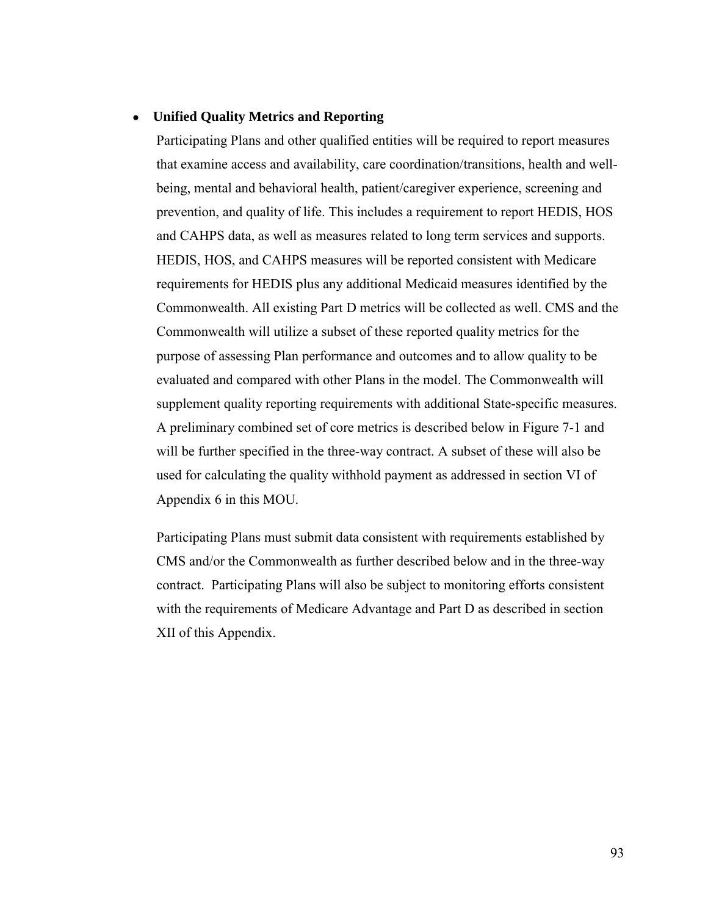- **Unified Quality Metrics and Reporting**

  Participating Plans and other qualified entities will be required to report measures that examine access and availability, care coordination/transitions, health and well-being, mental and behavioral health, patient/caregiver experience, screening and prevention, and quality of life. This includes a requirement to report HEDIS, HOS and CAHPS data, as well as measures related to long term services and supports. HEDIS, HOS, and CAHPS measures will be reported consistent with Medicare requirements for HEDIS plus any additional Medicaid measures identified by the Commonwealth. All existing Part D metrics will be collected as well. CMS and the Commonwealth will utilize a subset of these reported quality metrics for the purpose of assessing Plan performance and outcomes and to allow quality to be evaluated and compared with other Plans in the model. The Commonwealth will supplement quality reporting requirements with additional State-specific measures. A preliminary combined set of core metrics is described below in Figure 7-1 and will be further specified in the three-way contract. A subset of these will also be used for calculating the quality withhold payment as addressed in section VI of Appendix 6 in this MOU.

  Participating Plans must submit data consistent with requirements established by CMS and/or the Commonwealth as further described below and in the three-way contract. Participating Plans will also be subject to monitoring efforts consistent with the requirements of Medicare Advantage and Part D as described in section XII of this Appendix.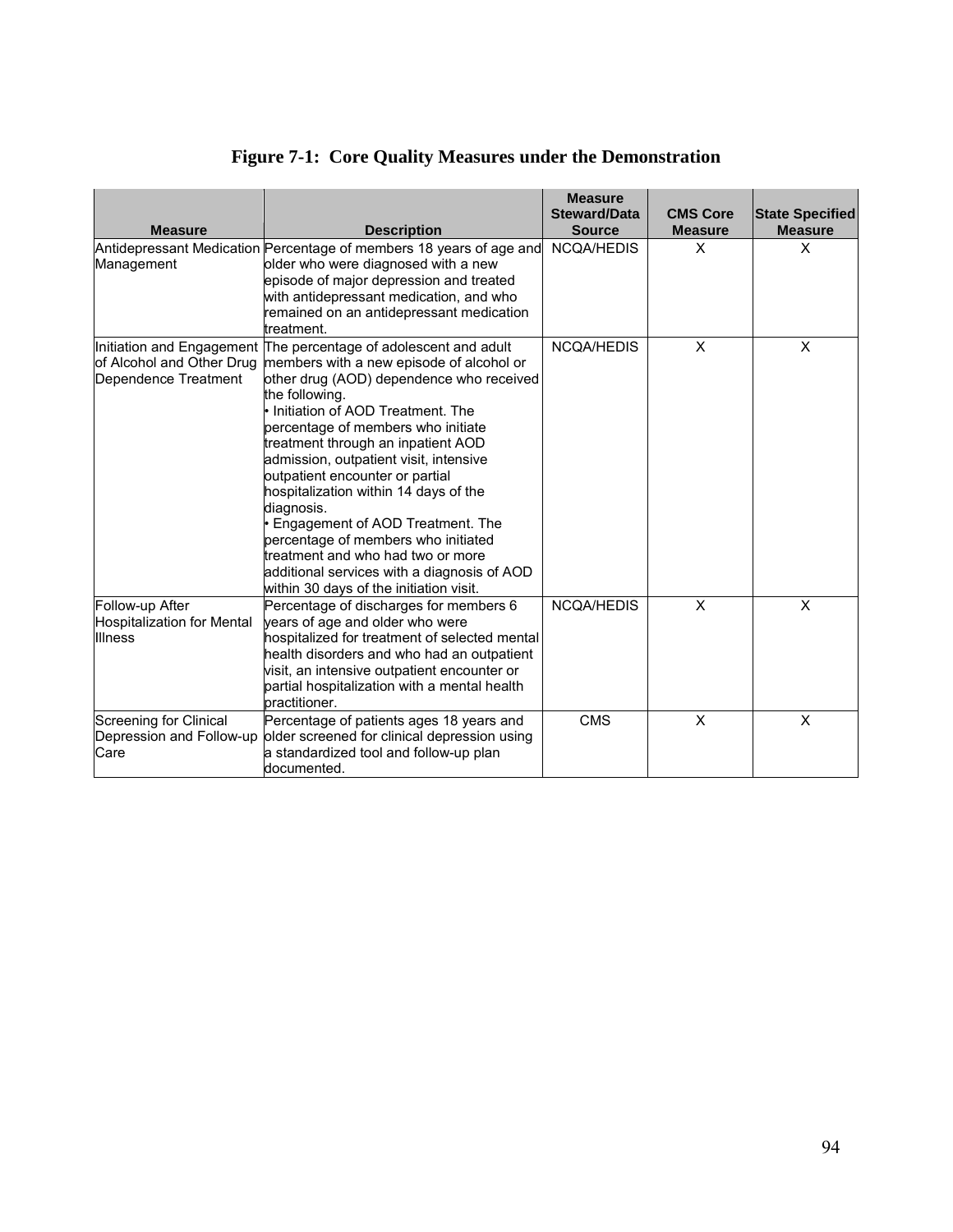# Figure 7-1: Core Quality Measures under the Demonstration

| Measure | Description | Measure Steward/Data Source | CMS Core Measure | State Specified Measure |
|---|---|---|---|---|
| Antidepressant Medication Management | Percentage of members 18 years of age and older who were diagnosed with a new episode of major depression and treated with antidepressant medication, and who remained on an antidepressant medication treatment. | NCQA/HEDIS | X | X |
| Initiation and Engagement of Alcohol and Other Drug Dependence Treatment | The percentage of adolescent and adult members with a new episode of alcohol or other drug (AOD) dependence who received the following.<br>• Initiation of AOD Treatment. The percentage of members who initiate treatment through an inpatient AOD admission, outpatient visit, intensive outpatient encounter or partial hospitalization within 14 days of the diagnosis.<br>• Engagement of AOD Treatment. The percentage of members who initiated treatment and who had two or more additional services with a diagnosis of AOD within 30 days of the initiation visit. | NCQA/HEDIS | X | X |
| Follow-up After Hospitalization for Mental Illness | Percentage of discharges for members 6 years of age and older who were hospitalized for treatment of selected mental health disorders and who had an outpatient visit, an intensive outpatient encounter or partial hospitalization with a mental health practitioner. | NCQA/HEDIS | X | X |
| Screening for Clinical Depression and Follow-up Care | Percentage of patients ages 18 years and older screened for clinical depression using a standardized tool and follow-up plan documented. | CMS | X | X |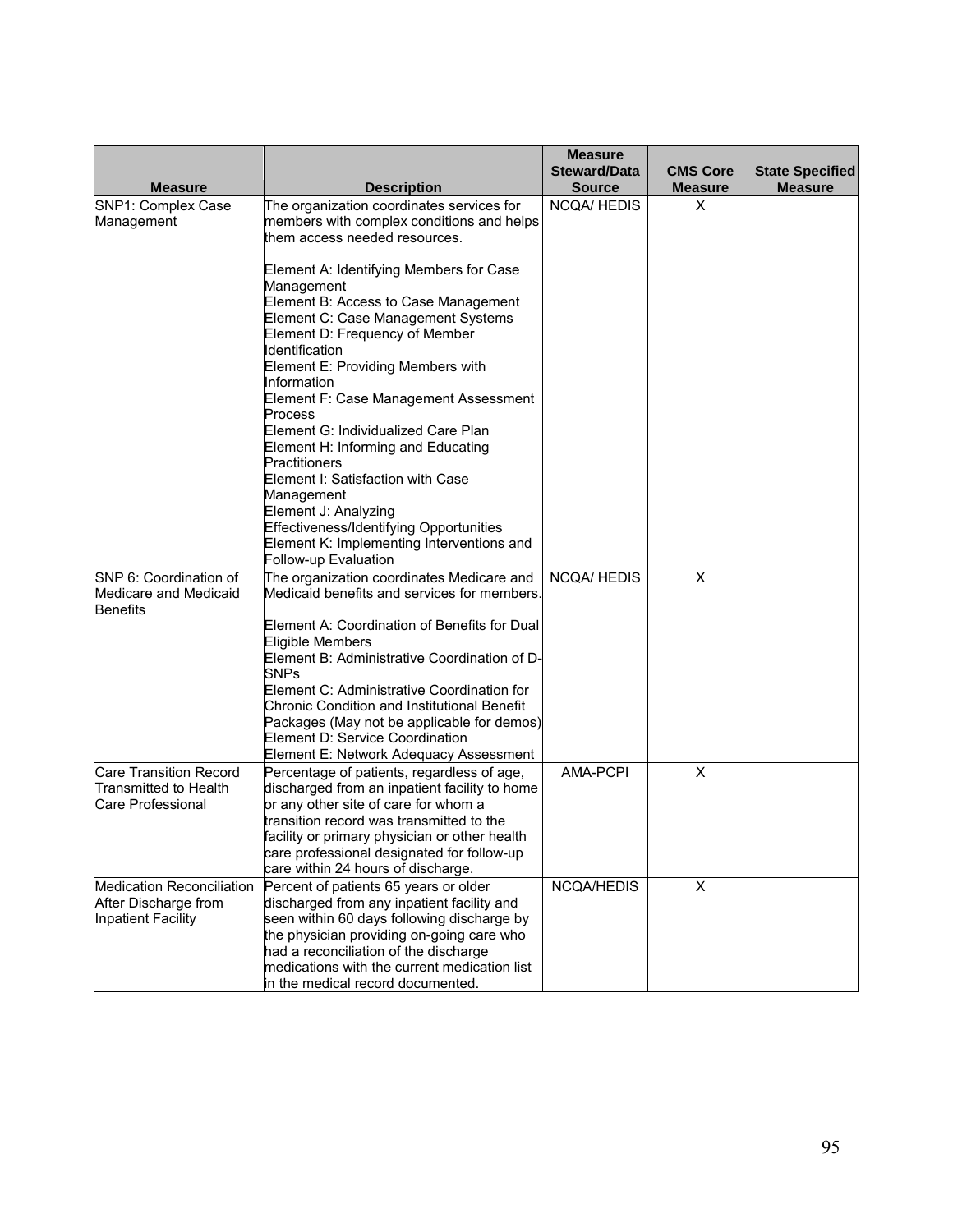| Measure | Description | Measure Steward/Data Source | CMS Core Measure | State Specified Measure |
|---|---|---|---|---|
| SNP1: Complex Case Management | The organization coordinates services for members with complex conditions and helps them access needed resources.<br><br>Element A: Identifying Members for Case Management<br>Element B: Access to Case Management<br>Element C: Case Management Systems<br>Element D: Frequency of Member Identification<br>Element E: Providing Members with Information<br>Element F: Case Management Assessment Process<br>Element G: Individualized Care Plan<br>Element H: Informing and Educating Practitioners<br>Element I: Satisfaction with Case Management<br>Element J: Analyzing Effectiveness/Identifying Opportunities<br>Element K: Implementing Interventions and Follow-up Evaluation | NCQA/ HEDIS | X | |
| SNP 6: Coordination of Medicare and Medicaid Benefits | The organization coordinates Medicare and Medicaid benefits and services for members.<br><br>Element A: Coordination of Benefits for Dual Eligible Members<br>Element B: Administrative Coordination of D-SNPs<br>Element C: Administrative Coordination for Chronic Condition and Institutional Benefit Packages (May not be applicable for demos)<br>Element D: Service Coordination<br>Element E: Network Adequacy Assessment | NCQA/ HEDIS | X | |
| Care Transition Record Transmitted to Health Care Professional | Percentage of patients, regardless of age, discharged from an inpatient facility to home or any other site of care for whom a transition record was transmitted to the facility or primary physician or other health care professional designated for follow-up care within 24 hours of discharge. | AMA-PCPI | X | |
| Medication Reconciliation After Discharge from Inpatient Facility | Percent of patients 65 years or older discharged from any inpatient facility and seen within 60 days following discharge by the physician providing on-going care who had a reconciliation of the discharge medications with the current medication list in the medical record documented. | NCQA/HEDIS | X | |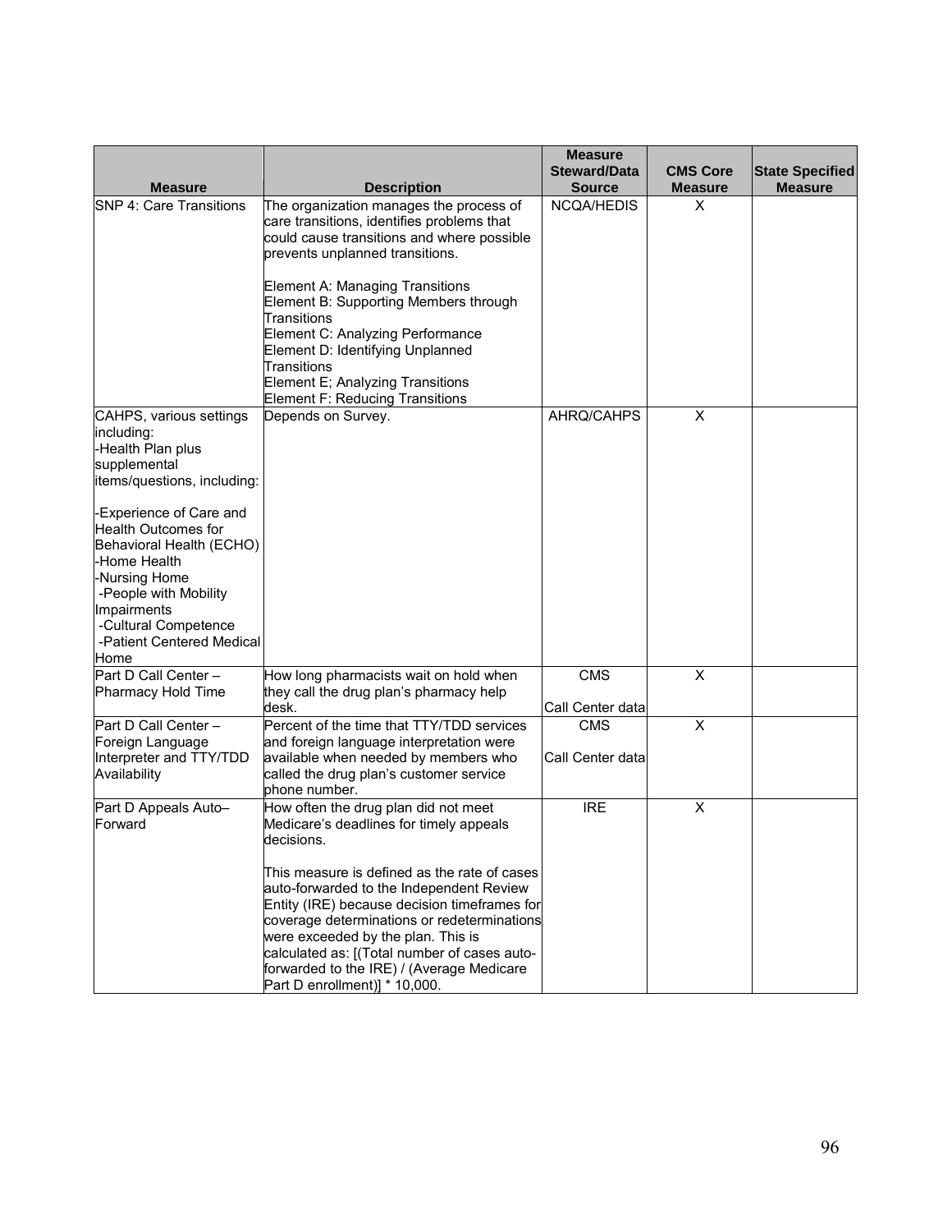| Measure | Description | Measure Steward/Data Source | CMS Core Measure | State Specified Measure |
|---|---|---|---|---|
| SNP 4: Care Transitions | The organization manages the process of care transitions, identifies problems that could cause transitions and where possible prevents unplanned transitions.<br><br>Element A: Managing Transitions<br>Element B: Supporting Members through Transitions<br>Element C: Analyzing Performance<br>Element D: Identifying Unplanned Transitions<br>Element E; Analyzing Transitions<br>Element F: Reducing Transitions | NCQA/HEDIS | X | |
| CAHPS, various settings including:<br>-Health Plan plus supplemental items/questions, including:<br><br>-Experience of Care and Health Outcomes for Behavioral Health (ECHO)<br>-Home Health<br>-Nursing Home<br>-People with Mobility Impairments<br>-Cultural Competence<br>-Patient Centered Medical Home | Depends on Survey. | AHRQ/CAHPS | X | |
| Part D Call Center – Pharmacy Hold Time | How long pharmacists wait on hold when they call the drug plan's pharmacy help desk. | CMS<br><br>Call Center data | X | |
| Part D Call Center – Foreign Language Interpreter and TTY/TDD Availability | Percent of the time that TTY/TDD services and foreign language interpretation were available when needed by members who called the drug plan's customer service phone number. | CMS<br><br>Call Center data | X | |
| Part D Appeals Auto–Forward | How often the drug plan did not meet Medicare's deadlines for timely appeals decisions.<br><br>This measure is defined as the rate of cases auto-forwarded to the Independent Review Entity (IRE) because decision timeframes for coverage determinations or redeterminations were exceeded by the plan. This is calculated as: [(Total number of cases auto-forwarded to the IRE) / (Average Medicare Part D enrollment)] * 10,000. | IRE | X | |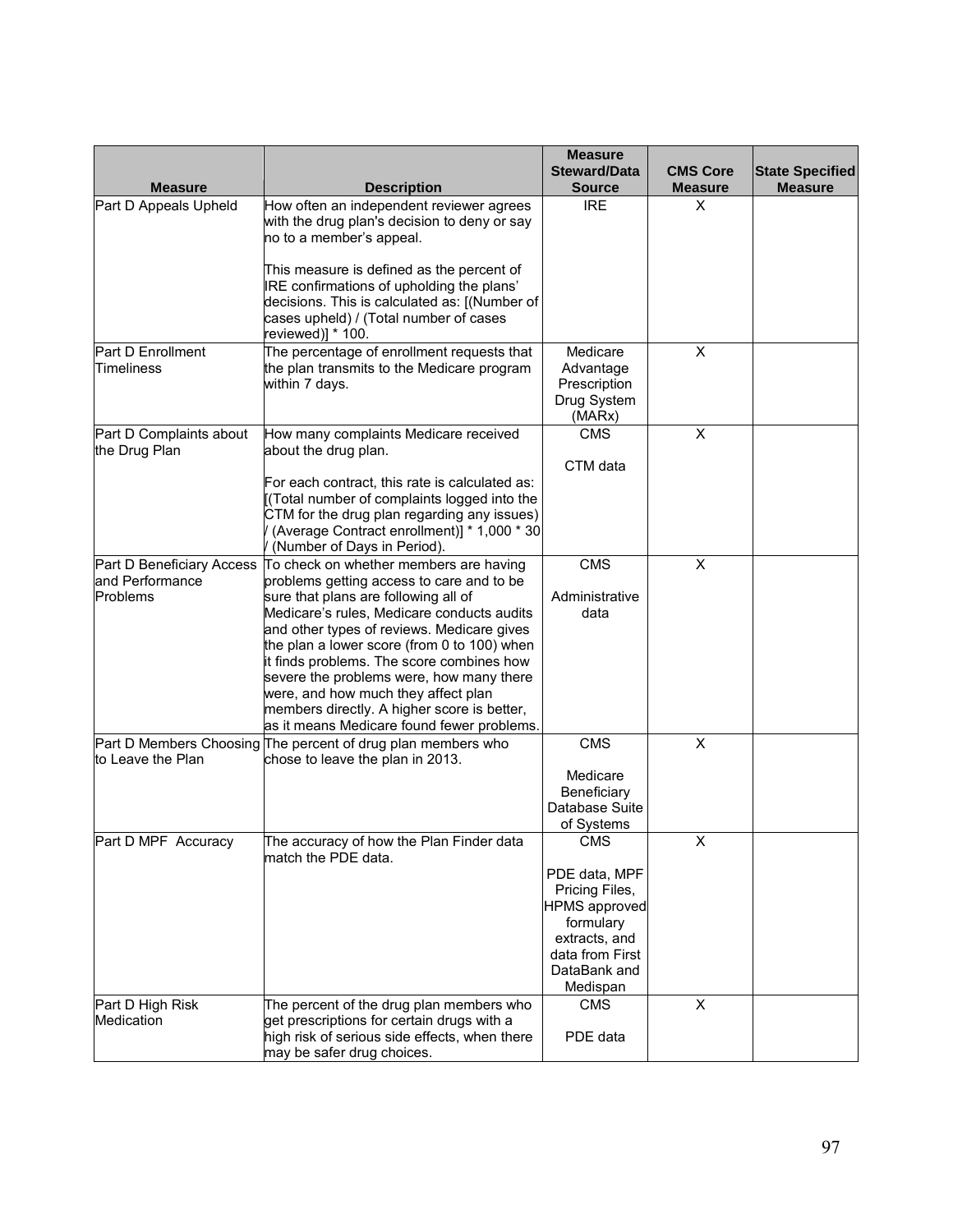| Measure | Description | Measure Steward/Data Source | CMS Core Measure | State Specified Measure |
|---|---|---|---|---|
| Part D Appeals Upheld | How often an independent reviewer agrees with the drug plan's decision to deny or say no to a member's appeal.<br><br>This measure is defined as the percent of IRE confirmations of upholding the plans' decisions. This is calculated as: [(Number of cases upheld) / (Total number of cases reviewed)] * 100. | IRE | X | |
| Part D Enrollment Timeliness | The percentage of enrollment requests that the plan transmits to the Medicare program within 7 days. | Medicare Advantage Prescription Drug System (MARx) | X | |
| Part D Complaints about the Drug Plan | How many complaints Medicare received about the drug plan.<br><br>For each contract, this rate is calculated as: [(Total number of complaints logged into the CTM for the drug plan regarding any issues) / (Average Contract enrollment)] * 1,000 * 30 / (Number of Days in Period). | CMS<br><br>CTM data | X | |
| Part D Beneficiary Access and Performance Problems | To check on whether members are having problems getting access to care and to be sure that plans are following all of Medicare's rules, Medicare conducts audits and other types of reviews. Medicare gives the plan a lower score (from 0 to 100) when it finds problems. The score combines how severe the problems were, how many there were, and how much they affect plan members directly. A higher score is better, as it means Medicare found fewer problems. | CMS<br><br>Administrative data | X | |
| Part D Members Choosing to Leave the Plan | The percent of drug plan members who chose to leave the plan in 2013. | CMS<br><br>Medicare Beneficiary Database Suite of Systems | X | |
| Part D MPF Accuracy | The accuracy of how the Plan Finder data match the PDE data. | CMS<br><br>PDE data, MPF Pricing Files, HPMS approved formulary extracts, and data from First DataBank and Medispan | X | |
| Part D High Risk Medication | The percent of the drug plan members who get prescriptions for certain drugs with a high risk of serious side effects, when there may be safer drug choices. | CMS<br><br>PDE data | X | |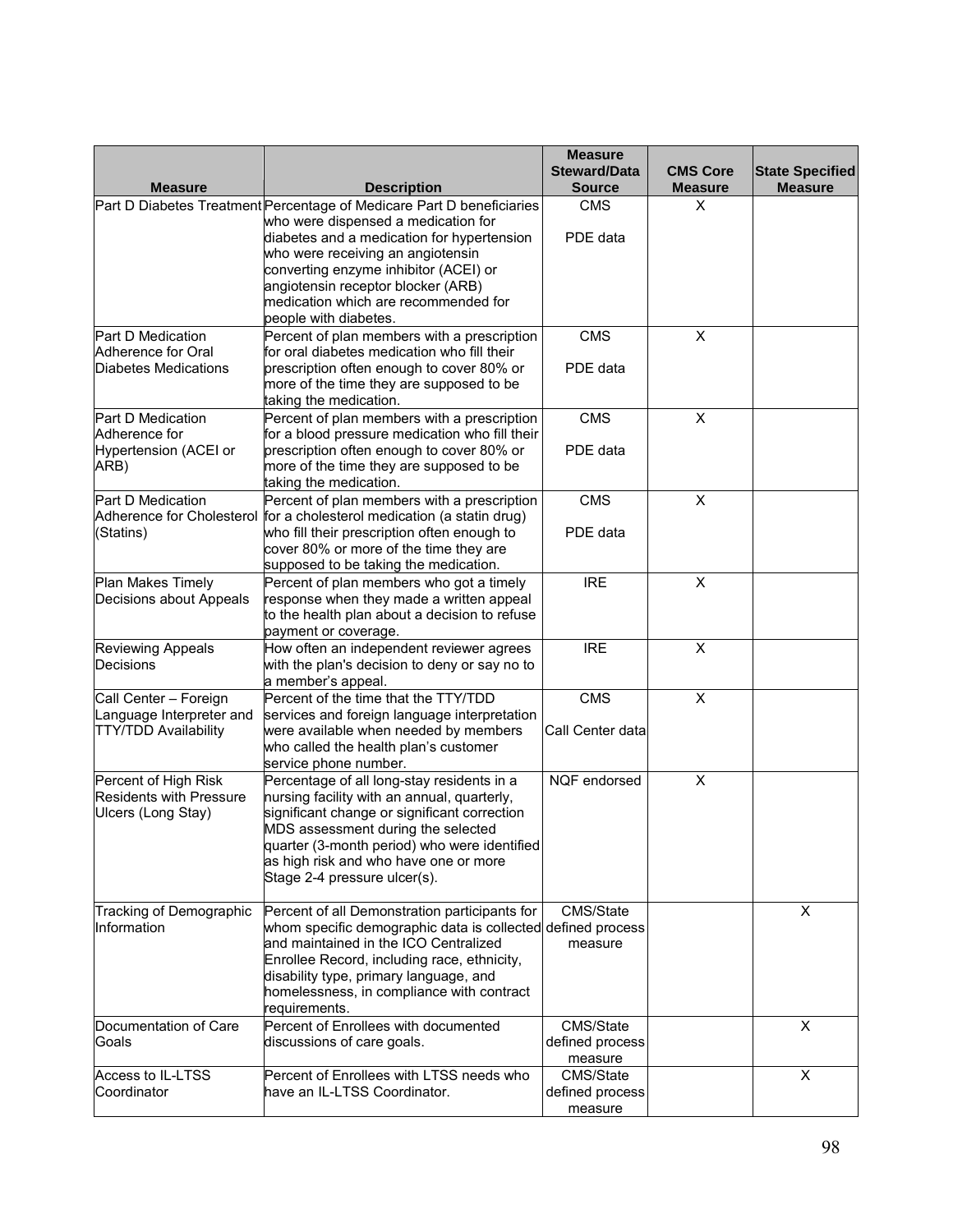| Measure | Description | Measure Steward/Data Source | CMS Core Measure | State Specified Measure |
|---|---|---|---|---|
| Part D Diabetes Treatment | Percentage of Medicare Part D beneficiaries who were dispensed a medication for diabetes and a medication for hypertension who were receiving an angiotensin converting enzyme inhibitor (ACEI) or angiotensin receptor blocker (ARB) medication which are recommended for people with diabetes. | CMS<br><br>PDE data | X | |
| Part D Medication Adherence for Oral Diabetes Medications | Percent of plan members with a prescription for oral diabetes medication who fill their prescription often enough to cover 80% or more of the time they are supposed to be taking the medication. | CMS<br><br>PDE data | X | |
| Part D Medication Adherence for Hypertension (ACEI or ARB) | Percent of plan members with a prescription for a blood pressure medication who fill their prescription often enough to cover 80% or more of the time they are supposed to be taking the medication. | CMS<br><br>PDE data | X | |
| Part D Medication Adherence for Cholesterol (Statins) | Percent of plan members with a prescription for a cholesterol medication (a statin drug) who fill their prescription often enough to cover 80% or more of the time they are supposed to be taking the medication. | CMS<br><br>PDE data | X | |
| Plan Makes Timely Decisions about Appeals | Percent of plan members who got a timely response when they made a written appeal to the health plan about a decision to refuse payment or coverage. | IRE | X | |
| Reviewing Appeals Decisions | How often an independent reviewer agrees with the plan's decision to deny or say no to a member's appeal. | IRE | X | |
| Call Center – Foreign Language Interpreter and TTY/TDD Availability | Percent of the time that the TTY/TDD services and foreign language interpretation were available when needed by members who called the health plan's customer service phone number. | CMS<br><br>Call Center data | X | |
| Percent of High Risk Residents with Pressure Ulcers (Long Stay) | Percentage of all long-stay residents in a nursing facility with an annual, quarterly, significant change or significant correction MDS assessment during the selected quarter (3-month period) who were identified as high risk and who have one or more Stage 2-4 pressure ulcer(s). | NQF endorsed | X | |
| Tracking of Demographic Information | Percent of all Demonstration participants for whom specific demographic data is collected and maintained in the ICO Centralized Enrollee Record, including race, ethnicity, disability type, primary language, and homelessness, in compliance with contract requirements. | CMS/State defined process measure | | X |
| Documentation of Care Goals | Percent of Enrollees with documented discussions of care goals. | CMS/State defined process measure | | X |
| Access to IL-LTSS Coordinator | Percent of Enrollees with LTSS needs who have an IL-LTSS Coordinator. | CMS/State defined process measure | | X |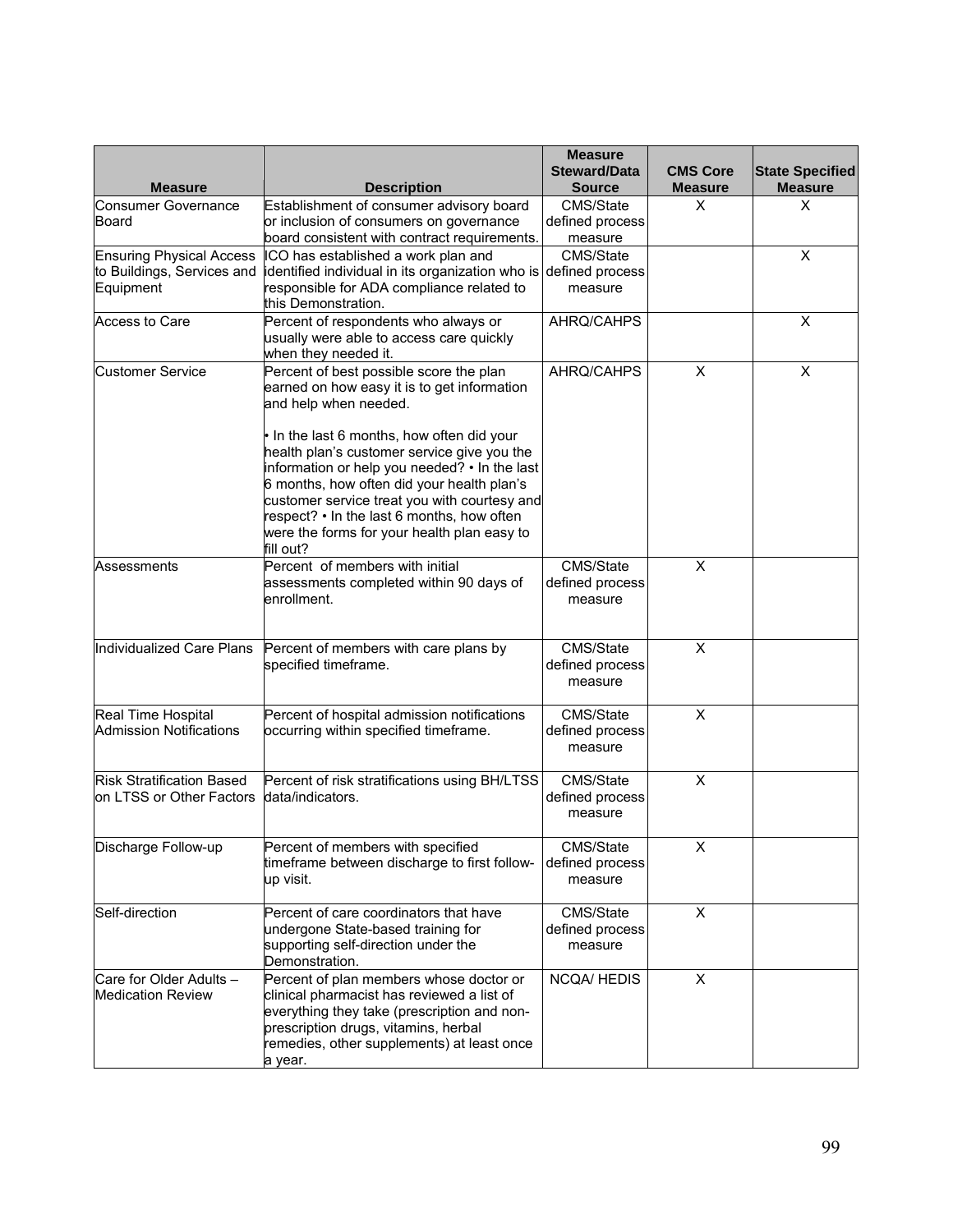| Measure | Description | Measure Steward/Data Source | CMS Core Measure | State Specified Measure |
| --- | --- | --- | --- | --- |
| Consumer Governance Board | Establishment of consumer advisory board or inclusion of consumers on governance board consistent with contract requirements. | CMS/State defined process measure | X | X |
| Ensuring Physical Access to Buildings, Services and Equipment | ICO has established a work plan and identified individual in its organization who is responsible for ADA compliance related to this Demonstration. | CMS/State defined process measure | | X |
| Access to Care | Percent of respondents who always or usually were able to access care quickly when they needed it. | AHRQ/CAHPS | | X |
| Customer Service | Percent of best possible score the plan earned on how easy it is to get information and help when needed.<br><br>• In the last 6 months, how often did your health plan's customer service give you the information or help you needed? • In the last 6 months, how often did your health plan's customer service treat you with courtesy and respect? • In the last 6 months, how often were the forms for your health plan easy to fill out? | AHRQ/CAHPS | X | X |
| Assessments | Percent of members with initial assessments completed within 90 days of enrollment. | CMS/State defined process measure | X | |
| Individualized Care Plans | Percent of members with care plans by specified timeframe. | CMS/State defined process measure | X | |
| Real Time Hospital Admission Notifications | Percent of hospital admission notifications occurring within specified timeframe. | CMS/State defined process measure | X | |
| Risk Stratification Based on LTSS or Other Factors | Percent of risk stratifications using BH/LTSS data/indicators. | CMS/State defined process measure | X | |
| Discharge Follow-up | Percent of members with specified timeframe between discharge to first follow-up visit. | CMS/State defined process measure | X | |
| Self-direction | Percent of care coordinators that have undergone State-based training for supporting self-direction under the Demonstration. | CMS/State defined process measure | X | |
| Care for Older Adults – Medication Review | Percent of plan members whose doctor or clinical pharmacist has reviewed a list of everything they take (prescription and non-prescription drugs, vitamins, herbal remedies, other supplements) at least once a year. | NCQA/ HEDIS | X | |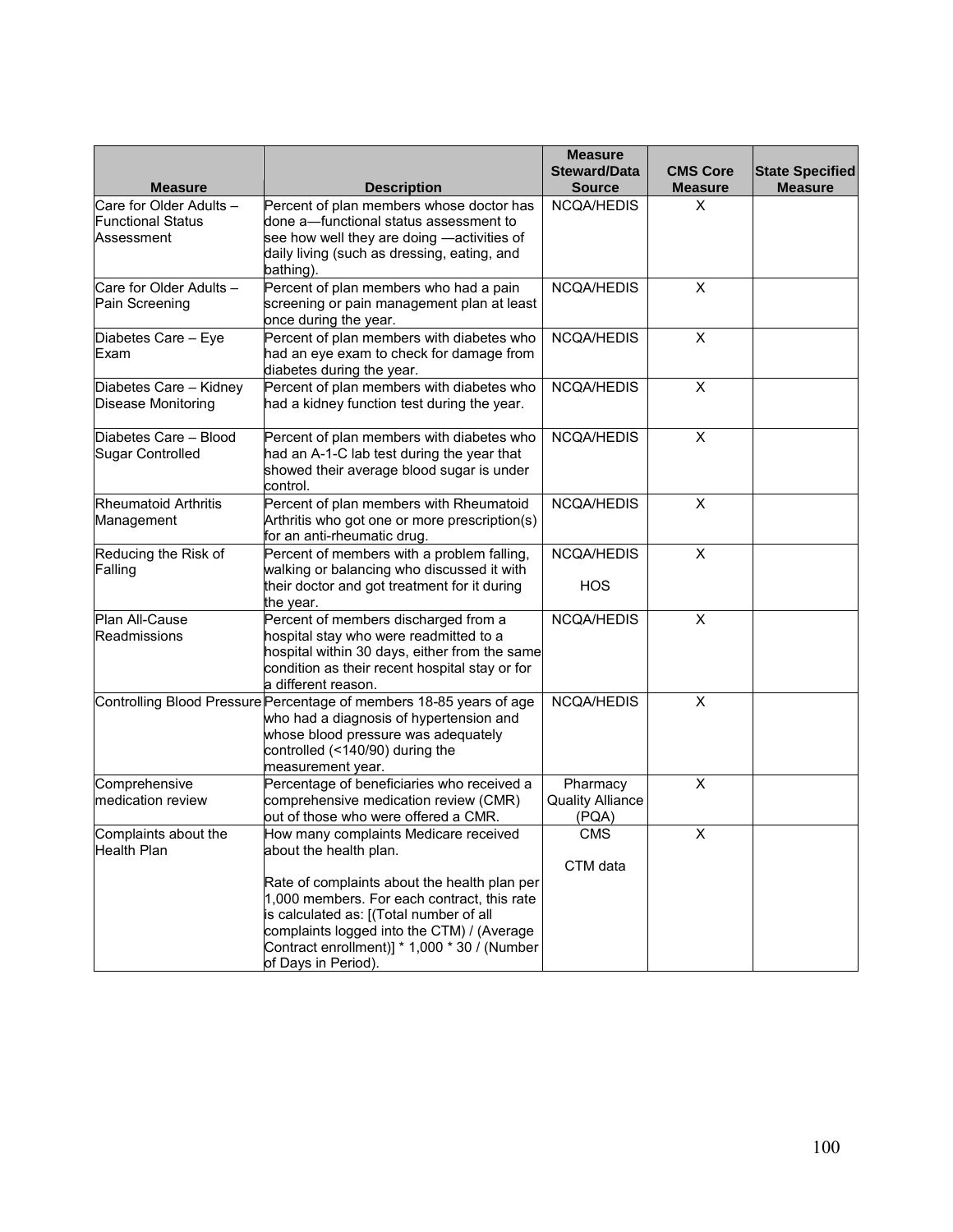| Measure | Description | Measure Steward/Data Source | CMS Core Measure | State Specified Measure |
|---|---|---|---|---|
| Care for Older Adults – Functional Status Assessment | Percent of plan members whose doctor has done a—functional status assessment to see how well they are doing —activities of daily living (such as dressing, eating, and bathing). | NCQA/HEDIS | X | |
| Care for Older Adults – Pain Screening | Percent of plan members who had a pain screening or pain management plan at least once during the year. | NCQA/HEDIS | X | |
| Diabetes Care – Eye Exam | Percent of plan members with diabetes who had an eye exam to check for damage from diabetes during the year. | NCQA/HEDIS | X | |
| Diabetes Care – Kidney Disease Monitoring | Percent of plan members with diabetes who had a kidney function test during the year. | NCQA/HEDIS | X | |
| Diabetes Care – Blood Sugar Controlled | Percent of plan members with diabetes who had an A-1-C lab test during the year that showed their average blood sugar is under control. | NCQA/HEDIS | X | |
| Rheumatoid Arthritis Management | Percent of plan members with Rheumatoid Arthritis who got one or more prescription(s) for an anti-rheumatic drug. | NCQA/HEDIS | X | |
| Reducing the Risk of Falling | Percent of members with a problem falling, walking or balancing who discussed it with their doctor and got treatment for it during the year. | NCQA/HEDIS<br><br>HOS | X | |
| Plan All-Cause Readmissions | Percent of members discharged from a hospital stay who were readmitted to a hospital within 30 days, either from the same condition as their recent hospital stay or for a different reason. | NCQA/HEDIS | X | |
| Controlling Blood Pressure | Percentage of members 18-85 years of age who had a diagnosis of hypertension and whose blood pressure was adequately controlled (<140/90) during the measurement year. | NCQA/HEDIS | X | |
| Comprehensive medication review | Percentage of beneficiaries who received a comprehensive medication review (CMR) out of those who were offered a CMR. | Pharmacy Quality Alliance (PQA) | X | |
| Complaints about the Health Plan | How many complaints Medicare received about the health plan.<br><br>Rate of complaints about the health plan per 1,000 members. For each contract, this rate is calculated as: [(Total number of all complaints logged into the CTM) / (Average Contract enrollment)] * 1,000 * 30 / (Number of Days in Period). | CMS<br><br>CTM data | X | |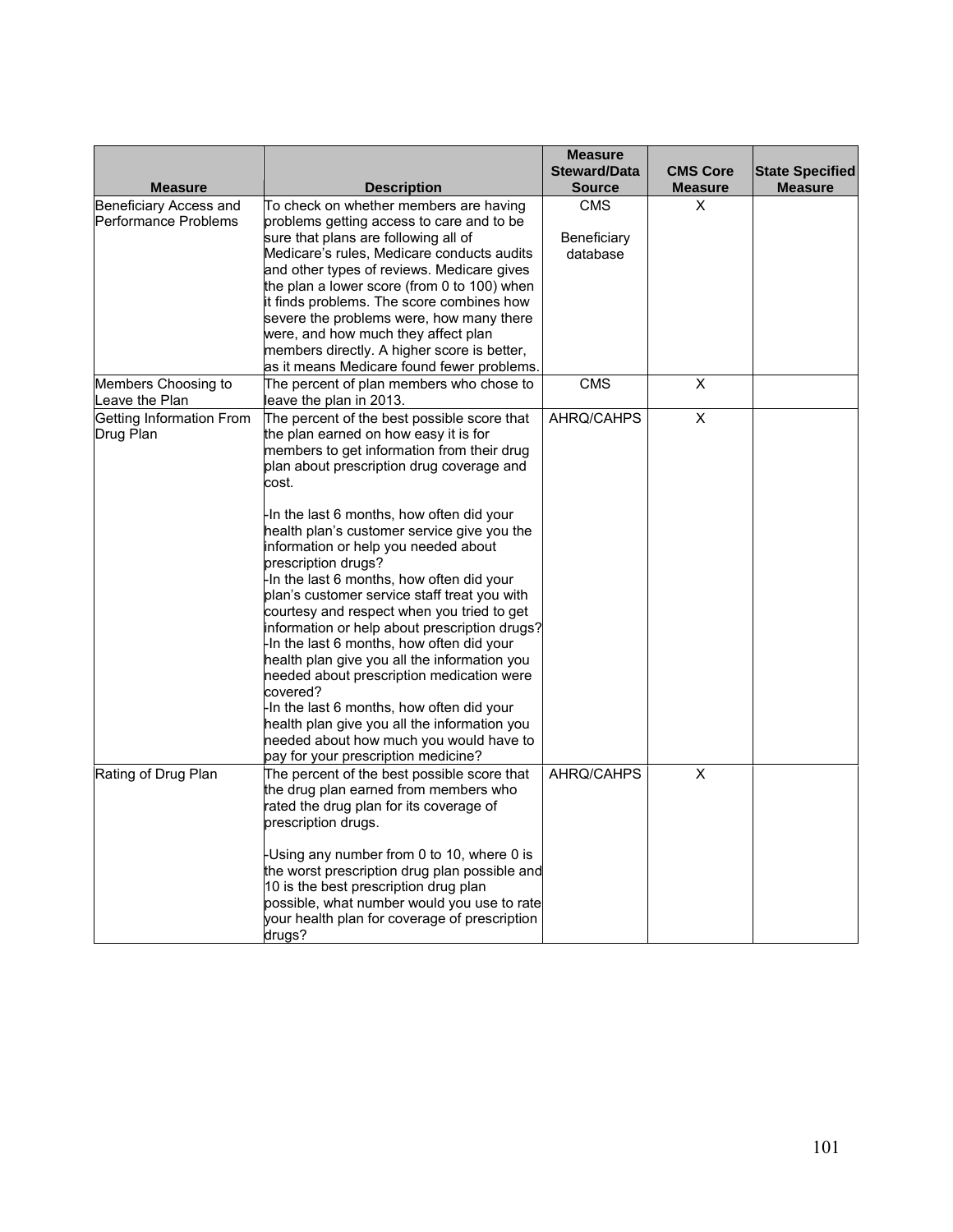| Measure | Description | Measure Steward/Data Source | CMS Core Measure | State Specified Measure |
| --- | --- | --- | --- | --- |
| Beneficiary Access and Performance Problems | To check on whether members are having problems getting access to care and to be sure that plans are following all of Medicare's rules, Medicare conducts audits and other types of reviews. Medicare gives the plan a lower score (from 0 to 100) when it finds problems. The score combines how severe the problems were, how many there were, and how much they affect plan members directly. A higher score is better, as it means Medicare found fewer problems. | CMS<br><br>Beneficiary database | X | |
| Members Choosing to Leave the Plan | The percent of plan members who chose to leave the plan in 2013. | CMS | X | |
| Getting Information From Drug Plan | The percent of the best possible score that the plan earned on how easy it is for members to get information from their drug plan about prescription drug coverage and cost.<br><br>-In the last 6 months, how often did your health plan's customer service give you the information or help you needed about prescription drugs?<br>-In the last 6 months, how often did your plan's customer service staff treat you with courtesy and respect when you tried to get information or help about prescription drugs?<br>-In the last 6 months, how often did your health plan give you all the information you needed about prescription medication were covered?<br>-In the last 6 months, how often did your health plan give you all the information you needed about how much you would have to pay for your prescription medicine? | AHRQ/CAHPS | X | |
| Rating of Drug Plan | The percent of the best possible score that the drug plan earned from members who rated the drug plan for its coverage of prescription drugs.<br><br>-Using any number from 0 to 10, where 0 is the worst prescription drug plan possible and 10 is the best prescription drug plan possible, what number would you use to rate your health plan for coverage of prescription drugs? | AHRQ/CAHPS | X | |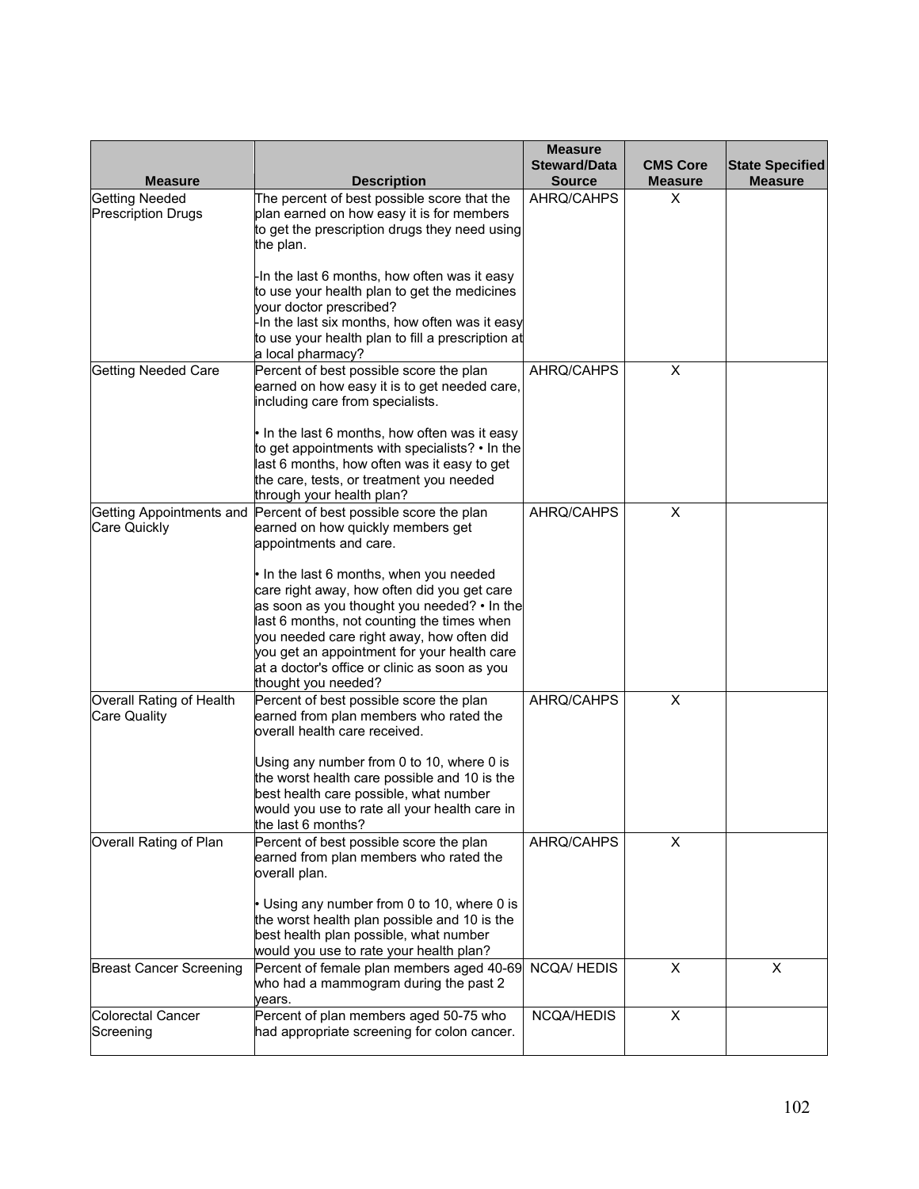| Measure | Description | Measure Steward/Data Source | CMS Core Measure | State Specified Measure |
|---|---|---|---|---|
| Getting Needed Prescription Drugs | The percent of best possible score that the plan earned on how easy it is for members to get the prescription drugs they need using the plan.<br><br>-In the last 6 months, how often was it easy to use your health plan to get the medicines your doctor prescribed?<br>-In the last six months, how often was it easy to use your health plan to fill a prescription at a local pharmacy? | AHRQ/CAHPS | X | |
| Getting Needed Care | Percent of best possible score the plan earned on how easy it is to get needed care, including care from specialists.<br><br>• In the last 6 months, how often was it easy to get appointments with specialists? • In the last 6 months, how often was it easy to get the care, tests, or treatment you needed through your health plan? | AHRQ/CAHPS | X | |
| Getting Appointments and Care Quickly | Percent of best possible score the plan earned on how quickly members get appointments and care.<br><br>• In the last 6 months, when you needed care right away, how often did you get care as soon as you thought you needed? • In the last 6 months, not counting the times when you needed care right away, how often did you get an appointment for your health care at a doctor's office or clinic as soon as you thought you needed? | AHRQ/CAHPS | X | |
| Overall Rating of Health Care Quality | Percent of best possible score the plan earned from plan members who rated the overall health care received.<br><br>Using any number from 0 to 10, where 0 is the worst health care possible and 10 is the best health care possible, what number would you use to rate all your health care in the last 6 months? | AHRQ/CAHPS | X | |
| Overall Rating of Plan | Percent of best possible score the plan earned from plan members who rated the overall plan.<br><br>• Using any number from 0 to 10, where 0 is the worst health plan possible and 10 is the best health plan possible, what number would you use to rate your health plan? | AHRQ/CAHPS | X | |
| Breast Cancer Screening | Percent of female plan members aged 40-69 who had a mammogram during the past 2 years. | NCQA/ HEDIS | X | X |
| Colorectal Cancer Screening | Percent of plan members aged 50-75 who had appropriate screening for colon cancer. | NCQA/HEDIS | X | |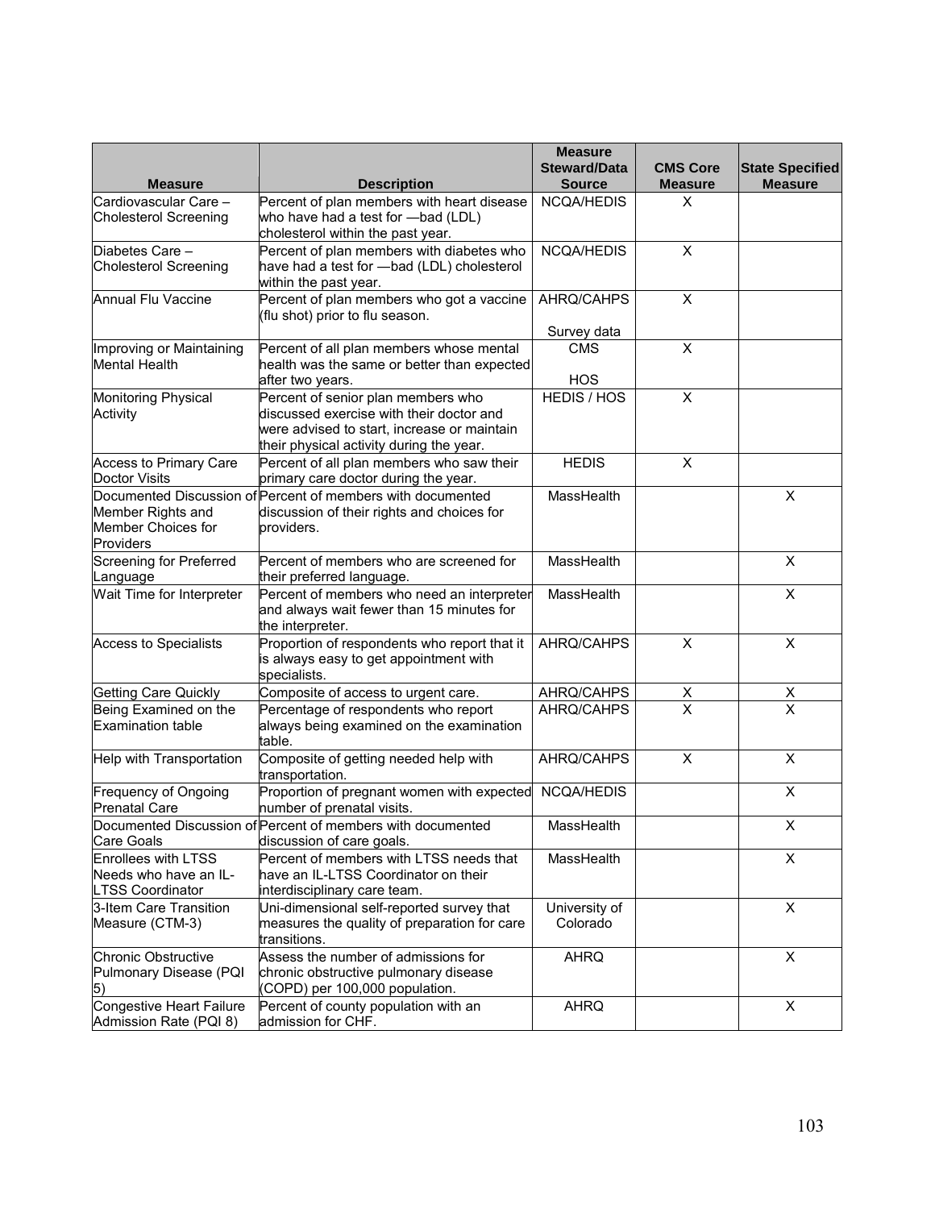| Measure | Description | Measure Steward/Data Source | CMS Core Measure | State Specified Measure |
|---|---|---|---|---|
| Cardiovascular Care – Cholesterol Screening | Percent of plan members with heart disease who have had a test for —bad (LDL) cholesterol within the past year. | NCQA/HEDIS | X | |
| Diabetes Care – Cholesterol Screening | Percent of plan members with diabetes who have had a test for —bad (LDL) cholesterol within the past year. | NCQA/HEDIS | X | |
| Annual Flu Vaccine | Percent of plan members who got a vaccine (flu shot) prior to flu season. | AHRQ/CAHPS Survey data | X | |
| Improving or Maintaining Mental Health | Percent of all plan members whose mental health was the same or better than expected after two years. | CMS HOS | X | |
| Monitoring Physical Activity | Percent of senior plan members who discussed exercise with their doctor and were advised to start, increase or maintain their physical activity during the year. | HEDIS / HOS | X | |
| Access to Primary Care Doctor Visits | Percent of all plan members who saw their primary care doctor during the year. | HEDIS | X | |
| Documented Discussion of Member Rights and Member Choices for Providers | Percent of members with documented discussion of their rights and choices for providers. | MassHealth | | X |
| Screening for Preferred Language | Percent of members who are screened for their preferred language. | MassHealth | | X |
| Wait Time for Interpreter | Percent of members who need an interpreter and always wait fewer than 15 minutes for the interpreter. | MassHealth | | X |
| Access to Specialists | Proportion of respondents who report that it is always easy to get appointment with specialists. | AHRQ/CAHPS | X | X |
| Getting Care Quickly | Composite of access to urgent care. | AHRQ/CAHPS | X | X |
| Being Examined on the Examination table | Percentage of respondents who report always being examined on the examination table. | AHRQ/CAHPS | X | X |
| Help with Transportation | Composite of getting needed help with transportation. | AHRQ/CAHPS | X | X |
| Frequency of Ongoing Prenatal Care | Proportion of pregnant women with expected number of prenatal visits. | NCQA/HEDIS | | X |
| Documented Discussion of Care Goals | Percent of members with documented discussion of care goals. | MassHealth | | X |
| Enrollees with LTSS Needs who have an IL-LTSS Coordinator | Percent of members with LTSS needs that have an IL-LTSS Coordinator on their interdisciplinary care team. | MassHealth | | X |
| 3-Item Care Transition Measure (CTM-3) | Uni-dimensional self-reported survey that measures the quality of preparation for care transitions. | University of Colorado | | X |
| Chronic Obstructive Pulmonary Disease (PQI 5) | Assess the number of admissions for chronic obstructive pulmonary disease (COPD) per 100,000 population. | AHRQ | | X |
| Congestive Heart Failure Admission Rate (PQI 8) | Percent of county population with an admission for CHF. | AHRQ | | X |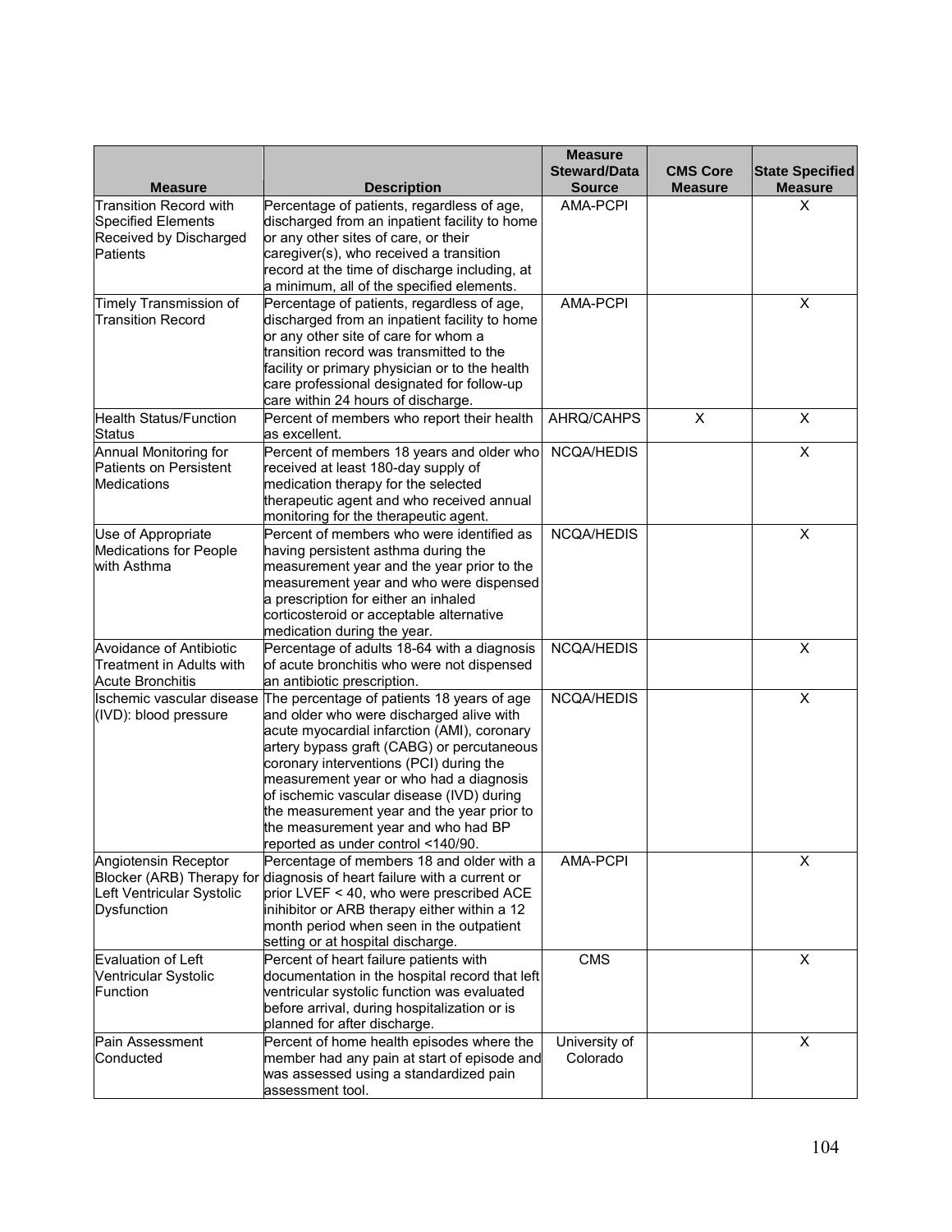| Measure | Description | Measure Steward/Data Source | CMS Core Measure | State Specified Measure |
| --- | --- | --- | --- | --- |
| Transition Record with Specified Elements Received by Discharged Patients | Percentage of patients, regardless of age, discharged from an inpatient facility to home or any other sites of care, or their caregiver(s), who received a transition record at the time of discharge including, at a minimum, all of the specified elements. | AMA-PCPI | | X |
| Timely Transmission of Transition Record | Percentage of patients, regardless of age, discharged from an inpatient facility to home or any other site of care for whom a transition record was transmitted to the facility or primary physician or to the health care professional designated for follow-up care within 24 hours of discharge. | AMA-PCPI | | X |
| Health Status/Function Status | Percent of members who report their health as excellent. | AHRQ/CAHPS | X | X |
| Annual Monitoring for Patients on Persistent Medications | Percent of members 18 years and older who received at least 180-day supply of medication therapy for the selected therapeutic agent and who received annual monitoring for the therapeutic agent. | NCQA/HEDIS | | X |
| Use of Appropriate Medications for People with Asthma | Percent of members who were identified as having persistent asthma during the measurement year and the year prior to the measurement year and who were dispensed a prescription for either an inhaled corticosteroid or acceptable alternative medication during the year. | NCQA/HEDIS | | X |
| Avoidance of Antibiotic Treatment in Adults with Acute Bronchitis | Percentage of adults 18-64 with a diagnosis of acute bronchitis who were not dispensed an antibiotic prescription. | NCQA/HEDIS | | X |
| Ischemic vascular disease (IVD): blood pressure | The percentage of patients 18 years of age and older who were discharged alive with acute myocardial infarction (AMI), coronary artery bypass graft (CABG) or percutaneous coronary interventions (PCI) during the measurement year or who had a diagnosis of ischemic vascular disease (IVD) during the measurement year and the year prior to the measurement year and who had BP reported as under control <140/90. | NCQA/HEDIS | | X |
| Angiotensin Receptor Blocker (ARB) Therapy for Left Ventricular Systolic Dysfunction | Percentage of members 18 and older with a diagnosis of heart failure with a current or prior LVEF < 40, who were prescribed ACE inihibitor or ARB therapy either within a 12 month period when seen in the outpatient setting or at hospital discharge. | AMA-PCPI | | X |
| Evaluation of Left Ventricular Systolic Function | Percent of heart failure patients with documentation in the hospital record that left ventricular systolic function was evaluated before arrival, during hospitalization or is planned for after discharge. | CMS | | X |
| Pain Assessment Conducted | Percent of home health episodes where the member had any pain at start of episode and was assessed using a standardized pain assessment tool. | University of Colorado | | X |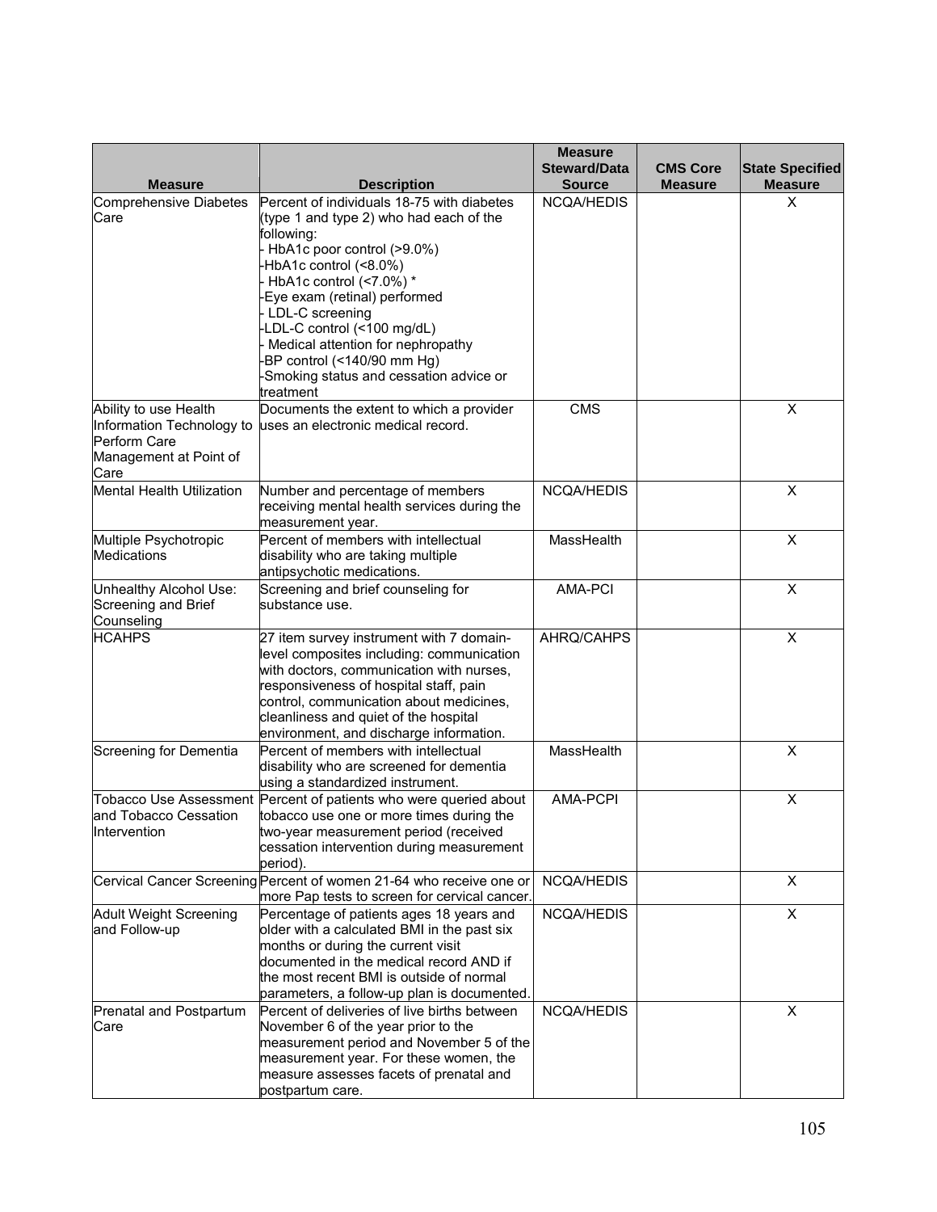| Measure | Description | Measure Steward/Data Source | CMS Core Measure | State Specified Measure |
|---|---|---|---|---|
| Comprehensive Diabetes Care | Percent of individuals 18-75 with diabetes (type 1 and type 2) who had each of the following:<br>- HbA1c poor control (>9.0%)<br>-HbA1c control (<8.0%)<br>- HbA1c control (<7.0%) *<br>-Eye exam (retinal) performed<br>- LDL-C screening<br>-LDL-C control (<100 mg/dL)<br>- Medical attention for nephropathy<br>-BP control (<140/90 mm Hg)<br>-Smoking status and cessation advice or treatment | NCQA/HEDIS | | X |
| Ability to use Health Information Technology to Perform Care Management at Point of Care | Documents the extent to which a provider uses an electronic medical record. | CMS | | X |
| Mental Health Utilization | Number and percentage of members receiving mental health services during the measurement year. | NCQA/HEDIS | | X |
| Multiple Psychotropic Medications | Percent of members with intellectual disability who are taking multiple antipsychotic medications. | MassHealth | | X |
| Unhealthy Alcohol Use: Screening and Brief Counseling | Screening and brief counseling for substance use. | AMA-PCI | | X |
| HCAHPS | 27 item survey instrument with 7 domain-level composites including: communication with doctors, communication with nurses, responsiveness of hospital staff, pain control, communication about medicines, cleanliness and quiet of the hospital environment, and discharge information. | AHRQ/CAHPS | | X |
| Screening for Dementia | Percent of members with intellectual disability who are screened for dementia using a standardized instrument. | MassHealth | | X |
| Tobacco Use Assessment and Tobacco Cessation Intervention | Percent of patients who were queried about tobacco use one or more times during the two-year measurement period (received cessation intervention during measurement period). | AMA-PCPI | | X |
| Cervical Cancer Screening | Percent of women 21-64 who receive one or more Pap tests to screen for cervical cancer. | NCQA/HEDIS | | X |
| Adult Weight Screening and Follow-up | Percentage of patients ages 18 years and older with a calculated BMI in the past six months or during the current visit documented in the medical record AND if the most recent BMI is outside of normal parameters, a follow-up plan is documented. | NCQA/HEDIS | | X |
| Prenatal and Postpartum Care | Percent of deliveries of live births between November 6 of the year prior to the measurement period and November 5 of the measurement year. For these women, the measure assesses facets of prenatal and postpartum care. | NCQA/HEDIS | | X |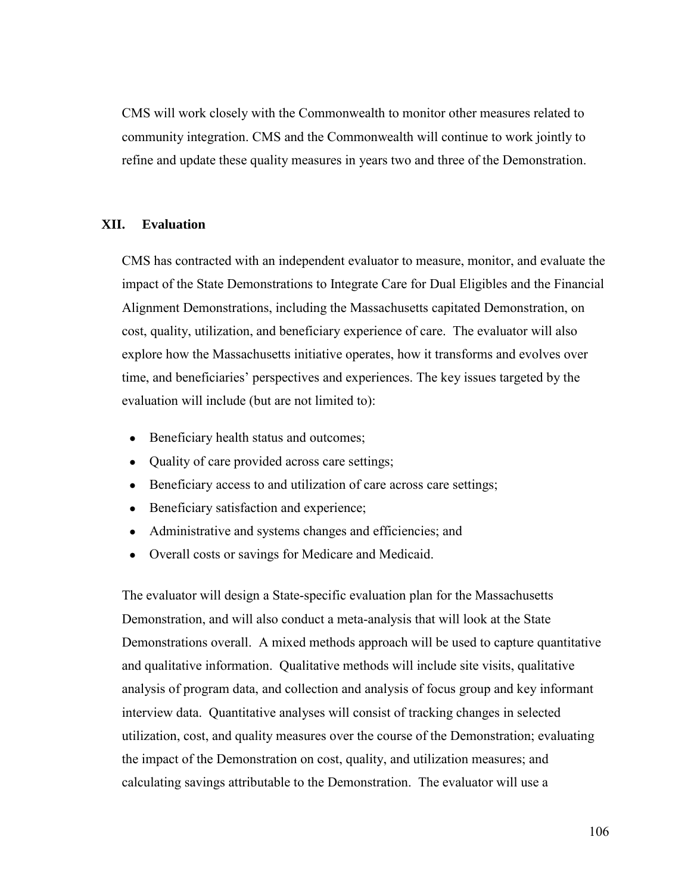CMS will work closely with the Commonwealth to monitor other measures related to community integration. CMS and the Commonwealth will continue to work jointly to refine and update these quality measures in years two and three of the Demonstration.

## XII. Evaluation

CMS has contracted with an independent evaluator to measure, monitor, and evaluate the impact of the State Demonstrations to Integrate Care for Dual Eligibles and the Financial Alignment Demonstrations, including the Massachusetts capitated Demonstration, on cost, quality, utilization, and beneficiary experience of care. The evaluator will also explore how the Massachusetts initiative operates, how it transforms and evolves over time, and beneficiaries' perspectives and experiences. The key issues targeted by the evaluation will include (but are not limited to):

- Beneficiary health status and outcomes;
- Quality of care provided across care settings;
- Beneficiary access to and utilization of care across care settings;
- Beneficiary satisfaction and experience;
- Administrative and systems changes and efficiencies; and
- Overall costs or savings for Medicare and Medicaid.

The evaluator will design a State-specific evaluation plan for the Massachusetts Demonstration, and will also conduct a meta-analysis that will look at the State Demonstrations overall. A mixed methods approach will be used to capture quantitative and qualitative information. Qualitative methods will include site visits, qualitative analysis of program data, and collection and analysis of focus group and key informant interview data. Quantitative analyses will consist of tracking changes in selected utilization, cost, and quality measures over the course of the Demonstration; evaluating the impact of the Demonstration on cost, quality, and utilization measures; and calculating savings attributable to the Demonstration. The evaluator will use a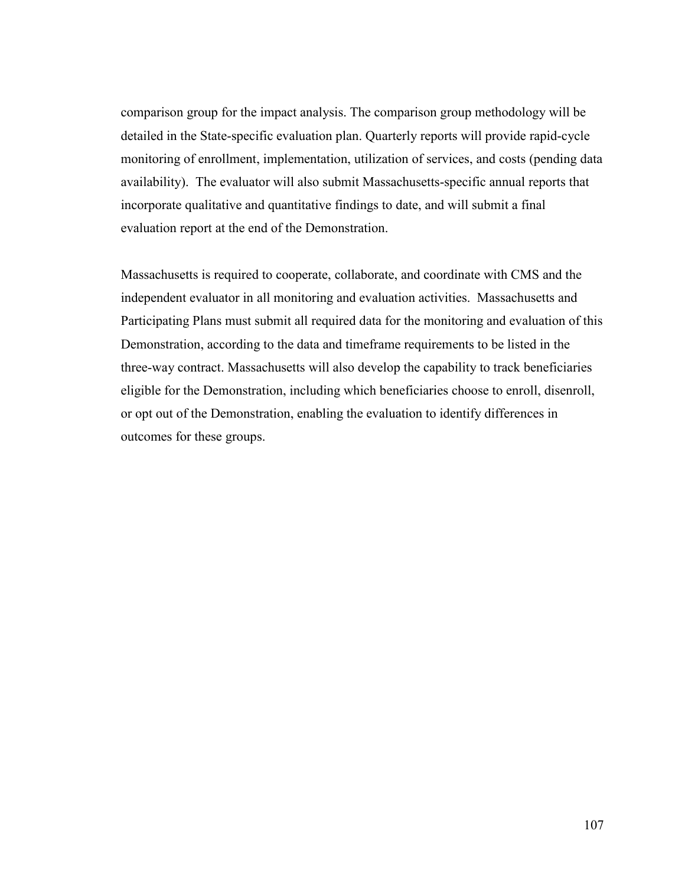comparison group for the impact analysis. The comparison group methodology will be detailed in the State-specific evaluation plan. Quarterly reports will provide rapid-cycle monitoring of enrollment, implementation, utilization of services, and costs (pending data availability). The evaluator will also submit Massachusetts-specific annual reports that incorporate qualitative and quantitative findings to date, and will submit a final evaluation report at the end of the Demonstration.

Massachusetts is required to cooperate, collaborate, and coordinate with CMS and the independent evaluator in all monitoring and evaluation activities. Massachusetts and Participating Plans must submit all required data for the monitoring and evaluation of this Demonstration, according to the data and timeframe requirements to be listed in the three-way contract. Massachusetts will also develop the capability to track beneficiaries eligible for the Demonstration, including which beneficiaries choose to enroll, disenroll, or opt out of the Demonstration, enabling the evaluation to identify differences in outcomes for these groups.